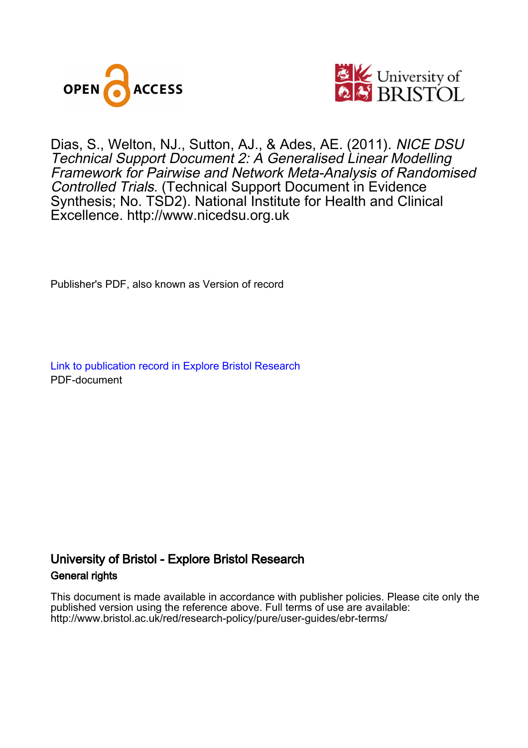Dias, S., Welton, NJ., Sutton, AJ., & Ades, AE. (2011). *NICE DSU Technical Support Document 2: A Generalised Linear Modelling Framework for Pairwise and Network Meta-Analysis of Randomised Controlled Trials*. (Technical Support Document in Evidence Synthesis; No. TSD2). National Institute for Health and Clinical Excellence. http://www.nicedsu.org.uk

Publisher's PDF, also known as Version of record

Link to publication record in Explore Bristol Research
PDF-document

## University of Bristol - Explore Bristol Research

### General rights

This document is made available in accordance with publisher policies. Please cite only the published version using the reference above. Full terms of use are available: http://www.bristol.ac.uk/red/research-policy/pure/user-guides/ebr-terms/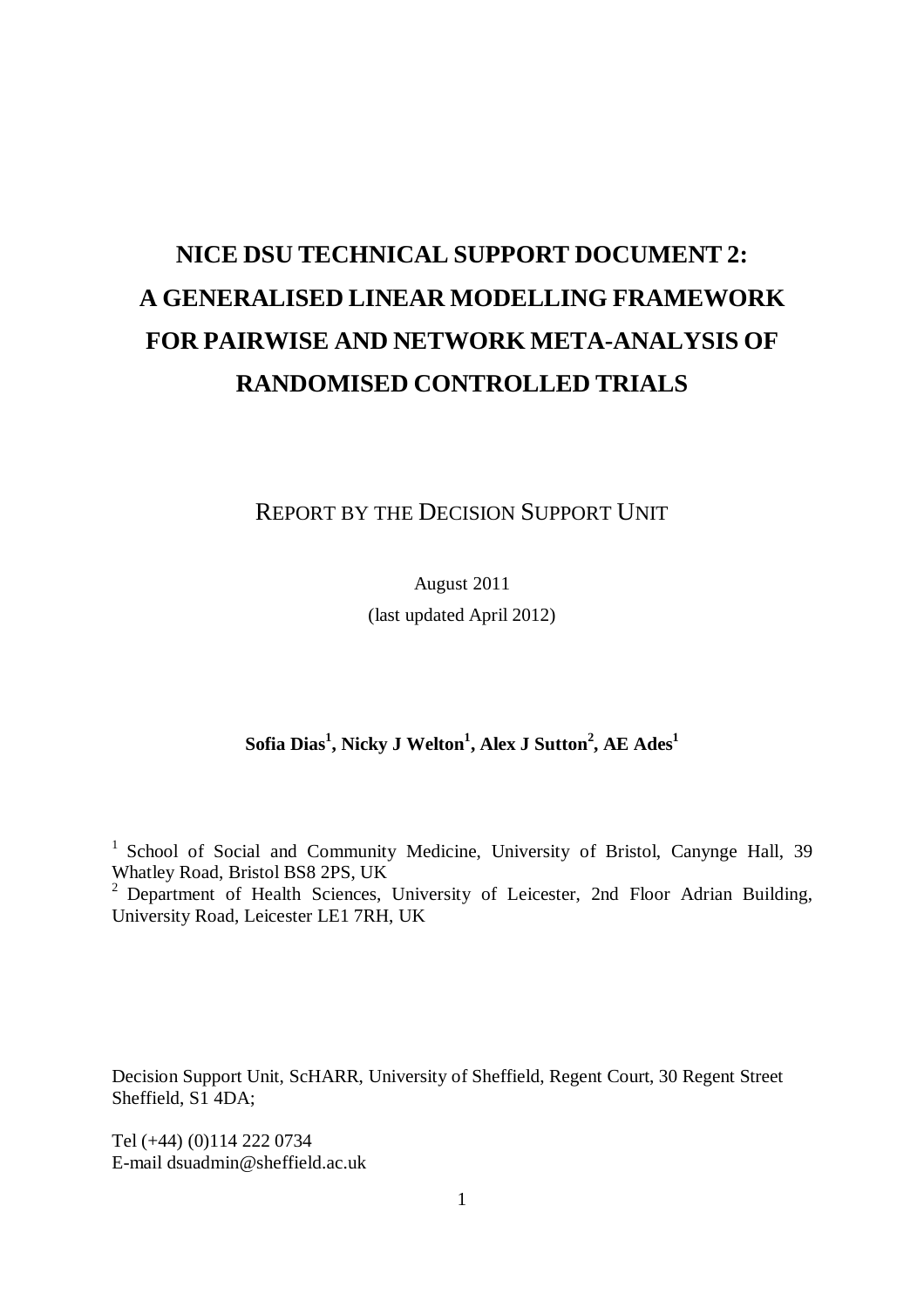# NICE DSU TECHNICAL SUPPORT DOCUMENT 2: A GENERALISED LINEAR MODELLING FRAMEWORK FOR PAIRWISE AND NETWORK META-ANALYSIS OF RANDOMISED CONTROLLED TRIALS

REPORT BY THE DECISION SUPPORT UNIT

August 2011

(last updated April 2012)

**Sofia Dias[1], Nicky J Welton[1], Alex J Sutton[2], AE Ades[1]**

[1] School of Social and Community Medicine, University of Bristol, Canynge Hall, 39 Whatley Road, Bristol BS8 2PS, UK

[2] Department of Health Sciences, University of Leicester, 2nd Floor Adrian Building, University Road, Leicester LE1 7RH, UK

Decision Support Unit, ScHARR, University of Sheffield, Regent Court, 30 Regent Street Sheffield, S1 4DA;

Tel (+44) (0)114 222 0734
E-mail dsuadmin@sheffield.ac.uk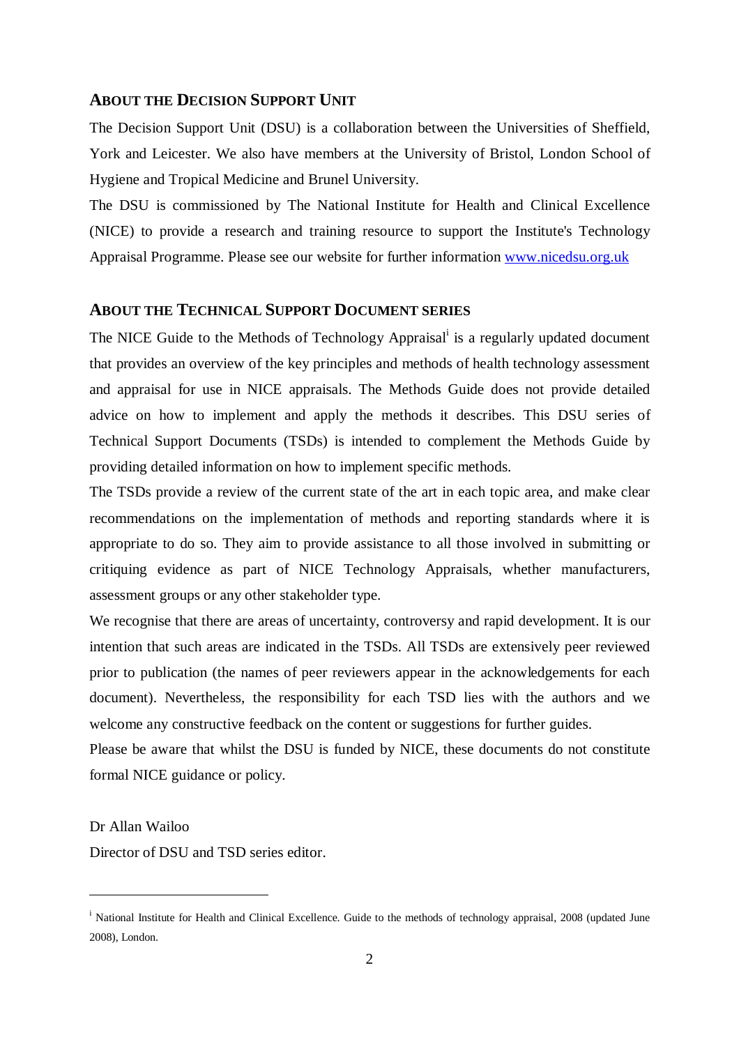## ABOUT THE DECISION SUPPORT UNIT

The Decision Support Unit (DSU) is a collaboration between the Universities of Sheffield, York and Leicester. We also have members at the University of Bristol, London School of Hygiene and Tropical Medicine and Brunel University.

The DSU is commissioned by The National Institute for Health and Clinical Excellence (NICE) to provide a research and training resource to support the Institute's Technology Appraisal Programme. Please see our website for further information www.nicedsu.org.uk

## ABOUT THE TECHNICAL SUPPORT DOCUMENT SERIES

The NICE Guide to the Methods of Technology Appraisal[i] is a regularly updated document that provides an overview of the key principles and methods of health technology assessment and appraisal for use in NICE appraisals. The Methods Guide does not provide detailed advice on how to implement and apply the methods it describes. This DSU series of Technical Support Documents (TSDs) is intended to complement the Methods Guide by providing detailed information on how to implement specific methods.

The TSDs provide a review of the current state of the art in each topic area, and make clear recommendations on the implementation of methods and reporting standards where it is appropriate to do so. They aim to provide assistance to all those involved in submitting or critiquing evidence as part of NICE Technology Appraisals, whether manufacturers, assessment groups or any other stakeholder type.

We recognise that there are areas of uncertainty, controversy and rapid development. It is our intention that such areas are indicated in the TSDs. All TSDs are extensively peer reviewed prior to publication (the names of peer reviewers appear in the acknowledgements for each document). Nevertheless, the responsibility for each TSD lies with the authors and we welcome any constructive feedback on the content or suggestions for further guides.

Please be aware that whilst the DSU is funded by NICE, these documents do not constitute formal NICE guidance or policy.

Dr Allan Wailoo

Director of DSU and TSD series editor.

---

[i] National Institute for Health and Clinical Excellence. Guide to the methods of technology appraisal, 2008 (updated June 2008), London.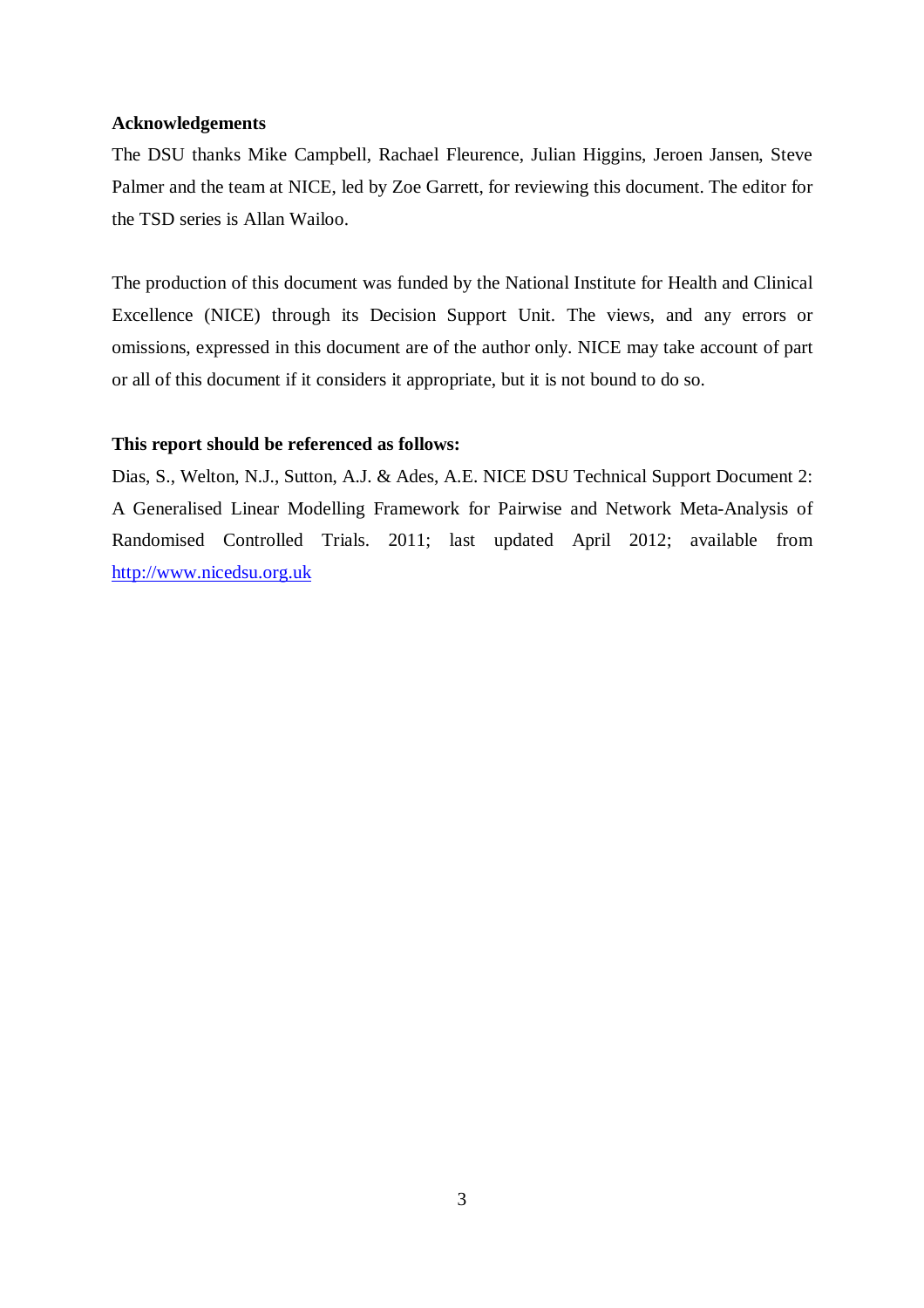**Acknowledgements**

The DSU thanks Mike Campbell, Rachael Fleurence, Julian Higgins, Jeroen Jansen, Steve Palmer and the team at NICE, led by Zoe Garrett, for reviewing this document. The editor for the TSD series is Allan Wailoo.

The production of this document was funded by the National Institute for Health and Clinical Excellence (NICE) through its Decision Support Unit. The views, and any errors or omissions, expressed in this document are of the author only. NICE may take account of part or all of this document if it considers it appropriate, but it is not bound to do so.

**This report should be referenced as follows:**

Dias, S., Welton, N.J., Sutton, A.J. & Ades, A.E. NICE DSU Technical Support Document 2: A Generalised Linear Modelling Framework for Pairwise and Network Meta-Analysis of Randomised Controlled Trials. 2011; last updated April 2012; available from [http://www.nicedsu.org.uk](http://www.nicedsu.org.uk)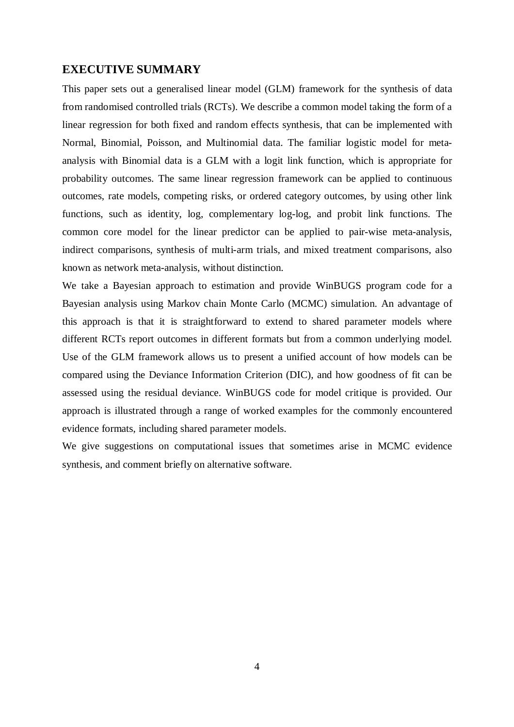## EXECUTIVE SUMMARY

This paper sets out a generalised linear model (GLM) framework for the synthesis of data from randomised controlled trials (RCTs). We describe a common model taking the form of a linear regression for both fixed and random effects synthesis, that can be implemented with Normal, Binomial, Poisson, and Multinomial data. The familiar logistic model for meta-analysis with Binomial data is a GLM with a logit link function, which is appropriate for probability outcomes. The same linear regression framework can be applied to continuous outcomes, rate models, competing risks, or ordered category outcomes, by using other link functions, such as identity, log, complementary log-log, and probit link functions. The common core model for the linear predictor can be applied to pair-wise meta-analysis, indirect comparisons, synthesis of multi-arm trials, and mixed treatment comparisons, also known as network meta-analysis, without distinction.

We take a Bayesian approach to estimation and provide WinBUGS program code for a Bayesian analysis using Markov chain Monte Carlo (MCMC) simulation. An advantage of this approach is that it is straightforward to extend to shared parameter models where different RCTs report outcomes in different formats but from a common underlying model. Use of the GLM framework allows us to present a unified account of how models can be compared using the Deviance Information Criterion (DIC), and how goodness of fit can be assessed using the residual deviance. WinBUGS code for model critique is provided. Our approach is illustrated through a range of worked examples for the commonly encountered evidence formats, including shared parameter models.

We give suggestions on computational issues that sometimes arise in MCMC evidence synthesis, and comment briefly on alternative software.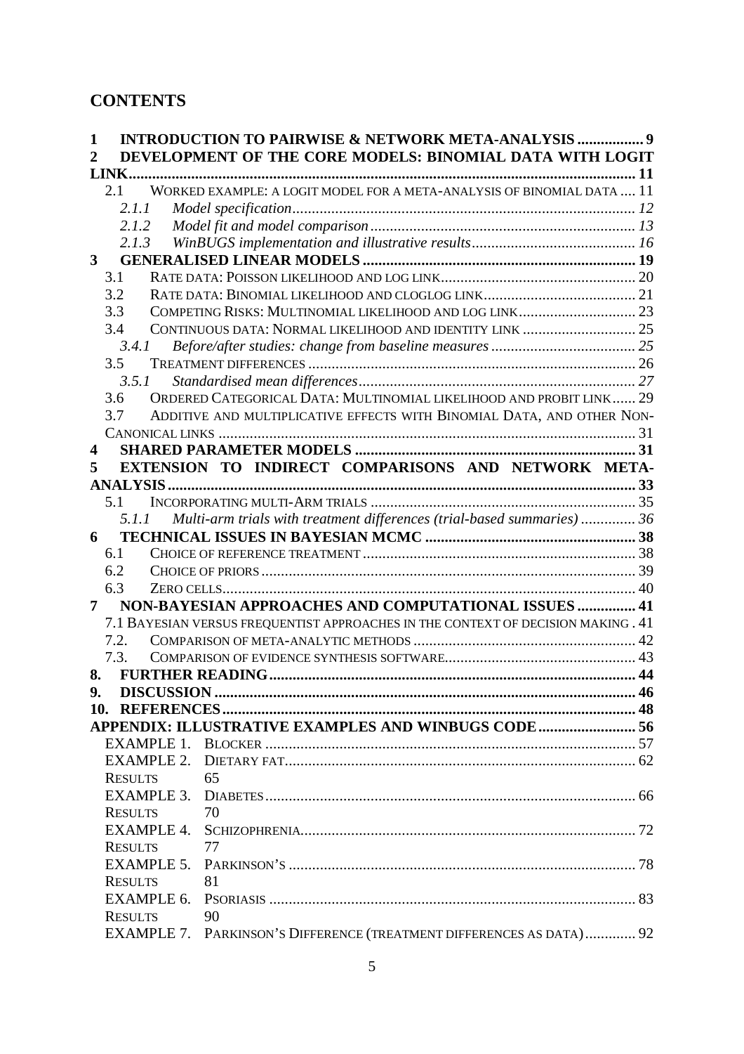# CONTENTS

**1 INTRODUCTION TO PAIRWISE & NETWORK META-ANALYSIS ................. 9**

**2 DEVELOPMENT OF THE CORE MODELS: BINOMIAL DATA WITH LOGIT LINK................................................................................................................ 11**

- 2.1 WORKED EXAMPLE: A LOGIT MODEL FOR A META-ANALYSIS OF BINOMIAL DATA .... 11
  - *2.1.1 Model specification........................................................................................ 12*
  - *2.1.2 Model fit and model comparison.................................................................... 13*
  - *2.1.3 WinBUGS implementation and illustrative results.......................................... 16*

**3 GENERALISED LINEAR MODELS ...................................................................... 19**

- 3.1 RATE DATA: POISSON LIKELIHOOD AND LOG LINK.................................................. 20
- 3.2 RATE DATA: BINOMIAL LIKELIHOOD AND CLOGLOG LINK....................................... 21
- 3.3 COMPETING RISKS: MULTINOMIAL LIKELIHOOD AND LOG LINK............................. 23
- 3.4 CONTINUOUS DATA: NORMAL LIKELIHOOD AND IDENTITY LINK ............................ 25
  - *3.4.1 Before/after studies: change from baseline measures ..................................... 25*
- 3.5 TREATMENT DIFFERENCES ..................................................................................... 26
  - *3.5.1 Standardised mean differences....................................................................... 27*
- 3.6 ORDERED CATEGORICAL DATA: MULTINOMIAL LIKELIHOOD AND PROBIT LINK...... 29
- 3.7 ADDITIVE AND MULTIPLICATIVE EFFECTS WITH BINOMIAL DATA, AND OTHER NON-CANONICAL LINKS ........................................................................................................... 31

**4 SHARED PARAMETER MODELS ........................................................................ 31**

**5 EXTENSION TO INDIRECT COMPARISONS AND NETWORK META-ANALYSIS...................................................................................................................... 33**

- 5.1 INCORPORATING MULTI-ARM TRIALS .................................................................... 35
  - *5.1.1 Multi-arm trials with treatment differences (trial-based summaries) .............. 36*

**6 TECHNICAL ISSUES IN BAYESIAN MCMC ...................................................... 38**

- 6.1 CHOICE OF REFERENCE TREATMENT ...................................................................... 38
- 6.2 CHOICE OF PRIORS ................................................................................................. 39
- 6.3 ZERO CELLS............................................................................................................ 40

**7 NON-BAYESIAN APPROACHES AND COMPUTATIONAL ISSUES ............... 41**

- 7.1 BAYESIAN VERSUS FREQUENTIST APPROACHES IN THE CONTEXT OF DECISION MAKING . 41
- 7.2. COMPARISON OF META-ANALYTIC METHODS ......................................................... 42
- 7.3. COMPARISON OF EVIDENCE SYNTHESIS SOFTWARE................................................. 43

**8. FURTHER READING.............................................................................................. 44**

**9. DISCUSSION ............................................................................................................ 46**

**10. REFERENCES.......................................................................................................... 48**

**APPENDIX: ILLUSTRATIVE EXAMPLES AND WINBUGS CODE......................... 56**

- EXAMPLE 1. BLOCKER ................................................................................................ 57
- EXAMPLE 2. DIETARY FAT........................................................................................... 62
- RESULTS 65
- EXAMPLE 3. DIABETES................................................................................................ 66
- RESULTS 70
- EXAMPLE 4. SCHIZOPHRENIA....................................................................................... 72
- RESULTS 77
- EXAMPLE 5. PARKINSON'S .......................................................................................... 78
- RESULTS 81
- EXAMPLE 6. PSORIASIS ............................................................................................... 83
- RESULTS 90
- EXAMPLE 7. PARKINSON'S DIFFERENCE (TREATMENT DIFFERENCES AS DATA)............. 92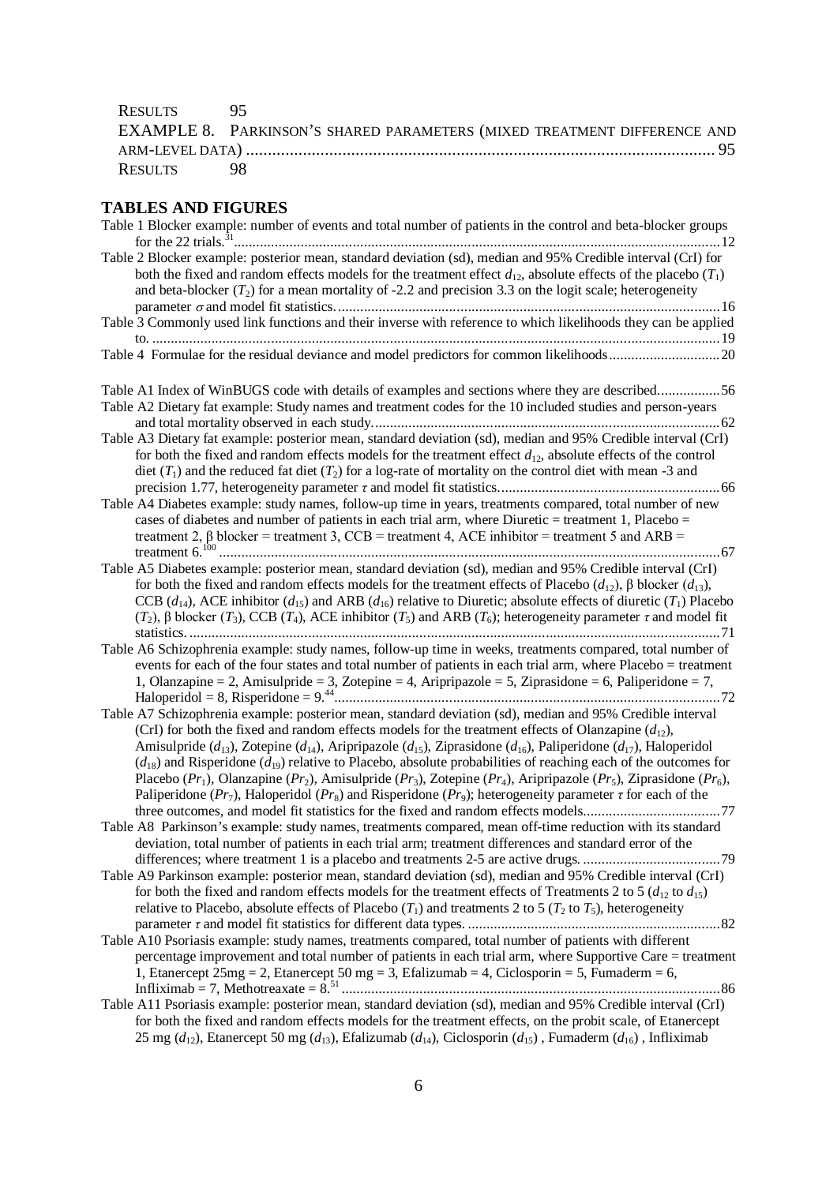RESULTS 95

EXAMPLE 8. PARKINSON'S SHARED PARAMETERS (MIXED TREATMENT DIFFERENCE AND ARM-LEVEL DATA) ........................................................................................................... 95

RESULTS 98

## TABLES AND FIGURES

Table 1 Blocker example: number of events and total number of patients in the control and beta-blocker groups for the 22 trials.[31] ........................................................................................................................ 12

Table 2 Blocker example: posterior mean, standard deviation (sd), median and 95% Credible interval (CrI) for both the fixed and random effects models for the treatment effect $d_{12}$, absolute effects of the placebo ($T_1$) and beta-blocker ($T_2$) for a mean mortality of -2.2 and precision 3.3 on the logit scale; heterogeneity parameter $\sigma$ and model fit statistics. ........................................................................................................ 16

Table 3 Commonly used link functions and their inverse with reference to which likelihoods they can be applied to. ................................................................................................................................................. 19

Table 4 Formulae for the residual deviance and model predictors for common likelihoods ............................. 20

Table A1 Index of WinBUGS code with details of examples and sections where they are described................. 56

Table A2 Dietary fat example: Study names and treatment codes for the 10 included studies and person-years and total mortality observed in each study............................................................................................ 62

Table A3 Dietary fat example: posterior mean, standard deviation (sd), median and 95% Credible interval (CrI) for both the fixed and random effects models for the treatment effect $d_{12}$, absolute effects of the control diet ($T_1$) and the reduced fat diet ($T_2$) for a log-rate of mortality on the control diet with mean -3 and precision 1.77, heterogeneity parameter $\tau$ and model fit statistics. ........................................................... 66

Table A4 Diabetes example: study names, follow-up time in years, treatments compared, total number of new cases of diabetes and number of patients in each trial arm, where Diuretic = treatment 1, Placebo = treatment 2, β blocker = treatment 3, CCB = treatment 4, ACE inhibitor = treatment 5 and ARB = treatment 6.[100] ...................................................................................................................................... 67

Table A5 Diabetes example: posterior mean, standard deviation (sd), median and 95% Credible interval (CrI) for both the fixed and random effects models for the treatment effects of Placebo ($d_{12}$), β blocker ($d_{13}$), CCB ($d_{14}$), ACE inhibitor ($d_{15}$) and ARB ($d_{16}$) relative to Diuretic; absolute effects of diuretic ($T_1$) Placebo ($T_2$), β blocker ($T_3$), CCB ($T_4$), ACE inhibitor ($T_5$) and ARB ($T_6$); heterogeneity parameter $\tau$ and model fit statistics. .............................................................................................................................................. 71

Table A6 Schizophrenia example: study names, follow-up time in weeks, treatments compared, total number of events for each of the four states and total number of patients in each trial arm, where Placebo = treatment 1, Olanzapine = 2, Amisulpride = 3, Zotepine = 4, Aripripazole = 5, Ziprasidone = 6, Paliperidone = 7, Haloperidol = 8, Risperidone = 9.[44] ........................................................................................................ 72

Table A7 Schizophrenia example: posterior mean, standard deviation (sd), median and 95% Credible interval (CrI) for both the fixed and random effects models for the treatment effects of Olanzapine ($d_{12}$), Amisulpride ($d_{13}$), Zotepine ($d_{14}$), Aripripazole ($d_{15}$), Ziprasidone ($d_{16}$), Paliperidone ($d_{17}$), Haloperidol ($d_{18}$) and Risperidone ($d_{19}$) relative to Placebo, absolute probabilities of reaching each of the outcomes for Placebo ($Pr_1$), Olanzapine ($Pr_2$), Amisulpride ($Pr_3$), Zotepine ($Pr_4$), Aripripazole ($Pr_5$), Ziprasidone ($Pr_6$), Paliperidone ($Pr_7$), Haloperidol ($Pr_8$) and Risperidone ($Pr_9$); heterogeneity parameter $\tau$ for each of the three outcomes, and model fit statistics for the fixed and random effects models..................................... 77

Table A8 Parkinson's example: study names, treatments compared, mean off-time reduction with its standard deviation, total number of patients in each trial arm; treatment differences and standard error of the differences; where treatment 1 is a placebo and treatments 2-5 are active drugs. ..................................... 79

Table A9 Parkinson example: posterior mean, standard deviation (sd), median and 95% Credible interval (CrI) for both the fixed and random effects models for the treatment effects of Treatments 2 to 5 ($d_{12}$ to $d_{15}$) relative to Placebo, absolute effects of Placebo ($T_1$) and treatments 2 to 5 ($T_2$ to $T_5$), heterogeneity parameter $\tau$ and model fit statistics for different data types. ...................................................................... 82

Table A10 Psoriasis example: study names, treatments compared, total number of patients with different percentage improvement and total number of patients in each trial arm, where Supportive Care = treatment 1, Etanercept 25mg = 2, Etanercept 50 mg = 3, Efalizumab = 4, Ciclosporin = 5, Fumaderm = 6, Infliximab = 7, Methotrexate = 8.[51] ....................................................................................................... 86

Table A11 Psoriasis example: posterior mean, standard deviation (sd), median and 95% Credible interval (CrI) for both the fixed and random effects models for the treatment effects, on the probit scale, of Etanercept 25 mg ($d_{12}$), Etanercept 50 mg ($d_{13}$), Efalizumab ($d_{14}$), Ciclosporin ($d_{15}$) , Fumaderm ($d_{16}$) , Infliximab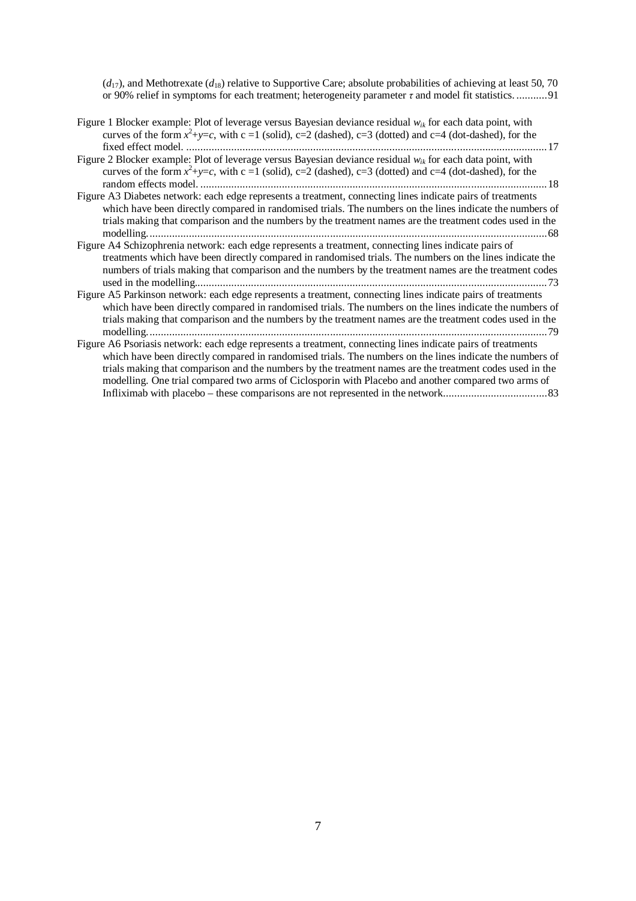($d_{17}$), and Methotrexate ($d_{18}$) relative to Supportive Care; absolute probabilities of achieving at least 50, 70 or 90% relief in symptoms for each treatment; heterogeneity parameter $\tau$ and model fit statistics. ...........91

Figure 1 Blocker example: Plot of leverage versus Bayesian deviance residual $w_{ik}$ for each data point, with curves of the form $x^2+y=c$, with c =1 (solid), c=2 (dashed), c=3 (dotted) and c=4 (dot-dashed), for the fixed effect model. ...............................................................................................................................17

Figure 2 Blocker example: Plot of leverage versus Bayesian deviance residual $w_{ik}$ for each data point, with curves of the form $x^2+y=c$, with c =1 (solid), c=2 (dashed), c=3 (dotted) and c=4 (dot-dashed), for the random effects model. ..........................................................................................................................18

Figure A3 Diabetes network: each edge represents a treatment, connecting lines indicate pairs of treatments which have been directly compared in randomised trials. The numbers on the lines indicate the numbers of trials making that comparison and the numbers by the treatment names are the treatment codes used in the modelling.............................................................................................................................................68

Figure A4 Schizophrenia network: each edge represents a treatment, connecting lines indicate pairs of treatments which have been directly compared in randomised trials. The numbers on the lines indicate the numbers of trials making that comparison and the numbers by the treatment names are the treatment codes used in the modelling............................................................................................................................73

Figure A5 Parkinson network: each edge represents a treatment, connecting lines indicate pairs of treatments which have been directly compared in randomised trials. The numbers on the lines indicate the numbers of trials making that comparison and the numbers by the treatment names are the treatment codes used in the modelling.............................................................................................................................................79

Figure A6 Psoriasis network: each edge represents a treatment, connecting lines indicate pairs of treatments which have been directly compared in randomised trials. The numbers on the lines indicate the numbers of trials making that comparison and the numbers by the treatment names are the treatment codes used in the modelling. One trial compared two arms of Ciclosporin with Placebo and another compared two arms of Infliximab with placebo – these comparisons are not represented in the network.....................................83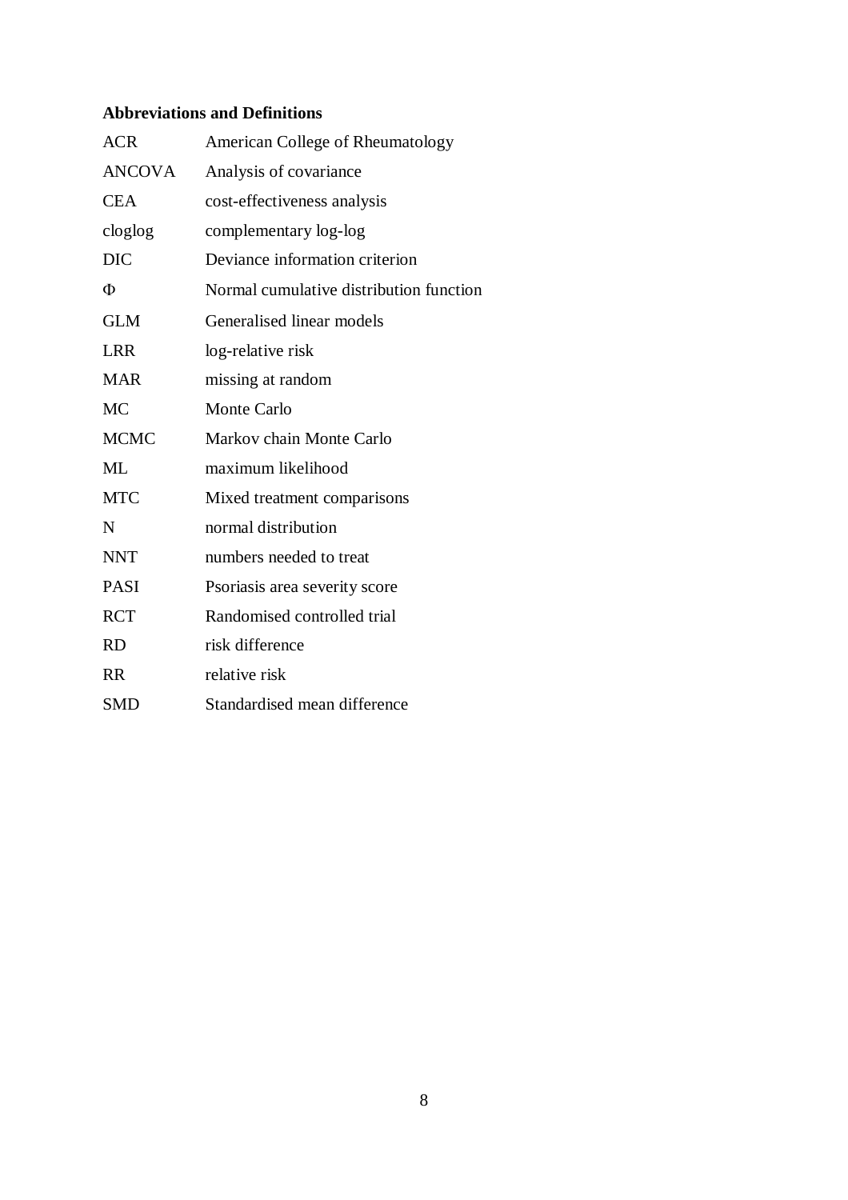**Abbreviations and Definitions**

| | |
|---|---|
| ACR | American College of Rheumatology |
| ANCOVA | Analysis of covariance |
| CEA | cost-effectiveness analysis |
| cloglog | complementary log-log |
| DIC | Deviance information criterion |
| $\Phi$ | Normal cumulative distribution function |
| GLM | Generalised linear models |
| LRR | log-relative risk |
| MAR | missing at random |
| MC | Monte Carlo |
| MCMC | Markov chain Monte Carlo |
| ML | maximum likelihood |
| MTC | Mixed treatment comparisons |
| N | normal distribution |
| NNT | numbers needed to treat |
| PASI | Psoriasis area severity score |
| RCT | Randomised controlled trial |
| RD | risk difference |
| RR | relative risk |
| SMD | Standardised mean difference |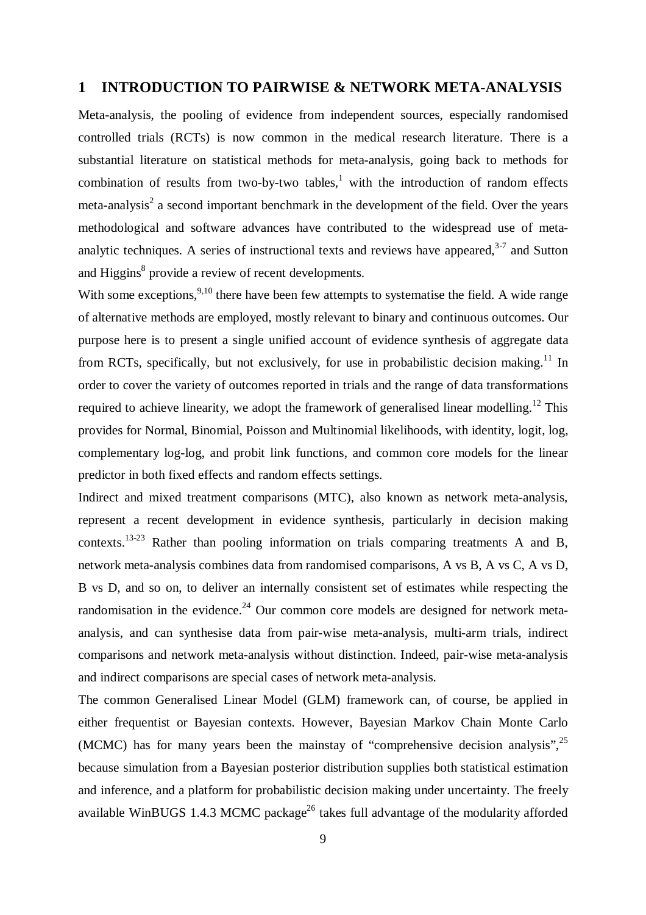# 1 INTRODUCTION TO PAIRWISE & NETWORK META-ANALYSIS

Meta-analysis, the pooling of evidence from independent sources, especially randomised controlled trials (RCTs) is now common in the medical research literature. There is a substantial literature on statistical methods for meta-analysis, going back to methods for combination of results from two-by-two tables,[1] with the introduction of random effects meta-analysis[2] a second important benchmark in the development of the field. Over the years methodological and software advances have contributed to the widespread use of meta-analytic techniques. A series of instructional texts and reviews have appeared,[3-7] and Sutton and Higgins[8] provide a review of recent developments.

With some exceptions,[9,10] there have been few attempts to systematise the field. A wide range of alternative methods are employed, mostly relevant to binary and continuous outcomes. Our purpose here is to present a single unified account of evidence synthesis of aggregate data from RCTs, specifically, but not exclusively, for use in probabilistic decision making.[11] In order to cover the variety of outcomes reported in trials and the range of data transformations required to achieve linearity, we adopt the framework of generalised linear modelling.[12] This provides for Normal, Binomial, Poisson and Multinomial likelihoods, with identity, logit, log, complementary log-log, and probit link functions, and common core models for the linear predictor in both fixed effects and random effects settings.

Indirect and mixed treatment comparisons (MTC), also known as network meta-analysis, represent a recent development in evidence synthesis, particularly in decision making contexts.[13-23] Rather than pooling information on trials comparing treatments A and B, network meta-analysis combines data from randomised comparisons, A vs B, A vs C, A vs D, B vs D, and so on, to deliver an internally consistent set of estimates while respecting the randomisation in the evidence.[24] Our common core models are designed for network meta-analysis, and can synthesise data from pair-wise meta-analysis, multi-arm trials, indirect comparisons and network meta-analysis without distinction. Indeed, pair-wise meta-analysis and indirect comparisons are special cases of network meta-analysis.

The common Generalised Linear Model (GLM) framework can, of course, be applied in either frequentist or Bayesian contexts. However, Bayesian Markov Chain Monte Carlo (MCMC) has for many years been the mainstay of "comprehensive decision analysis",[25] because simulation from a Bayesian posterior distribution supplies both statistical estimation and inference, and a platform for probabilistic decision making under uncertainty. The freely available WinBUGS 1.4.3 MCMC package[26] takes full advantage of the modularity afforded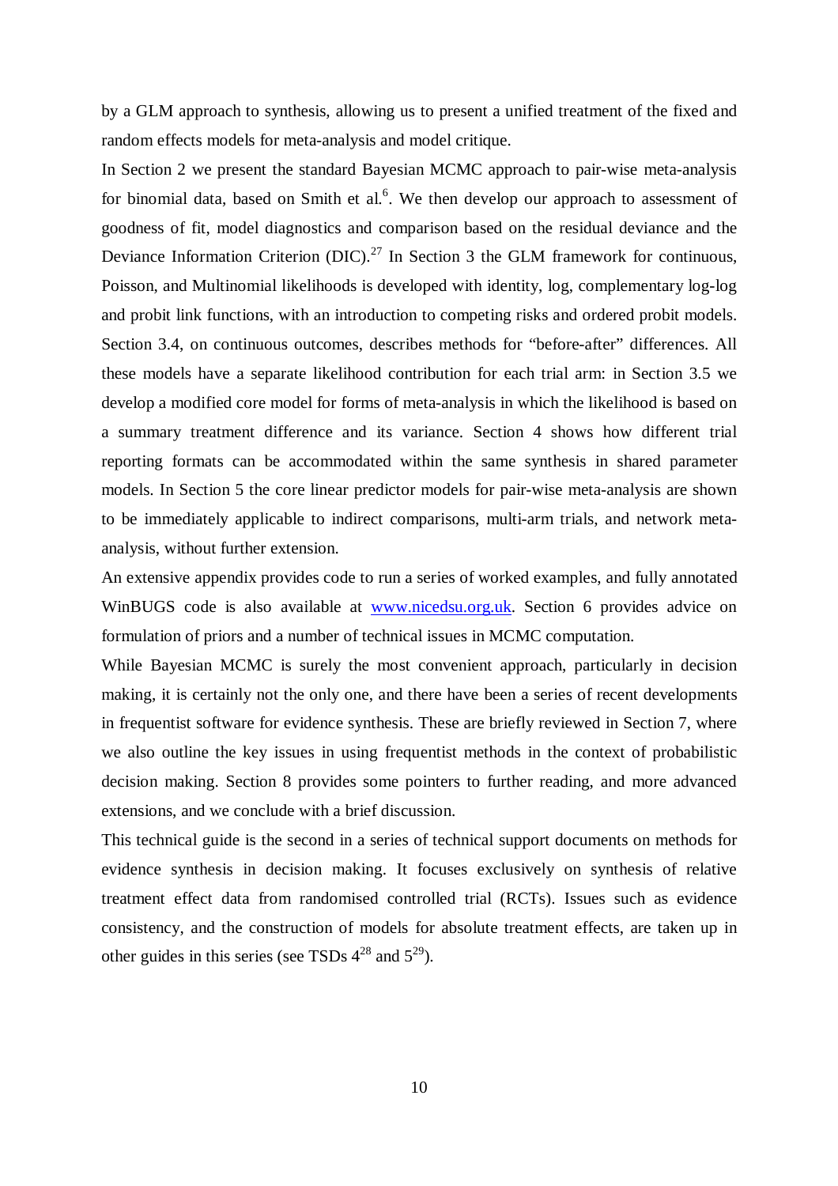by a GLM approach to synthesis, allowing us to present a unified treatment of the fixed and random effects models for meta-analysis and model critique.

In Section 2 we present the standard Bayesian MCMC approach to pair-wise meta-analysis for binomial data, based on Smith et al.[6]. We then develop our approach to assessment of goodness of fit, model diagnostics and comparison based on the residual deviance and the Deviance Information Criterion (DIC).[27] In Section 3 the GLM framework for continuous, Poisson, and Multinomial likelihoods is developed with identity, log, complementary log-log and probit link functions, with an introduction to competing risks and ordered probit models. Section 3.4, on continuous outcomes, describes methods for "before-after" differences. All these models have a separate likelihood contribution for each trial arm: in Section 3.5 we develop a modified core model for forms of meta-analysis in which the likelihood is based on a summary treatment difference and its variance. Section 4 shows how different trial reporting formats can be accommodated within the same synthesis in shared parameter models. In Section 5 the core linear predictor models for pair-wise meta-analysis are shown to be immediately applicable to indirect comparisons, multi-arm trials, and network meta-analysis, without further extension.

An extensive appendix provides code to run a series of worked examples, and fully annotated WinBUGS code is also available at www.nicedsu.org.uk. Section 6 provides advice on formulation of priors and a number of technical issues in MCMC computation.

While Bayesian MCMC is surely the most convenient approach, particularly in decision making, it is certainly not the only one, and there have been a series of recent developments in frequentist software for evidence synthesis. These are briefly reviewed in Section 7, where we also outline the key issues in using frequentist methods in the context of probabilistic decision making. Section 8 provides some pointers to further reading, and more advanced extensions, and we conclude with a brief discussion.

This technical guide is the second in a series of technical support documents on methods for evidence synthesis in decision making. It focuses exclusively on synthesis of relative treatment effect data from randomised controlled trial (RCTs). Issues such as evidence consistency, and the construction of models for absolute treatment effects, are taken up in other guides in this series (see TSDs 4[28] and 5[29]).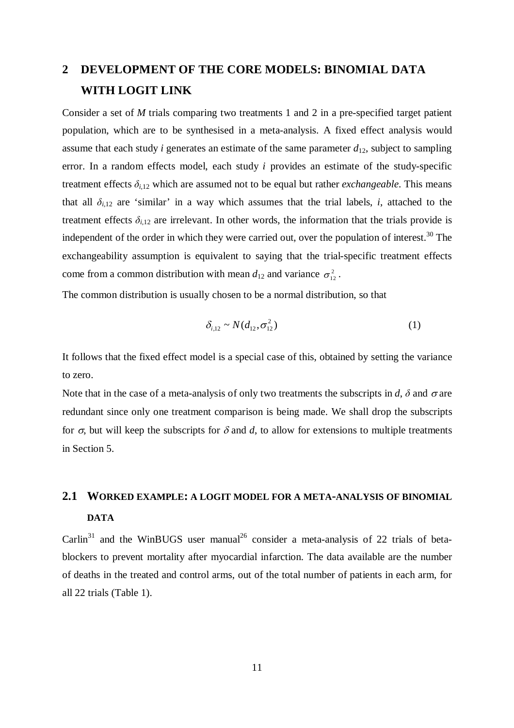# 2 DEVELOPMENT OF THE CORE MODELS: BINOMIAL DATA WITH LOGIT LINK

Consider a set of $M$ trials comparing two treatments 1 and 2 in a pre-specified target patient population, which are to be synthesised in a meta-analysis. A fixed effect analysis would assume that each study $i$ generates an estimate of the same parameter $d_{12}$, subject to sampling error. In a random effects model, each study $i$ provides an estimate of the study-specific treatment effects $\delta_{i,12}$ which are assumed not to be equal but rather *exchangeable*. This means that all $\delta_{i,12}$ are 'similar' in a way which assumes that the trial labels, $i$, attached to the treatment effects $\delta_{i,12}$ are irrelevant. In other words, the information that the trials provide is independent of the order in which they were carried out, over the population of interest.[30] The exchangeability assumption is equivalent to saying that the trial-specific treatment effects come from a common distribution with mean $d_{12}$ and variance $\sigma_{12}^2$.

The common distribution is usually chosen to be a normal distribution, so that

$$\delta_{i,12} \sim N(d_{12}, \sigma_{12}^2) \tag{1}$$

It follows that the fixed effect model is a special case of this, obtained by setting the variance to zero.

Note that in the case of a meta-analysis of only two treatments the subscripts in $d$, $\delta$ and $\sigma$ are redundant since only one treatment comparison is being made. We shall drop the subscripts for $\sigma$, but will keep the subscripts for $\delta$ and $d$, to allow for extensions to multiple treatments in Section 5.

## 2.1 WORKED EXAMPLE: A LOGIT MODEL FOR A META-ANALYSIS OF BINOMIAL DATA

Carlin[31] and the WinBUGS user manual[26] consider a meta-analysis of 22 trials of beta-blockers to prevent mortality after myocardial infarction. The data available are the number of deaths in the treated and control arms, out of the total number of patients in each arm, for all 22 trials (Table 1).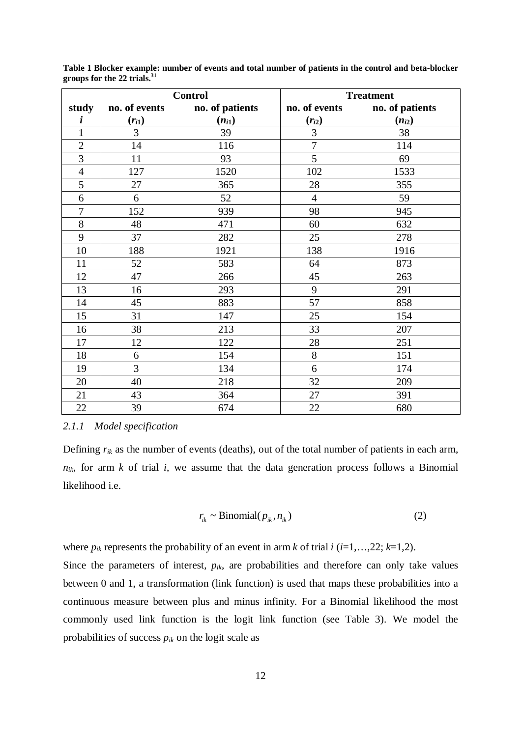**Table 1 Blocker example: number of events and total number of patients in the control and beta-blocker groups for the 22 trials.[31]**

| study | Control | | Treatment | |
|---|---|---|---|---|
| $i$ | no. of events ($r_{i1}$) | no. of patients ($n_{i1}$) | no. of events ($r_{i2}$) | no. of patients ($n_{i2}$) |
| 1 | 3 | 39 | 3 | 38 |
| 2 | 14 | 116 | 7 | 114 |
| 3 | 11 | 93 | 5 | 69 |
| 4 | 127 | 1520 | 102 | 1533 |
| 5 | 27 | 365 | 28 | 355 |
| 6 | 6 | 52 | 4 | 59 |
| 7 | 152 | 939 | 98 | 945 |
| 8 | 48 | 471 | 60 | 632 |
| 9 | 37 | 282 | 25 | 278 |
| 10 | 188 | 1921 | 138 | 1916 |
| 11 | 52 | 583 | 64 | 873 |
| 12 | 47 | 266 | 45 | 263 |
| 13 | 16 | 293 | 9 | 291 |
| 14 | 45 | 883 | 57 | 858 |
| 15 | 31 | 147 | 25 | 154 |
| 16 | 38 | 213 | 33 | 207 |
| 17 | 12 | 122 | 28 | 251 |
| 18 | 6 | 154 | 8 | 151 |
| 19 | 3 | 134 | 6 | 174 |
| 20 | 40 | 218 | 32 | 209 |
| 21 | 43 | 364 | 27 | 391 |
| 22 | 39 | 674 | 22 | 680 |

#### *2.1.1 Model specification*

Defining $r_{ik}$ as the number of events (deaths), out of the total number of patients in each arm, $n_{ik}$, for arm $k$ of trial $i$, we assume that the data generation process follows a Binomial likelihood i.e.

$$r_{ik} \sim \text{Binomial}(p_{ik}, n_{ik}) \qquad (2)$$

where $p_{ik}$ represents the probability of an event in arm $k$ of trial $i$ ($i$=1,…,22; $k$=1,2).

Since the parameters of interest, $p_{ik}$, are probabilities and therefore can only take values between 0 and 1, a transformation (link function) is used that maps these probabilities into a continuous measure between plus and minus infinity. For a Binomial likelihood the most commonly used link function is the logit link function (see Table 3). We model the probabilities of success $p_{ik}$ on the logit scale as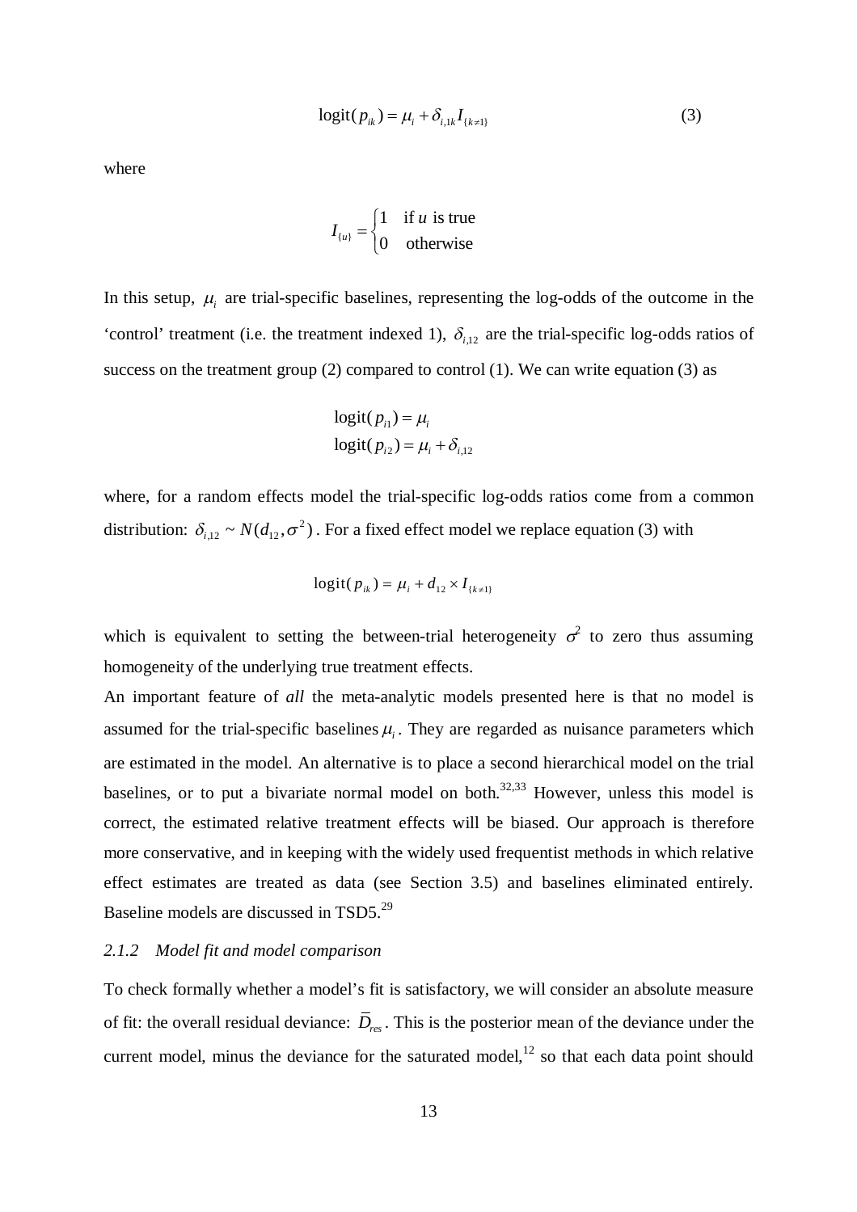$$\text{logit}(p_{ik}) = \mu_i + \delta_{i,1k} I_{\{k \neq 1\}} \tag{3}$$

where

$$I_{\{u\}} = \begin{cases} 1 & \text{if } u \text{ is true} \\ 0 & \text{otherwise} \end{cases}$$

In this setup, $\mu_i$ are trial-specific baselines, representing the log-odds of the outcome in the 'control' treatment (i.e. the treatment indexed 1), $\delta_{i,12}$ are the trial-specific log-odds ratios of success on the treatment group (2) compared to control (1). We can write equation (3) as

$$\begin{aligned} \text{logit}(p_{i1}) &= \mu_i \\ \text{logit}(p_{i2}) &= \mu_i + \delta_{i,12} \end{aligned}$$

where, for a random effects model the trial-specific log-odds ratios come from a common distribution: $\delta_{i,12} \sim N(d_{12}, \sigma^2)$. For a fixed effect model we replace equation (3) with

$$\text{logit}(p_{ik}) = \mu_i + d_{12} \times I_{\{k \neq 1\}}$$

which is equivalent to setting the between-trial heterogeneity $\sigma^2$ to zero thus assuming homogeneity of the underlying true treatment effects.

An important feature of *all* the meta-analytic models presented here is that no model is assumed for the trial-specific baselines $\mu_i$. They are regarded as nuisance parameters which are estimated in the model. An alternative is to place a second hierarchical model on the trial baselines, or to put a bivariate normal model on both.[32,33] However, unless this model is correct, the estimated relative treatment effects will be biased. Our approach is therefore more conservative, and in keeping with the widely used frequentist methods in which relative effect estimates are treated as data (see Section 3.5) and baselines eliminated entirely. Baseline models are discussed in TSD5.[29]

#### *2.1.2 Model fit and model comparison*

To check formally whether a model's fit is satisfactory, we will consider an absolute measure of fit: the overall residual deviance: $\bar{D}_{res}$. This is the posterior mean of the deviance under the current model, minus the deviance for the saturated model,[12] so that each data point should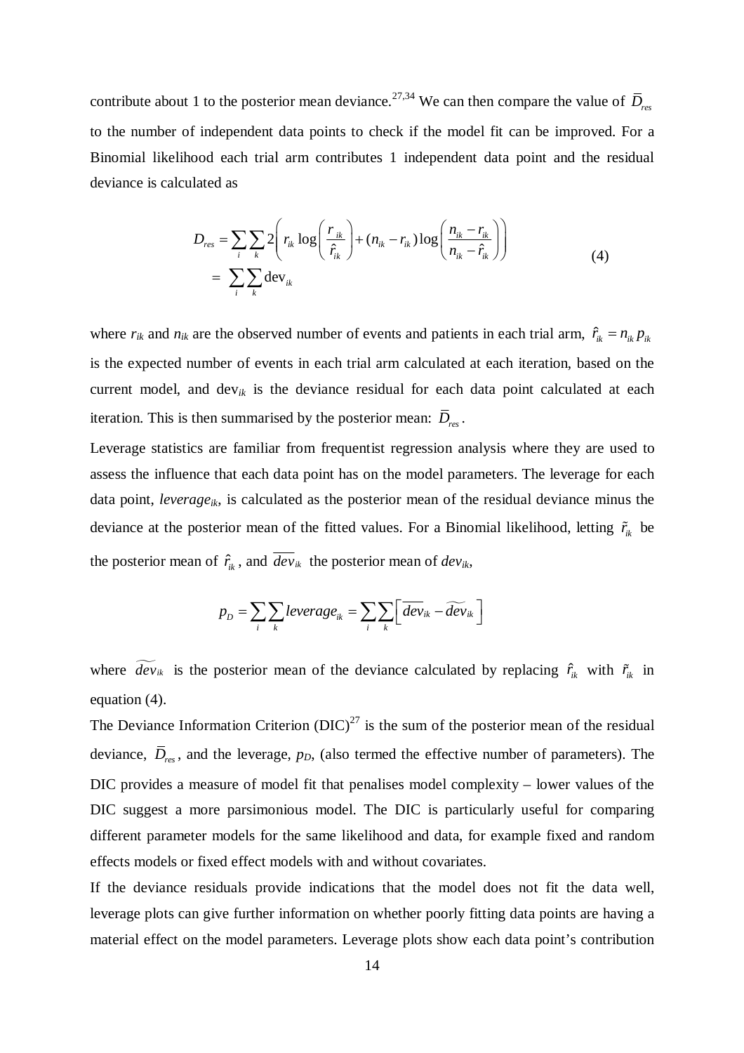contribute about 1 to the posterior mean deviance.[27,34] We can then compare the value of $\bar{D}_{res}$ to the number of independent data points to check if the model fit can be improved. For a Binomial likelihood each trial arm contributes 1 independent data point and the residual deviance is calculated as

$$D_{res} = \sum_i \sum_k 2\left( r_{ik} \log\left( \frac{r_{ik}}{\hat{r}_{ik}} \right) + (n_{ik} - r_{ik}) \log\left( \frac{n_{ik} - r_{ik}}{n_{ik} - \hat{r}_{ik}} \right) \right) \\ = \sum_i \sum_k \text{dev}_{ik} \tag{4}$$

where $r_{ik}$ and $n_{ik}$ are the observed number of events and patients in each trial arm, $\hat{r}_{ik} = n_{ik} p_{ik}$ is the expected number of events in each trial arm calculated at each iteration, based on the current model, and $\text{dev}_{ik}$ is the deviance residual for each data point calculated at each iteration. This is then summarised by the posterior mean: $\bar{D}_{res}$.

Leverage statistics are familiar from frequentist regression analysis where they are used to assess the influence that each data point has on the model parameters. The leverage for each data point, $leverage_{ik}$, is calculated as the posterior mean of the residual deviance minus the deviance at the posterior mean of the fitted values. For a Binomial likelihood, letting $\tilde{r}_{ik}$ be the posterior mean of $\hat{r}_{ik}$, and $\overline{dev}_{ik}$ the posterior mean of $dev_{ik}$,

$$p_D = \sum_i \sum_k leverage_{ik} = \sum_i \sum_k \left[ \overline{dev}_{ik} - \widetilde{dev}_{ik} \right]$$

where $\widetilde{dev}_{ik}$ is the posterior mean of the deviance calculated by replacing $\hat{r}_{ik}$ with $\tilde{r}_{ik}$ in equation (4).

The Deviance Information Criterion (DIC)[27] is the sum of the posterior mean of the residual deviance, $\bar{D}_{res}$, and the leverage, $p_D$, (also termed the effective number of parameters). The DIC provides a measure of model fit that penalises model complexity – lower values of the DIC suggest a more parsimonious model. The DIC is particularly useful for comparing different parameter models for the same likelihood and data, for example fixed and random effects models or fixed effect models with and without covariates.

If the deviance residuals provide indications that the model does not fit the data well, leverage plots can give further information on whether poorly fitting data points are having a material effect on the model parameters. Leverage plots show each data point's contribution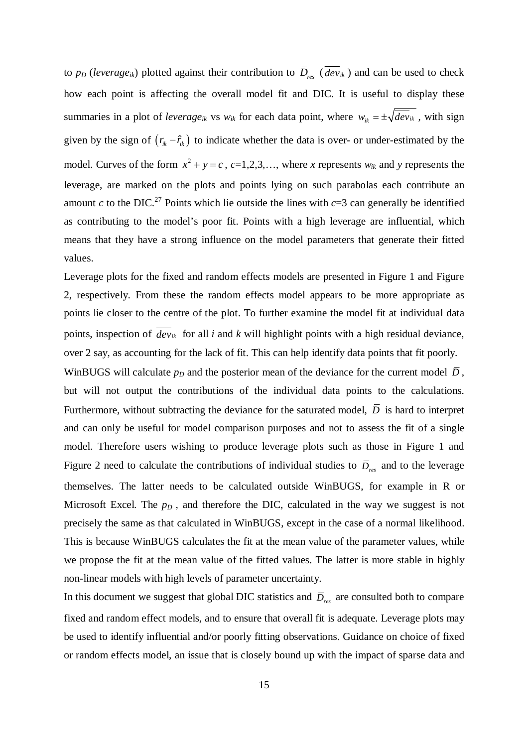to $p_D$ (*leverage*$_{ik}$) plotted against their contribution to $\bar{D}_{res}$ ($\overline{dev}_{ik}$) and can be used to check how each point is affecting the overall model fit and DIC. It is useful to display these summaries in a plot of *leverage*$_{ik}$ vs $w_{ik}$ for each data point, where $w_{ik} = \pm\sqrt{\overline{dev}_{ik}}$, with sign given by the sign of $(r_{ik} - \hat{r}_{ik})$ to indicate whether the data is over- or under-estimated by the model. Curves of the form $x^2 + y = c$, $c$=1,2,3,…, where $x$ represents $w_{ik}$ and $y$ represents the leverage, are marked on the plots and points lying on such parabolas each contribute an amount $c$ to the DIC.[27] Points which lie outside the lines with $c$=3 can generally be identified as contributing to the model's poor fit. Points with a high leverage are influential, which means that they have a strong influence on the model parameters that generate their fitted values.

Leverage plots for the fixed and random effects models are presented in Figure 1 and Figure 2, respectively. From these the random effects model appears to be more appropriate as points lie closer to the centre of the plot. To further examine the model fit at individual data points, inspection of $\overline{dev}_{ik}$ for all $i$ and $k$ will highlight points with a high residual deviance, over 2 say, as accounting for the lack of fit. This can help identify data points that fit poorly.

WinBUGS will calculate $p_D$ and the posterior mean of the deviance for the current model $\bar{D}$, but will not output the contributions of the individual data points to the calculations. Furthermore, without subtracting the deviance for the saturated model, $\bar{D}$ is hard to interpret and can only be useful for model comparison purposes and not to assess the fit of a single model. Therefore users wishing to produce leverage plots such as those in Figure 1 and Figure 2 need to calculate the contributions of individual studies to $\bar{D}_{res}$ and to the leverage themselves. The latter needs to be calculated outside WinBUGS, for example in R or Microsoft Excel. The $p_D$, and therefore the DIC, calculated in the way we suggest is not precisely the same as that calculated in WinBUGS, except in the case of a normal likelihood. This is because WinBUGS calculates the fit at the mean value of the parameter values, while we propose the fit at the mean value of the fitted values. The latter is more stable in highly non-linear models with high levels of parameter uncertainty.

In this document we suggest that global DIC statistics and $\bar{D}_{res}$ are consulted both to compare fixed and random effect models, and to ensure that overall fit is adequate. Leverage plots may be used to identify influential and/or poorly fitting observations. Guidance on choice of fixed or random effects model, an issue that is closely bound up with the impact of sparse data and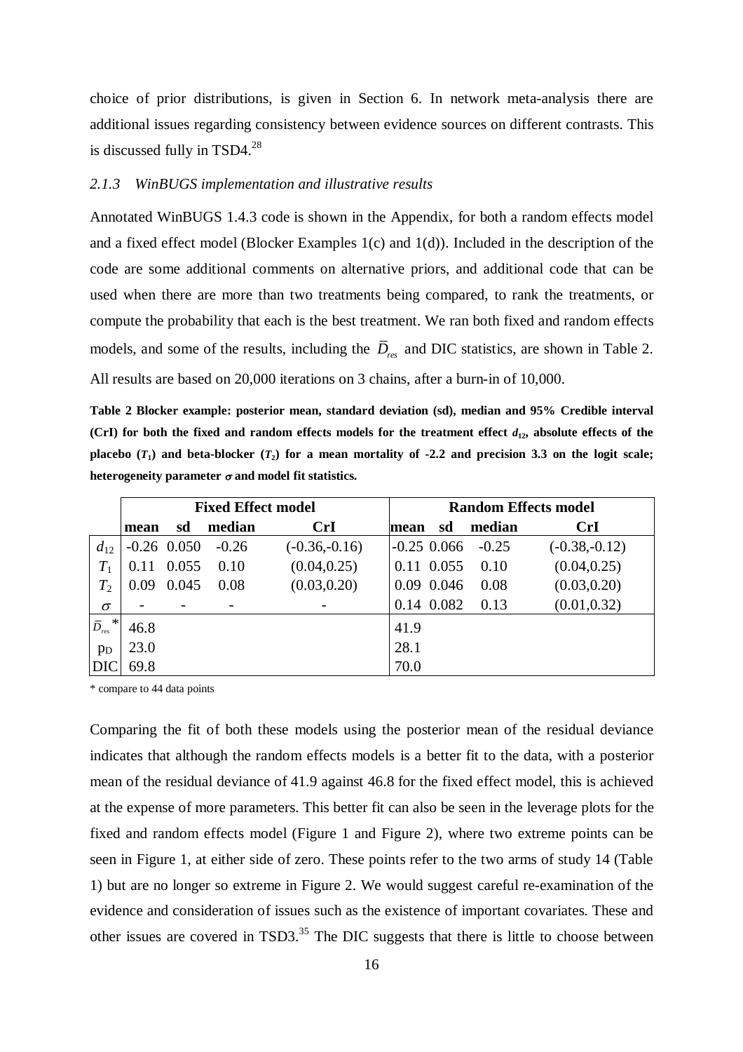choice of prior distributions, is given in Section 6. In network meta-analysis there are additional issues regarding consistency between evidence sources on different contrasts. This is discussed fully in TSD4.[28]

### *2.1.3 WinBUGS implementation and illustrative results*

Annotated WinBUGS 1.4.3 code is shown in the Appendix, for both a random effects model and a fixed effect model (Blocker Examples 1(c) and 1(d)). Included in the description of the code are some additional comments on alternative priors, and additional code that can be used when there are more than two treatments being compared, to rank the treatments, or compute the probability that each is the best treatment. We ran both fixed and random effects models, and some of the results, including the $\bar{D}_{res}$ and DIC statistics, are shown in Table 2. All results are based on 20,000 iterations on 3 chains, after a burn-in of 10,000.

**Table 2 Blocker example: posterior mean, standard deviation (sd), median and 95% Credible interval (CrI) for both the fixed and random effects models for the treatment effect $d_{12}$, absolute effects of the placebo ($T_1$) and beta-blocker ($T_2$) for a mean mortality of -2.2 and precision 3.3 on the logit scale; heterogeneity parameter $\sigma$ and model fit statistics.**

| | Fixed Effect model | | | | Random Effects model | | | |
|---|---|---|---|---|---|---|---|---|
| | **mean** | **sd** | **median** | **CrI** | **mean** | **sd** | **median** | **CrI** |
| $d_{12}$ | -0.26 | 0.050 | -0.26 | (-0.36,-0.16) | -0.25 | 0.066 | -0.25 | (-0.38,-0.12) |
| $T_1$ | 0.11 | 0.055 | 0.10 | (0.04,0.25) | 0.11 | 0.055 | 0.10 | (0.04,0.25) |
| $T_2$ | 0.09 | 0.045 | 0.08 | (0.03,0.20) | 0.09 | 0.046 | 0.08 | (0.03,0.20) |
| $\sigma$ | - | - | - | - | 0.14 | 0.082 | 0.13 | (0.01,0.32) |
| $\bar{D}_{res}$* | 46.8 | | | | 41.9 | | | |
| $p_D$ | 23.0 | | | | 28.1 | | | |
| DIC | 69.8 | | | | 70.0 | | | |

\* compare to 44 data points

Comparing the fit of both these models using the posterior mean of the residual deviance indicates that although the random effects models is a better fit to the data, with a posterior mean of the residual deviance of 41.9 against 46.8 for the fixed effect model, this is achieved at the expense of more parameters. This better fit can also be seen in the leverage plots for the fixed and random effects model (Figure 1 and Figure 2), where two extreme points can be seen in Figure 1, at either side of zero. These points refer to the two arms of study 14 (Table 1) but are no longer so extreme in Figure 2. We would suggest careful re-examination of the evidence and consideration of issues such as the existence of important covariates. These and other issues are covered in TSD3.[35] The DIC suggests that there is little to choose between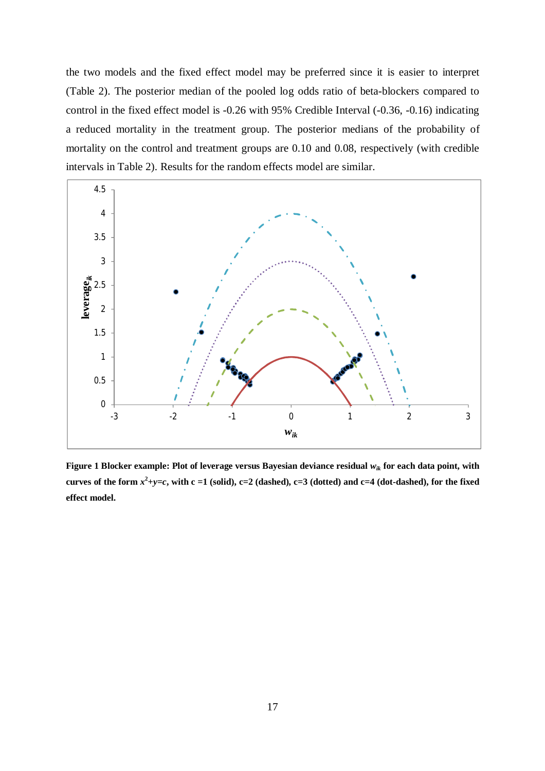the two models and the fixed effect model may be preferred since it is easier to interpret (Table 2). The posterior median of the pooled log odds ratio of beta-blockers compared to control in the fixed effect model is -0.26 with 95% Credible Interval (-0.36, -0.16) indicating a reduced mortality in the treatment group. The posterior medians of the probability of mortality on the control and treatment groups are 0.10 and 0.08, respectively (with credible intervals in Table 2). Results for the random effects model are similar.

**Figure 1 Blocker example: Plot of leverage versus Bayesian deviance residual $w_{ik}$ for each data point, with curves of the form $x^2+y=c$, with c =1 (solid), c=2 (dashed), c=3 (dotted) and c=4 (dot-dashed), for the fixed effect model.**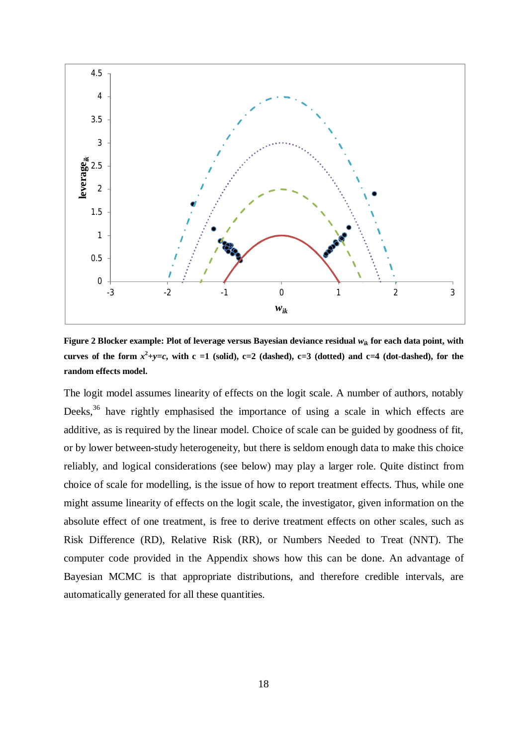**Figure 2 Blocker example: Plot of leverage versus Bayesian deviance residual $w_{ik}$ for each data point, with curves of the form $x^2+y=c$, with c =1 (solid), c=2 (dashed), c=3 (dotted) and c=4 (dot-dashed), for the random effects model.**

The logit model assumes linearity of effects on the logit scale. A number of authors, notably Deeks,[36] have rightly emphasised the importance of using a scale in which effects are additive, as is required by the linear model. Choice of scale can be guided by goodness of fit, or by lower between-study heterogeneity, but there is seldom enough data to make this choice reliably, and logical considerations (see below) may play a larger role. Quite distinct from choice of scale for modelling, is the issue of how to report treatment effects. Thus, while one might assume linearity of effects on the logit scale, the investigator, given information on the absolute effect of one treatment, is free to derive treatment effects on other scales, such as Risk Difference (RD), Relative Risk (RR), or Numbers Needed to Treat (NNT). The computer code provided in the Appendix shows how this can be done. An advantage of Bayesian MCMC is that appropriate distributions, and therefore credible intervals, are automatically generated for all these quantities.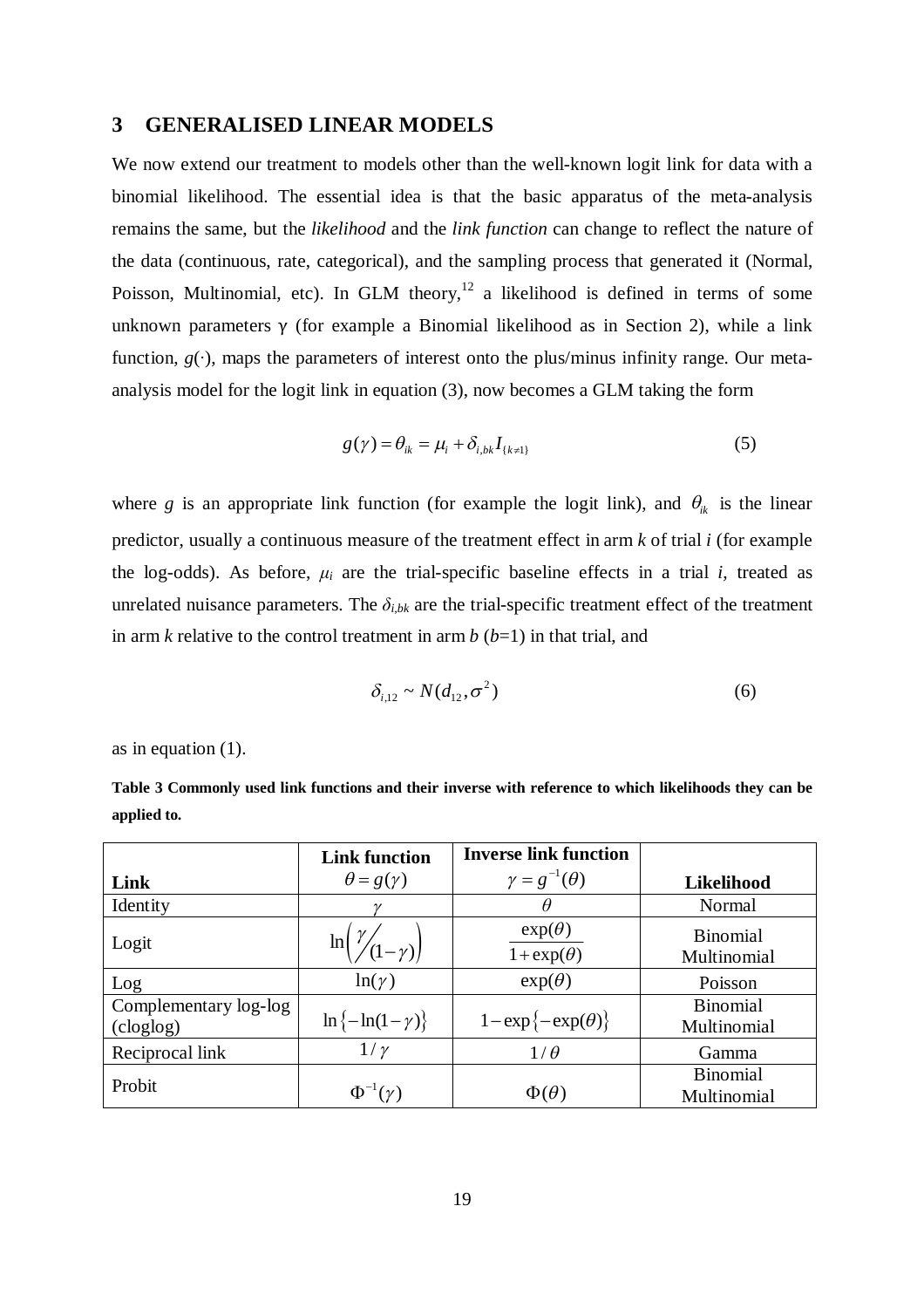## 3 GENERALISED LINEAR MODELS

We now extend our treatment to models other than the well-known logit link for data with a binomial likelihood. The essential idea is that the basic apparatus of the meta-analysis remains the same, but the *likelihood* and the *link function* can change to reflect the nature of the data (continuous, rate, categorical), and the sampling process that generated it (Normal, Poisson, Multinomial, etc). In GLM theory,[12] a likelihood is defined in terms of some unknown parameters $\gamma$ (for example a Binomial likelihood as in Section 2), while a link function, $g(\cdot)$, maps the parameters of interest onto the plus/minus infinity range. Our meta-analysis model for the logit link in equation (3), now becomes a GLM taking the form

$$g(\gamma) = \theta_{ik} = \mu_i + \delta_{i,bk} I_{\{k \neq 1\}} \tag{5}$$

where $g$ is an appropriate link function (for example the logit link), and $\theta_{ik}$ is the linear predictor, usually a continuous measure of the treatment effect in arm $k$ of trial $i$ (for example the log-odds). As before, $\mu_i$ are the trial-specific baseline effects in a trial $i$, treated as unrelated nuisance parameters. The $\delta_{i,bk}$ are the trial-specific treatment effect of the treatment in arm $k$ relative to the control treatment in arm $b$ ($b$=1) in that trial, and

$$\delta_{i,12} \sim N(d_{12}, \sigma^2) \tag{6}$$

as in equation (1).

**Table 3 Commonly used link functions and their inverse with reference to which likelihoods they can be applied to.**

| Link | Link function $\theta = g(\gamma)$ | Inverse link function $\gamma = g^{-1}(\theta)$ | Likelihood |
|---|---|---|---|
| Identity | $\gamma$ | $\theta$ | Normal |
| Logit | $\ln\left(\gamma / (1-\gamma)\right)$ | $\dfrac{\exp(\theta)}{1+\exp(\theta)}$ | Binomial<br>Multinomial |
| Log | $\ln(\gamma)$ | $\exp(\theta)$ | Poisson |
| Complementary log-log (cloglog) | $\ln\{-\ln(1-\gamma)\}$ | $1-\exp\{-\exp(\theta)\}$ | Binomial<br>Multinomial |
| Reciprocal link | $1/\gamma$ | $1/\theta$ | Gamma |
| Probit | $\Phi^{-1}(\gamma)$ | $\Phi(\theta)$ | Binomial<br>Multinomial |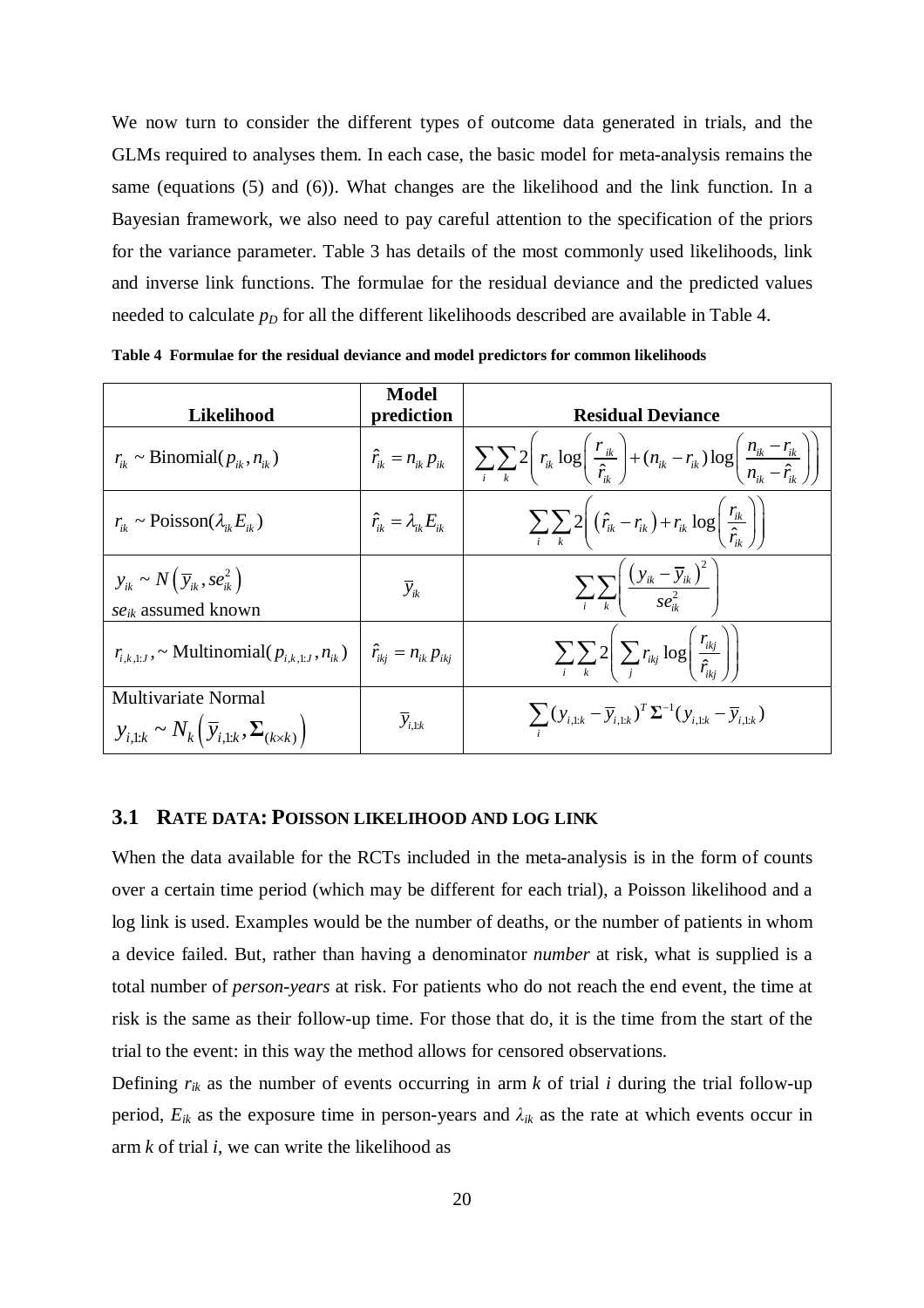We now turn to consider the different types of outcome data generated in trials, and the GLMs required to analyses them. In each case, the basic model for meta-analysis remains the same (equations (5) and (6)). What changes are the likelihood and the link function. In a Bayesian framework, we also need to pay careful attention to the specification of the priors for the variance parameter. Table 3 has details of the most commonly used likelihoods, link and inverse link functions. The formulae for the residual deviance and the predicted values needed to calculate $p_D$ for all the different likelihoods described are available in Table 4.

**Table 4 Formulae for the residual deviance and model predictors for common likelihoods**

| Likelihood | Model prediction | Residual Deviance |
|---|---|---|
| $r_{ik} \sim \text{Binomial}(p_{ik}, n_{ik})$ | $\hat{r}_{ik} = n_{ik} p_{ik}$ | $\sum_i \sum_k 2\left( r_{ik} \log\left(\frac{r_{ik}}{\hat{r}_{ik}}\right) + (n_{ik} - r_{ik}) \log\left(\frac{n_{ik} - r_{ik}}{n_{ik} - \hat{r}_{ik}}\right)\right)$ |
| $r_{ik} \sim \text{Poisson}(\lambda_{ik} E_{ik})$ | $\hat{r}_{ik} = \lambda_{ik} E_{ik}$ | $\sum_i \sum_k 2\left( (\hat{r}_{ik} - r_{ik}) + r_{ik} \log\left(\frac{r_{ik}}{\hat{r}_{ik}}\right)\right)$ |
| $y_{ik} \sim N\left(\overline{y}_{ik}, se_{ik}^2\right)$ <br> $se_{ik}$ assumed known | $\overline{y}_{ik}$ | $\sum_i \sum_k \left( \frac{\left(y_{ik} - \overline{y}_{ik}\right)^2}{se_{ik}^2} \right)$ |
| $r_{i,k,1:J}, \sim \text{Multinomial}(p_{i,k,1:J}, n_{ik})$ | $\hat{r}_{ikj} = n_{ik} p_{ikj}$ | $\sum_i \sum_k 2\left( \sum_j r_{ikj} \log\left(\frac{r_{ikj}}{\hat{r}_{ikj}}\right)\right)$ |
| Multivariate Normal <br> $y_{i,1:k} \sim N_k\left(\overline{y}_{i,1:k}, \mathbf{\Sigma}_{(k \times k)}\right)$ | $\overline{y}_{i,1:k}$ | $\sum_i (y_{i,1:k} - \overline{y}_{i,1:k})^T \mathbf{\Sigma}^{-1} (y_{i,1:k} - \overline{y}_{i,1:k})$ |

### 3.1 Rate data: Poisson likelihood and log link

When the data available for the RCTs included in the meta-analysis is in the form of counts over a certain time period (which may be different for each trial), a Poisson likelihood and a log link is used. Examples would be the number of deaths, or the number of patients in whom a device failed. But, rather than having a denominator *number* at risk, what is supplied is a total number of *person-years* at risk. For patients who do not reach the end event, the time at risk is the same as their follow-up time. For those that do, it is the time from the start of the trial to the event: in this way the method allows for censored observations.

Defining $r_{ik}$ as the number of events occurring in arm $k$ of trial $i$ during the trial follow-up period, $E_{ik}$ as the exposure time in person-years and $\lambda_{ik}$ as the rate at which events occur in arm $k$ of trial $i$, we can write the likelihood as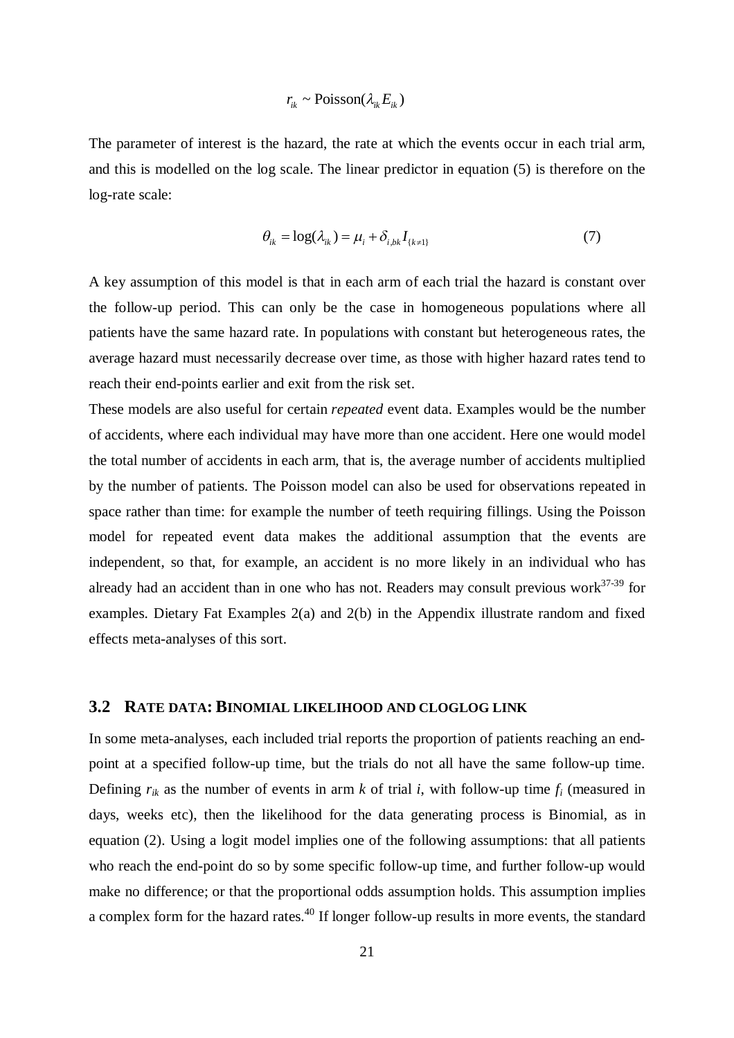$$r_{ik} \sim \text{Poisson}(\lambda_{ik} E_{ik})$$

The parameter of interest is the hazard, the rate at which the events occur in each trial arm, and this is modelled on the log scale. The linear predictor in equation (5) is therefore on the log-rate scale:

$$\theta_{ik} = \log(\lambda_{ik}) = \mu_i + \delta_{i,bk} I_{\{k \neq 1\}} \tag{7}$$

A key assumption of this model is that in each arm of each trial the hazard is constant over the follow-up period. This can only be the case in homogeneous populations where all patients have the same hazard rate. In populations with constant but heterogeneous rates, the average hazard must necessarily decrease over time, as those with higher hazard rates tend to reach their end-points earlier and exit from the risk set.

These models are also useful for certain *repeated* event data. Examples would be the number of accidents, where each individual may have more than one accident. Here one would model the total number of accidents in each arm, that is, the average number of accidents multiplied by the number of patients. The Poisson model can also be used for observations repeated in space rather than time: for example the number of teeth requiring fillings. Using the Poisson model for repeated event data makes the additional assumption that the events are independent, so that, for example, an accident is no more likely in an individual who has already had an accident than in one who has not. Readers may consult previous work[37-39] for examples. Dietary Fat Examples 2(a) and 2(b) in the Appendix illustrate random and fixed effects meta-analyses of this sort.

## 3.2 RATE DATA: BINOMIAL LIKELIHOOD AND CLOGLOG LINK

In some meta-analyses, each included trial reports the proportion of patients reaching an end-point at a specified follow-up time, but the trials do not all have the same follow-up time. Defining $r_{ik}$ as the number of events in arm $k$ of trial $i$, with follow-up time $f_i$ (measured in days, weeks etc), then the likelihood for the data generating process is Binomial, as in equation (2). Using a logit model implies one of the following assumptions: that all patients who reach the end-point do so by some specific follow-up time, and further follow-up would make no difference; or that the proportional odds assumption holds. This assumption implies a complex form for the hazard rates.[40] If longer follow-up results in more events, the standard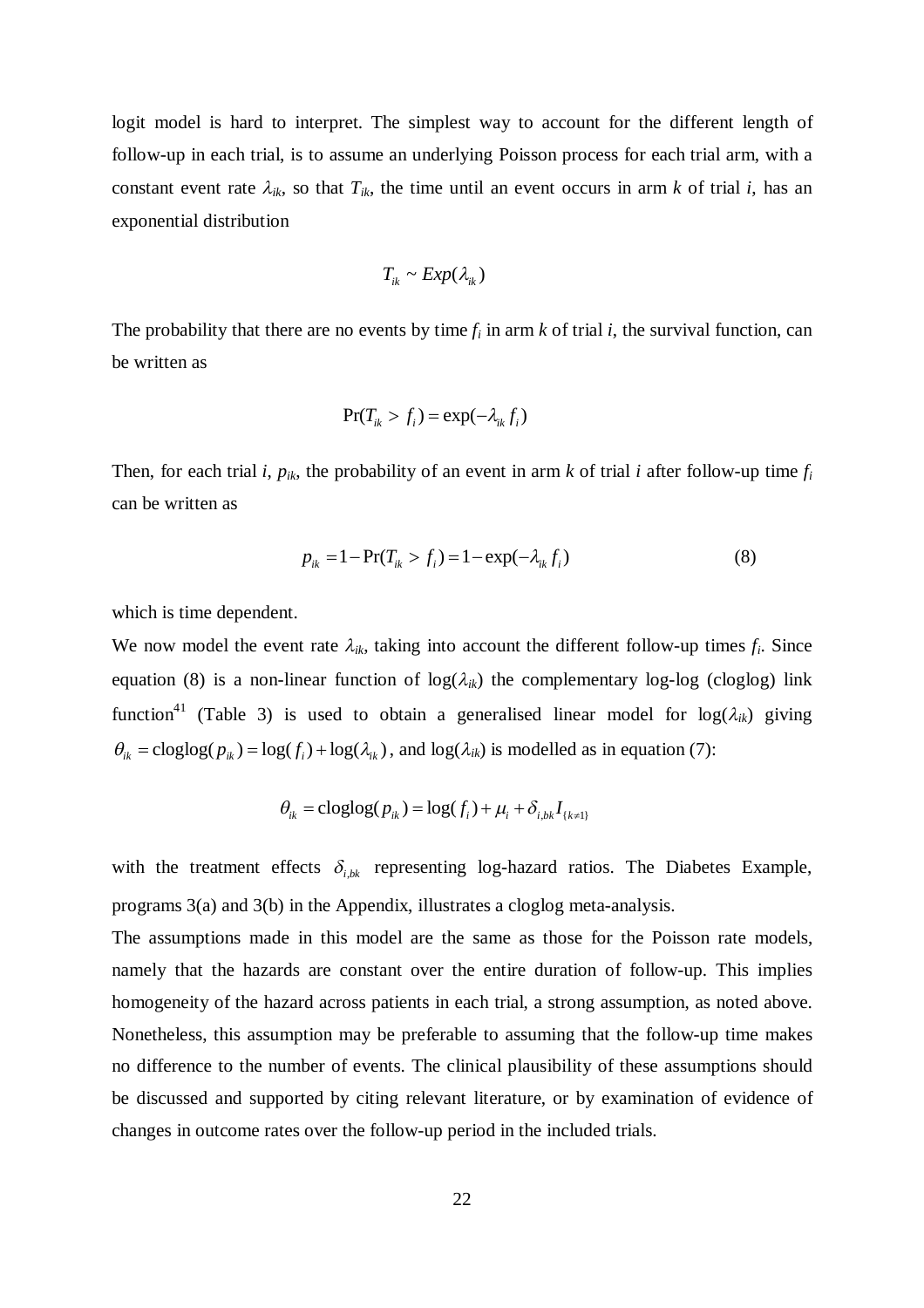logit model is hard to interpret. The simplest way to account for the different length of follow-up in each trial, is to assume an underlying Poisson process for each trial arm, with a constant event rate $\lambda_{ik}$, so that $T_{ik}$, the time until an event occurs in arm $k$ of trial $i$, has an exponential distribution

$$T_{ik} \sim Exp(\lambda_{ik})$$

The probability that there are no events by time $f_i$ in arm $k$ of trial $i$, the survival function, can be written as

$$\Pr(T_{ik} > f_i) = \exp(-\lambda_{ik} f_i)$$

Then, for each trial $i$, $p_{ik}$, the probability of an event in arm $k$ of trial $i$ after follow-up time $f_i$ can be written as

$$p_{ik} = 1 - \Pr(T_{ik} > f_i) = 1 - \exp(-\lambda_{ik} f_i) \qquad (8)$$

which is time dependent.

We now model the event rate $\lambda_{ik}$, taking into account the different follow-up times $f_i$. Since equation (8) is a non-linear function of $\log(\lambda_{ik})$ the complementary log-log (cloglog) link function[41] (Table 3) is used to obtain a generalised linear model for $\log(\lambda_{ik})$ giving $\theta_{ik} = \text{cloglog}(p_{ik}) = \log(f_i) + \log(\lambda_{ik})$, and $\log(\lambda_{ik})$ is modelled as in equation (7):

$$\theta_{ik} = \text{cloglog}(p_{ik}) = \log(f_i) + \mu_i + \delta_{i,bk} I_{\{k \neq 1\}}$$

with the treatment effects $\delta_{i,bk}$ representing log-hazard ratios. The Diabetes Example, programs 3(a) and 3(b) in the Appendix, illustrates a cloglog meta-analysis.

The assumptions made in this model are the same as those for the Poisson rate models, namely that the hazards are constant over the entire duration of follow-up. This implies homogeneity of the hazard across patients in each trial, a strong assumption, as noted above. Nonetheless, this assumption may be preferable to assuming that the follow-up time makes no difference to the number of events. The clinical plausibility of these assumptions should be discussed and supported by citing relevant literature, or by examination of evidence of changes in outcome rates over the follow-up period in the included trials.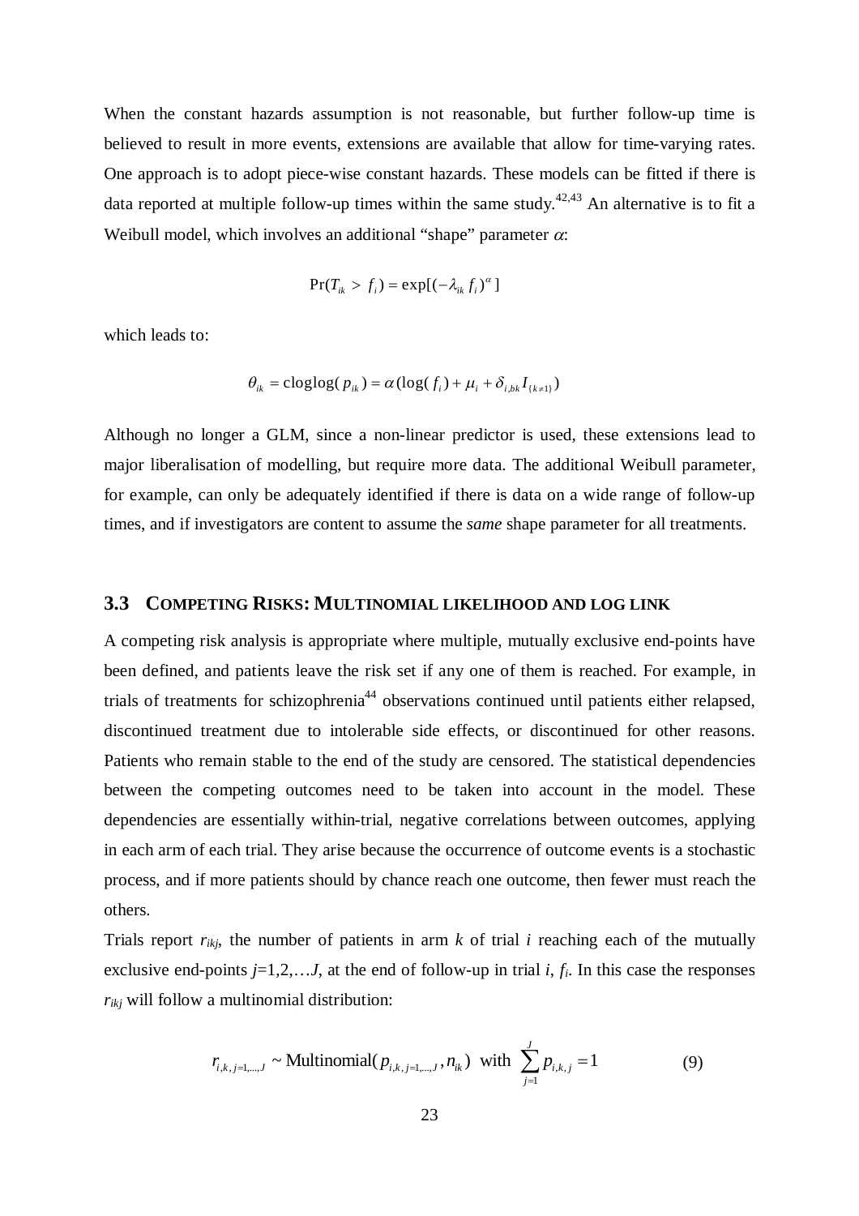When the constant hazards assumption is not reasonable, but further follow-up time is believed to result in more events, extensions are available that allow for time-varying rates. One approach is to adopt piece-wise constant hazards. These models can be fitted if there is data reported at multiple follow-up times within the same study.[42,43] An alternative is to fit a Weibull model, which involves an additional "shape" parameter $\alpha$:

$$\Pr(T_{ik} > f_i) = \exp[(-\lambda_{ik} f_i)^{\alpha}]$$

which leads to:

$$\theta_{ik} = \text{cloglog}(p_{ik}) = \alpha(\log(f_i) + \mu_i + \delta_{i,bk} I_{\{k \neq 1\}})$$

Although no longer a GLM, since a non-linear predictor is used, these extensions lead to major liberalisation of modelling, but require more data. The additional Weibull parameter, for example, can only be adequately identified if there is data on a wide range of follow-up times, and if investigators are content to assume the *same* shape parameter for all treatments.

## 3.3 COMPETING RISKS: MULTINOMIAL LIKELIHOOD AND LOG LINK

A competing risk analysis is appropriate where multiple, mutually exclusive end-points have been defined, and patients leave the risk set if any one of them is reached. For example, in trials of treatments for schizophrenia[44] observations continued until patients either relapsed, discontinued treatment due to intolerable side effects, or discontinued for other reasons. Patients who remain stable to the end of the study are censored. The statistical dependencies between the competing outcomes need to be taken into account in the model. These dependencies are essentially within-trial, negative correlations between outcomes, applying in each arm of each trial. They arise because the occurrence of outcome events is a stochastic process, and if more patients should by chance reach one outcome, then fewer must reach the others.

Trials report $r_{ikj}$, the number of patients in arm $k$ of trial $i$ reaching each of the mutually exclusive end-points $j$=1,2,…$J$, at the end of follow-up in trial $i$, $f_i$. In this case the responses $r_{ikj}$ will follow a multinomial distribution:

$$r_{i,k,j=1,\dots,J} \sim \text{Multinomial}(p_{i,k,j=1,\dots,J}, n_{ik}) \;\; \text{with} \;\; \sum_{j=1}^{J} p_{i,k,j} = 1 \tag{9}$$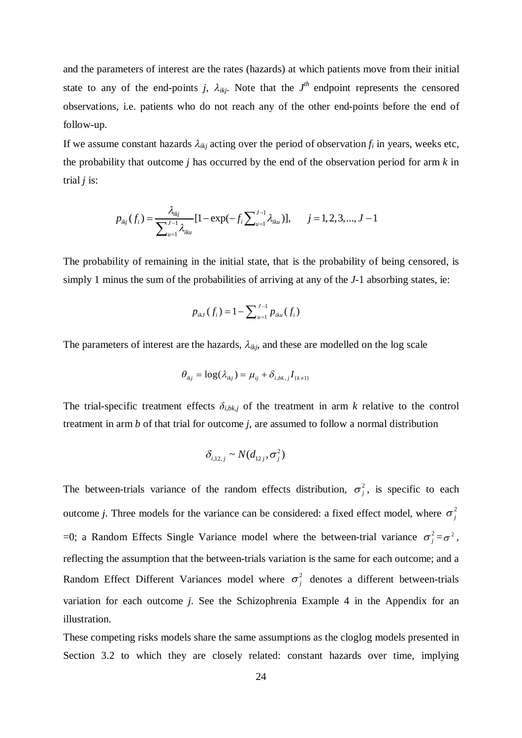and the parameters of interest are the rates (hazards) at which patients move from their initial state to any of the end-points *j*, $\lambda_{ikj}$. Note that the $J^{th}$ endpoint represents the censored observations, i.e. patients who do not reach any of the other end-points before the end of follow-up.

If we assume constant hazards $\lambda_{ikj}$ acting over the period of observation $f_i$ in years, weeks etc, the probability that outcome *j* has occurred by the end of the observation period for arm *k* in trial *j* is:

$$p_{ikj}(f_i) = \frac{\lambda_{ikj}}{\sum_{u=1}^{J-1} \lambda_{iku}} [1 - \exp(-f_i \sum_{u=1}^{J-1} \lambda_{iku})], \qquad j = 1, 2, 3, ..., J-1$$

The probability of remaining in the initial state, that is the probability of being censored, is simply 1 minus the sum of the probabilities of arriving at any of the *J*-1 absorbing states, ie:

$$p_{ikJ}(f_i) = 1 - \sum_{u=1}^{J-1} p_{iku}(f_i)$$

The parameters of interest are the hazards, $\lambda_{ikj}$, and these are modelled on the log scale

$$\theta_{ikj} = \log(\lambda_{ikj}) = \mu_{ij} + \delta_{i,bk,j} I_{\{k \neq 1\}}$$

The trial-specific treatment effects $\delta_{i,bk,j}$ of the treatment in arm *k* relative to the control treatment in arm *b* of that trial for outcome *j*, are assumed to follow a normal distribution

$$\delta_{i,12,j} \sim N(d_{12j}, \sigma_j^2)$$

The between-trials variance of the random effects distribution, $\sigma_j^2$, is specific to each outcome *j*. Three models for the variance can be considered: a fixed effect model, where $\sigma_j^2$ =0; a Random Effects Single Variance model where the between-trial variance $\sigma_j^2 = \sigma^2$, reflecting the assumption that the between-trials variation is the same for each outcome; and a Random Effect Different Variances model where $\sigma_j^2$ denotes a different between-trials variation for each outcome *j*. See the Schizophrenia Example 4 in the Appendix for an illustration.

These competing risks models share the same assumptions as the cloglog models presented in Section 3.2 to which they are closely related: constant hazards over time, implying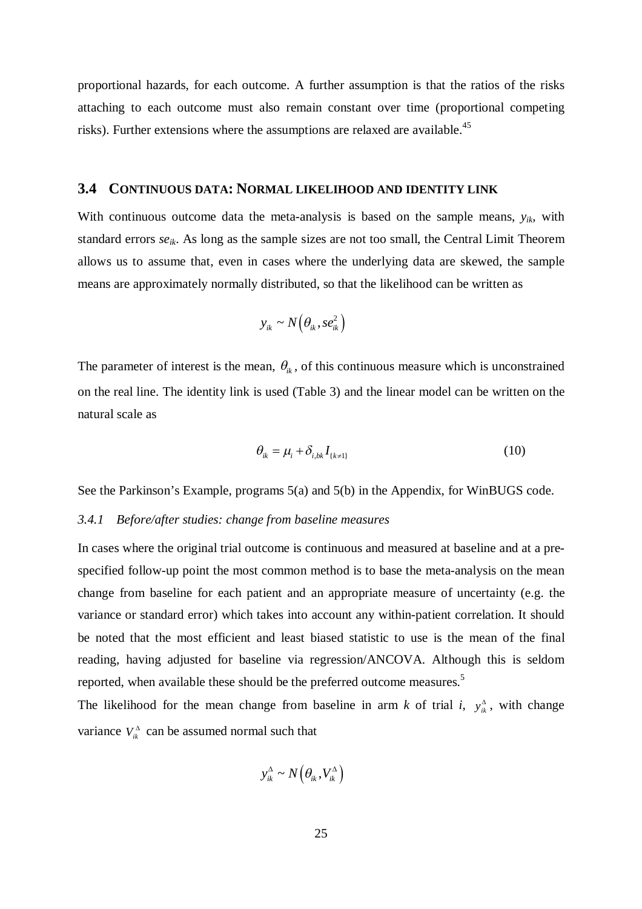proportional hazards, for each outcome. A further assumption is that the ratios of the risks attaching to each outcome must also remain constant over time (proportional competing risks). Further extensions where the assumptions are relaxed are available.[45]

## 3.4 Continuous data: Normal likelihood and identity link

With continuous outcome data the meta-analysis is based on the sample means, $y_{ik}$, with standard errors $se_{ik}$. As long as the sample sizes are not too small, the Central Limit Theorem allows us to assume that, even in cases where the underlying data are skewed, the sample means are approximately normally distributed, so that the likelihood can be written as

$$y_{ik} \sim N\left(\theta_{ik}, se_{ik}^2\right)$$

The parameter of interest is the mean, $\theta_{ik}$, of this continuous measure which is unconstrained on the real line. The identity link is used (Table 3) and the linear model can be written on the natural scale as

$$\theta_{ik} = \mu_i + \delta_{i,bk} I_{\{k \neq 1\}} \tag{10}$$

See the Parkinson's Example, programs 5(a) and 5(b) in the Appendix, for WinBUGS code.

### *3.4.1 Before/after studies: change from baseline measures*

In cases where the original trial outcome is continuous and measured at baseline and at a pre-specified follow-up point the most common method is to base the meta-analysis on the mean change from baseline for each patient and an appropriate measure of uncertainty (e.g. the variance or standard error) which takes into account any within-patient correlation. It should be noted that the most efficient and least biased statistic to use is the mean of the final reading, having adjusted for baseline via regression/ANCOVA. Although this is seldom reported, when available these should be the preferred outcome measures.[5]

The likelihood for the mean change from baseline in arm *k* of trial *i*, $y_{ik}^{\Delta}$, with change variance $V_{ik}^{\Delta}$ can be assumed normal such that

$$y_{ik}^{\Delta} \sim N\left(\theta_{ik}, V_{ik}^{\Delta}\right)$$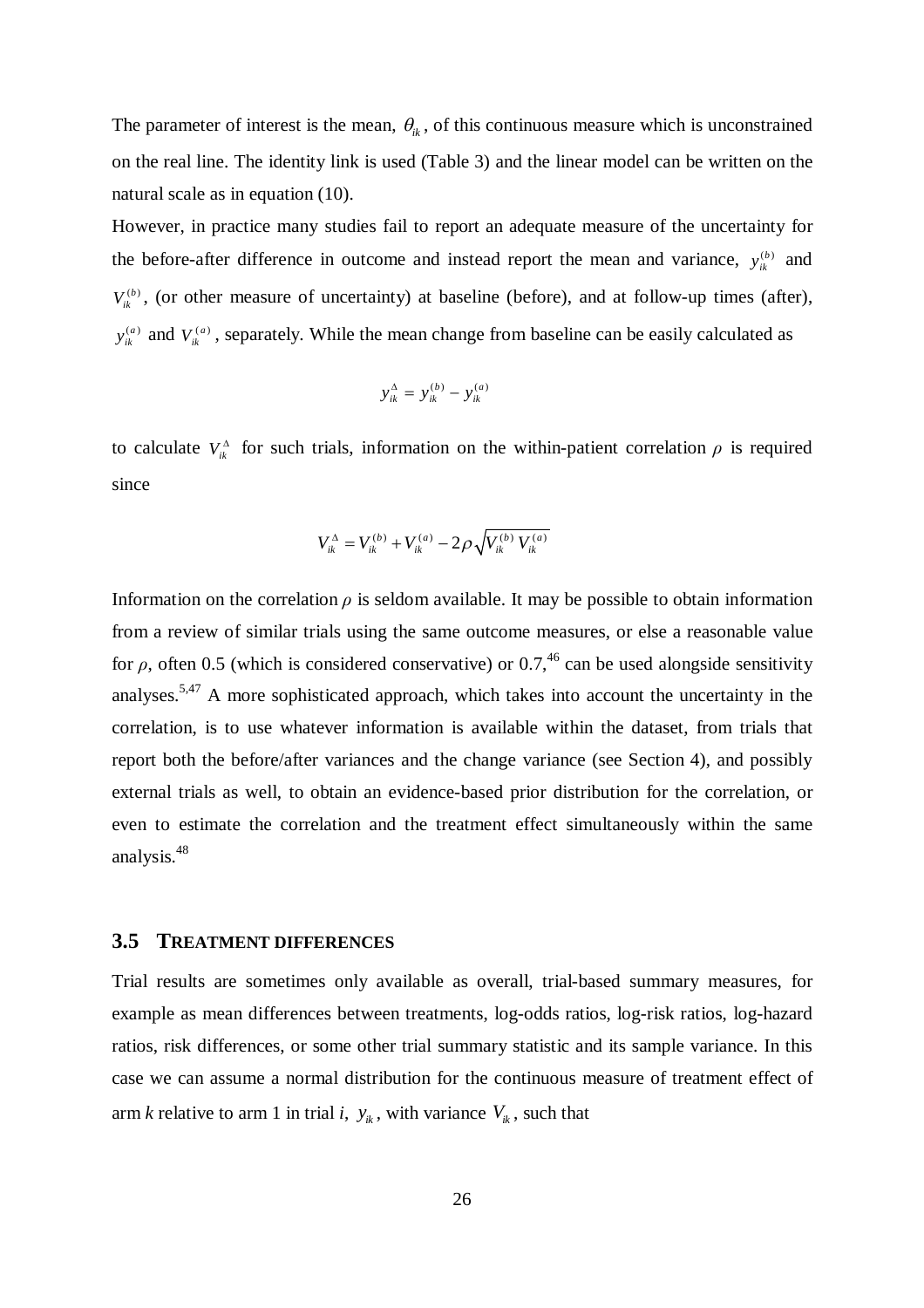The parameter of interest is the mean, $\theta_{ik}$, of this continuous measure which is unconstrained on the real line. The identity link is used (Table 3) and the linear model can be written on the natural scale as in equation (10).

However, in practice many studies fail to report an adequate measure of the uncertainty for the before-after difference in outcome and instead report the mean and variance, $y_{ik}^{(b)}$ and $V_{ik}^{(b)}$, (or other measure of uncertainty) at baseline (before), and at follow-up times (after), $y_{ik}^{(a)}$ and $V_{ik}^{(a)}$, separately. While the mean change from baseline can be easily calculated as

$$y_{ik}^{\Delta} = y_{ik}^{(b)} - y_{ik}^{(a)}$$

to calculate $V_{ik}^{\Delta}$ for such trials, information on the within-patient correlation $\rho$ is required since

$$V_{ik}^{\Delta} = V_{ik}^{(b)} + V_{ik}^{(a)} - 2\rho\sqrt{V_{ik}^{(b)}V_{ik}^{(a)}}$$

Information on the correlation $\rho$ is seldom available. It may be possible to obtain information from a review of similar trials using the same outcome measures, or else a reasonable value for $\rho$, often 0.5 (which is considered conservative) or 0.7,[46] can be used alongside sensitivity analyses.[5,47] A more sophisticated approach, which takes into account the uncertainty in the correlation, is to use whatever information is available within the dataset, from trials that report both the before/after variances and the change variance (see Section 4), and possibly external trials as well, to obtain an evidence-based prior distribution for the correlation, or even to estimate the correlation and the treatment effect simultaneously within the same analysis.[48]

## 3.5 Treatment Differences

Trial results are sometimes only available as overall, trial-based summary measures, for example as mean differences between treatments, log-odds ratios, log-risk ratios, log-hazard ratios, risk differences, or some other trial summary statistic and its sample variance. In this case we can assume a normal distribution for the continuous measure of treatment effect of arm *k* relative to arm 1 in trial *i*, $y_{ik}$, with variance $V_{ik}$, such that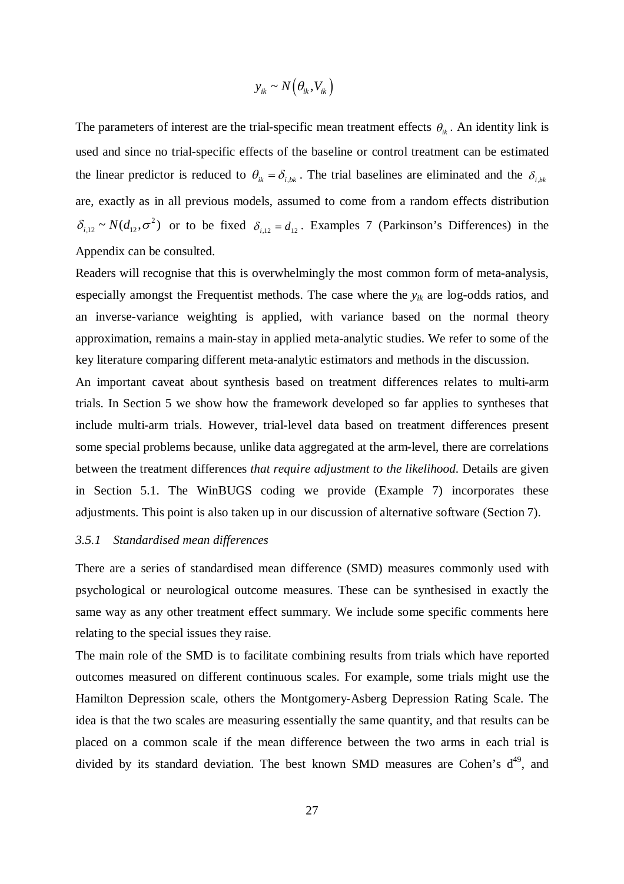$$y_{ik} \sim N\left(\theta_{ik}, V_{ik}\right)$$

The parameters of interest are the trial-specific mean treatment effects $\theta_{ik}$. An identity link is used and since no trial-specific effects of the baseline or control treatment can be estimated the linear predictor is reduced to $\theta_{ik} = \delta_{i,bk}$. The trial baselines are eliminated and the $\delta_{i,bk}$ are, exactly as in all previous models, assumed to come from a random effects distribution $\delta_{i,12} \sim N(d_{12}, \sigma^2)$ or to be fixed $\delta_{i,12} = d_{12}$. Examples 7 (Parkinson's Differences) in the Appendix can be consulted.

Readers will recognise that this is overwhelmingly the most common form of meta-analysis, especially amongst the Frequentist methods. The case where the $y_{ik}$ are log-odds ratios, and an inverse-variance weighting is applied, with variance based on the normal theory approximation, remains a main-stay in applied meta-analytic studies. We refer to some of the key literature comparing different meta-analytic estimators and methods in the discussion.

An important caveat about synthesis based on treatment differences relates to multi-arm trials. In Section 5 we show how the framework developed so far applies to syntheses that include multi-arm trials. However, trial-level data based on treatment differences present some special problems because, unlike data aggregated at the arm-level, there are correlations between the treatment differences *that require adjustment to the likelihood.* Details are given in Section 5.1. The WinBUGS coding we provide (Example 7) incorporates these adjustments. This point is also taken up in our discussion of alternative software (Section 7).

### 3.5.1 Standardised mean differences

There are a series of standardised mean difference (SMD) measures commonly used with psychological or neurological outcome measures. These can be synthesised in exactly the same way as any other treatment effect summary. We include some specific comments here relating to the special issues they raise.

The main role of the SMD is to facilitate combining results from trials which have reported outcomes measured on different continuous scales. For example, some trials might use the Hamilton Depression scale, others the Montgomery-Asberg Depression Rating Scale. The idea is that the two scales are measuring essentially the same quantity, and that results can be placed on a common scale if the mean difference between the two arms in each trial is divided by its standard deviation. The best known SMD measures are Cohen's d[49], and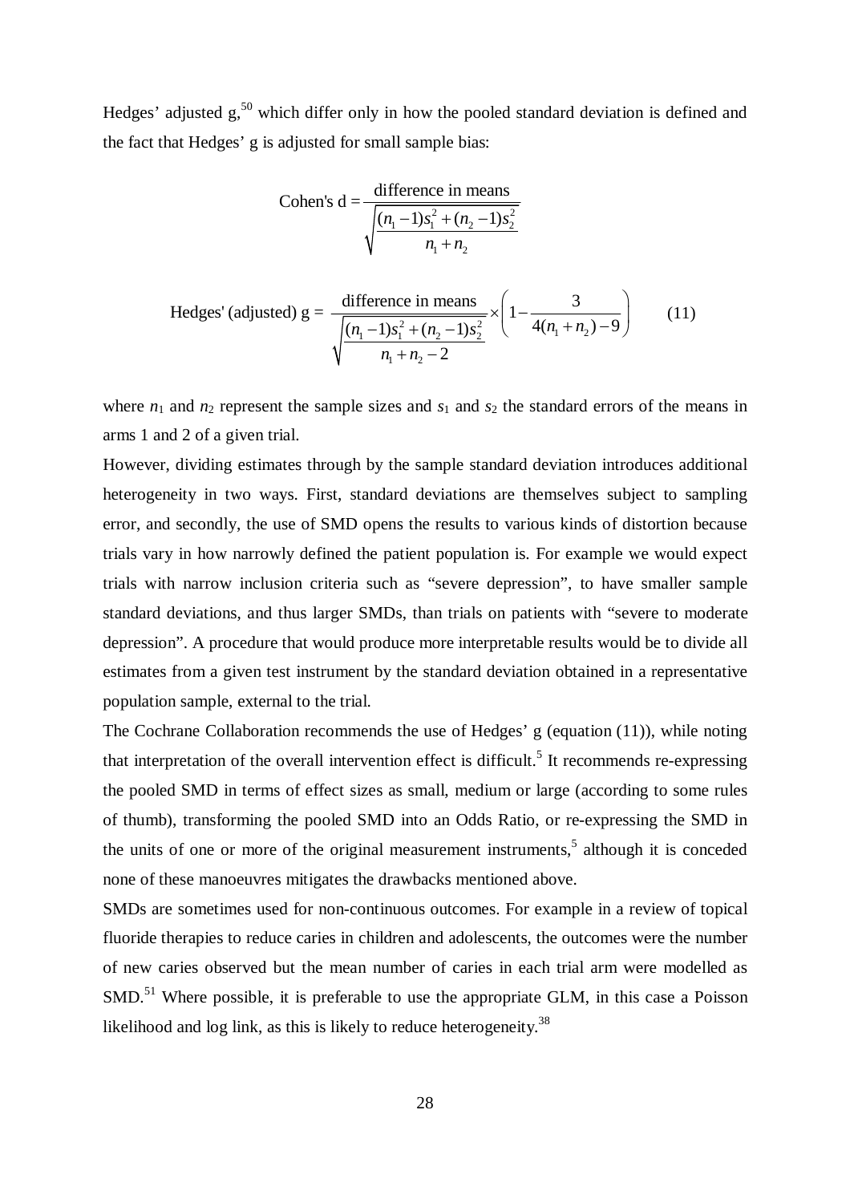Hedges' adjusted g,[50] which differ only in how the pooled standard deviation is defined and the fact that Hedges' g is adjusted for small sample bias:

$$\text{Cohen's d} = \frac{\text{difference in means}}{\sqrt{\dfrac{(n_1-1)s_1^2+(n_2-1)s_2^2}{n_1+n_2}}}$$

$$\text{Hedges' (adjusted) g} = \frac{\text{difference in means}}{\sqrt{\dfrac{(n_1-1)s_1^2+(n_2-1)s_2^2}{n_1+n_2-2}}} \times \left(1-\frac{3}{4(n_1+n_2)-9}\right) \qquad (11)$$

where $n_1$ and $n_2$ represent the sample sizes and $s_1$ and $s_2$ the standard errors of the means in arms 1 and 2 of a given trial.

However, dividing estimates through by the sample standard deviation introduces additional heterogeneity in two ways. First, standard deviations are themselves subject to sampling error, and secondly, the use of SMD opens the results to various kinds of distortion because trials vary in how narrowly defined the patient population is. For example we would expect trials with narrow inclusion criteria such as "severe depression", to have smaller sample standard deviations, and thus larger SMDs, than trials on patients with "severe to moderate depression". A procedure that would produce more interpretable results would be to divide all estimates from a given test instrument by the standard deviation obtained in a representative population sample, external to the trial.

The Cochrane Collaboration recommends the use of Hedges' g (equation (11)), while noting that interpretation of the overall intervention effect is difficult.[5] It recommends re-expressing the pooled SMD in terms of effect sizes as small, medium or large (according to some rules of thumb), transforming the pooled SMD into an Odds Ratio, or re-expressing the SMD in the units of one or more of the original measurement instruments,[5] although it is conceded none of these manoeuvres mitigates the drawbacks mentioned above.

SMDs are sometimes used for non-continuous outcomes. For example in a review of topical fluoride therapies to reduce caries in children and adolescents, the outcomes were the number of new caries observed but the mean number of caries in each trial arm were modelled as SMD.[51] Where possible, it is preferable to use the appropriate GLM, in this case a Poisson likelihood and log link, as this is likely to reduce heterogeneity.[38]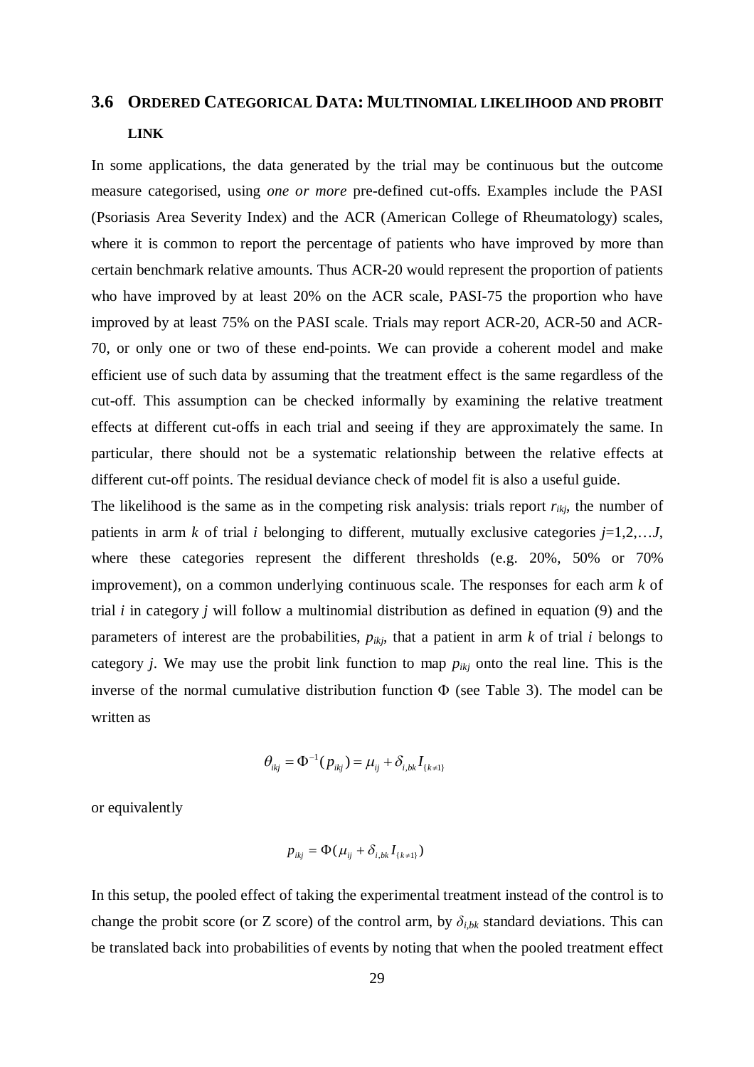## 3.6 ORDERED CATEGORICAL DATA: MULTINOMIAL LIKELIHOOD AND PROBIT LINK

In some applications, the data generated by the trial may be continuous but the outcome measure categorised, using *one or more* pre-defined cut-offs. Examples include the PASI (Psoriasis Area Severity Index) and the ACR (American College of Rheumatology) scales, where it is common to report the percentage of patients who have improved by more than certain benchmark relative amounts. Thus ACR-20 would represent the proportion of patients who have improved by at least 20% on the ACR scale, PASI-75 the proportion who have improved by at least 75% on the PASI scale. Trials may report ACR-20, ACR-50 and ACR-70, or only one or two of these end-points. We can provide a coherent model and make efficient use of such data by assuming that the treatment effect is the same regardless of the cut-off. This assumption can be checked informally by examining the relative treatment effects at different cut-offs in each trial and seeing if they are approximately the same. In particular, there should not be a systematic relationship between the relative effects at different cut-off points. The residual deviance check of model fit is also a useful guide.

The likelihood is the same as in the competing risk analysis: trials report $r_{ikj}$, the number of patients in arm $k$ of trial $i$ belonging to different, mutually exclusive categories $j$=1,2,…$J$, where these categories represent the different thresholds (e.g. 20%, 50% or 70% improvement), on a common underlying continuous scale. The responses for each arm $k$ of trial $i$ in category $j$ will follow a multinomial distribution as defined in equation (9) and the parameters of interest are the probabilities, $p_{ikj}$, that a patient in arm $k$ of trial $i$ belongs to category $j$. We may use the probit link function to map $p_{ikj}$ onto the real line. This is the inverse of the normal cumulative distribution function $\Phi$ (see Table 3). The model can be written as

$$\theta_{ikj} = \Phi^{-1}(p_{ikj}) = \mu_{ij} + \delta_{i,bk} I_{\{k \neq 1\}}$$

or equivalently

$$p_{ikj} = \Phi(\mu_{ij} + \delta_{i,bk} I_{\{k \neq 1\}})$$

In this setup, the pooled effect of taking the experimental treatment instead of the control is to change the probit score (or Z score) of the control arm, by $\delta_{i,bk}$ standard deviations. This can be translated back into probabilities of events by noting that when the pooled treatment effect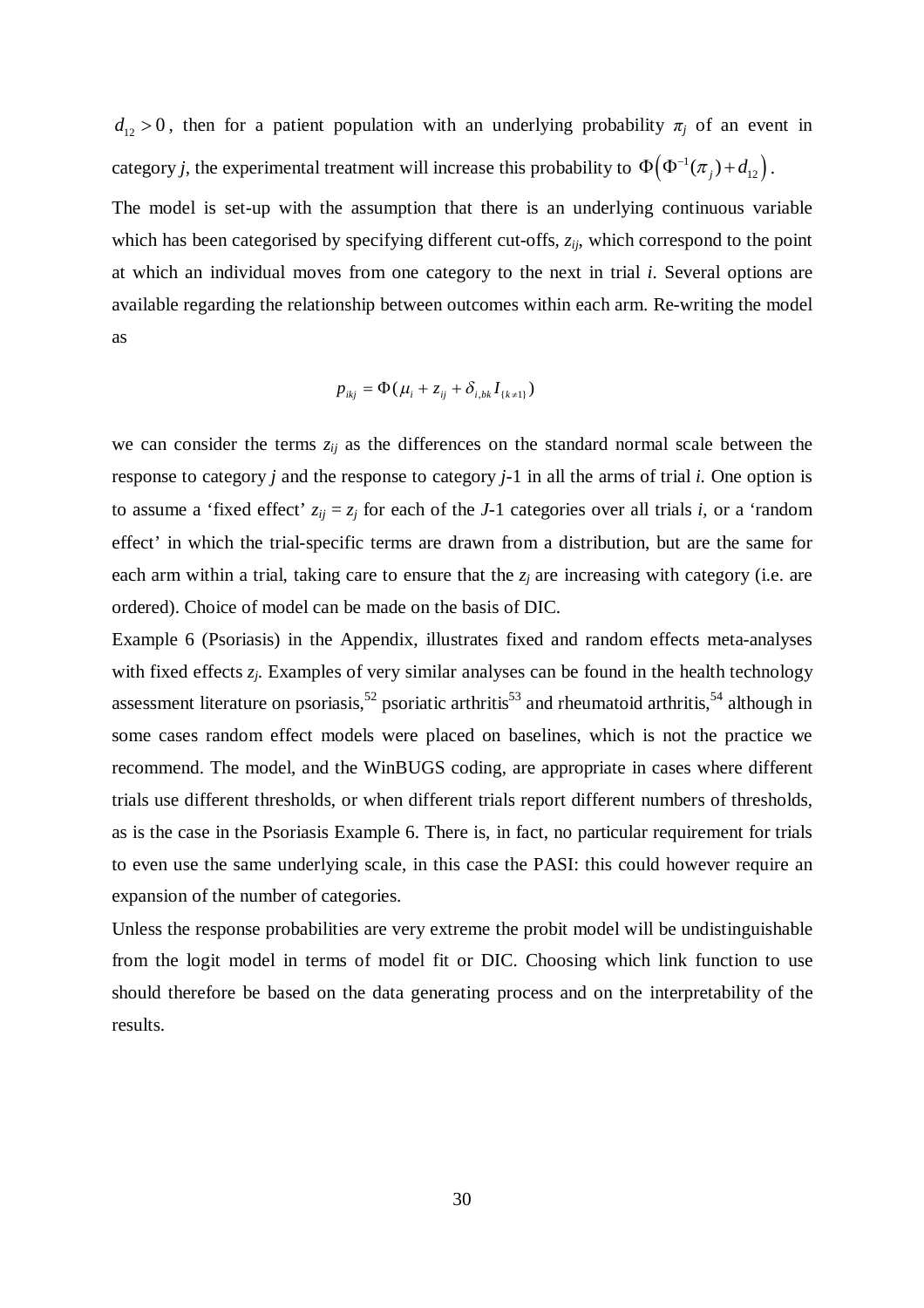$d_{12} > 0$, then for a patient population with an underlying probability $\pi_j$ of an event in category *j*, the experimental treatment will increase this probability to $\Phi\left(\Phi^{-1}(\pi_j) + d_{12}\right)$.

The model is set-up with the assumption that there is an underlying continuous variable which has been categorised by specifying different cut-offs, $z_{ij}$, which correspond to the point at which an individual moves from one category to the next in trial *i*. Several options are available regarding the relationship between outcomes within each arm. Re-writing the model as

$$p_{ikj} = \Phi(\mu_i + z_{ij} + \delta_{i,bk} I_{\{k \neq 1\}})$$

we can consider the terms $z_{ij}$ as the differences on the standard normal scale between the response to category *j* and the response to category *j*-1 in all the arms of trial *i.* One option is to assume a 'fixed effect' $z_{ij} = z_j$ for each of the *J*-1 categories over all trials *i*, or a 'random effect' in which the trial-specific terms are drawn from a distribution, but are the same for each arm within a trial, taking care to ensure that the $z_j$ are increasing with category (i.e. are ordered). Choice of model can be made on the basis of DIC.

Example 6 (Psoriasis) in the Appendix, illustrates fixed and random effects meta-analyses with fixed effects $z_j$. Examples of very similar analyses can be found in the health technology assessment literature on psoriasis,[52] psoriatic arthritis[53] and rheumatoid arthritis,[54] although in some cases random effect models were placed on baselines, which is not the practice we recommend. The model, and the WinBUGS coding, are appropriate in cases where different trials use different thresholds, or when different trials report different numbers of thresholds, as is the case in the Psoriasis Example 6. There is, in fact, no particular requirement for trials to even use the same underlying scale, in this case the PASI: this could however require an expansion of the number of categories.

Unless the response probabilities are very extreme the probit model will be undistinguishable from the logit model in terms of model fit or DIC. Choosing which link function to use should therefore be based on the data generating process and on the interpretability of the results.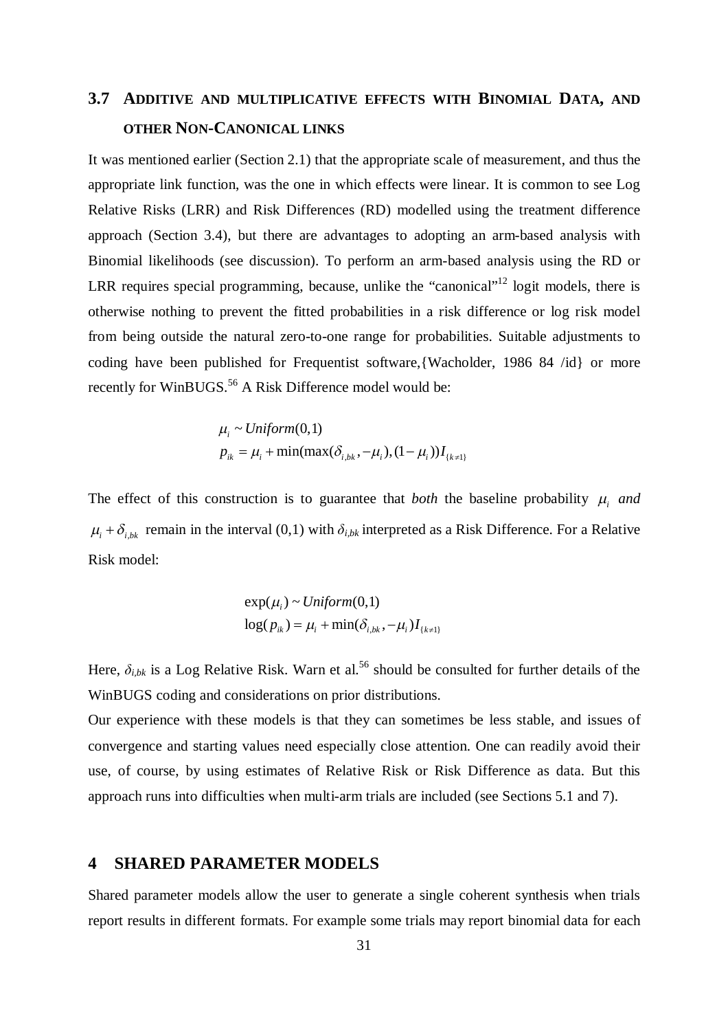## 3.7 ADDITIVE AND MULTIPLICATIVE EFFECTS WITH BINOMIAL DATA, AND OTHER NON-CANONICAL LINKS

It was mentioned earlier (Section 2.1) that the appropriate scale of measurement, and thus the appropriate link function, was the one in which effects were linear. It is common to see Log Relative Risks (LRR) and Risk Differences (RD) modelled using the treatment difference approach (Section 3.4), but there are advantages to adopting an arm-based analysis with Binomial likelihoods (see discussion). To perform an arm-based analysis using the RD or LRR requires special programming, because, unlike the "canonical"[12] logit models, there is otherwise nothing to prevent the fitted probabilities in a risk difference or log risk model from being outside the natural zero-to-one range for probabilities. Suitable adjustments to coding have been published for Frequentist software,{Wacholder, 1986 84 /id} or more recently for WinBUGS.[56] A Risk Difference model would be:

$$
\begin{aligned}
&\mu_i \sim Uniform(0,1) \\
&p_{ik} = \mu_i + \min(\max(\delta_{i,bk}, -\mu_i), (1-\mu_i)) I_{\{k \neq 1\}}
\end{aligned}
$$

The effect of this construction is to guarantee that *both* the baseline probability $\mu_i$ *and* $\mu_i + \delta_{i,bk}$ remain in the interval (0,1) with $\delta_{i,bk}$ interpreted as a Risk Difference. For a Relative Risk model:

$$
\begin{aligned}
&\exp(\mu_i) \sim Uniform(0,1) \\
&\log(p_{ik}) = \mu_i + \min(\delta_{i,bk}, -\mu_i) I_{\{k \neq 1\}}
\end{aligned}
$$

Here, $\delta_{i,bk}$ is a Log Relative Risk. Warn et al.[56] should be consulted for further details of the WinBUGS coding and considerations on prior distributions.

Our experience with these models is that they can sometimes be less stable, and issues of convergence and starting values need especially close attention. One can readily avoid their use, of course, by using estimates of Relative Risk or Risk Difference as data. But this approach runs into difficulties when multi-arm trials are included (see Sections 5.1 and 7).

# 4 SHARED PARAMETER MODELS

Shared parameter models allow the user to generate a single coherent synthesis when trials report results in different formats. For example some trials may report binomial data for each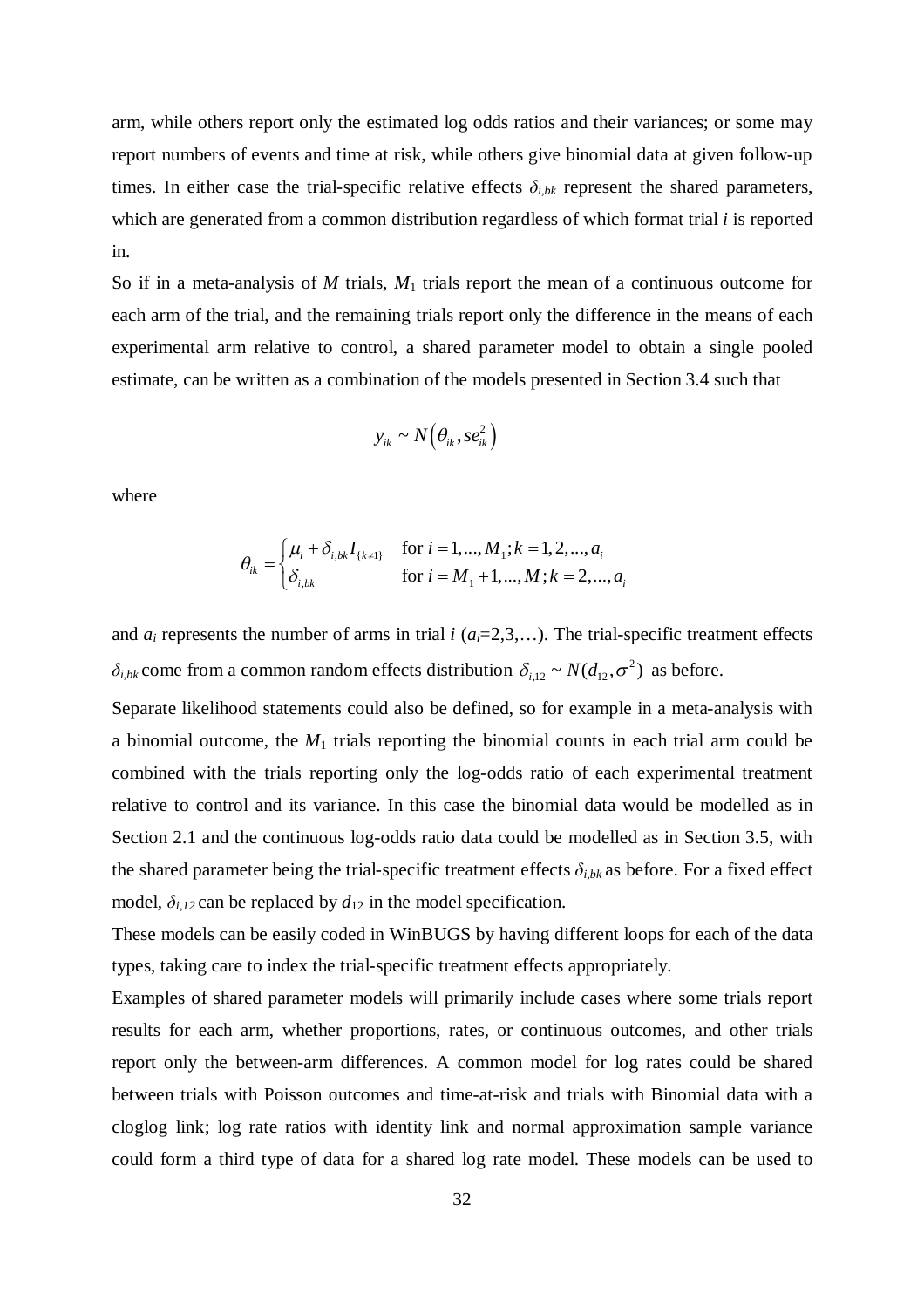arm, while others report only the estimated log odds ratios and their variances; or some may report numbers of events and time at risk, while others give binomial data at given follow-up times. In either case the trial-specific relative effects $\delta_{i,bk}$ represent the shared parameters, which are generated from a common distribution regardless of which format trial $i$ is reported in.

So if in a meta-analysis of $M$ trials, $M_1$ trials report the mean of a continuous outcome for each arm of the trial, and the remaining trials report only the difference in the means of each experimental arm relative to control, a shared parameter model to obtain a single pooled estimate, can be written as a combination of the models presented in Section 3.4 such that

$$y_{ik} \sim N\left(\theta_{ik}, se_{ik}^2\right)$$

where

$$\theta_{ik} = \begin{cases} \mu_i + \delta_{i,bk} I_{\{k \neq 1\}} & \text{for } i = 1,...,M_1; k = 1,2,...,a_i \\ \delta_{i,bk} & \text{for } i = M_1+1,...,M; k = 2,...,a_i \end{cases}$$

and $a_i$ represents the number of arms in trial $i$ ($a_i$=2,3,…). The trial-specific treatment effects $\delta_{i,bk}$ come from a common random effects distribution $\delta_{i,12} \sim N(d_{12}, \sigma^2)$ as before.

Separate likelihood statements could also be defined, so for example in a meta-analysis with a binomial outcome, the $M_1$ trials reporting the binomial counts in each trial arm could be combined with the trials reporting only the log-odds ratio of each experimental treatment relative to control and its variance. In this case the binomial data would be modelled as in Section 2.1 and the continuous log-odds ratio data could be modelled as in Section 3.5, with the shared parameter being the trial-specific treatment effects $\delta_{i,bk}$ as before. For a fixed effect model, $\delta_{i,12}$ can be replaced by $d_{12}$ in the model specification.

These models can be easily coded in WinBUGS by having different loops for each of the data types, taking care to index the trial-specific treatment effects appropriately.

Examples of shared parameter models will primarily include cases where some trials report results for each arm, whether proportions, rates, or continuous outcomes, and other trials report only the between-arm differences. A common model for log rates could be shared between trials with Poisson outcomes and time-at-risk and trials with Binomial data with a cloglog link; log rate ratios with identity link and normal approximation sample variance could form a third type of data for a shared log rate model. These models can be used to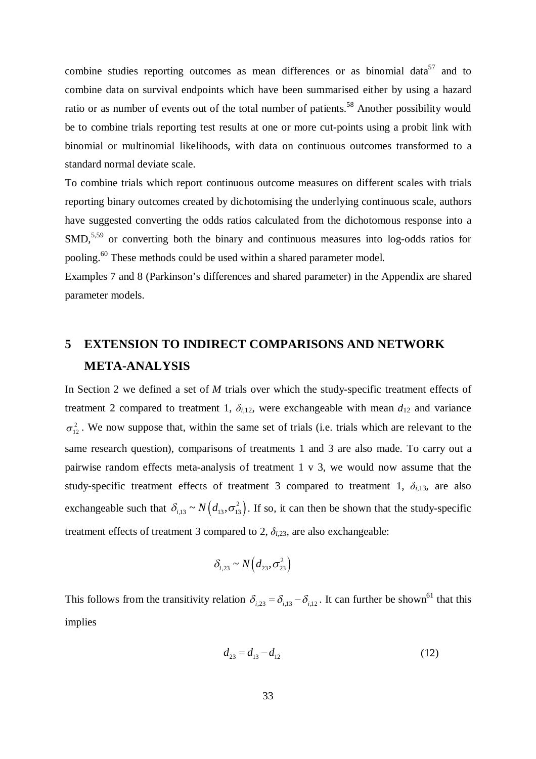combine studies reporting outcomes as mean differences or as binomial data[57] and to combine data on survival endpoints which have been summarised either by using a hazard ratio or as number of events out of the total number of patients.[58] Another possibility would be to combine trials reporting test results at one or more cut-points using a probit link with binomial or multinomial likelihoods, with data on continuous outcomes transformed to a standard normal deviate scale.

To combine trials which report continuous outcome measures on different scales with trials reporting binary outcomes created by dichotomising the underlying continuous scale, authors have suggested converting the odds ratios calculated from the dichotomous response into a SMD,[5,59] or converting both the binary and continuous measures into log-odds ratios for pooling.[60] These methods could be used within a shared parameter model.

Examples 7 and 8 (Parkinson's differences and shared parameter) in the Appendix are shared parameter models.

# 5 EXTENSION TO INDIRECT COMPARISONS AND NETWORK META-ANALYSIS

In Section 2 we defined a set of $M$ trials over which the study-specific treatment effects of treatment 2 compared to treatment 1, $\delta_{i,12}$, were exchangeable with mean $d_{12}$ and variance $\sigma_{12}^2$. We now suppose that, within the same set of trials (i.e. trials which are relevant to the same research question), comparisons of treatments 1 and 3 are also made. To carry out a pairwise random effects meta-analysis of treatment 1 v 3, we would now assume that the study-specific treatment effects of treatment 3 compared to treatment 1, $\delta_{i,13}$, are also exchangeable such that $\delta_{i,13} \sim N\left(d_{13}, \sigma_{13}^2\right)$. If so, it can then be shown that the study-specific treatment effects of treatment 3 compared to 2, $\delta_{i,23}$, are also exchangeable:

$$\delta_{i,23} \sim N\left(d_{23}, \sigma_{23}^2\right)$$

This follows from the transitivity relation $\delta_{i,23} = \delta_{i,13} - \delta_{i,12}$. It can further be shown[61] that this implies

$$d_{23} = d_{13} - d_{12} \tag{12}$$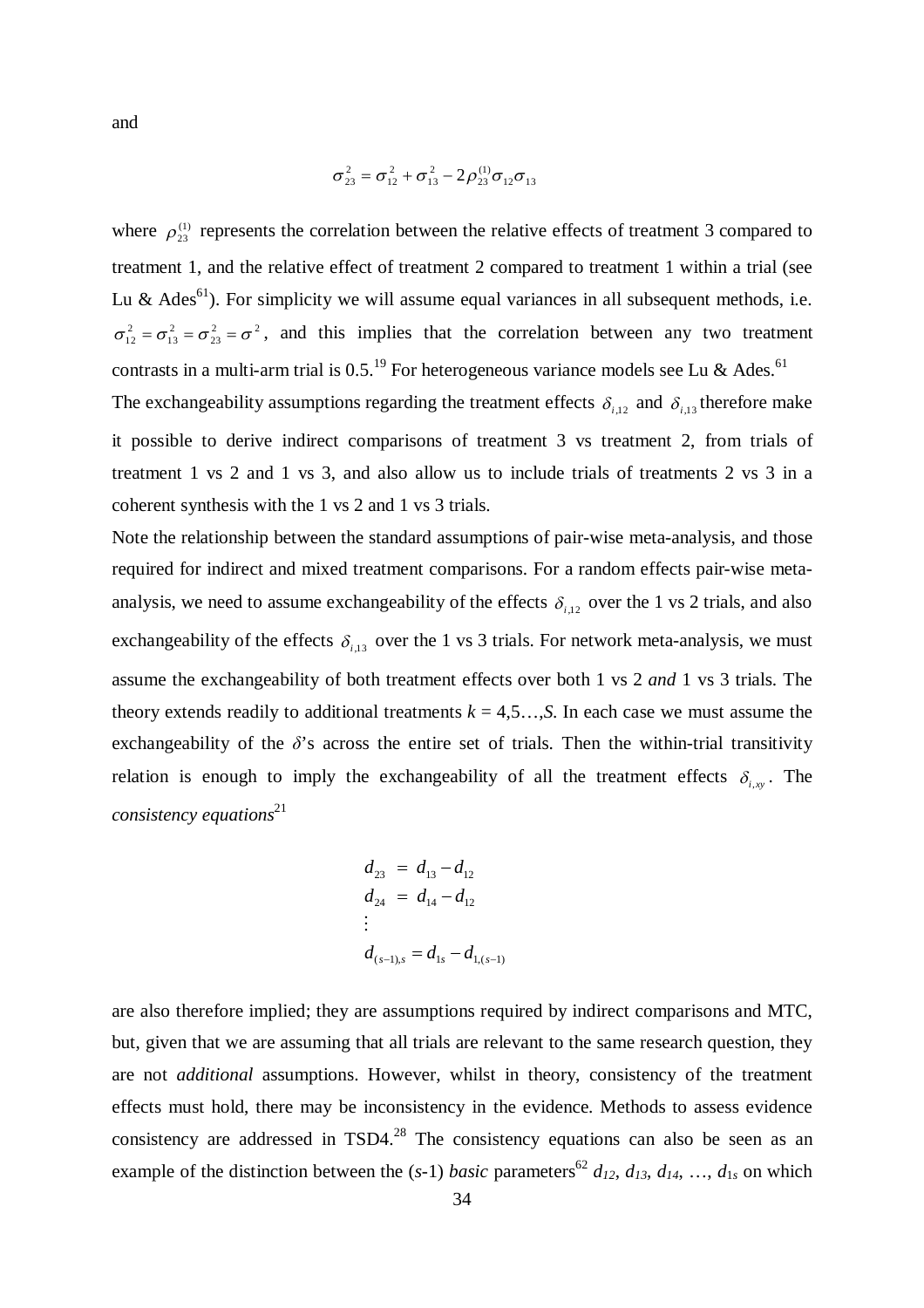and

$$\sigma_{23}^2 = \sigma_{12}^2 + \sigma_{13}^2 - 2\rho_{23}^{(1)}\sigma_{12}\sigma_{13}$$

where $\rho_{23}^{(1)}$ represents the correlation between the relative effects of treatment 3 compared to treatment 1, and the relative effect of treatment 2 compared to treatment 1 within a trial (see Lu & Ades[61]). For simplicity we will assume equal variances in all subsequent methods, i.e. $\sigma_{12}^2 = \sigma_{13}^2 = \sigma_{23}^2 = \sigma^2$, and this implies that the correlation between any two treatment contrasts in a multi-arm trial is 0.5.[19] For heterogeneous variance models see Lu & Ades.[61]

The exchangeability assumptions regarding the treatment effects $\delta_{i,12}$ and $\delta_{i,13}$ therefore make it possible to derive indirect comparisons of treatment 3 vs treatment 2, from trials of treatment 1 vs 2 and 1 vs 3, and also allow us to include trials of treatments 2 vs 3 in a coherent synthesis with the 1 vs 2 and 1 vs 3 trials.

Note the relationship between the standard assumptions of pair-wise meta-analysis, and those required for indirect and mixed treatment comparisons. For a random effects pair-wise meta-analysis, we need to assume exchangeability of the effects $\delta_{i,12}$ over the 1 vs 2 trials, and also exchangeability of the effects $\delta_{i,13}$ over the 1 vs 3 trials. For network meta-analysis, we must assume the exchangeability of both treatment effects over both 1 vs 2 *and* 1 vs 3 trials. The theory extends readily to additional treatments $k = 4,5\ldots,S$. In each case we must assume the exchangeability of the $\delta$'s across the entire set of trials. Then the within-trial transitivity relation is enough to imply the exchangeability of all the treatment effects $\delta_{i,xy}$. The *consistency equations*[21]

$$\begin{aligned}
d_{23} &= d_{13} - d_{12} \\
d_{24} &= d_{14} - d_{12} \\
&\vdots \\
d_{(s-1),s} &= d_{1s} - d_{1,(s-1)}
\end{aligned}$$

are also therefore implied; they are assumptions required by indirect comparisons and MTC, but, given that we are assuming that all trials are relevant to the same research question, they are not *additional* assumptions. However, whilst in theory, consistency of the treatment effects must hold, there may be inconsistency in the evidence. Methods to assess evidence consistency are addressed in TSD4.[28] The consistency equations can also be seen as an example of the distinction between the ($s$-1) *basic* parameters[62] $d_{12}$, $d_{13}$, $d_{14}$, …, $d_{1s}$ on which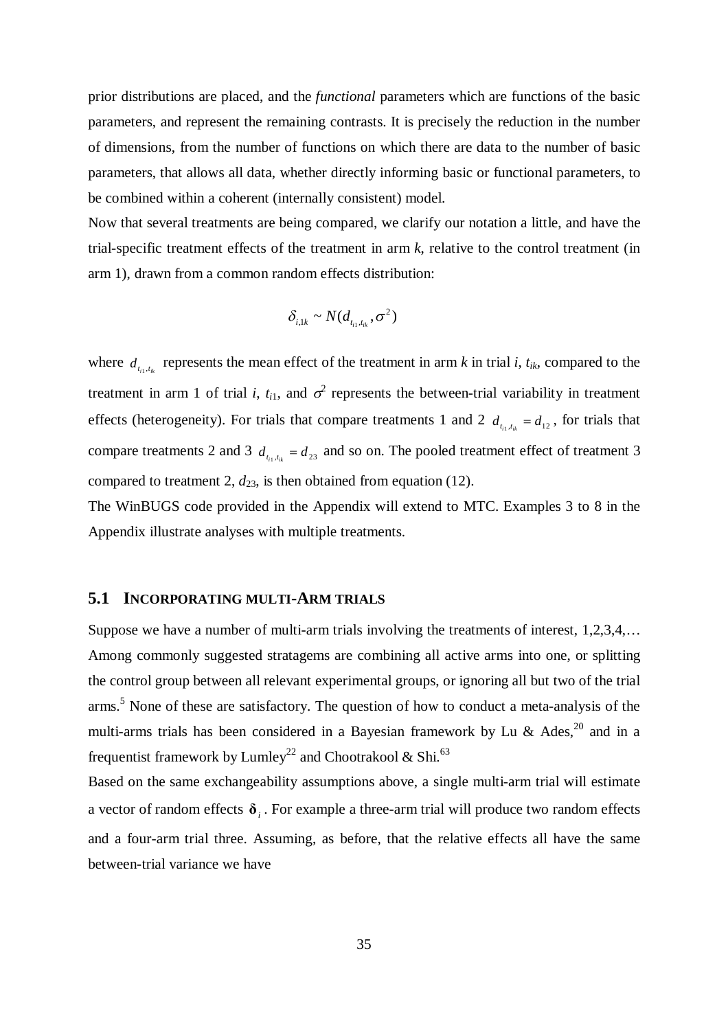prior distributions are placed, and the *functional* parameters which are functions of the basic parameters, and represent the remaining contrasts. It is precisely the reduction in the number of dimensions, from the number of functions on which there are data to the number of basic parameters, that allows all data, whether directly informing basic or functional parameters, to be combined within a coherent (internally consistent) model.

Now that several treatments are being compared, we clarify our notation a little, and have the trial-specific treatment effects of the treatment in arm $k$, relative to the control treatment (in arm 1), drawn from a common random effects distribution:

$$\delta_{i,1k} \sim N(d_{t_{i1},t_{ik}}, \sigma^2)$$

where $d_{t_{i1},t_{ik}}$ represents the mean effect of the treatment in arm $k$ in trial $i$, $t_{ik}$, compared to the treatment in arm 1 of trial $i$, $t_{i1}$, and $\sigma^2$ represents the between-trial variability in treatment effects (heterogeneity). For trials that compare treatments 1 and 2 $d_{t_{i1},t_{ik}} = d_{12}$, for trials that compare treatments 2 and 3 $d_{t_{i1},t_{ik}} = d_{23}$ and so on. The pooled treatment effect of treatment 3 compared to treatment 2, $d_{23}$, is then obtained from equation (12).

The WinBUGS code provided in the Appendix will extend to MTC. Examples 3 to 8 in the Appendix illustrate analyses with multiple treatments.

## 5.1 Incorporating multi-Arm trials

Suppose we have a number of multi-arm trials involving the treatments of interest, 1,2,3,4,… Among commonly suggested stratagems are combining all active arms into one, or splitting the control group between all relevant experimental groups, or ignoring all but two of the trial arms.[5] None of these are satisfactory. The question of how to conduct a meta-analysis of the multi-arms trials has been considered in a Bayesian framework by Lu & Ades,[20] and in a frequentist framework by Lumley[22] and Chootrakool & Shi.[63]

Based on the same exchangeability assumptions above, a single multi-arm trial will estimate a vector of random effects $\boldsymbol{\delta}_i$. For example a three-arm trial will produce two random effects and a four-arm trial three. Assuming, as before, that the relative effects all have the same between-trial variance we have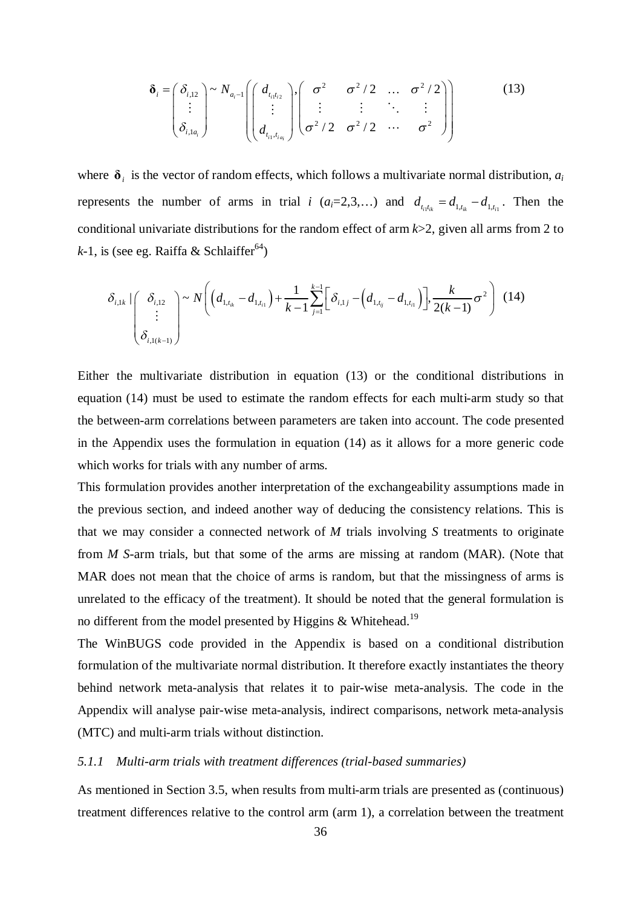$$
\boldsymbol{\delta}_i = \begin{pmatrix} \delta_{i,12} \\ \vdots \\ \delta_{i,1a_i} \end{pmatrix} \sim N_{a_i-1}\left( \begin{pmatrix} d_{t_{i1}t_{i2}} \\ \vdots \\ d_{t_{i1},t_{ia_i}} \end{pmatrix}, \begin{pmatrix} \sigma^2 & \sigma^2/2 & \dots & \sigma^2/2 \\ \vdots & \vdots & \ddots & \vdots \\ \sigma^2/2 & \sigma^2/2 & \cdots & \sigma^2 \end{pmatrix} \right) \tag{13}
$$

where $\boldsymbol{\delta}_i$ is the vector of random effects, which follows a multivariate normal distribution, $a_i$ represents the number of arms in trial $i$ ($a_i$=2,3,…) and $d_{t_{i1}t_{ik}} = d_{1,t_{ik}} - d_{1,t_{i1}}$. Then the conditional univariate distributions for the random effect of arm $k$>2, given all arms from 2 to $k$-1, is (see eg. Raiffa & Schlaiffer[64])

$$
\delta_{i,1k} \mid \begin{pmatrix} \delta_{i,12} \\ \vdots \\ \delta_{i,1(k-1)} \end{pmatrix} \sim N\left( \left(d_{1,t_{ik}} - d_{1,t_{i1}}\right) + \frac{1}{k-1}\sum_{j=1}^{k-1}\left[ \delta_{i,1j} - \left(d_{1,t_{ij}} - d_{1,t_{i1}}\right)\right], \frac{k}{2(k-1)}\sigma^2 \right) \tag{14}
$$

Either the multivariate distribution in equation (13) or the conditional distributions in equation (14) must be used to estimate the random effects for each multi-arm study so that the between-arm correlations between parameters are taken into account. The code presented in the Appendix uses the formulation in equation (14) as it allows for a more generic code which works for trials with any number of arms.

This formulation provides another interpretation of the exchangeability assumptions made in the previous section, and indeed another way of deducing the consistency relations. This is that we may consider a connected network of $M$ trials involving $S$ treatments to originate from $M$ $S$-arm trials, but that some of the arms are missing at random (MAR). (Note that MAR does not mean that the choice of arms is random, but that the missingness of arms is unrelated to the efficacy of the treatment). It should be noted that the general formulation is no different from the model presented by Higgins & Whitehead.[19]

The WinBUGS code provided in the Appendix is based on a conditional distribution formulation of the multivariate normal distribution. It therefore exactly instantiates the theory behind network meta-analysis that relates it to pair-wise meta-analysis. The code in the Appendix will analyse pair-wise meta-analysis, indirect comparisons, network meta-analysis (MTC) and multi-arm trials without distinction.

### *5.1.1 Multi-arm trials with treatment differences (trial-based summaries)*

As mentioned in Section 3.5, when results from multi-arm trials are presented as (continuous) treatment differences relative to the control arm (arm 1), a correlation between the treatment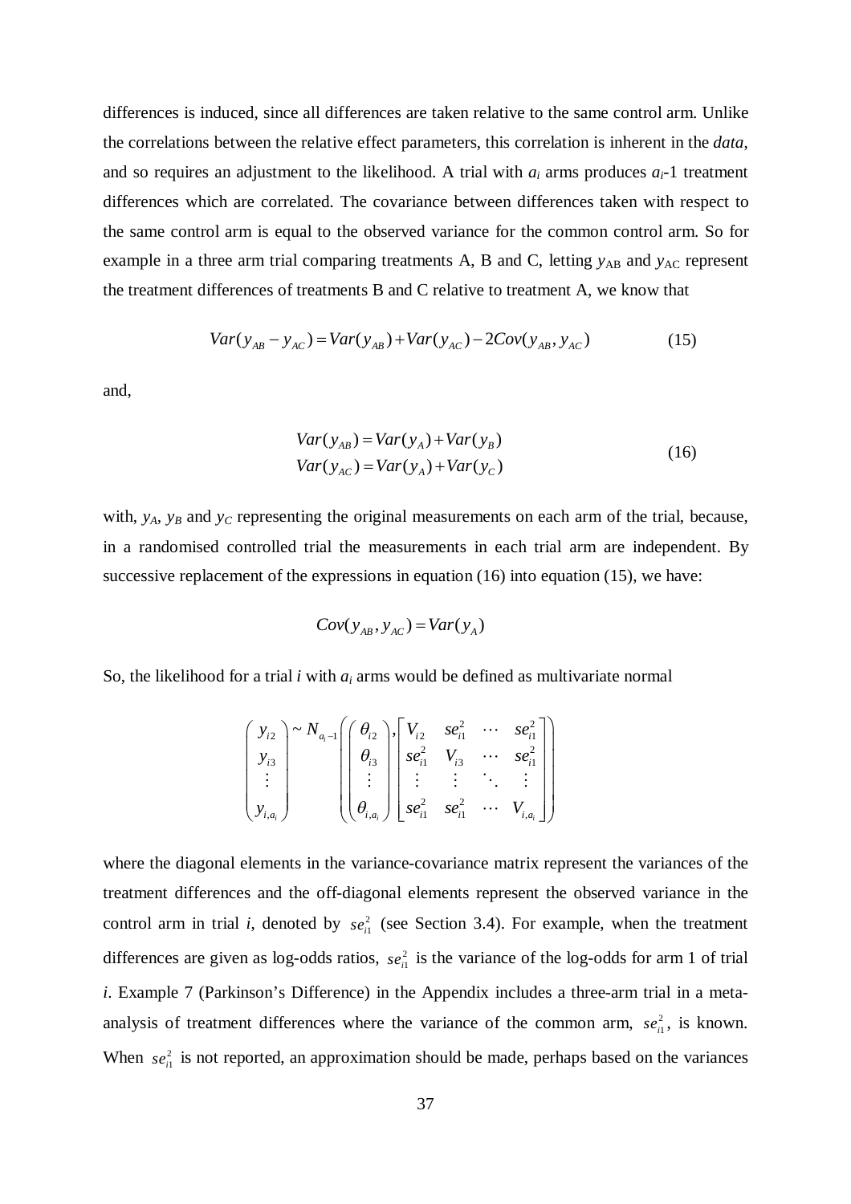differences is induced, since all differences are taken relative to the same control arm. Unlike the correlations between the relative effect parameters, this correlation is inherent in the *data*, and so requires an adjustment to the likelihood. A trial with $a_i$ arms produces $a_i$-1 treatment differences which are correlated. The covariance between differences taken with respect to the same control arm is equal to the observed variance for the common control arm. So for example in a three arm trial comparing treatments A, B and C, letting $y_{AB}$ and $y_{AC}$ represent the treatment differences of treatments B and C relative to treatment A, we know that

$$Var(y_{AB} - y_{AC}) = Var(y_{AB}) + Var(y_{AC}) - 2Cov(y_{AB}, y_{AC}) \tag{15}$$

and,

$$\begin{aligned} Var(y_{AB}) &= Var(y_A) + Var(y_B) \\ Var(y_{AC}) &= Var(y_A) + Var(y_C) \end{aligned} \tag{16}$$

with, $y_A$, $y_B$ and $y_C$ representing the original measurements on each arm of the trial, because, in a randomised controlled trial the measurements in each trial arm are independent. By successive replacement of the expressions in equation (16) into equation (15), we have:

$$Cov(y_{AB}, y_{AC}) = Var(y_A)$$

So, the likelihood for a trial $i$ with $a_i$ arms would be defined as multivariate normal

$$\begin{pmatrix} y_{i2} \\ y_{i3} \\ \vdots \\ y_{i,a_i} \end{pmatrix} \sim N_{a_i-1}\left( \begin{pmatrix} \theta_{i2} \\ \theta_{i3} \\ \vdots \\ \theta_{i,a_i} \end{pmatrix}, \begin{bmatrix} V_{i2} & se_{i1}^2 & \cdots & se_{i1}^2 \\ se_{i1}^2 & V_{i3} & \cdots & se_{i1}^2 \\ \vdots & \vdots & \ddots & \vdots \\ se_{i1}^2 & se_{i1}^2 & \cdots & V_{i,a_i} \end{bmatrix} \right)$$

where the diagonal elements in the variance-covariance matrix represent the variances of the treatment differences and the off-diagonal elements represent the observed variance in the control arm in trial $i$, denoted by $se_{i1}^2$ (see Section 3.4). For example, when the treatment differences are given as log-odds ratios, $se_{i1}^2$ is the variance of the log-odds for arm 1 of trial $i$. Example 7 (Parkinson's Difference) in the Appendix includes a three-arm trial in a meta-analysis of treatment differences where the variance of the common arm, $se_{i1}^2$, is known. When $se_{i1}^2$ is not reported, an approximation should be made, perhaps based on the variances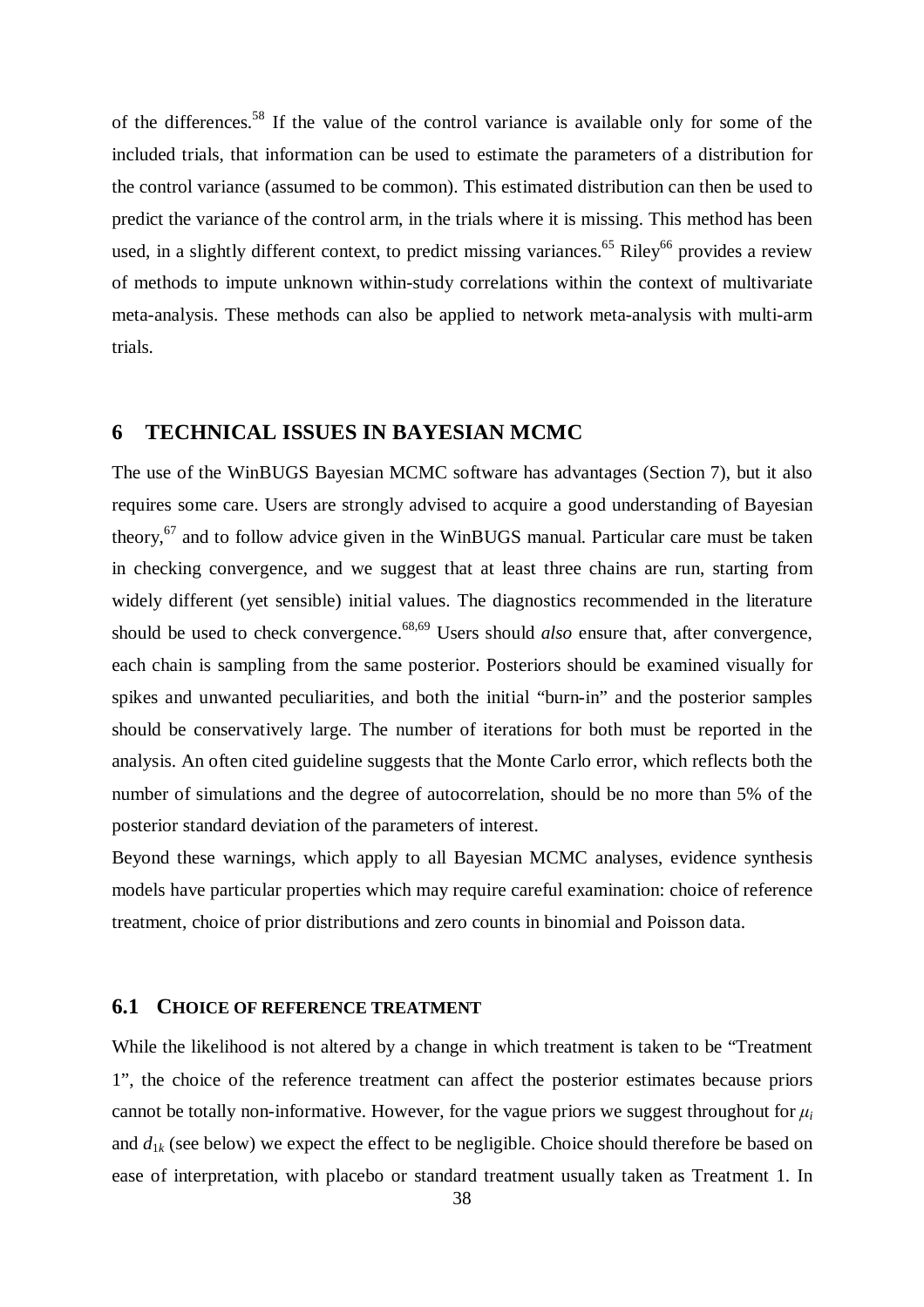of the differences.[58] If the value of the control variance is available only for some of the included trials, that information can be used to estimate the parameters of a distribution for the control variance (assumed to be common). This estimated distribution can then be used to predict the variance of the control arm, in the trials where it is missing. This method has been used, in a slightly different context, to predict missing variances.[65] Riley[66] provides a review of methods to impute unknown within-study correlations within the context of multivariate meta-analysis. These methods can also be applied to network meta-analysis with multi-arm trials.

# 6 TECHNICAL ISSUES IN BAYESIAN MCMC

The use of the WinBUGS Bayesian MCMC software has advantages (Section 7), but it also requires some care. Users are strongly advised to acquire a good understanding of Bayesian theory,[67] and to follow advice given in the WinBUGS manual. Particular care must be taken in checking convergence, and we suggest that at least three chains are run, starting from widely different (yet sensible) initial values. The diagnostics recommended in the literature should be used to check convergence.[68,69] Users should *also* ensure that, after convergence, each chain is sampling from the same posterior. Posteriors should be examined visually for spikes and unwanted peculiarities, and both the initial "burn-in" and the posterior samples should be conservatively large. The number of iterations for both must be reported in the analysis. An often cited guideline suggests that the Monte Carlo error, which reflects both the number of simulations and the degree of autocorrelation, should be no more than 5% of the posterior standard deviation of the parameters of interest.

Beyond these warnings, which apply to all Bayesian MCMC analyses, evidence synthesis models have particular properties which may require careful examination: choice of reference treatment, choice of prior distributions and zero counts in binomial and Poisson data.

## 6.1 CHOICE OF REFERENCE TREATMENT

While the likelihood is not altered by a change in which treatment is taken to be "Treatment 1", the choice of the reference treatment can affect the posterior estimates because priors cannot be totally non-informative. However, for the vague priors we suggest throughout for $\mu_i$ and $d_{1k}$ (see below) we expect the effect to be negligible. Choice should therefore be based on ease of interpretation, with placebo or standard treatment usually taken as Treatment 1. In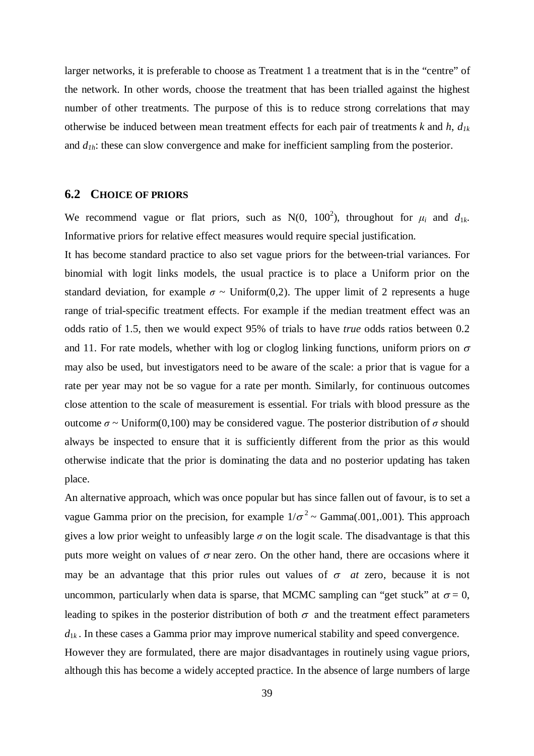larger networks, it is preferable to choose as Treatment 1 a treatment that is in the "centre" of the network. In other words, choose the treatment that has been trialled against the highest number of other treatments. The purpose of this is to reduce strong correlations that may otherwise be induced between mean treatment effects for each pair of treatments $k$ and $h$, $d_{1k}$ and $d_{1h}$: these can slow convergence and make for inefficient sampling from the posterior.

## 6.2 CHOICE OF PRIORS

We recommend vague or flat priors, such as N(0, $100^2$), throughout for $\mu_i$ and $d_{1k}$. Informative priors for relative effect measures would require special justification.

It has become standard practice to also set vague priors for the between-trial variances. For binomial with logit links models, the usual practice is to place a Uniform prior on the standard deviation, for example $\sigma$ ~ Uniform(0,2). The upper limit of 2 represents a huge range of trial-specific treatment effects. For example if the median treatment effect was an odds ratio of 1.5, then we would expect 95% of trials to have *true* odds ratios between 0.2 and 11. For rate models, whether with log or cloglog linking functions, uniform priors on $\sigma$ may also be used, but investigators need to be aware of the scale: a prior that is vague for a rate per year may not be so vague for a rate per month. Similarly, for continuous outcomes close attention to the scale of measurement is essential. For trials with blood pressure as the outcome $\sigma$ ~ Uniform(0,100) may be considered vague. The posterior distribution of $\sigma$ should always be inspected to ensure that it is sufficiently different from the prior as this would otherwise indicate that the prior is dominating the data and no posterior updating has taken place.

An alternative approach, which was once popular but has since fallen out of favour, is to set a vague Gamma prior on the precision, for example $1/\sigma^2$ ~ Gamma(.001,.001). This approach gives a low prior weight to unfeasibly large $\sigma$ on the logit scale. The disadvantage is that this puts more weight on values of $\sigma$ near zero. On the other hand, there are occasions where it may be an advantage that this prior rules out values of $\sigma$ *at* zero, because it is not uncommon, particularly when data is sparse, that MCMC sampling can "get stuck" at $\sigma = 0$, leading to spikes in the posterior distribution of both $\sigma$ and the treatment effect parameters $d_{1k}$. In these cases a Gamma prior may improve numerical stability and speed convergence.

However they are formulated, there are major disadvantages in routinely using vague priors, although this has become a widely accepted practice. In the absence of large numbers of large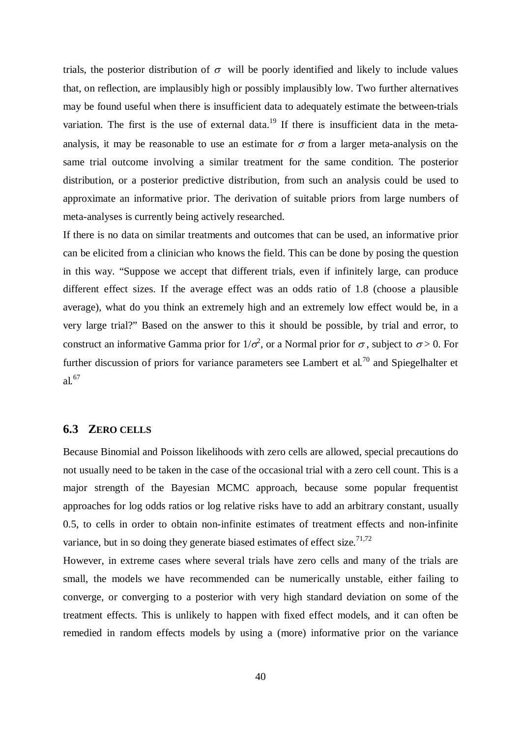trials, the posterior distribution of $\sigma$ will be poorly identified and likely to include values that, on reflection, are implausibly high or possibly implausibly low. Two further alternatives may be found useful when there is insufficient data to adequately estimate the between-trials variation. The first is the use of external data.[19] If there is insufficient data in the meta-analysis, it may be reasonable to use an estimate for $\sigma$ from a larger meta-analysis on the same trial outcome involving a similar treatment for the same condition. The posterior distribution, or a posterior predictive distribution, from such an analysis could be used to approximate an informative prior. The derivation of suitable priors from large numbers of meta-analyses is currently being actively researched.

If there is no data on similar treatments and outcomes that can be used, an informative prior can be elicited from a clinician who knows the field. This can be done by posing the question in this way. "Suppose we accept that different trials, even if infinitely large, can produce different effect sizes. If the average effect was an odds ratio of 1.8 (choose a plausible average), what do you think an extremely high and an extremely low effect would be, in a very large trial?" Based on the answer to this it should be possible, by trial and error, to construct an informative Gamma prior for $1/\sigma^2$, or a Normal prior for $\sigma$, subject to $\sigma > 0$. For further discussion of priors for variance parameters see Lambert et al.[70] and Spiegelhalter et al.[67]

## 6.3 ZERO CELLS

Because Binomial and Poisson likelihoods with zero cells are allowed, special precautions do not usually need to be taken in the case of the occasional trial with a zero cell count. This is a major strength of the Bayesian MCMC approach, because some popular frequentist approaches for log odds ratios or log relative risks have to add an arbitrary constant, usually 0.5, to cells in order to obtain non-infinite estimates of treatment effects and non-infinite variance, but in so doing they generate biased estimates of effect size.[71,72]

However, in extreme cases where several trials have zero cells and many of the trials are small, the models we have recommended can be numerically unstable, either failing to converge, or converging to a posterior with very high standard deviation on some of the treatment effects. This is unlikely to happen with fixed effect models, and it can often be remedied in random effects models by using a (more) informative prior on the variance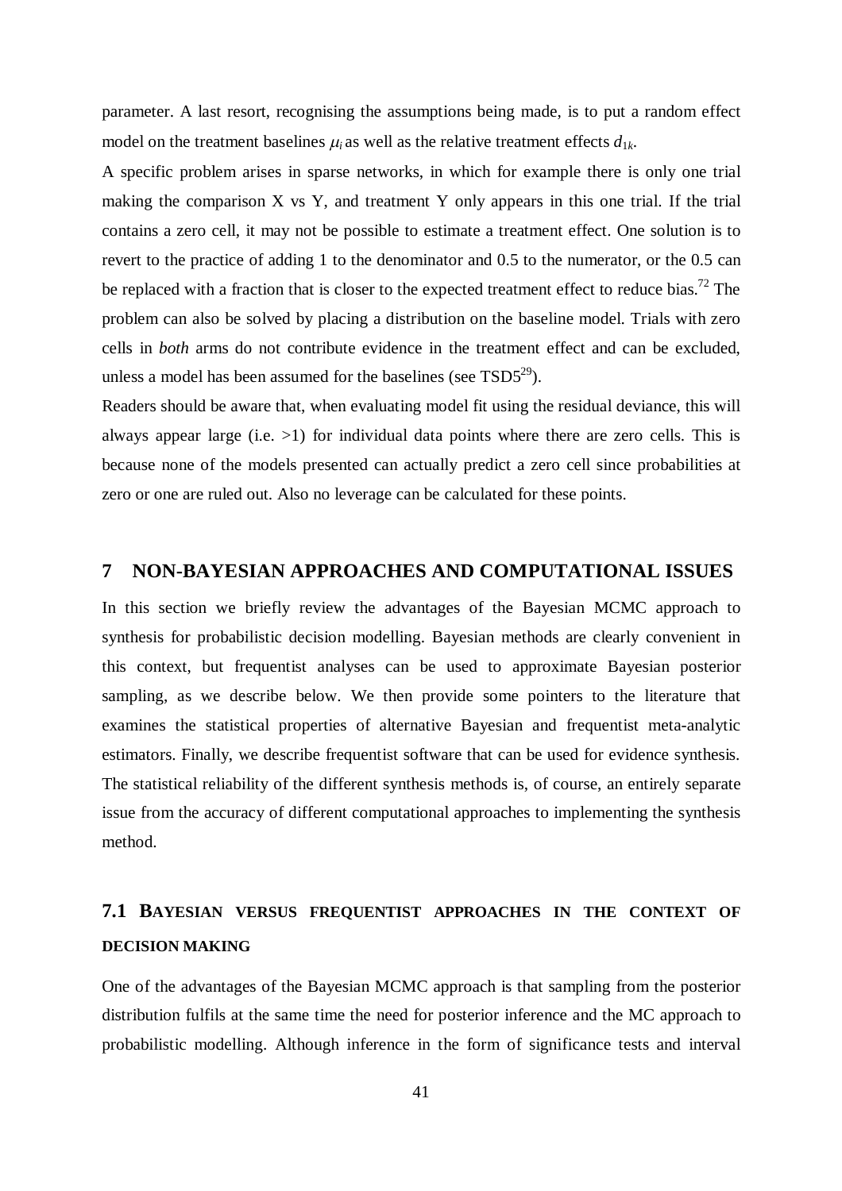parameter. A last resort, recognising the assumptions being made, is to put a random effect model on the treatment baselines $\mu_i$ as well as the relative treatment effects $d_{1k}$.

A specific problem arises in sparse networks, in which for example there is only one trial making the comparison X vs Y, and treatment Y only appears in this one trial. If the trial contains a zero cell, it may not be possible to estimate a treatment effect. One solution is to revert to the practice of adding 1 to the denominator and 0.5 to the numerator, or the 0.5 can be replaced with a fraction that is closer to the expected treatment effect to reduce bias.[72] The problem can also be solved by placing a distribution on the baseline model. Trials with zero cells in *both* arms do not contribute evidence in the treatment effect and can be excluded, unless a model has been assumed for the baselines (see TSD5[29]).

Readers should be aware that, when evaluating model fit using the residual deviance, this will always appear large (i.e. >1) for individual data points where there are zero cells. This is because none of the models presented can actually predict a zero cell since probabilities at zero or one are ruled out. Also no leverage can be calculated for these points.

# 7 NON-BAYESIAN APPROACHES AND COMPUTATIONAL ISSUES

In this section we briefly review the advantages of the Bayesian MCMC approach to synthesis for probabilistic decision modelling. Bayesian methods are clearly convenient in this context, but frequentist analyses can be used to approximate Bayesian posterior sampling, as we describe below. We then provide some pointers to the literature that examines the statistical properties of alternative Bayesian and frequentist meta-analytic estimators. Finally, we describe frequentist software that can be used for evidence synthesis. The statistical reliability of the different synthesis methods is, of course, an entirely separate issue from the accuracy of different computational approaches to implementing the synthesis method.

## 7.1 BAYESIAN VERSUS FREQUENTIST APPROACHES IN THE CONTEXT OF DECISION MAKING

One of the advantages of the Bayesian MCMC approach is that sampling from the posterior distribution fulfils at the same time the need for posterior inference and the MC approach to probabilistic modelling. Although inference in the form of significance tests and interval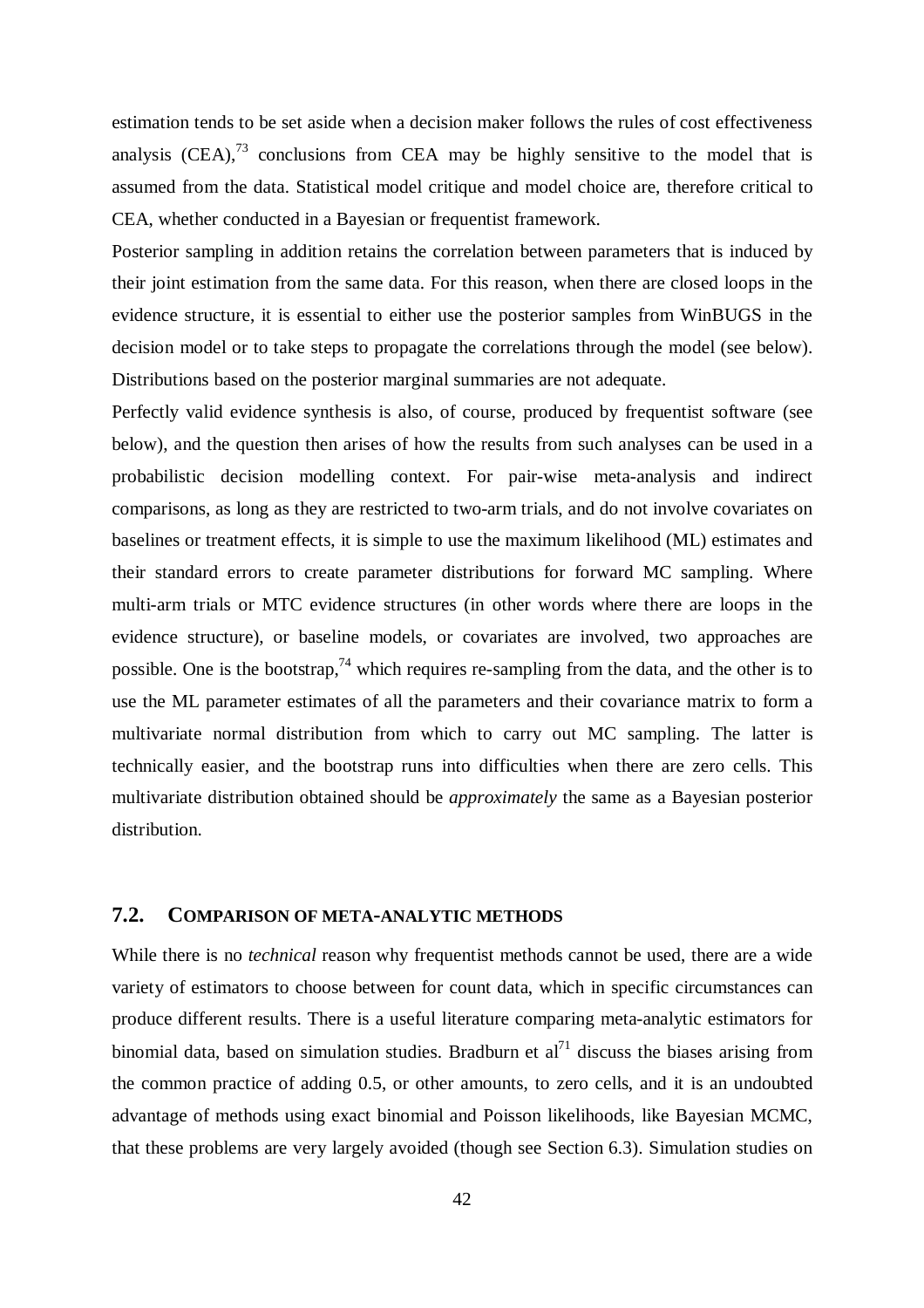estimation tends to be set aside when a decision maker follows the rules of cost effectiveness analysis (CEA),[73] conclusions from CEA may be highly sensitive to the model that is assumed from the data. Statistical model critique and model choice are, therefore critical to CEA, whether conducted in a Bayesian or frequentist framework.

Posterior sampling in addition retains the correlation between parameters that is induced by their joint estimation from the same data. For this reason, when there are closed loops in the evidence structure, it is essential to either use the posterior samples from WinBUGS in the decision model or to take steps to propagate the correlations through the model (see below). Distributions based on the posterior marginal summaries are not adequate.

Perfectly valid evidence synthesis is also, of course, produced by frequentist software (see below), and the question then arises of how the results from such analyses can be used in a probabilistic decision modelling context. For pair-wise meta-analysis and indirect comparisons, as long as they are restricted to two-arm trials, and do not involve covariates on baselines or treatment effects, it is simple to use the maximum likelihood (ML) estimates and their standard errors to create parameter distributions for forward MC sampling. Where multi-arm trials or MTC evidence structures (in other words where there are loops in the evidence structure), or baseline models, or covariates are involved, two approaches are possible. One is the bootstrap,[74] which requires re-sampling from the data, and the other is to use the ML parameter estimates of all the parameters and their covariance matrix to form a multivariate normal distribution from which to carry out MC sampling. The latter is technically easier, and the bootstrap runs into difficulties when there are zero cells. This multivariate distribution obtained should be *approximately* the same as a Bayesian posterior distribution.

## 7.2. COMPARISON OF META-ANALYTIC METHODS

While there is no *technical* reason why frequentist methods cannot be used, there are a wide variety of estimators to choose between for count data, which in specific circumstances can produce different results. There is a useful literature comparing meta-analytic estimators for binomial data, based on simulation studies. Bradburn et al[71] discuss the biases arising from the common practice of adding 0.5, or other amounts, to zero cells, and it is an undoubted advantage of methods using exact binomial and Poisson likelihoods, like Bayesian MCMC, that these problems are very largely avoided (though see Section 6.3). Simulation studies on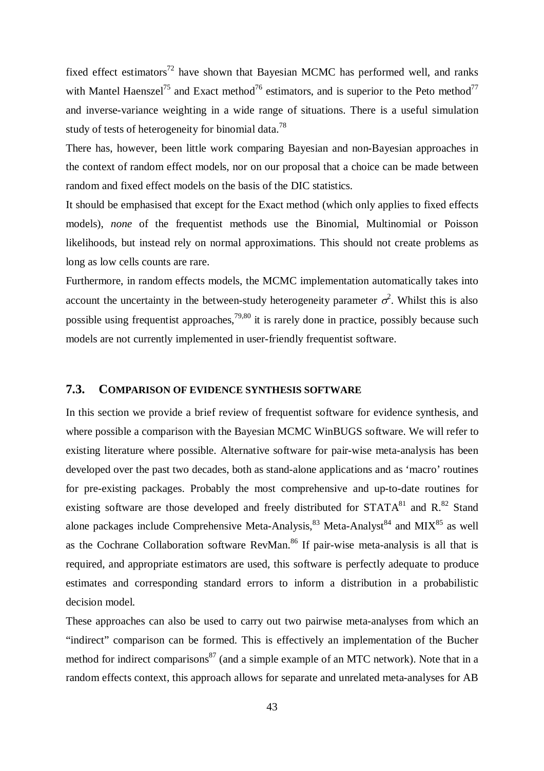fixed effect estimators[72] have shown that Bayesian MCMC has performed well, and ranks with Mantel Haenszel[75] and Exact method[76] estimators, and is superior to the Peto method[77] and inverse-variance weighting in a wide range of situations. There is a useful simulation study of tests of heterogeneity for binomial data.[78]

There has, however, been little work comparing Bayesian and non-Bayesian approaches in the context of random effect models, nor on our proposal that a choice can be made between random and fixed effect models on the basis of the DIC statistics.

It should be emphasised that except for the Exact method (which only applies to fixed effects models), *none* of the frequentist methods use the Binomial, Multinomial or Poisson likelihoods, but instead rely on normal approximations. This should not create problems as long as low cells counts are rare.

Furthermore, in random effects models, the MCMC implementation automatically takes into account the uncertainty in the between-study heterogeneity parameter $\sigma^2$. Whilst this is also possible using frequentist approaches,[79,80] it is rarely done in practice, possibly because such models are not currently implemented in user-friendly frequentist software.

## 7.3. Comparison of Evidence Synthesis Software

In this section we provide a brief review of frequentist software for evidence synthesis, and where possible a comparison with the Bayesian MCMC WinBUGS software. We will refer to existing literature where possible. Alternative software for pair-wise meta-analysis has been developed over the past two decades, both as stand-alone applications and as 'macro' routines for pre-existing packages. Probably the most comprehensive and up-to-date routines for existing software are those developed and freely distributed for STATA[81] and R.[82] Stand alone packages include Comprehensive Meta-Analysis,[83] Meta-Analyst[84] and MIX[85] as well as the Cochrane Collaboration software RevMan.[86] If pair-wise meta-analysis is all that is required, and appropriate estimators are used, this software is perfectly adequate to produce estimates and corresponding standard errors to inform a distribution in a probabilistic decision model.

These approaches can also be used to carry out two pairwise meta-analyses from which an "indirect" comparison can be formed. This is effectively an implementation of the Bucher method for indirect comparisons[87] (and a simple example of an MTC network). Note that in a random effects context, this approach allows for separate and unrelated meta-analyses for AB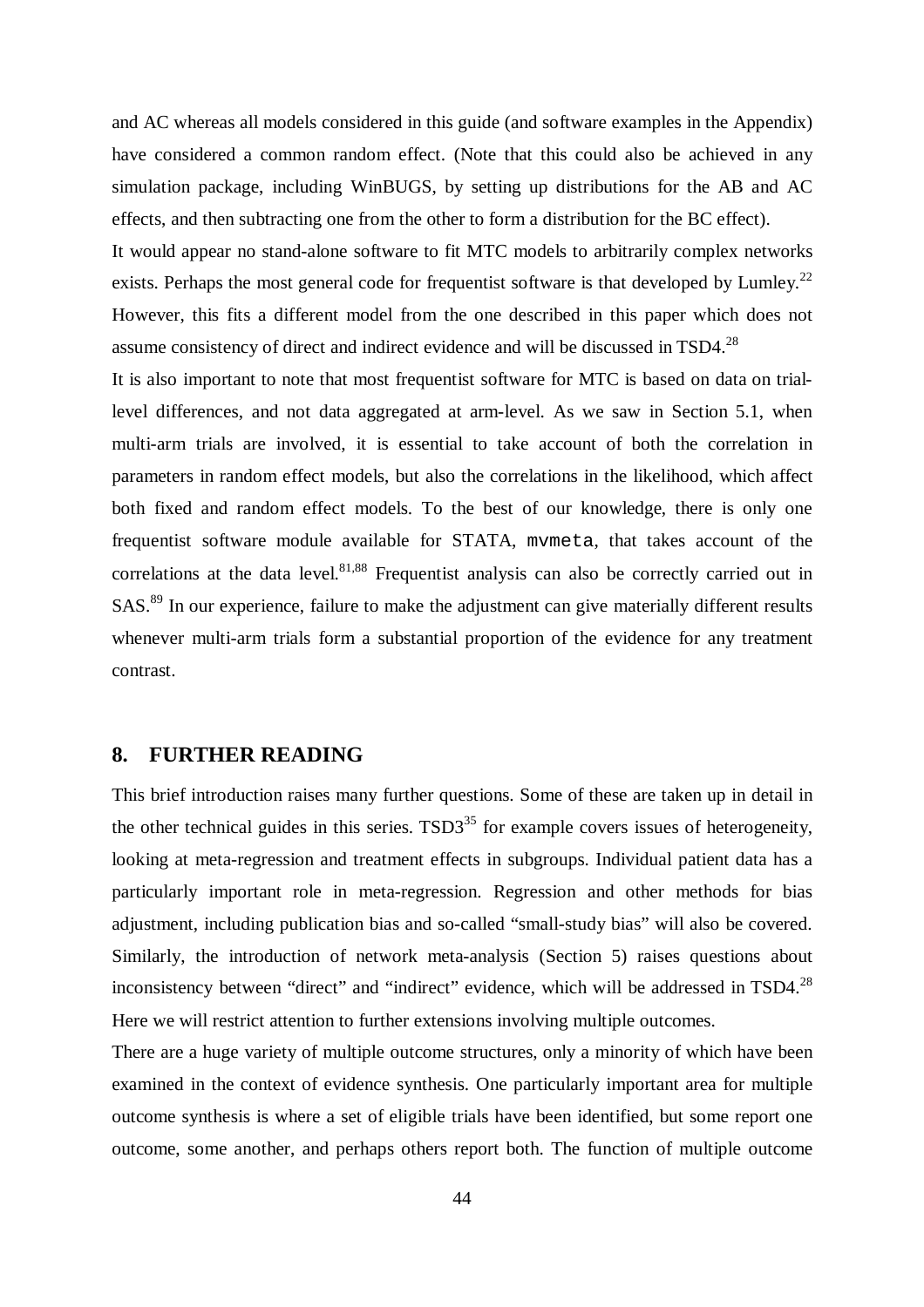and AC whereas all models considered in this guide (and software examples in the Appendix) have considered a common random effect. (Note that this could also be achieved in any simulation package, including WinBUGS, by setting up distributions for the AB and AC effects, and then subtracting one from the other to form a distribution for the BC effect).

It would appear no stand-alone software to fit MTC models to arbitrarily complex networks exists. Perhaps the most general code for frequentist software is that developed by Lumley.[22] However, this fits a different model from the one described in this paper which does not assume consistency of direct and indirect evidence and will be discussed in TSD4.[28]

It is also important to note that most frequentist software for MTC is based on data on trial-level differences, and not data aggregated at arm-level. As we saw in Section 5.1, when multi-arm trials are involved, it is essential to take account of both the correlation in parameters in random effect models, but also the correlations in the likelihood, which affect both fixed and random effect models. To the best of our knowledge, there is only one frequentist software module available for STATA, `mvmeta`, that takes account of the correlations at the data level.[81,88] Frequentist analysis can also be correctly carried out in SAS.[89] In our experience, failure to make the adjustment can give materially different results whenever multi-arm trials form a substantial proportion of the evidence for any treatment contrast.

## 8. FURTHER READING

This brief introduction raises many further questions. Some of these are taken up in detail in the other technical guides in this series. TSD3[35] for example covers issues of heterogeneity, looking at meta-regression and treatment effects in subgroups. Individual patient data has a particularly important role in meta-regression. Regression and other methods for bias adjustment, including publication bias and so-called "small-study bias" will also be covered. Similarly, the introduction of network meta-analysis (Section 5) raises questions about inconsistency between "direct" and "indirect" evidence, which will be addressed in TSD4.[28] Here we will restrict attention to further extensions involving multiple outcomes.

There are a huge variety of multiple outcome structures, only a minority of which have been examined in the context of evidence synthesis. One particularly important area for multiple outcome synthesis is where a set of eligible trials have been identified, but some report one outcome, some another, and perhaps others report both. The function of multiple outcome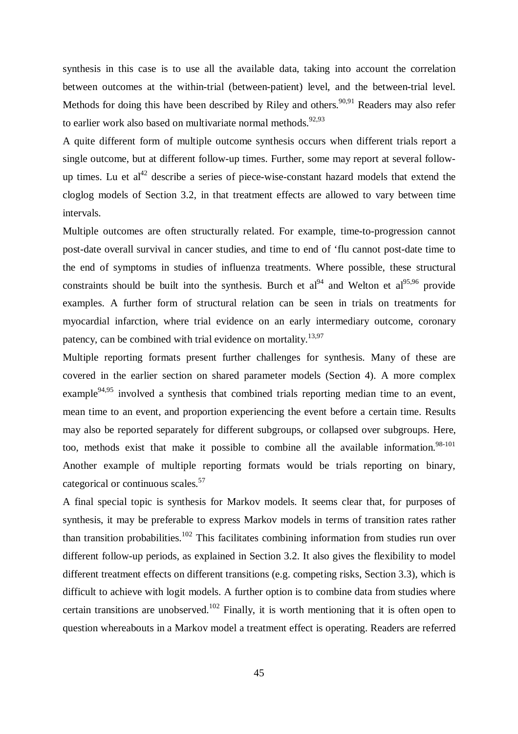synthesis in this case is to use all the available data, taking into account the correlation between outcomes at the within-trial (between-patient) level, and the between-trial level. Methods for doing this have been described by Riley and others.[90,91] Readers may also refer to earlier work also based on multivariate normal methods.[92,93]

A quite different form of multiple outcome synthesis occurs when different trials report a single outcome, but at different follow-up times. Further, some may report at several follow-up times. Lu et al[42] describe a series of piece-wise-constant hazard models that extend the cloglog models of Section 3.2, in that treatment effects are allowed to vary between time intervals.

Multiple outcomes are often structurally related. For example, time-to-progression cannot post-date overall survival in cancer studies, and time to end of 'flu cannot post-date time to the end of symptoms in studies of influenza treatments. Where possible, these structural constraints should be built into the synthesis. Burch et al[94] and Welton et al[95,96] provide examples. A further form of structural relation can be seen in trials on treatments for myocardial infarction, where trial evidence on an early intermediary outcome, coronary patency, can be combined with trial evidence on mortality.[13,97]

Multiple reporting formats present further challenges for synthesis. Many of these are covered in the earlier section on shared parameter models (Section 4). A more complex example[94,95] involved a synthesis that combined trials reporting median time to an event, mean time to an event, and proportion experiencing the event before a certain time. Results may also be reported separately for different subgroups, or collapsed over subgroups. Here, too, methods exist that make it possible to combine all the available information.[98-101] Another example of multiple reporting formats would be trials reporting on binary, categorical or continuous scales.[57]

A final special topic is synthesis for Markov models. It seems clear that, for purposes of synthesis, it may be preferable to express Markov models in terms of transition rates rather than transition probabilities.[102] This facilitates combining information from studies run over different follow-up periods, as explained in Section 3.2. It also gives the flexibility to model different treatment effects on different transitions (e.g. competing risks, Section 3.3), which is difficult to achieve with logit models. A further option is to combine data from studies where certain transitions are unobserved.[102] Finally, it is worth mentioning that it is often open to question whereabouts in a Markov model a treatment effect is operating. Readers are referred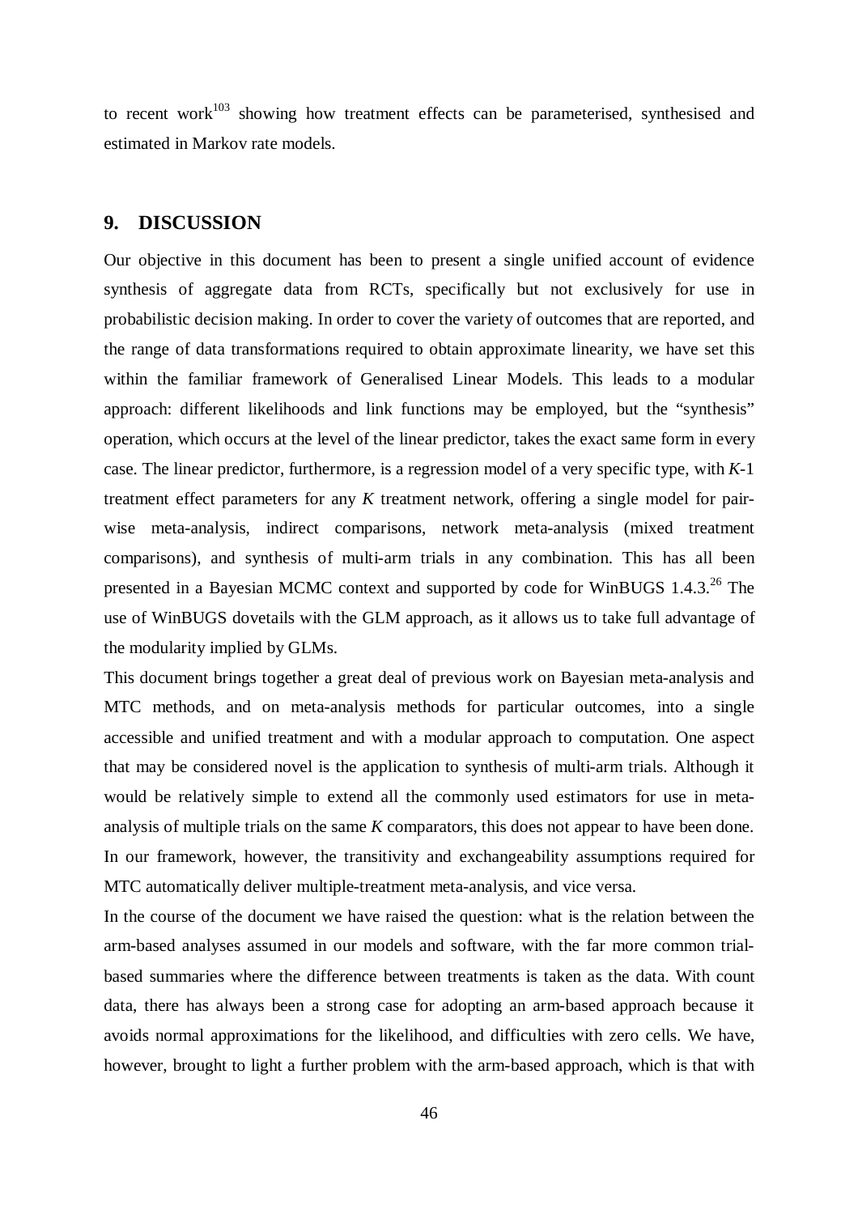to recent work[103] showing how treatment effects can be parameterised, synthesised and estimated in Markov rate models.

## 9. DISCUSSION

Our objective in this document has been to present a single unified account of evidence synthesis of aggregate data from RCTs, specifically but not exclusively for use in probabilistic decision making. In order to cover the variety of outcomes that are reported, and the range of data transformations required to obtain approximate linearity, we have set this within the familiar framework of Generalised Linear Models. This leads to a modular approach: different likelihoods and link functions may be employed, but the "synthesis" operation, which occurs at the level of the linear predictor, takes the exact same form in every case. The linear predictor, furthermore, is a regression model of a very specific type, with $K$-1 treatment effect parameters for any $K$ treatment network, offering a single model for pair-wise meta-analysis, indirect comparisons, network meta-analysis (mixed treatment comparisons), and synthesis of multi-arm trials in any combination. This has all been presented in a Bayesian MCMC context and supported by code for WinBUGS 1.4.3.[26] The use of WinBUGS dovetails with the GLM approach, as it allows us to take full advantage of the modularity implied by GLMs.

This document brings together a great deal of previous work on Bayesian meta-analysis and MTC methods, and on meta-analysis methods for particular outcomes, into a single accessible and unified treatment and with a modular approach to computation. One aspect that may be considered novel is the application to synthesis of multi-arm trials. Although it would be relatively simple to extend all the commonly used estimators for use in meta-analysis of multiple trials on the same $K$ comparators, this does not appear to have been done. In our framework, however, the transitivity and exchangeability assumptions required for MTC automatically deliver multiple-treatment meta-analysis, and vice versa.

In the course of the document we have raised the question: what is the relation between the arm-based analyses assumed in our models and software, with the far more common trial-based summaries where the difference between treatments is taken as the data. With count data, there has always been a strong case for adopting an arm-based approach because it avoids normal approximations for the likelihood, and difficulties with zero cells. We have, however, brought to light a further problem with the arm-based approach, which is that with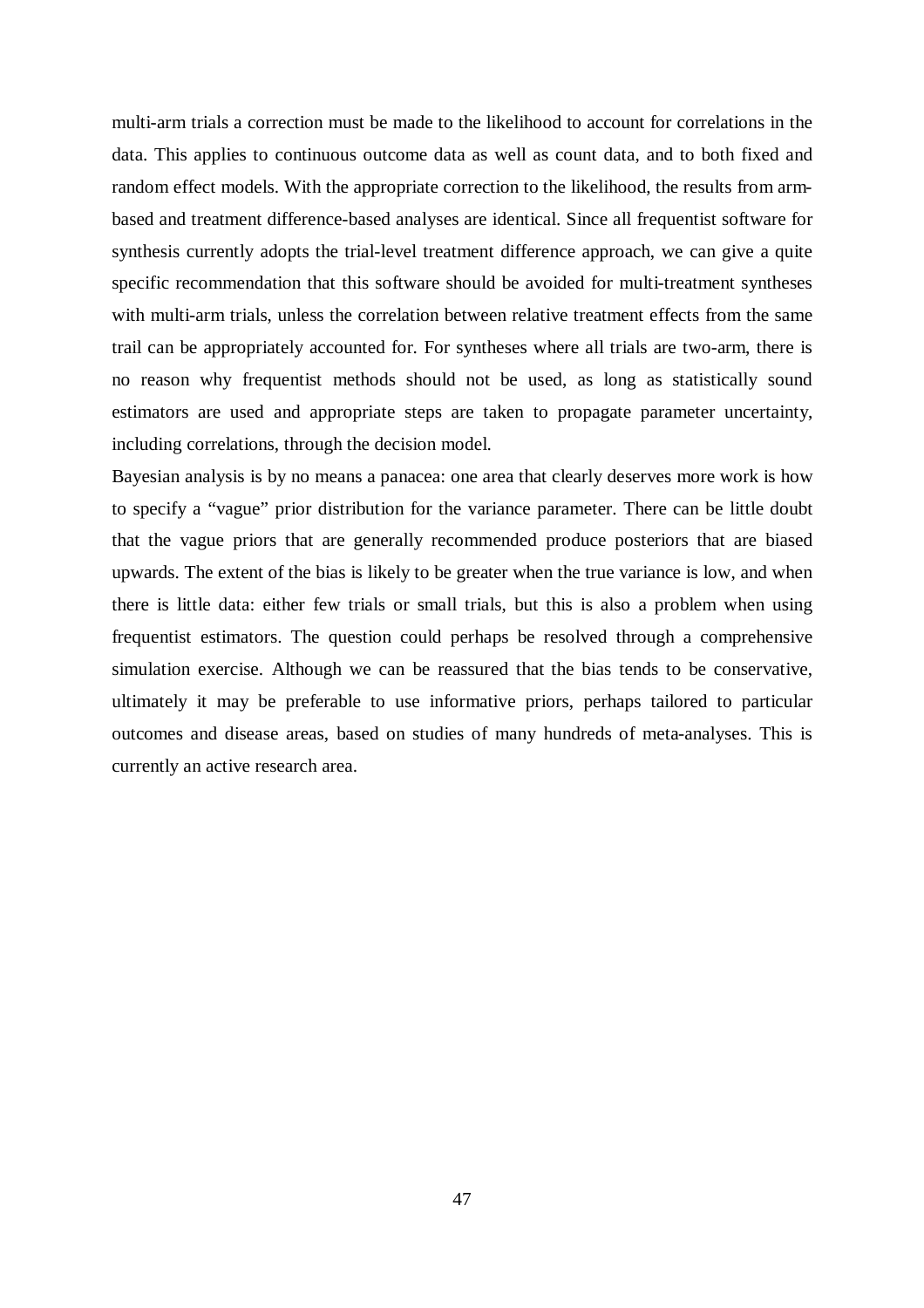multi-arm trials a correction must be made to the likelihood to account for correlations in the data. This applies to continuous outcome data as well as count data, and to both fixed and random effect models. With the appropriate correction to the likelihood, the results from arm-based and treatment difference-based analyses are identical. Since all frequentist software for synthesis currently adopts the trial-level treatment difference approach, we can give a quite specific recommendation that this software should be avoided for multi-treatment syntheses with multi-arm trials, unless the correlation between relative treatment effects from the same trail can be appropriately accounted for. For syntheses where all trials are two-arm, there is no reason why frequentist methods should not be used, as long as statistically sound estimators are used and appropriate steps are taken to propagate parameter uncertainty, including correlations, through the decision model.

Bayesian analysis is by no means a panacea: one area that clearly deserves more work is how to specify a "vague" prior distribution for the variance parameter. There can be little doubt that the vague priors that are generally recommended produce posteriors that are biased upwards. The extent of the bias is likely to be greater when the true variance is low, and when there is little data: either few trials or small trials, but this is also a problem when using frequentist estimators. The question could perhaps be resolved through a comprehensive simulation exercise. Although we can be reassured that the bias tends to be conservative, ultimately it may be preferable to use informative priors, perhaps tailored to particular outcomes and disease areas, based on studies of many hundreds of meta-analyses. This is currently an active research area.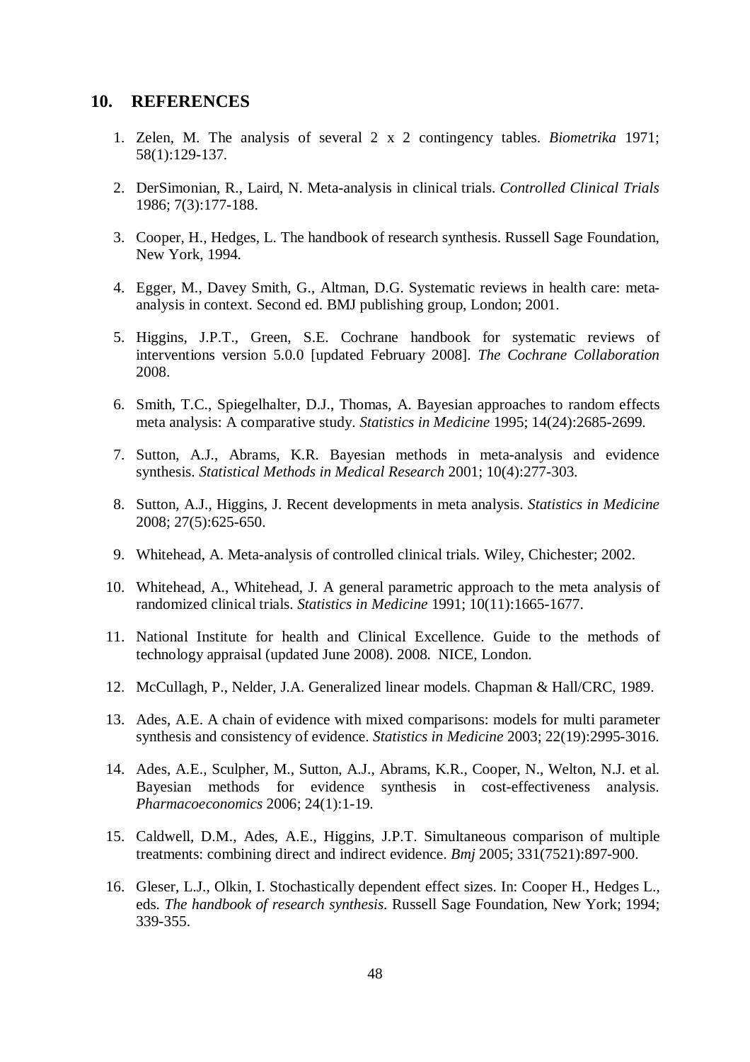## 10. REFERENCES

1. Zelen, M. The analysis of several 2 x 2 contingency tables. *Biometrika* 1971; 58(1):129-137.

2. DerSimonian, R., Laird, N. Meta-analysis in clinical trials. *Controlled Clinical Trials* 1986; 7(3):177-188.

3. Cooper, H., Hedges, L. The handbook of research synthesis. Russell Sage Foundation, New York, 1994.

4. Egger, M., Davey Smith, G., Altman, D.G. Systematic reviews in health care: meta-analysis in context. Second ed. BMJ publishing group, London; 2001.

5. Higgins, J.P.T., Green, S.E. Cochrane handbook for systematic reviews of interventions version 5.0.0 [updated February 2008]. *The Cochrane Collaboration* 2008.

6. Smith, T.C., Spiegelhalter, D.J., Thomas, A. Bayesian approaches to random effects meta analysis: A comparative study. *Statistics in Medicine* 1995; 14(24):2685-2699.

7. Sutton, A.J., Abrams, K.R. Bayesian methods in meta-analysis and evidence synthesis. *Statistical Methods in Medical Research* 2001; 10(4):277-303.

8. Sutton, A.J., Higgins, J. Recent developments in meta analysis. *Statistics in Medicine* 2008; 27(5):625-650.

9. Whitehead, A. Meta-analysis of controlled clinical trials. Wiley, Chichester; 2002.

10. Whitehead, A., Whitehead, J. A general parametric approach to the meta analysis of randomized clinical trials. *Statistics in Medicine* 1991; 10(11):1665-1677.

11. National Institute for health and Clinical Excellence. Guide to the methods of technology appraisal (updated June 2008). 2008. NICE, London.

12. McCullagh, P., Nelder, J.A. Generalized linear models. Chapman & Hall/CRC, 1989.

13. Ades, A.E. A chain of evidence with mixed comparisons: models for multi parameter synthesis and consistency of evidence. *Statistics in Medicine* 2003; 22(19):2995-3016.

14. Ades, A.E., Sculpher, M., Sutton, A.J., Abrams, K.R., Cooper, N., Welton, N.J. et al. Bayesian methods for evidence synthesis in cost-effectiveness analysis. *Pharmacoeconomics* 2006; 24(1):1-19.

15. Caldwell, D.M., Ades, A.E., Higgins, J.P.T. Simultaneous comparison of multiple treatments: combining direct and indirect evidence. *Bmj* 2005; 331(7521):897-900.

16. Gleser, L.J., Olkin, I. Stochastically dependent effect sizes. In: Cooper H., Hedges L., eds. *The handbook of research synthesis*. Russell Sage Foundation, New York; 1994; 339-355.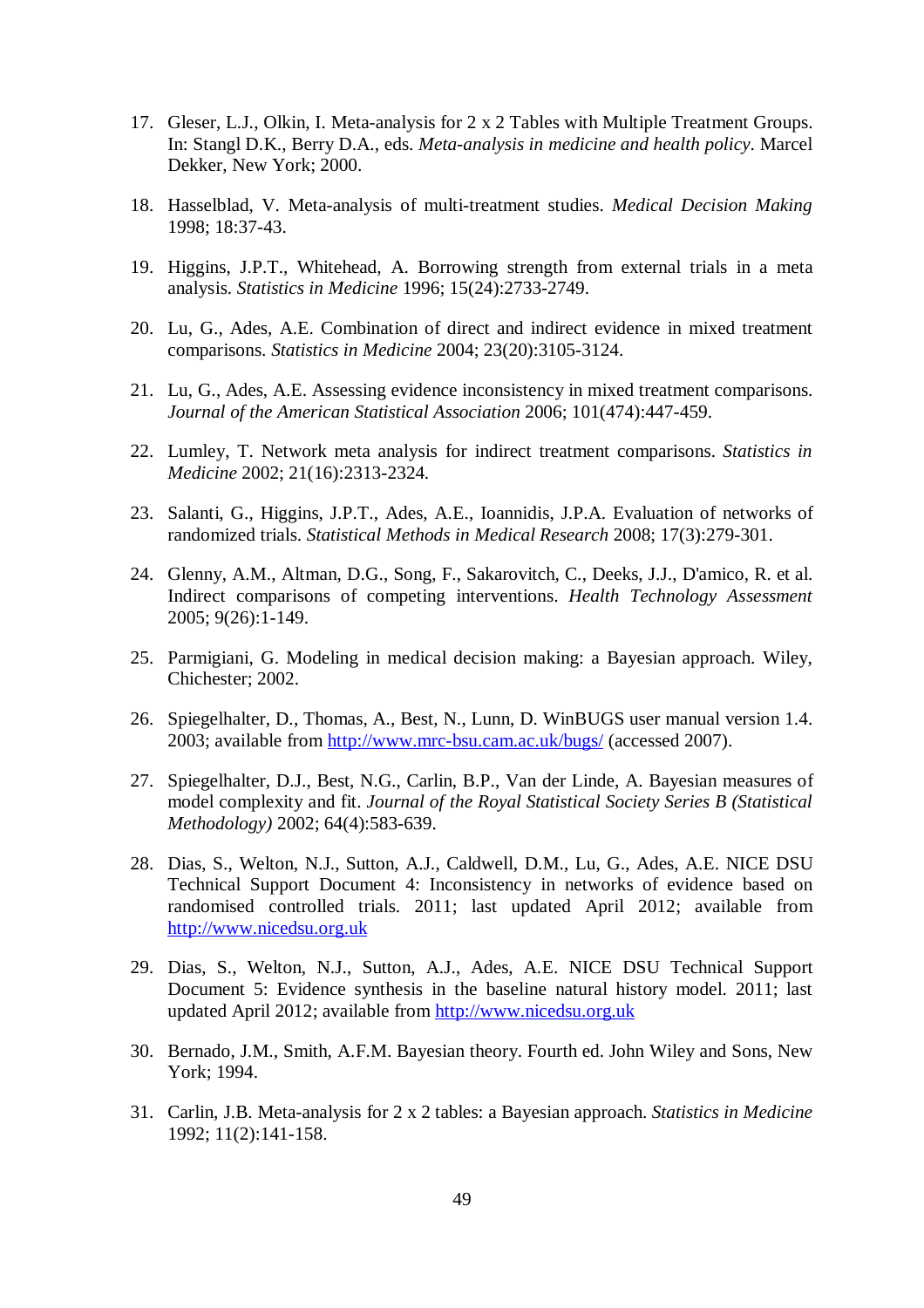17. Gleser, L.J., Olkin, I. Meta-analysis for 2 x 2 Tables with Multiple Treatment Groups. In: Stangl D.K., Berry D.A., eds. *Meta-analysis in medicine and health policy*. Marcel Dekker, New York; 2000.

18. Hasselblad, V. Meta-analysis of multi-treatment studies. *Medical Decision Making* 1998; 18:37-43.

19. Higgins, J.P.T., Whitehead, A. Borrowing strength from external trials in a meta analysis. *Statistics in Medicine* 1996; 15(24):2733-2749.

20. Lu, G., Ades, A.E. Combination of direct and indirect evidence in mixed treatment comparisons. *Statistics in Medicine* 2004; 23(20):3105-3124.

21. Lu, G., Ades, A.E. Assessing evidence inconsistency in mixed treatment comparisons. *Journal of the American Statistical Association* 2006; 101(474):447-459.

22. Lumley, T. Network meta analysis for indirect treatment comparisons. *Statistics in Medicine* 2002; 21(16):2313-2324.

23. Salanti, G., Higgins, J.P.T., Ades, A.E., Ioannidis, J.P.A. Evaluation of networks of randomized trials. *Statistical Methods in Medical Research* 2008; 17(3):279-301.

24. Glenny, A.M., Altman, D.G., Song, F., Sakarovitch, C., Deeks, J.J., D'amico, R. et al. Indirect comparisons of competing interventions. *Health Technology Assessment* 2005; 9(26):1-149.

25. Parmigiani, G. Modeling in medical decision making: a Bayesian approach. Wiley, Chichester; 2002.

26. Spiegelhalter, D., Thomas, A., Best, N., Lunn, D. WinBUGS user manual version 1.4. 2003; available from http://www.mrc-bsu.cam.ac.uk/bugs/ (accessed 2007).

27. Spiegelhalter, D.J., Best, N.G., Carlin, B.P., Van der Linde, A. Bayesian measures of model complexity and fit. *Journal of the Royal Statistical Society Series B (Statistical Methodology)* 2002; 64(4):583-639.

28. Dias, S., Welton, N.J., Sutton, A.J., Caldwell, D.M., Lu, G., Ades, A.E. NICE DSU Technical Support Document 4: Inconsistency in networks of evidence based on randomised controlled trials. 2011; last updated April 2012; available from http://www.nicedsu.org.uk

29. Dias, S., Welton, N.J., Sutton, A.J., Ades, A.E. NICE DSU Technical Support Document 5: Evidence synthesis in the baseline natural history model. 2011; last updated April 2012; available from http://www.nicedsu.org.uk

30. Bernado, J.M., Smith, A.F.M. Bayesian theory. Fourth ed. John Wiley and Sons, New York; 1994.

31. Carlin, J.B. Meta-analysis for 2 x 2 tables: a Bayesian approach. *Statistics in Medicine* 1992; 11(2):141-158.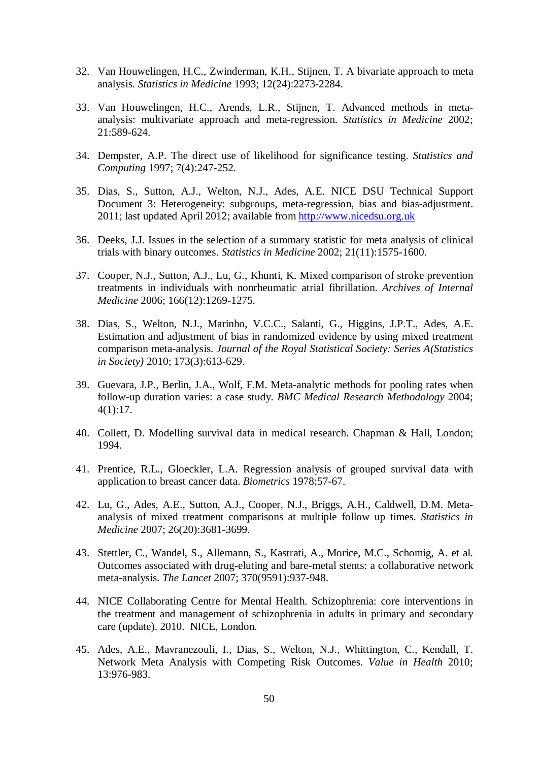32. Van Houwelingen, H.C., Zwinderman, K.H., Stijnen, T. A bivariate approach to meta analysis. *Statistics in Medicine* 1993; 12(24):2273-2284.

33. Van Houwelingen, H.C., Arends, L.R., Stijnen, T. Advanced methods in meta-analysis: multivariate approach and meta-regression. *Statistics in Medicine* 2002; 21:589-624.

34. Dempster, A.P. The direct use of likelihood for significance testing. *Statistics and Computing* 1997; 7(4):247-252.

35. Dias, S., Sutton, A.J., Welton, N.J., Ades, A.E. NICE DSU Technical Support Document 3: Heterogeneity: subgroups, meta-regression, bias and bias-adjustment. 2011; last updated April 2012; available from [http://www.nicedsu.org.uk](http://www.nicedsu.org.uk)

36. Deeks, J.J. Issues in the selection of a summary statistic for meta analysis of clinical trials with binary outcomes. *Statistics in Medicine* 2002; 21(11):1575-1600.

37. Cooper, N.J., Sutton, A.J., Lu, G., Khunti, K. Mixed comparison of stroke prevention treatments in individuals with nonrheumatic atrial fibrillation. *Archives of Internal Medicine* 2006; 166(12):1269-1275.

38. Dias, S., Welton, N.J., Marinho, V.C.C., Salanti, G., Higgins, J.P.T., Ades, A.E. Estimation and adjustment of bias in randomized evidence by using mixed treatment comparison meta-analysis. *Journal of the Royal Statistical Society: Series A(Statistics in Society)* 2010; 173(3):613-629.

39. Guevara, J.P., Berlin, J.A., Wolf, F.M. Meta-analytic methods for pooling rates when follow-up duration varies: a case study. *BMC Medical Research Methodology* 2004; 4(1):17.

40. Collett, D. Modelling survival data in medical research. Chapman & Hall, London; 1994.

41. Prentice, R.L., Gloeckler, L.A. Regression analysis of grouped survival data with application to breast cancer data. *Biometrics* 1978;57-67.

42. Lu, G., Ades, A.E., Sutton, A.J., Cooper, N.J., Briggs, A.H., Caldwell, D.M. Meta-analysis of mixed treatment comparisons at multiple follow up times. *Statistics in Medicine* 2007; 26(20):3681-3699.

43. Stettler, C., Wandel, S., Allemann, S., Kastrati, A., Morice, M.C., Schomig, A. et al. Outcomes associated with drug-eluting and bare-metal stents: a collaborative network meta-analysis. *The Lancet* 2007; 370(9591):937-948.

44. NICE Collaborating Centre for Mental Health. Schizophrenia: core interventions in the treatment and management of schizophrenia in adults in primary and secondary care (update). 2010. NICE, London.

45. Ades, A.E., Mavranezouli, I., Dias, S., Welton, N.J., Whittington, C., Kendall, T. Network Meta Analysis with Competing Risk Outcomes. *Value in Health* 2010; 13:976-983.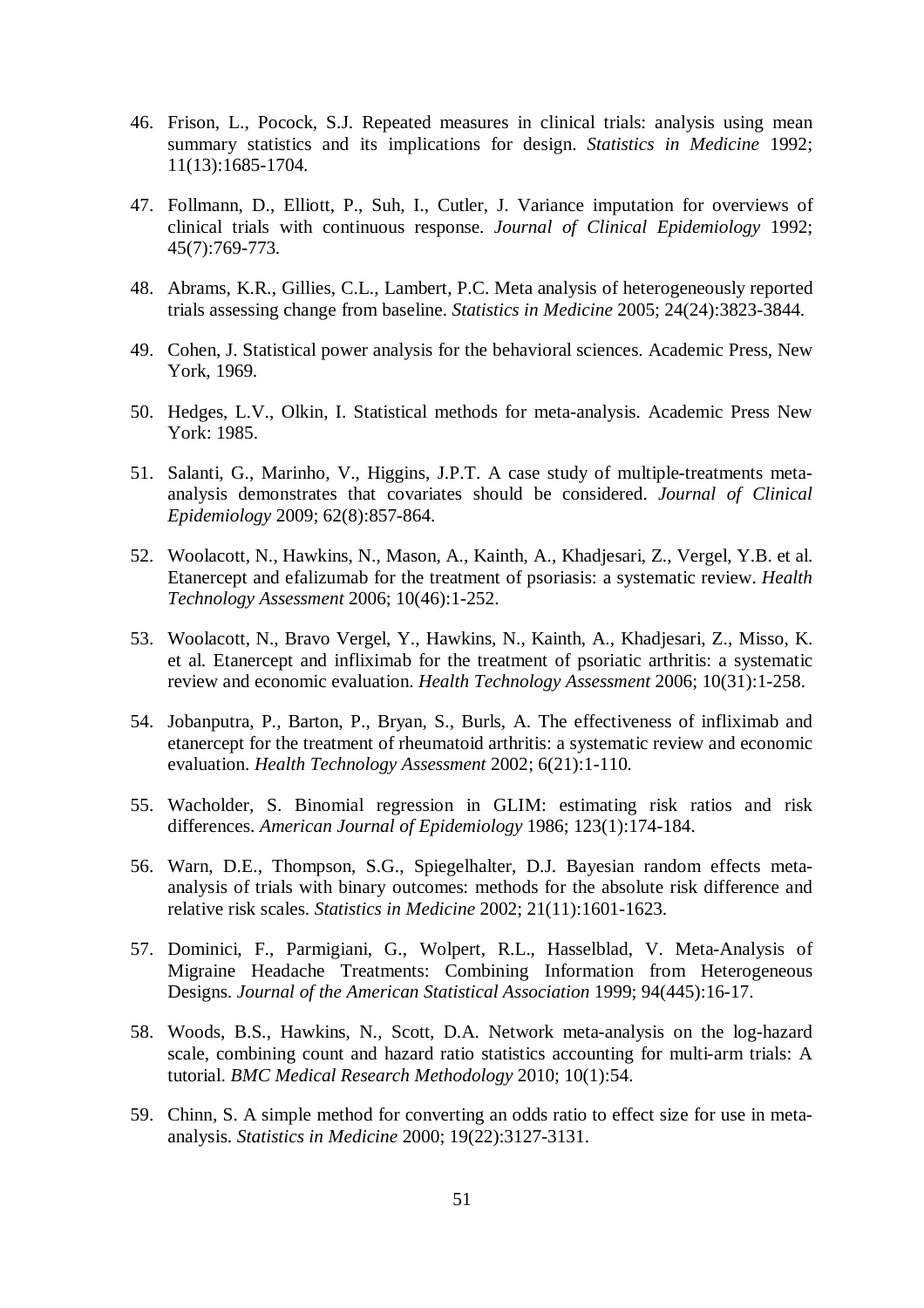46. Frison, L., Pocock, S.J. Repeated measures in clinical trials: analysis using mean summary statistics and its implications for design. *Statistics in Medicine* 1992; 11(13):1685-1704.

47. Follmann, D., Elliott, P., Suh, I., Cutler, J. Variance imputation for overviews of clinical trials with continuous response. *Journal of Clinical Epidemiology* 1992; 45(7):769-773.

48. Abrams, K.R., Gillies, C.L., Lambert, P.C. Meta analysis of heterogeneously reported trials assessing change from baseline. *Statistics in Medicine* 2005; 24(24):3823-3844.

49. Cohen, J. Statistical power analysis for the behavioral sciences. Academic Press, New York, 1969.

50. Hedges, L.V., Olkin, I. Statistical methods for meta-analysis. Academic Press New York: 1985.

51. Salanti, G., Marinho, V., Higgins, J.P.T. A case study of multiple-treatments meta-analysis demonstrates that covariates should be considered. *Journal of Clinical Epidemiology* 2009; 62(8):857-864.

52. Woolacott, N., Hawkins, N., Mason, A., Kainth, A., Khadjesari, Z., Vergel, Y.B. et al. Etanercept and efalizumab for the treatment of psoriasis: a systematic review. *Health Technology Assessment* 2006; 10(46):1-252.

53. Woolacott, N., Bravo Vergel, Y., Hawkins, N., Kainth, A., Khadjesari, Z., Misso, K. et al. Etanercept and infliximab for the treatment of psoriatic arthritis: a systematic review and economic evaluation. *Health Technology Assessment* 2006; 10(31):1-258.

54. Jobanputra, P., Barton, P., Bryan, S., Burls, A. The effectiveness of infliximab and etanercept for the treatment of rheumatoid arthritis: a systematic review and economic evaluation. *Health Technology Assessment* 2002; 6(21):1-110.

55. Wacholder, S. Binomial regression in GLIM: estimating risk ratios and risk differences. *American Journal of Epidemiology* 1986; 123(1):174-184.

56. Warn, D.E., Thompson, S.G., Spiegelhalter, D.J. Bayesian random effects meta-analysis of trials with binary outcomes: methods for the absolute risk difference and relative risk scales. *Statistics in Medicine* 2002; 21(11):1601-1623.

57. Dominici, F., Parmigiani, G., Wolpert, R.L., Hasselblad, V. Meta-Analysis of Migraine Headache Treatments: Combining Information from Heterogeneous Designs. *Journal of the American Statistical Association* 1999; 94(445):16-17.

58. Woods, B.S., Hawkins, N., Scott, D.A. Network meta-analysis on the log-hazard scale, combining count and hazard ratio statistics accounting for multi-arm trials: A tutorial. *BMC Medical Research Methodology* 2010; 10(1):54.

59. Chinn, S. A simple method for converting an odds ratio to effect size for use in meta-analysis. *Statistics in Medicine* 2000; 19(22):3127-3131.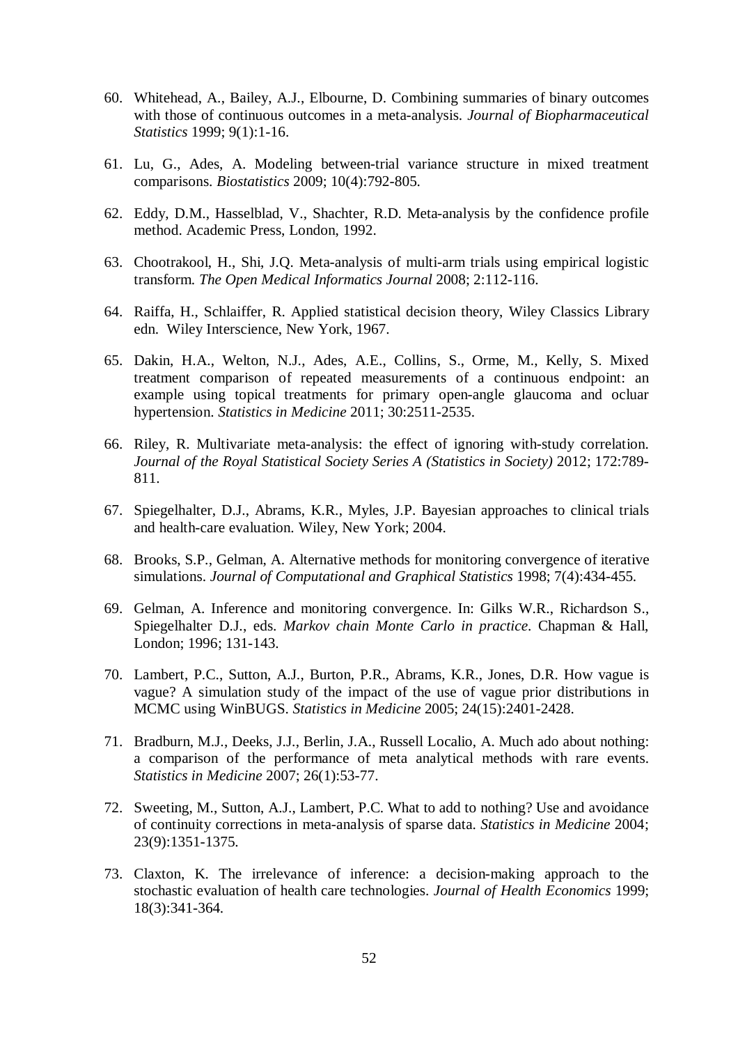60. Whitehead, A., Bailey, A.J., Elbourne, D. Combining summaries of binary outcomes with those of continuous outcomes in a meta-analysis. *Journal of Biopharmaceutical Statistics* 1999; 9(1):1-16.

61. Lu, G., Ades, A. Modeling between-trial variance structure in mixed treatment comparisons. *Biostatistics* 2009; 10(4):792-805.

62. Eddy, D.M., Hasselblad, V., Shachter, R.D. Meta-analysis by the confidence profile method. Academic Press, London, 1992.

63. Chootrakool, H., Shi, J.Q. Meta-analysis of multi-arm trials using empirical logistic transform. *The Open Medical Informatics Journal* 2008; 2:112-116.

64. Raiffa, H., Schlaiffer, R. Applied statistical decision theory, Wiley Classics Library edn. Wiley Interscience, New York, 1967.

65. Dakin, H.A., Welton, N.J., Ades, A.E., Collins, S., Orme, M., Kelly, S. Mixed treatment comparison of repeated measurements of a continuous endpoint: an example using topical treatments for primary open-angle glaucoma and ocluar hypertension. *Statistics in Medicine* 2011; 30:2511-2535.

66. Riley, R. Multivariate meta-analysis: the effect of ignoring with-study correlation. *Journal of the Royal Statistical Society Series A (Statistics in Society)* 2012; 172:789-811.

67. Spiegelhalter, D.J., Abrams, K.R., Myles, J.P. Bayesian approaches to clinical trials and health-care evaluation. Wiley, New York; 2004.

68. Brooks, S.P., Gelman, A. Alternative methods for monitoring convergence of iterative simulations. *Journal of Computational and Graphical Statistics* 1998; 7(4):434-455.

69. Gelman, A. Inference and monitoring convergence. In: Gilks W.R., Richardson S., Spiegelhalter D.J., eds. *Markov chain Monte Carlo in practice*. Chapman & Hall, London; 1996; 131-143.

70. Lambert, P.C., Sutton, A.J., Burton, P.R., Abrams, K.R., Jones, D.R. How vague is vague? A simulation study of the impact of the use of vague prior distributions in MCMC using WinBUGS. *Statistics in Medicine* 2005; 24(15):2401-2428.

71. Bradburn, M.J., Deeks, J.J., Berlin, J.A., Russell Localio, A. Much ado about nothing: a comparison of the performance of meta analytical methods with rare events. *Statistics in Medicine* 2007; 26(1):53-77.

72. Sweeting, M., Sutton, A.J., Lambert, P.C. What to add to nothing? Use and avoidance of continuity corrections in meta-analysis of sparse data. *Statistics in Medicine* 2004; 23(9):1351-1375.

73. Claxton, K. The irrelevance of inference: a decision-making approach to the stochastic evaluation of health care technologies. *Journal of Health Economics* 1999; 18(3):341-364.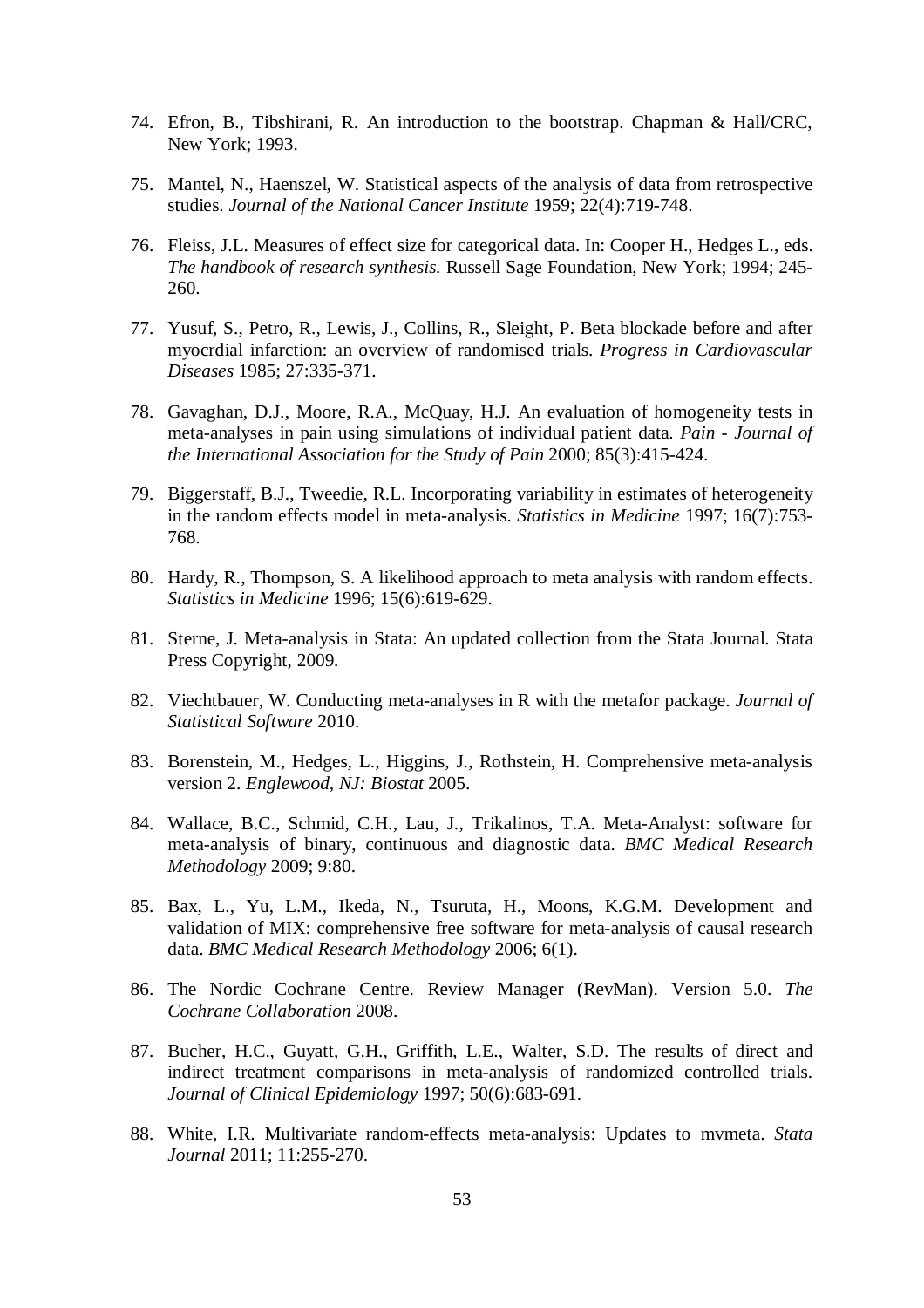74. Efron, B., Tibshirani, R. An introduction to the bootstrap. Chapman & Hall/CRC, New York; 1993.

75. Mantel, N., Haenszel, W. Statistical aspects of the analysis of data from retrospective studies. *Journal of the National Cancer Institute* 1959; 22(4):719-748.

76. Fleiss, J.L. Measures of effect size for categorical data. In: Cooper H., Hedges L., eds. *The handbook of research synthesis.* Russell Sage Foundation, New York; 1994; 245-260.

77. Yusuf, S., Petro, R., Lewis, J., Collins, R., Sleight, P. Beta blockade before and after myocrdial infarction: an overview of randomised trials. *Progress in Cardiovascular Diseases* 1985; 27:335-371.

78. Gavaghan, D.J., Moore, R.A., McQuay, H.J. An evaluation of homogeneity tests in meta-analyses in pain using simulations of individual patient data. *Pain - Journal of the International Association for the Study of Pain* 2000; 85(3):415-424.

79. Biggerstaff, B.J., Tweedie, R.L. Incorporating variability in estimates of heterogeneity in the random effects model in meta-analysis. *Statistics in Medicine* 1997; 16(7):753-768.

80. Hardy, R., Thompson, S. A likelihood approach to meta analysis with random effects. *Statistics in Medicine* 1996; 15(6):619-629.

81. Sterne, J. Meta-analysis in Stata: An updated collection from the Stata Journal. Stata Press Copyright, 2009.

82. Viechtbauer, W. Conducting meta-analyses in R with the metafor package. *Journal of Statistical Software* 2010.

83. Borenstein, M., Hedges, L., Higgins, J., Rothstein, H. Comprehensive meta-analysis version 2. *Englewood, NJ: Biostat* 2005.

84. Wallace, B.C., Schmid, C.H., Lau, J., Trikalinos, T.A. Meta-Analyst: software for meta-analysis of binary, continuous and diagnostic data. *BMC Medical Research Methodology* 2009; 9:80.

85. Bax, L., Yu, L.M., Ikeda, N., Tsuruta, H., Moons, K.G.M. Development and validation of MIX: comprehensive free software for meta-analysis of causal research data. *BMC Medical Research Methodology* 2006; 6(1).

86. The Nordic Cochrane Centre. Review Manager (RevMan). Version 5.0. *The Cochrane Collaboration* 2008.

87. Bucher, H.C., Guyatt, G.H., Griffith, L.E., Walter, S.D. The results of direct and indirect treatment comparisons in meta-analysis of randomized controlled trials. *Journal of Clinical Epidemiology* 1997; 50(6):683-691.

88. White, I.R. Multivariate random-effects meta-analysis: Updates to mvmeta. *Stata Journal* 2011; 11:255-270.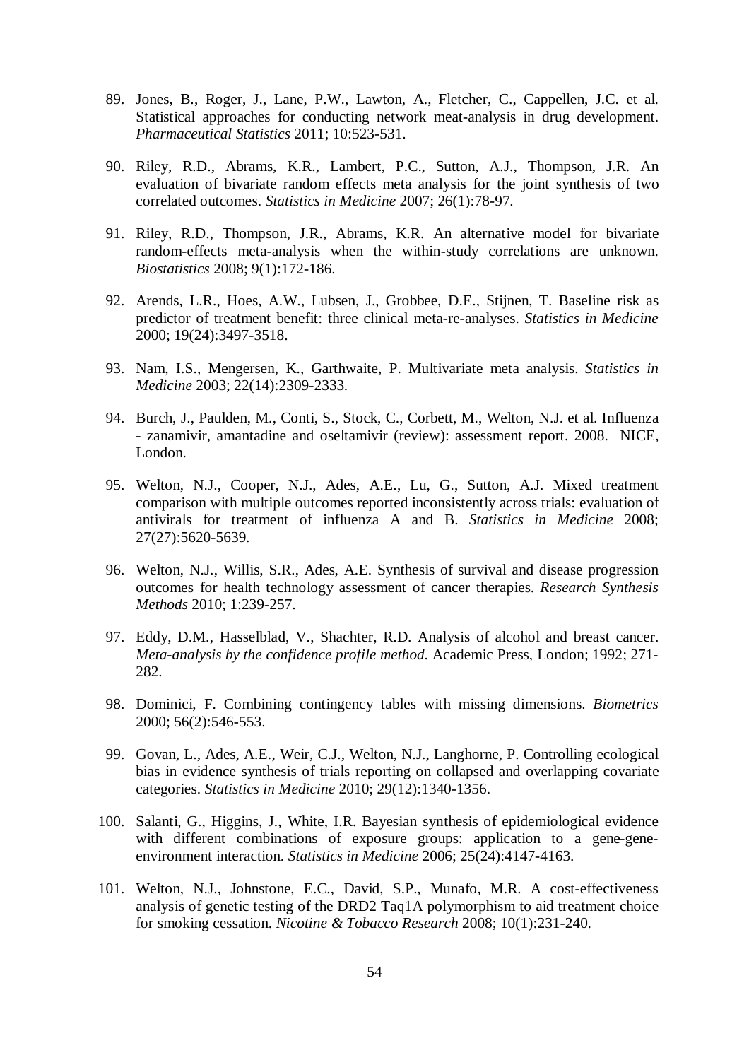89. Jones, B., Roger, J., Lane, P.W., Lawton, A., Fletcher, C., Cappellen, J.C. et al. Statistical approaches for conducting network meat-analysis in drug development. *Pharmaceutical Statistics* 2011; 10:523-531.

90. Riley, R.D., Abrams, K.R., Lambert, P.C., Sutton, A.J., Thompson, J.R. An evaluation of bivariate random effects meta analysis for the joint synthesis of two correlated outcomes. *Statistics in Medicine* 2007; 26(1):78-97.

91. Riley, R.D., Thompson, J.R., Abrams, K.R. An alternative model for bivariate random-effects meta-analysis when the within-study correlations are unknown. *Biostatistics* 2008; 9(1):172-186.

92. Arends, L.R., Hoes, A.W., Lubsen, J., Grobbee, D.E., Stijnen, T. Baseline risk as predictor of treatment benefit: three clinical meta-re-analyses. *Statistics in Medicine* 2000; 19(24):3497-3518.

93. Nam, I.S., Mengersen, K., Garthwaite, P. Multivariate meta analysis. *Statistics in Medicine* 2003; 22(14):2309-2333.

94. Burch, J., Paulden, M., Conti, S., Stock, C., Corbett, M., Welton, N.J. et al. Influenza - zanamivir, amantadine and oseltamivir (review): assessment report. 2008. NICE, London.

95. Welton, N.J., Cooper, N.J., Ades, A.E., Lu, G., Sutton, A.J. Mixed treatment comparison with multiple outcomes reported inconsistently across trials: evaluation of antivirals for treatment of influenza A and B. *Statistics in Medicine* 2008; 27(27):5620-5639.

96. Welton, N.J., Willis, S.R., Ades, A.E. Synthesis of survival and disease progression outcomes for health technology assessment of cancer therapies. *Research Synthesis Methods* 2010; 1:239-257.

97. Eddy, D.M., Hasselblad, V., Shachter, R.D. Analysis of alcohol and breast cancer. *Meta-analysis by the confidence profile method*. Academic Press, London; 1992; 271-282.

98. Dominici, F. Combining contingency tables with missing dimensions. *Biometrics* 2000; 56(2):546-553.

99. Govan, L., Ades, A.E., Weir, C.J., Welton, N.J., Langhorne, P. Controlling ecological bias in evidence synthesis of trials reporting on collapsed and overlapping covariate categories. *Statistics in Medicine* 2010; 29(12):1340-1356.

100. Salanti, G., Higgins, J., White, I.R. Bayesian synthesis of epidemiological evidence with different combinations of exposure groups: application to a gene-gene-environment interaction. *Statistics in Medicine* 2006; 25(24):4147-4163.

101. Welton, N.J., Johnstone, E.C., David, S.P., Munafo, M.R. A cost-effectiveness analysis of genetic testing of the DRD2 Taq1A polymorphism to aid treatment choice for smoking cessation. *Nicotine & Tobacco Research* 2008; 10(1):231-240.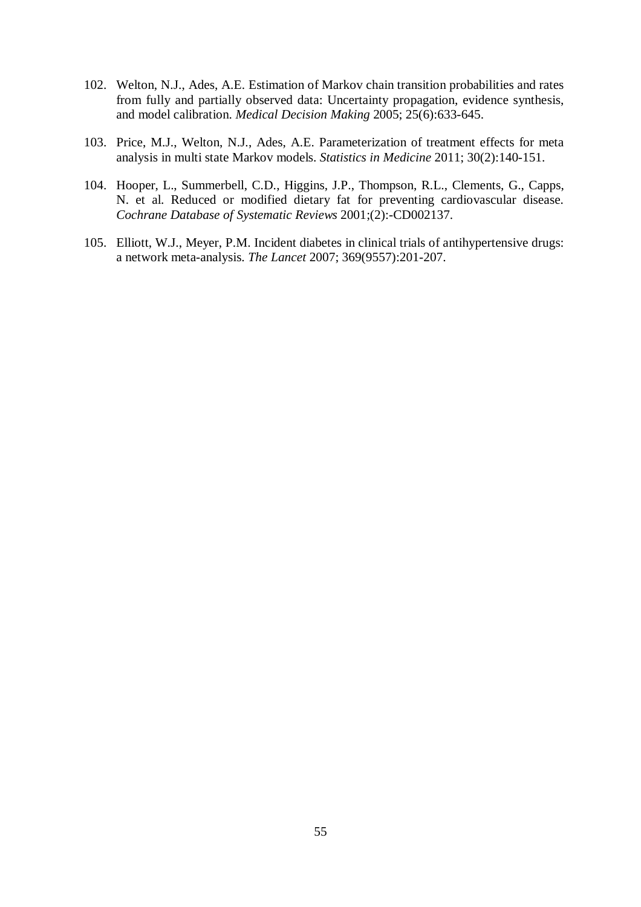102. Welton, N.J., Ades, A.E. Estimation of Markov chain transition probabilities and rates from fully and partially observed data: Uncertainty propagation, evidence synthesis, and model calibration. *Medical Decision Making* 2005; 25(6):633-645.

103. Price, M.J., Welton, N.J., Ades, A.E. Parameterization of treatment effects for meta analysis in multi state Markov models. *Statistics in Medicine* 2011; 30(2):140-151.

104. Hooper, L., Summerbell, C.D., Higgins, J.P., Thompson, R.L., Clements, G., Capps, N. et al. Reduced or modified dietary fat for preventing cardiovascular disease. *Cochrane Database of Systematic Reviews* 2001;(2):-CD002137.

105. Elliott, W.J., Meyer, P.M. Incident diabetes in clinical trials of antihypertensive drugs: a network meta-analysis. *The Lancet* 2007; 369(9557):201-207.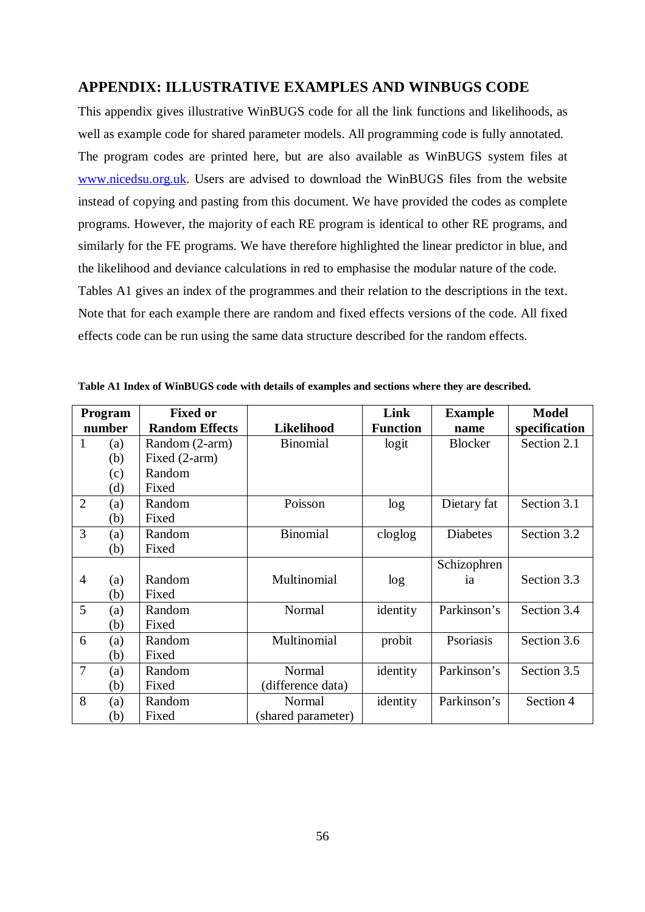## APPENDIX: ILLUSTRATIVE EXAMPLES AND WINBUGS CODE

This appendix gives illustrative WinBUGS code for all the link functions and likelihoods, as well as example code for shared parameter models. All programming code is fully annotated. The program codes are printed here, but are also available as WinBUGS system files at www.nicedsu.org.uk. Users are advised to download the WinBUGS files from the website instead of copying and pasting from this document. We have provided the codes as complete programs. However, the majority of each RE program is identical to other RE programs, and similarly for the FE programs. We have therefore highlighted the linear predictor in blue, and the likelihood and deviance calculations in red to emphasise the modular nature of the code. Tables A1 gives an index of the programmes and their relation to the descriptions in the text. Note that for each example there are random and fixed effects versions of the code. All fixed effects code can be run using the same data structure described for the random effects.

**Table A1 Index of WinBUGS code with details of examples and sections where they are described.**

| Program number | | Fixed or Random Effects | Likelihood | Link Function | Example name | Model specification |
|---|---|---|---|---|---|---|
| 1 | (a) | Random (2-arm) | Binomial | logit | Blocker | Section 2.1 |
| | (b) | Fixed (2-arm) | | | | |
| | (c) | Random | | | | |
| | (d) | Fixed | | | | |
| 2 | (a) | Random | Poisson | log | Dietary fat | Section 3.1 |
| | (b) | Fixed | | | | |
| 3 | (a) | Random | Binomial | cloglog | Diabetes | Section 3.2 |
| | (b) | Fixed | | | | |
| 4 | (a) | Random | Multinomial | log | Schizophrenia | Section 3.3 |
| | (b) | Fixed | | | | |
| 5 | (a) | Random | Normal | identity | Parkinson's | Section 3.4 |
| | (b) | Fixed | | | | |
| 6 | (a) | Random | Multinomial | probit | Psoriasis | Section 3.6 |
| | (b) | Fixed | | | | |
| 7 | (a) | Random | Normal (difference data) | identity | Parkinson's | Section 3.5 |
| | (b) | Fixed | | | | |
| 8 | (a) | Random | Normal (shared parameter) | identity | Parkinson's | Section 4 |
| | (b) | Fixed | | | | |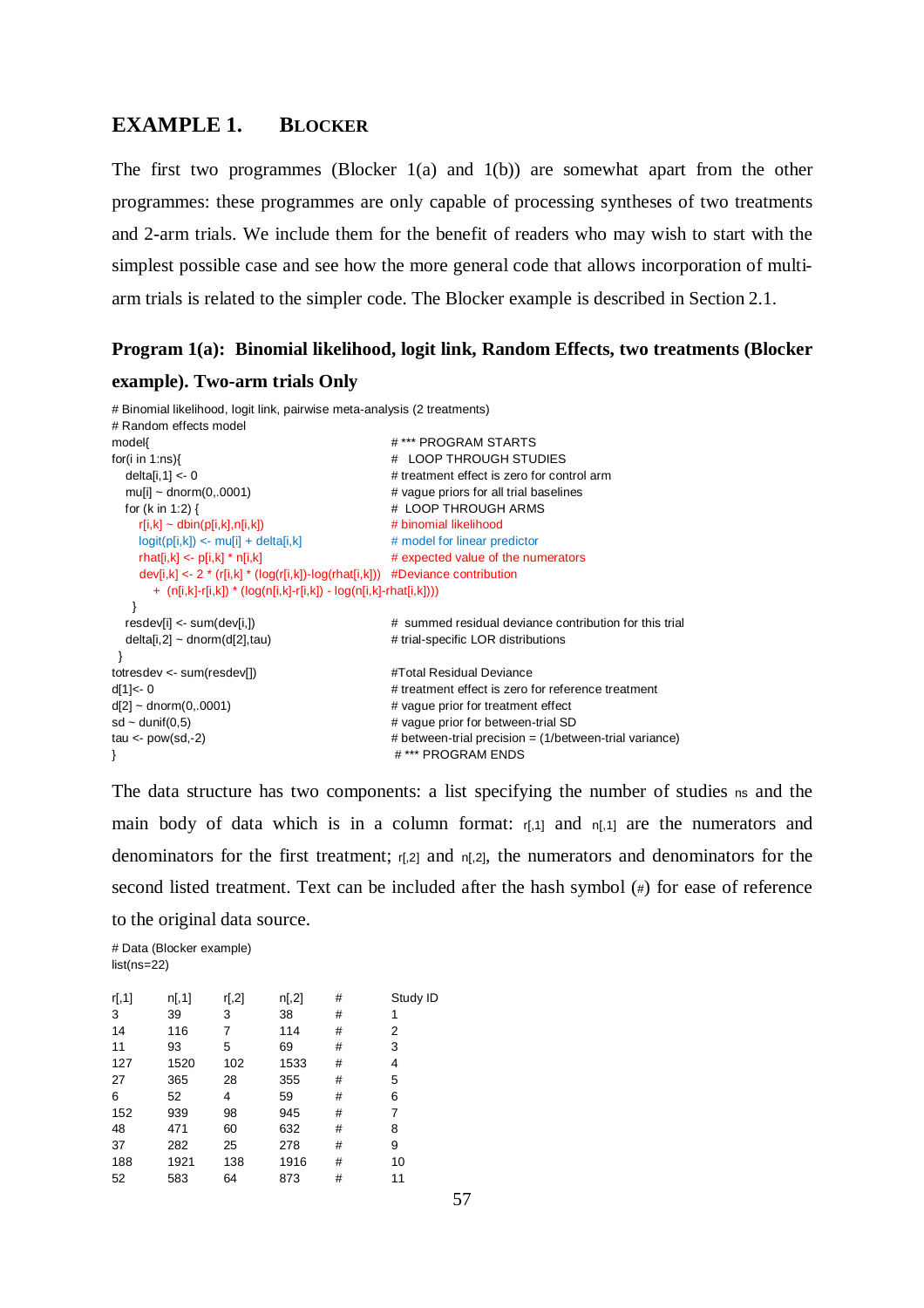## EXAMPLE 1. BLOCKER

The first two programmes (Blocker 1(a) and 1(b)) are somewhat apart from the other programmes: these programmes are only capable of processing syntheses of two treatments and 2-arm trials. We include them for the benefit of readers who may wish to start with the simplest possible case and see how the more general code that allows incorporation of multi-arm trials is related to the simpler code. The Blocker example is described in Section 2.1.

### Program 1(a): Binomial likelihood, logit link, Random Effects, two treatments (Blocker example). Two-arm trials Only

```
# Binomial likelihood, logit link, pairwise meta-analysis (2 treatments)
# Random effects model
model{                                          # *** PROGRAM STARTS
for(i in 1:ns){                                 #   LOOP THROUGH STUDIES
   delta[i,1] <- 0                              # treatment effect is zero for control arm
   mu[i] ~ dnorm(0,.0001)                       # vague priors for all trial baselines
   for (k in 1:2) {                             #  LOOP THROUGH ARMS
      r[i,k] ~ dbin(p[i,k],n[i,k])              # binomial likelihood
      logit(p[i,k]) <- mu[i] + delta[i,k]       # model for linear predictor
      rhat[i,k] <- p[i,k] * n[i,k]              # expected value of the numerators
      dev[i,k] <- 2 * (r[i,k] * (log(r[i,k])-log(rhat[i,k]))   #Deviance contribution
         +  (n[i,k]-r[i,k]) * (log(n[i,k]-r[i,k]) - log(n[i,k]-rhat[i,k])))
    }
   resdev[i] <- sum(dev[i,])                    #  summed residual deviance contribution for this trial
   delta[i,2] ~ dnorm(d[2],tau)                 # trial-specific LOR distributions
 }
totresdev <- sum(resdev[])                      #Total Residual Deviance
d[1]<- 0                                        # treatment effect is zero for reference treatment
d[2] ~ dnorm(0,.0001)                           # vague prior for treatment effect
sd ~ dunif(0,5)                                 # vague prior for between-trial SD
tau <- pow(sd,-2)                               # between-trial precision = (1/between-trial variance)
}                                                # *** PROGRAM ENDS
```

The data structure has two components: a list specifying the number of studies `ns` and the main body of data which is in a column format: `r[,1]` and `n[,1]` are the numerators and denominators for the first treatment; `r[,2]` and `n[,2]`, the numerators and denominators for the second listed treatment. Text can be included after the hash symbol (`#`) for ease of reference to the original data source.

```
# Data (Blocker example)
list(ns=22)

r[,1]   n[,1]   r[,2]   n[,2]   #       Study ID
3       39      3       38      #       1
14      116     7       114     #       2
11      93      5       69      #       3
127     1520    102     1533    #       4
27      365     28      355     #       5
6       52      4       59      #       6
152     939     98      945     #       7
48      471     60      632     #       8
37      282     25      278     #       9
188     1921    138     1916    #       10
52      583     64      873     #       11
```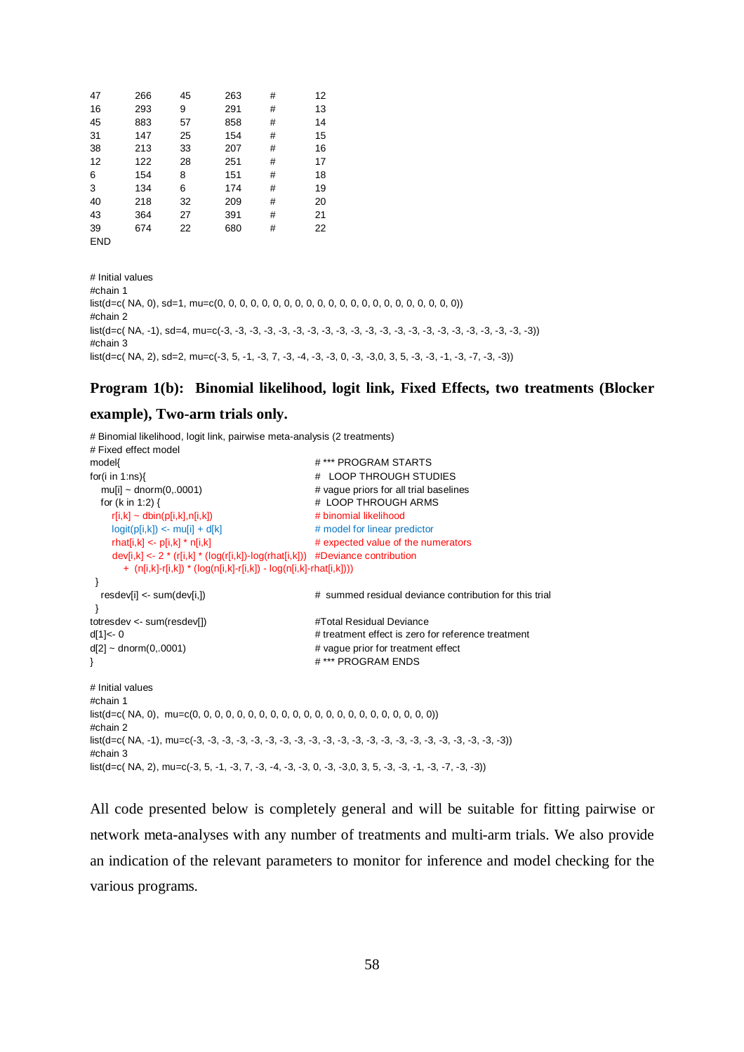```
47      266     45      263     #       12
16      293     9       291     #       13
45      883     57      858     #       14
31      147     25      154     #       15
38      213     33      207     #       16
12      122     28      251     #       17
6       154     8       151     #       18
3       134     6       174     #       19
40      218     32      209     #       20
43      364     27      391     #       21
39      674     22      680     #       22
END

# Initial values
#chain 1
list(d=c( NA, 0), sd=1, mu=c(0, 0, 0, 0, 0, 0, 0, 0, 0, 0, 0, 0, 0, 0, 0, 0, 0, 0, 0, 0, 0, 0))
#chain 2
list(d=c( NA, -1), sd=4, mu=c(-3, -3, -3, -3, -3, -3, -3, -3, -3, -3, -3, -3, -3, -3, -3, -3, -3, -3, -3, -3, -3, -3))
#chain 3
list(d=c( NA, 2), sd=2, mu=c(-3, 5, -1, -3, 7, -3, -4, -3, -3, 0, -3, -3,0, 3, 5, -3, -3, -1, -3, -7, -3, -3))
```

## Program 1(b): Binomial likelihood, logit link, Fixed Effects, two treatments (Blocker example), Two-arm trials only.

```
# Binomial likelihood, logit link, pairwise meta-analysis (2 treatments)
# Fixed effect model
model{                                          # *** PROGRAM STARTS
for(i in 1:ns){                                 #   LOOP THROUGH STUDIES
    mu[i] ~ dnorm(0,.0001)                      # vague priors for all trial baselines
    for (k in 1:2) {                            #  LOOP THROUGH ARMS
        r[i,k] ~ dbin(p[i,k],n[i,k])            # binomial likelihood
        logit(p[i,k]) <- mu[i] + d[k]           # model for linear predictor
        rhat[i,k] <- p[i,k] * n[i,k]            # expected value of the numerators
        dev[i,k] <- 2 * (r[i,k] * (log(r[i,k])-log(rhat[i,k]))   #Deviance contribution
            +  (n[i,k]-r[i,k]) * (log(n[i,k]-r[i,k]) - log(n[i,k]-rhat[i,k])))
  }
    resdev[i] <- sum(dev[i,])                   #  summed residual deviance contribution for this trial
  }
totresdev <- sum(resdev[])                      #Total Residual Deviance
d[1]<- 0                                        # treatment effect is zero for reference treatment
d[2] ~ dnorm(0,.0001)                           # vague prior for treatment effect
}                                               # *** PROGRAM ENDS

# Initial values
#chain 1
list(d=c( NA, 0),  mu=c(0, 0, 0, 0, 0, 0, 0, 0, 0, 0, 0, 0, 0, 0, 0, 0, 0, 0, 0, 0, 0, 0))
#chain 2
list(d=c( NA, -1), mu=c(-3, -3, -3, -3, -3, -3, -3, -3, -3, -3, -3, -3, -3, -3, -3, -3, -3, -3, -3, -3, -3, -3))
#chain 3
list(d=c( NA, 2), mu=c(-3, 5, -1, -3, 7, -3, -4, -3, -3, 0, -3, -3,0, 3, 5, -3, -3, -1, -3, -7, -3, -3))
```

All code presented below is completely general and will be suitable for fitting pairwise or network meta-analyses with any number of treatments and multi-arm trials. We also provide an indication of the relevant parameters to monitor for inference and model checking for the various programs.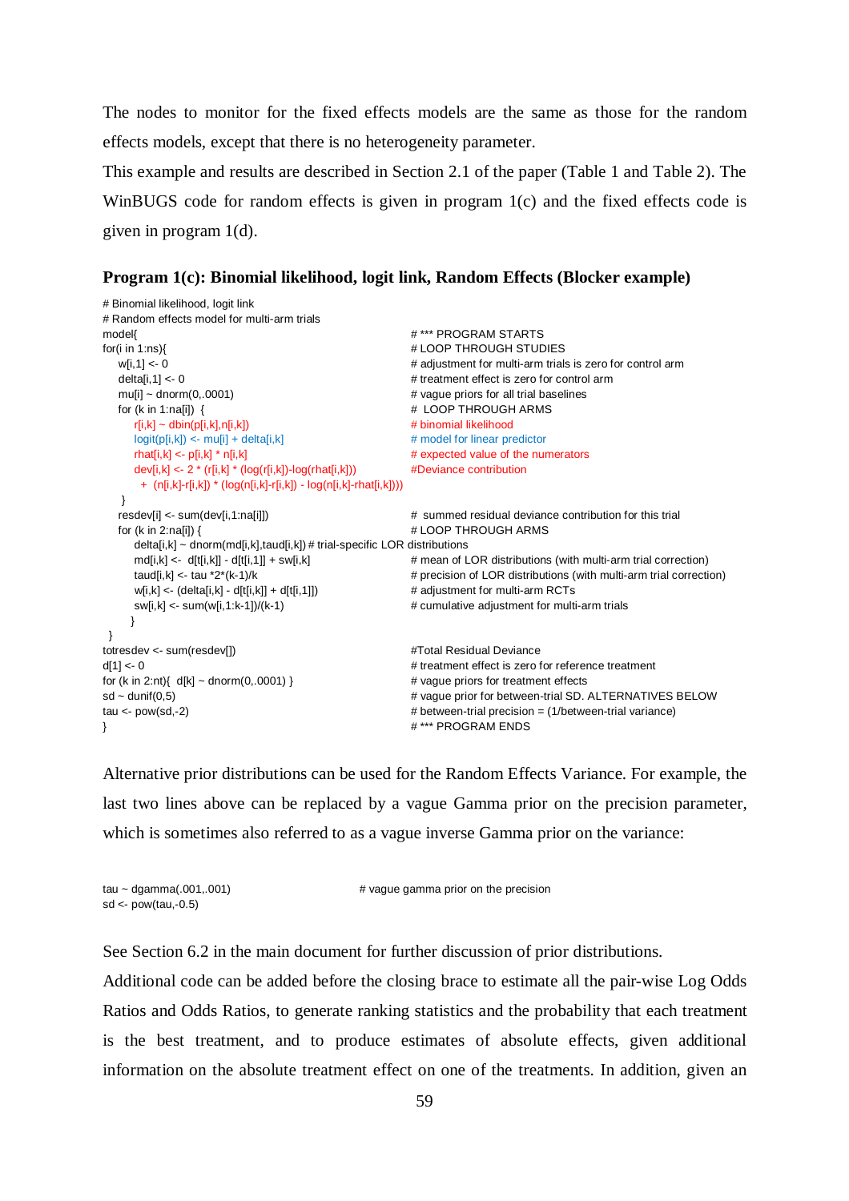The nodes to monitor for the fixed effects models are the same as those for the random effects models, except that there is no heterogeneity parameter.

This example and results are described in Section 2.1 of the paper (Table 1 and Table 2). The WinBUGS code for random effects is given in program 1(c) and the fixed effects code is given in program 1(d).

### Program 1(c): Binomial likelihood, logit link, Random Effects (Blocker example)

```
# Binomial likelihood, logit link
# Random effects model for multi-arm trials
model{                                                  # *** PROGRAM STARTS
for(i in 1:ns){                                         # LOOP THROUGH STUDIES
    w[i,1] <- 0                                         # adjustment for multi-arm trials is zero for control arm
    delta[i,1] <- 0                                     # treatment effect is zero for control arm
    mu[i] ~ dnorm(0,.0001)                              # vague priors for all trial baselines
    for (k in 1:na[i])  {                               #  LOOP THROUGH ARMS
        r[i,k] ~ dbin(p[i,k],n[i,k])                    # binomial likelihood
        logit(p[i,k]) <- mu[i] + delta[i,k]             # model for linear predictor
        rhat[i,k] <- p[i,k] * n[i,k]                    # expected value of the numerators
        dev[i,k] <- 2 * (r[i,k] * (log(r[i,k])-log(rhat[i,k]))    #Deviance contribution
          +  (n[i,k]-r[i,k]) * (log(n[i,k]-r[i,k]) - log(n[i,k]-rhat[i,k])))
    }
    resdev[i] <- sum(dev[i,1:na[i]])                    #  summed residual deviance contribution for this trial
    for (k in 2:na[i]) {                                # LOOP THROUGH ARMS
        delta[i,k] ~ dnorm(md[i,k],taud[i,k]) # trial-specific LOR distributions
        md[i,k] <-  d[t[i,k]] - d[t[i,1]] + sw[i,k]     # mean of LOR distributions (with multi-arm trial correction)
        taud[i,k] <- tau *2*(k-1)/k                     # precision of LOR distributions (with multi-arm trial correction)
        w[i,k] <- (delta[i,k] - d[t[i,k]] + d[t[i,1]])  # adjustment for multi-arm RCTs
        sw[i,k] <- sum(w[i,1:k-1])/(k-1)                # cumulative adjustment for multi-arm trials
      }
  }
totresdev <- sum(resdev[])                              #Total Residual Deviance
d[1] <- 0                                               # treatment effect is zero for reference treatment
for (k in 2:nt){  d[k] ~ dnorm(0,.0001) }               # vague priors for treatment effects
sd ~ dunif(0,5)                                         # vague prior for between-trial SD. ALTERNATIVES BELOW
tau <- pow(sd,-2)                                       # between-trial precision = (1/between-trial variance)
}                                                       # *** PROGRAM ENDS
```

Alternative prior distributions can be used for the Random Effects Variance. For example, the last two lines above can be replaced by a vague Gamma prior on the precision parameter, which is sometimes also referred to as a vague inverse Gamma prior on the variance:

```
tau ~ dgamma(.001,.001)                     # vague gamma prior on the precision
sd <- pow(tau,-0.5)
```

See Section 6.2 in the main document for further discussion of prior distributions.

Additional code can be added before the closing brace to estimate all the pair-wise Log Odds Ratios and Odds Ratios, to generate ranking statistics and the probability that each treatment is the best treatment, and to produce estimates of absolute effects, given additional information on the absolute treatment effect on one of the treatments. In addition, given an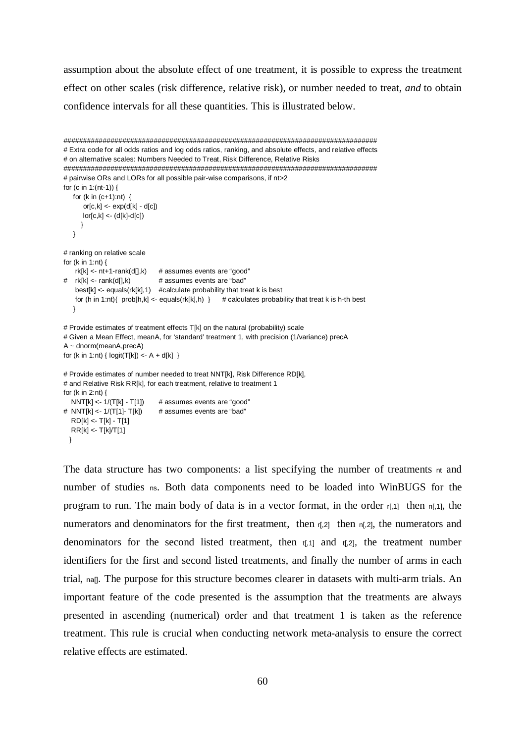assumption about the absolute effect of one treatment, it is possible to express the treatment effect on other scales (risk difference, relative risk), or number needed to treat, *and* to obtain confidence intervals for all these quantities. This is illustrated below.

```
################################################################################
# Extra code for all odds ratios and log odds ratios, ranking, and absolute effects, and relative effects
# on alternative scales: Numbers Needed to Treat, Risk Difference, Relative Risks
################################################################################
# pairwise ORs and LORs for all possible pair-wise comparisons, if nt>2
for (c in 1:(nt-1)) {
    for (k in (c+1):nt)  {
        or[c,k] <- exp(d[k] - d[c])
        lor[c,k] <- (d[k]-d[c])
       }
    }

# ranking on relative scale
for (k in 1:nt) {
     rk[k] <- nt+1-rank(d[],k)      # assumes events are "good"
#    rk[k] <- rank(d[],k)           # assumes events are "bad"
     best[k] <- equals(rk[k],1)    #calculate probability that treat k is best
     for (h in 1:nt){  prob[h,k] <- equals(rk[k],h)  }      # calculates probability that treat k is h-th best
    }

# Provide estimates of treatment effects T[k] on the natural (probability) scale
# Given a Mean Effect, meanA, for 'standard' treatment 1, with precision (1/variance) precA
A ~ dnorm(meanA,precA)
for (k in 1:nt) { logit(T[k]) <- A + d[k]  }

# Provide estimates of number needed to treat NNT[k], Risk Difference RD[k],
# and Relative Risk RR[k], for each treatment, relative to treatment 1
for (k in 2:nt) {
   NNT[k] <- 1/(T[k] - T[1])        # assumes events are "good"
#  NNT[k] <- 1/(T[1]- T[k])         # assumes events are "bad"
   RD[k] <- T[k] - T[1]
   RR[k] <- T[k]/T[1]
  }
```

The data structure has two components: a list specifying the number of treatments nt and number of studies ns. Both data components need to be loaded into WinBUGS for the program to run. The main body of data is in a vector format, in the order r[,1] then n[,1], the numerators and denominators for the first treatment, then r[,2] then n[,2], the numerators and denominators for the second listed treatment, then t[,1] and t[,2], the treatment number identifiers for the first and second listed treatments, and finally the number of arms in each trial, na[]. The purpose for this structure becomes clearer in datasets with multi-arm trials. An important feature of the code presented is the assumption that the treatments are always presented in ascending (numerical) order and that treatment 1 is taken as the reference treatment. This rule is crucial when conducting network meta-analysis to ensure the correct relative effects are estimated.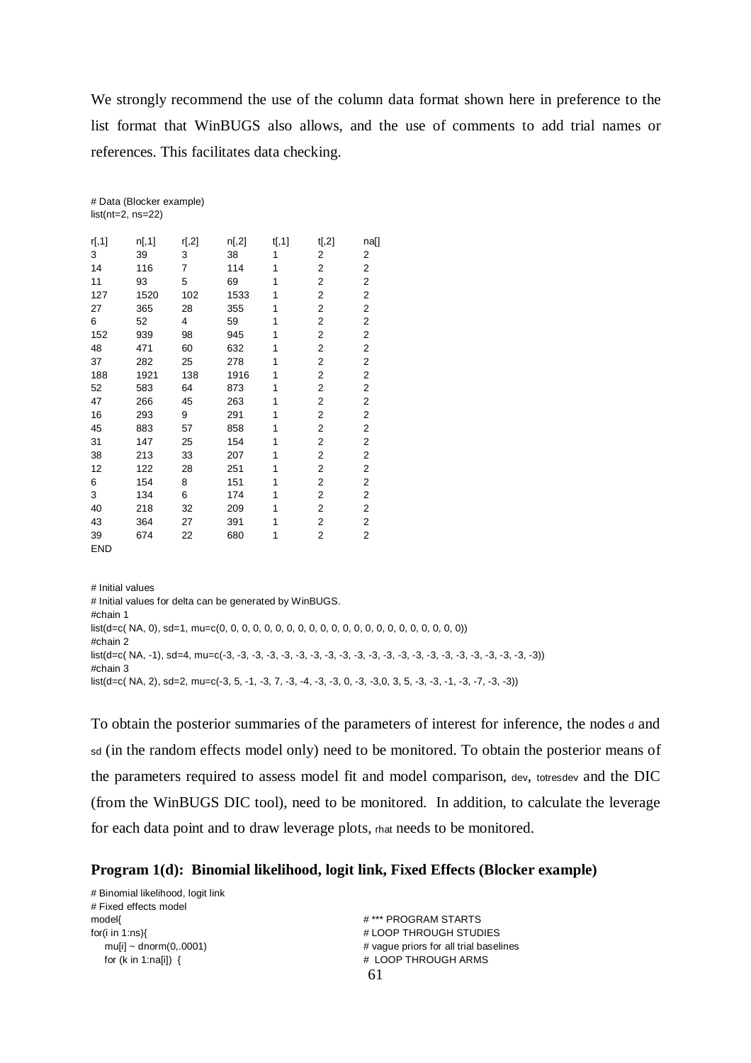We strongly recommend the use of the column data format shown here in preference to the list format that WinBUGS also allows, and the use of comments to add trial names or references. This facilitates data checking.

```
# Data (Blocker example)
list(nt=2, ns=22)

r[,1]   n[,1]   r[,2]   n[,2]   t[,1]   t[,2]   na[]
3       39      3       38      1       2       2
14      116     7       114     1       2       2
11      93      5       69      1       2       2
127     1520    102     1533    1       2       2
27      365     28      355     1       2       2
6       52      4       59      1       2       2
152     939     98      945     1       2       2
48      471     60      632     1       2       2
37      282     25      278     1       2       2
188     1921    138     1916    1       2       2
52      583     64      873     1       2       2
47      266     45      263     1       2       2
16      293     9       291     1       2       2
45      883     57      858     1       2       2
31      147     25      154     1       2       2
38      213     33      207     1       2       2
12      122     28      251     1       2       2
6       154     8       151     1       2       2
3       134     6       174     1       2       2
40      218     32      209     1       2       2
43      364     27      391     1       2       2
39      674     22      680     1       2       2
END
```

```
# Initial values
# Initial values for delta can be generated by WinBUGS.
#chain 1
list(d=c( NA, 0), sd=1, mu=c(0, 0, 0, 0, 0, 0, 0, 0, 0, 0, 0, 0, 0, 0, 0, 0, 0, 0, 0, 0, 0, 0))
#chain 2
list(d=c( NA, -1), sd=4, mu=c(-3, -3, -3, -3, -3, -3, -3, -3, -3, -3, -3, -3, -3, -3, -3, -3, -3, -3, -3, -3, -3, -3))
#chain 3
list(d=c( NA, 2), sd=2, mu=c(-3, 5, -1, -3, 7, -3, -4, -3, -3, 0, -3, -3,0, 3, 5, -3, -3, -1, -3, -7, -3, -3))
```

To obtain the posterior summaries of the parameters of interest for inference, the nodes `d` and `sd` (in the random effects model only) need to be monitored. To obtain the posterior means of the parameters required to assess model fit and model comparison, `dev`, `totresdev` and the DIC (from the WinBUGS DIC tool), need to be monitored. In addition, to calculate the leverage for each data point and to draw leverage plots, `rhat` needs to be monitored.

### Program 1(d): Binomial likelihood, logit link, Fixed Effects (Blocker example)

```
# Binomial likelihood, logit link
# Fixed effects model
model{                                  # *** PROGRAM STARTS
for(i in 1:ns){                         # LOOP THROUGH STUDIES
    mu[i] ~ dnorm(0,.0001)              # vague priors for all trial baselines
    for (k in 1:na[i])  {               # LOOP THROUGH ARMS
```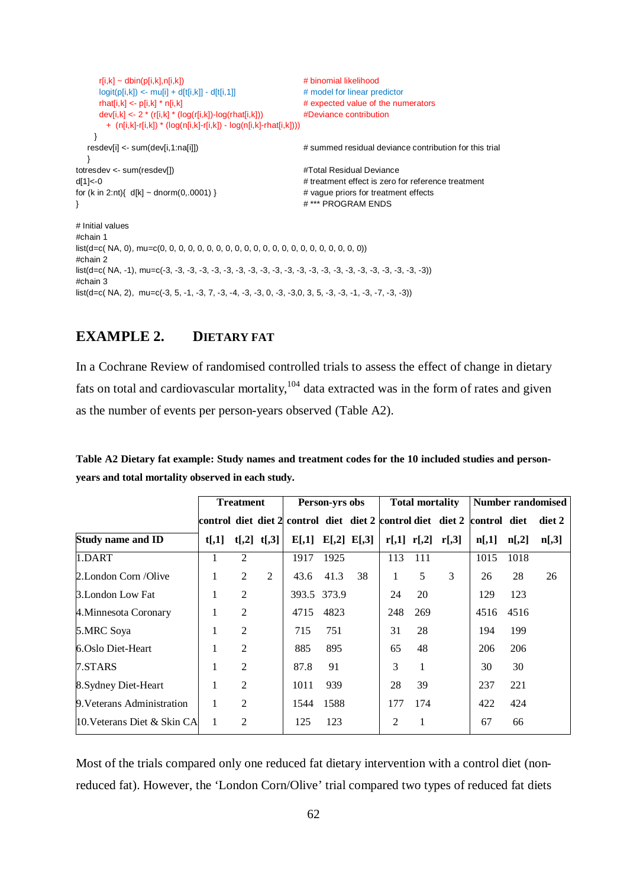```
      r[i,k] ~ dbin(p[i,k],n[i,k])                              # binomial likelihood
      logit(p[i,k]) <- mu[i] + d[t[i,k]] - d[t[i,1]]            # model for linear predictor
      rhat[i,k] <- p[i,k] * n[i,k]                              # expected value of the numerators
      dev[i,k] <- 2 * (r[i,k] * (log(r[i,k])-log(rhat[i,k]))    #Deviance contribution
        + (n[i,k]-r[i,k]) * (log(n[i,k]-r[i,k]) - log(n[i,k]-rhat[i,k])))
     }
   resdev[i] <- sum(dev[i,1:na[i]])                             # summed residual deviance contribution for this trial
   }
totresdev <- sum(resdev[])                                      #Total Residual Deviance
d[1]<-0                                                         # treatment effect is zero for reference treatment
for (k in 2:nt){  d[k] ~ dnorm(0,.0001) }                       # vague priors for treatment effects
}                                                               # *** PROGRAM ENDS

# Initial values
#chain 1
list(d=c( NA, 0), mu=c(0, 0, 0, 0, 0, 0, 0, 0, 0, 0, 0, 0, 0, 0, 0, 0, 0, 0, 0, 0, 0, 0))
#chain 2
list(d=c( NA, -1), mu=c(-3, -3, -3, -3, -3, -3, -3, -3, -3, -3, -3, -3, -3, -3, -3, -3, -3, -3, -3, -3, -3, -3))
#chain 3
list(d=c( NA, 2),  mu=c(-3, 5, -1, -3, 7, -3, -4, -3, -3, 0, -3, -3,0, 3, 5, -3, -3, -1, -3, -7, -3, -3))
```

## EXAMPLE 2. DIETARY FAT

In a Cochrane Review of randomised controlled trials to assess the effect of change in dietary fats on total and cardiovascular mortality,[104] data extracted was in the form of rates and given as the number of events per person-years observed (Table A2).

**Table A2 Dietary fat example: Study names and treatment codes for the 10 included studies and person-years and total mortality observed in each study.**

| | Treatment | | | Person-yrs obs | | | Total mortality | | | Number randomised | | |
|---|---|---|---|---|---|---|---|---|---|---|---|---|
| | control | diet | diet 2 | control | diet | diet 2 | control | diet | diet 2 | control | diet | diet 2 |
| **Study name and ID** | **t[,1]** | **t[,2]** | **t[,3]** | **E[,1]** | **E[,2]** | **E[,3]** | **r[,1]** | **r[,2]** | **r[,3]** | **n[,1]** | **n[,2]** | **n[,3]** |
| 1.DART | 1 | 2 | | 1917 | 1925 | | 113 | 111 | | 1015 | 1018 | |
| 2.London Corn /Olive | 1 | 2 | 2 | 43.6 | 41.3 | 38 | 1 | 5 | 3 | 26 | 28 | 26 |
| 3.London Low Fat | 1 | 2 | | 393.5 | 373.9 | | 24 | 20 | | 129 | 123 | |
| 4.Minnesota Coronary | 1 | 2 | | 4715 | 4823 | | 248 | 269 | | 4516 | 4516 | |
| 5.MRC Soya | 1 | 2 | | 715 | 751 | | 31 | 28 | | 194 | 199 | |
| 6.Oslo Diet-Heart | 1 | 2 | | 885 | 895 | | 65 | 48 | | 206 | 206 | |
| 7.STARS | 1 | 2 | | 87.8 | 91 | | 3 | 1 | | 30 | 30 | |
| 8.Sydney Diet-Heart | 1 | 2 | | 1011 | 939 | | 28 | 39 | | 237 | 221 | |
| 9.Veterans Administration | 1 | 2 | | 1544 | 1588 | | 177 | 174 | | 422 | 424 | |
| 10.Veterans Diet & Skin CA | 1 | 2 | | 125 | 123 | | 2 | 1 | | 67 | 66 | |

Most of the trials compared only one reduced fat dietary intervention with a control diet (non-reduced fat). However, the 'London Corn/Olive' trial compared two types of reduced fat diets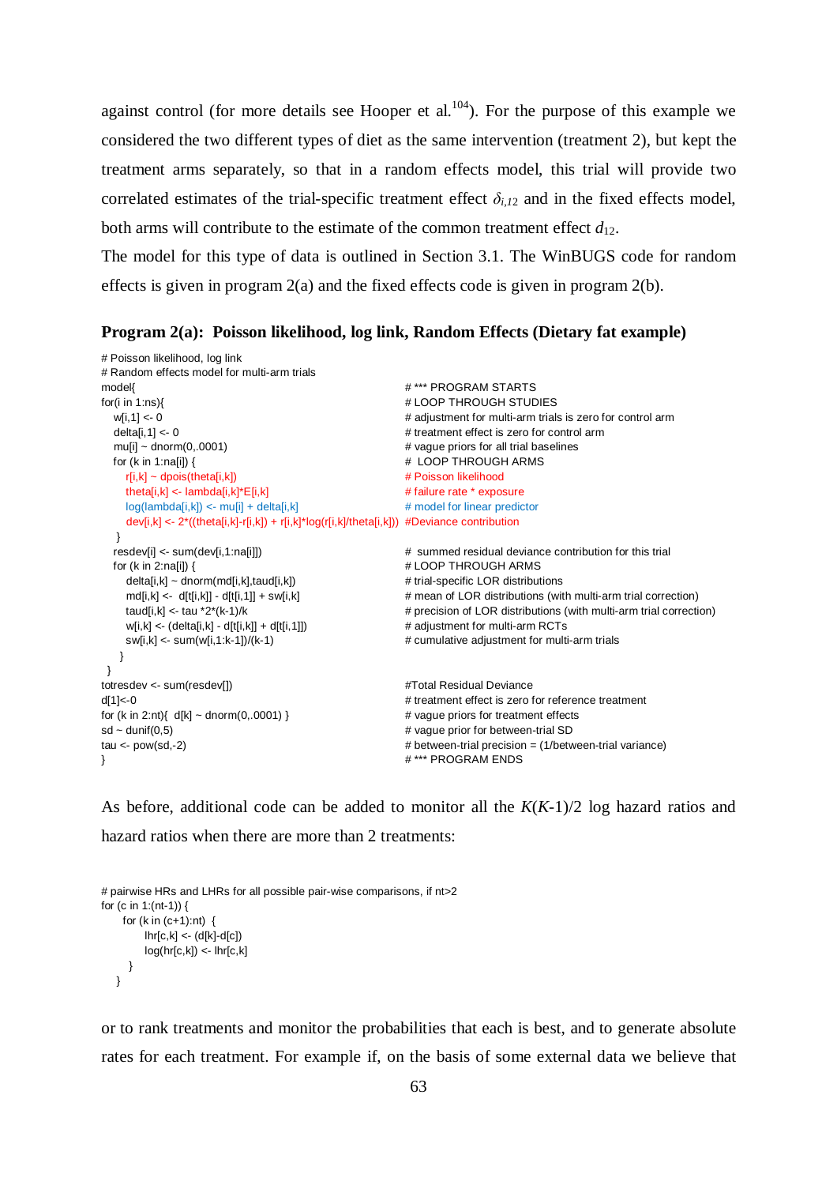against control (for more details see Hooper et al.[104]). For the purpose of this example we considered the two different types of diet as the same intervention (treatment 2), but kept the treatment arms separately, so that in a random effects model, this trial will provide two correlated estimates of the trial-specific treatment effect $\delta_{i,12}$ and in the fixed effects model, both arms will contribute to the estimate of the common treatment effect $d_{12}$.

The model for this type of data is outlined in Section 3.1. The WinBUGS code for random effects is given in program 2(a) and the fixed effects code is given in program 2(b).

**Program 2(a): Poisson likelihood, log link, Random Effects (Dietary fat example)**

```
# Poisson likelihood, log link
# Random effects model for multi-arm trials
model{                                                      # *** PROGRAM STARTS
for(i in 1:ns){                                             # LOOP THROUGH STUDIES
   w[i,1] <- 0                                              # adjustment for multi-arm trials is zero for control arm
   delta[i,1] <- 0                                          # treatment effect is zero for control arm
   mu[i] ~ dnorm(0,.0001)                                   # vague priors for all trial baselines
   for (k in 1:na[i]) {                                     #  LOOP THROUGH ARMS
      r[i,k] ~ dpois(theta[i,k])                            # Poisson likelihood
      theta[i,k] <- lambda[i,k]*E[i,k]                      # failure rate * exposure
      log(lambda[i,k]) <- mu[i] + delta[i,k]                # model for linear predictor
      dev[i,k] <- 2*((theta[i,k]-r[i,k]) + r[i,k]*log(r[i,k]/theta[i,k])) #Deviance contribution
   }
   resdev[i] <- sum(dev[i,1:na[i]])                         #  summed residual deviance contribution for this trial
   for (k in 2:na[i]) {                                     # LOOP THROUGH ARMS
      delta[i,k] ~ dnorm(md[i,k],taud[i,k])                 # trial-specific LOR distributions
      md[i,k] <-  d[t[i,k]] - d[t[i,1]] + sw[i,k]           # mean of LOR distributions (with multi-arm trial correction)
      taud[i,k] <- tau *2*(k-1)/k                           # precision of LOR distributions (with multi-arm trial correction)
      w[i,k] <- (delta[i,k] - d[t[i,k]] + d[t[i,1]])        # adjustment for multi-arm RCTs
      sw[i,k] <- sum(w[i,1:k-1])/(k-1)                      # cumulative adjustment for multi-arm trials
    }
  }
totresdev <- sum(resdev[])                                  #Total Residual Deviance
d[1]<-0                                                     # treatment effect is zero for reference treatment
for (k in 2:nt){  d[k] ~ dnorm(0,.0001) }                   # vague priors for treatment effects
sd ~ dunif(0,5)                                             # vague prior for between-trial SD
tau <- pow(sd,-2)                                           # between-trial precision = (1/between-trial variance)
}                                                           # *** PROGRAM ENDS
```

As before, additional code can be added to monitor all the $K(K-1)/2$ log hazard ratios and hazard ratios when there are more than 2 treatments:

```
# pairwise HRs and LHRs for all possible pair-wise comparisons, if nt>2
for (c in 1:(nt-1)) {
      for (k in (c+1):nt)  {
            lhr[c,k] <- (d[k]-d[c])
            log(hr[c,k]) <- lhr[c,k]
       }
    }
```

or to rank treatments and monitor the probabilities that each is best, and to generate absolute rates for each treatment. For example if, on the basis of some external data we believe that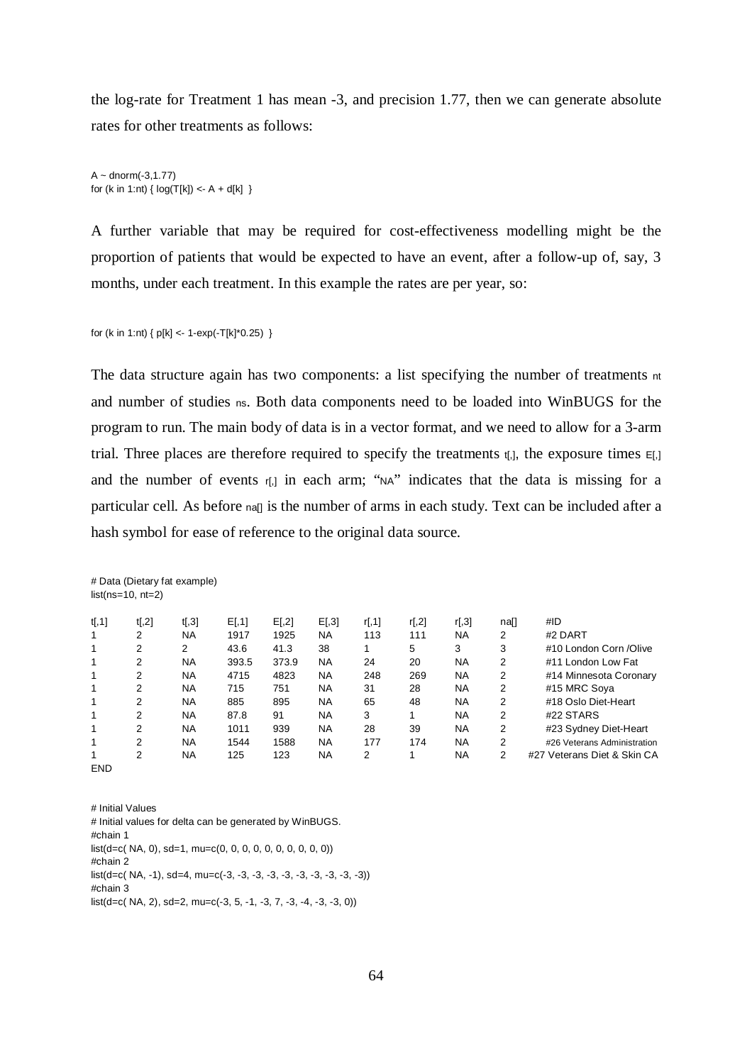the log-rate for Treatment 1 has mean -3, and precision 1.77, then we can generate absolute rates for other treatments as follows:

```
A ~ dnorm(-3,1.77)
for (k in 1:nt) { log(T[k]) <- A + d[k]  }
```

A further variable that may be required for cost-effectiveness modelling might be the proportion of patients that would be expected to have an event, after a follow-up of, say, 3 months, under each treatment. In this example the rates are per year, so:

```
for (k in 1:nt) { p[k] <- 1-exp(-T[k]*0.25)  }
```

The data structure again has two components: a list specifying the number of treatments `nt` and number of studies `ns`. Both data components need to be loaded into WinBUGS for the program to run. The main body of data is in a vector format, and we need to allow for a 3-arm trial. Three places are therefore required to specify the treatments `t[,]`, the exposure times `E[,]` and the number of events `r[,]` in each arm; "`NA`" indicates that the data is missing for a particular cell. As before `na[]` is the number of arms in each study. Text can be included after a hash symbol for ease of reference to the original data source.

```
# Data (Dietary fat example)
list(ns=10, nt=2)

t[,1]  t[,2]  t[,3]  E[,1]   E[,2]   E[,3]  r[,1]  r[,2]  r[,3]  na[]   #ID
1      2      NA     1917    1925    NA     113    111    NA     2      #2 DART
1      2      2      43.6    41.3    38     1      5      3      3      #10 London Corn /Olive
1      2      NA     393.5   373.9   NA     24     20     NA     2      #11 London Low Fat
1      2      NA     4715    4823    NA     248    269    NA     2      #14 Minnesota Coronary
1      2      NA     715     751     NA     31     28     NA     2      #15 MRC Soya
1      2      NA     885     895     NA     65     48     NA     2      #18 Oslo Diet-Heart
1      2      NA     87.8    91      NA     3      1      NA     2      #22 STARS
1      2      NA     1011    939     NA     28     39     NA     2      #23 Sydney Diet-Heart
1      2      NA     1544    1588    NA     177    174    NA     2      #26 Veterans Administration
1      2      NA     125     123     NA     2      1      NA     2      #27 Veterans Diet & Skin CA
END
```

```
# Initial Values
# Initial values for delta can be generated by WinBUGS.
#chain 1
list(d=c( NA, 0), sd=1, mu=c(0, 0, 0, 0, 0, 0, 0, 0, 0, 0))
#chain 2
list(d=c( NA, -1), sd=4, mu=c(-3, -3, -3, -3, -3, -3, -3, -3, -3, -3))
#chain 3
list(d=c( NA, 2), sd=2, mu=c(-3, 5, -1, -3, 7, -3, -4, -3, -3, 0))
```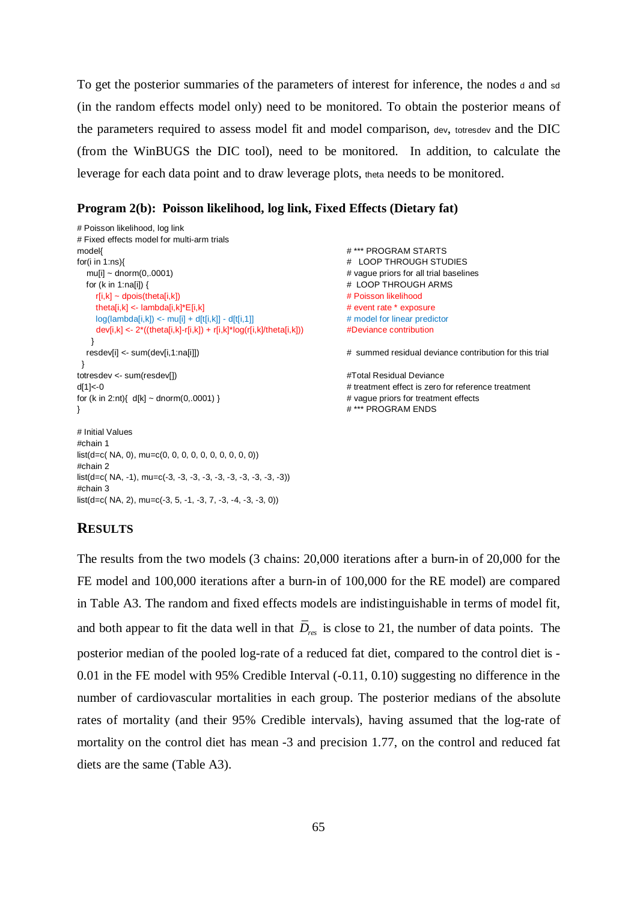To get the posterior summaries of the parameters of interest for inference, the nodes d and sd (in the random effects model only) need to be monitored. To obtain the posterior means of the parameters required to assess model fit and model comparison, dev, totresdev and the DIC (from the WinBUGS the DIC tool), need to be monitored. In addition, to calculate the leverage for each data point and to draw leverage plots, theta needs to be monitored.

### Program 2(b): Poisson likelihood, log link, Fixed Effects (Dietary fat)

```
# Poisson likelihood, log link
# Fixed effects model for multi-arm trials
model{                                                    # *** PROGRAM STARTS
for(i in 1:ns){                                           #   LOOP THROUGH STUDIES
    mu[i] ~ dnorm(0,.0001)                                # vague priors for all trial baselines
    for (k in 1:na[i]) {                                  #  LOOP THROUGH ARMS
        r[i,k] ~ dpois(theta[i,k])                        # Poisson likelihood
        theta[i,k] <- lambda[i,k]*E[i,k]                  # event rate * exposure
        log(lambda[i,k]) <- mu[i] + d[t[i,k]] - d[t[i,1]] # model for linear predictor
        dev[i,k] <- 2*((theta[i,k]-r[i,k]) + r[i,k]*log(r[i,k]/theta[i,k]))  #Deviance contribution
      }
    resdev[i] <- sum(dev[i,1:na[i]])                      #  summed residual deviance contribution for this trial
  }
totresdev <- sum(resdev[])                                #Total Residual Deviance
d[1]<-0                                                   # treatment effect is zero for reference treatment
for (k in 2:nt){  d[k] ~ dnorm(0,.0001) }                 # vague priors for treatment effects
}                                                         # *** PROGRAM ENDS

# Initial Values
#chain 1
list(d=c( NA, 0), mu=c(0, 0, 0, 0, 0, 0, 0, 0, 0, 0))
#chain 2
list(d=c( NA, -1), mu=c(-3, -3, -3, -3, -3, -3, -3, -3, -3, -3))
#chain 3
list(d=c( NA, 2), mu=c(-3, 5, -1, -3, 7, -3, -4, -3, -3, 0))
```

## RESULTS

The results from the two models (3 chains: 20,000 iterations after a burn-in of 20,000 for the FE model and 100,000 iterations after a burn-in of 100,000 for the RE model) are compared in Table A3. The random and fixed effects models are indistinguishable in terms of model fit, and both appear to fit the data well in that $\bar{D}_{res}$ is close to 21, the number of data points. The posterior median of the pooled log-rate of a reduced fat diet, compared to the control diet is -0.01 in the FE model with 95% Credible Interval (-0.11, 0.10) suggesting no difference in the number of cardiovascular mortalities in each group. The posterior medians of the absolute rates of mortality (and their 95% Credible intervals), having assumed that the log-rate of mortality on the control diet has mean -3 and precision 1.77, on the control and reduced fat diets are the same (Table A3).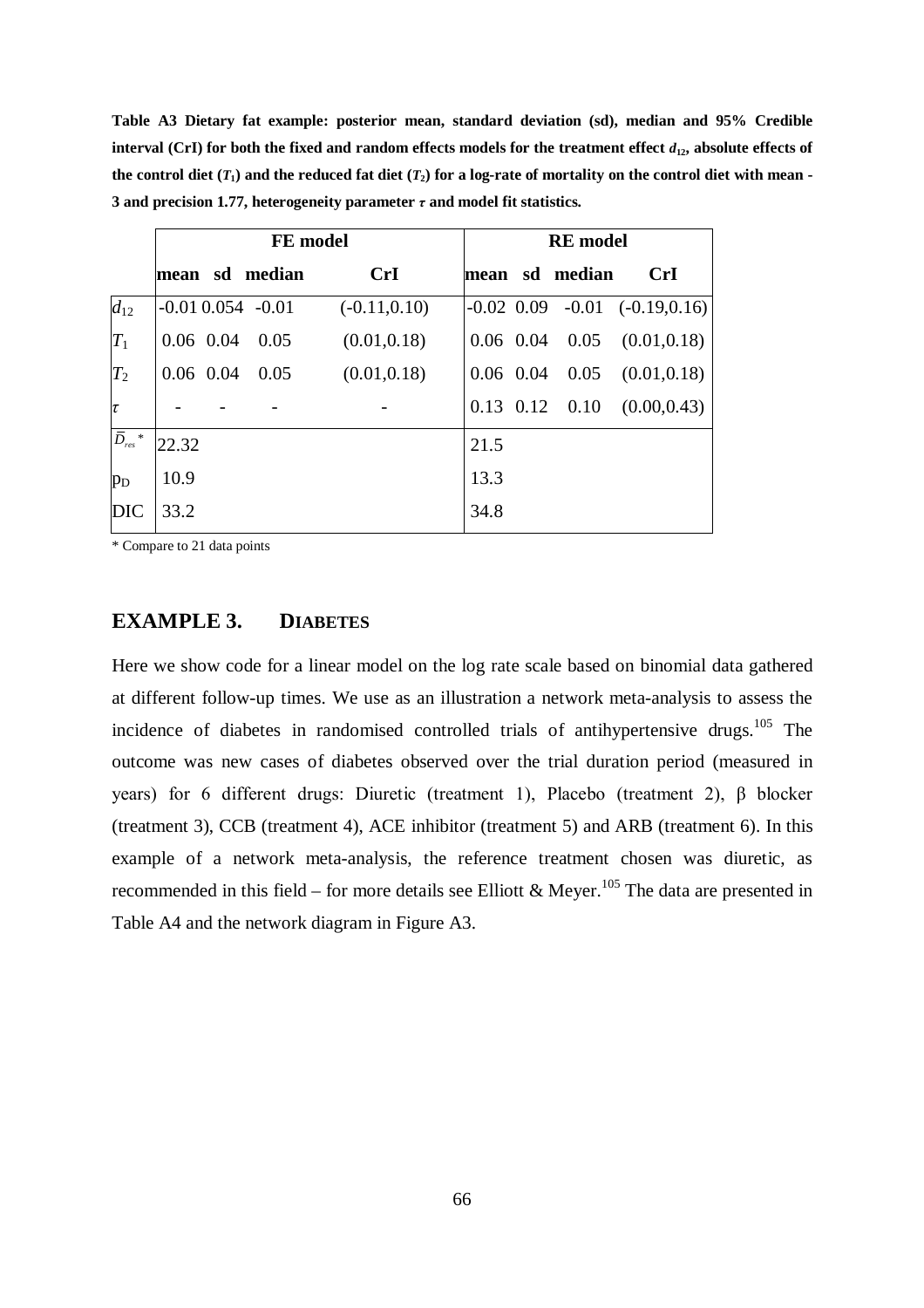**Table A3 Dietary fat example: posterior mean, standard deviation (sd), median and 95% Credible interval (CrI) for both the fixed and random effects models for the treatment effect $d_{12}$, absolute effects of the control diet ($T_1$) and the reduced fat diet ($T_2$) for a log-rate of mortality on the control diet with mean -3 and precision 1.77, heterogeneity parameter $\tau$ and model fit statistics.**

| | FE model | | | | RE model | | | |
|---|---|---|---|---|---|---|---|---|
| | mean | sd | median | CrI | mean | sd | median | CrI |
| $d_{12}$ | -0.01 | 0.054 | -0.01 | (-0.11,0.10) | -0.02 | 0.09 | -0.01 | (-0.19,0.16) |
| $T_1$ | 0.06 | 0.04 | 0.05 | (0.01,0.18) | 0.06 | 0.04 | 0.05 | (0.01,0.18) |
| $T_2$ | 0.06 | 0.04 | 0.05 | (0.01,0.18) | 0.06 | 0.04 | 0.05 | (0.01,0.18) |
| $\tau$ | - | - | - | - | 0.13 | 0.12 | 0.10 | (0.00,0.43) |
| $\bar{D}_{res}$* | 22.32 | | | | 21.5 | | | |
| $p_D$ | 10.9 | | | | 13.3 | | | |
| DIC | 33.2 | | | | 34.8 | | | |

\* Compare to 21 data points

## EXAMPLE 3. DIABETES

Here we show code for a linear model on the log rate scale based on binomial data gathered at different follow-up times. We use as an illustration a network meta-analysis to assess the incidence of diabetes in randomised controlled trials of antihypertensive drugs.[105] The outcome was new cases of diabetes observed over the trial duration period (measured in years) for 6 different drugs: Diuretic (treatment 1), Placebo (treatment 2), β blocker (treatment 3), CCB (treatment 4), ACE inhibitor (treatment 5) and ARB (treatment 6). In this example of a network meta-analysis, the reference treatment chosen was diuretic, as recommended in this field – for more details see Elliott & Meyer.[105] The data are presented in Table A4 and the network diagram in Figure A3.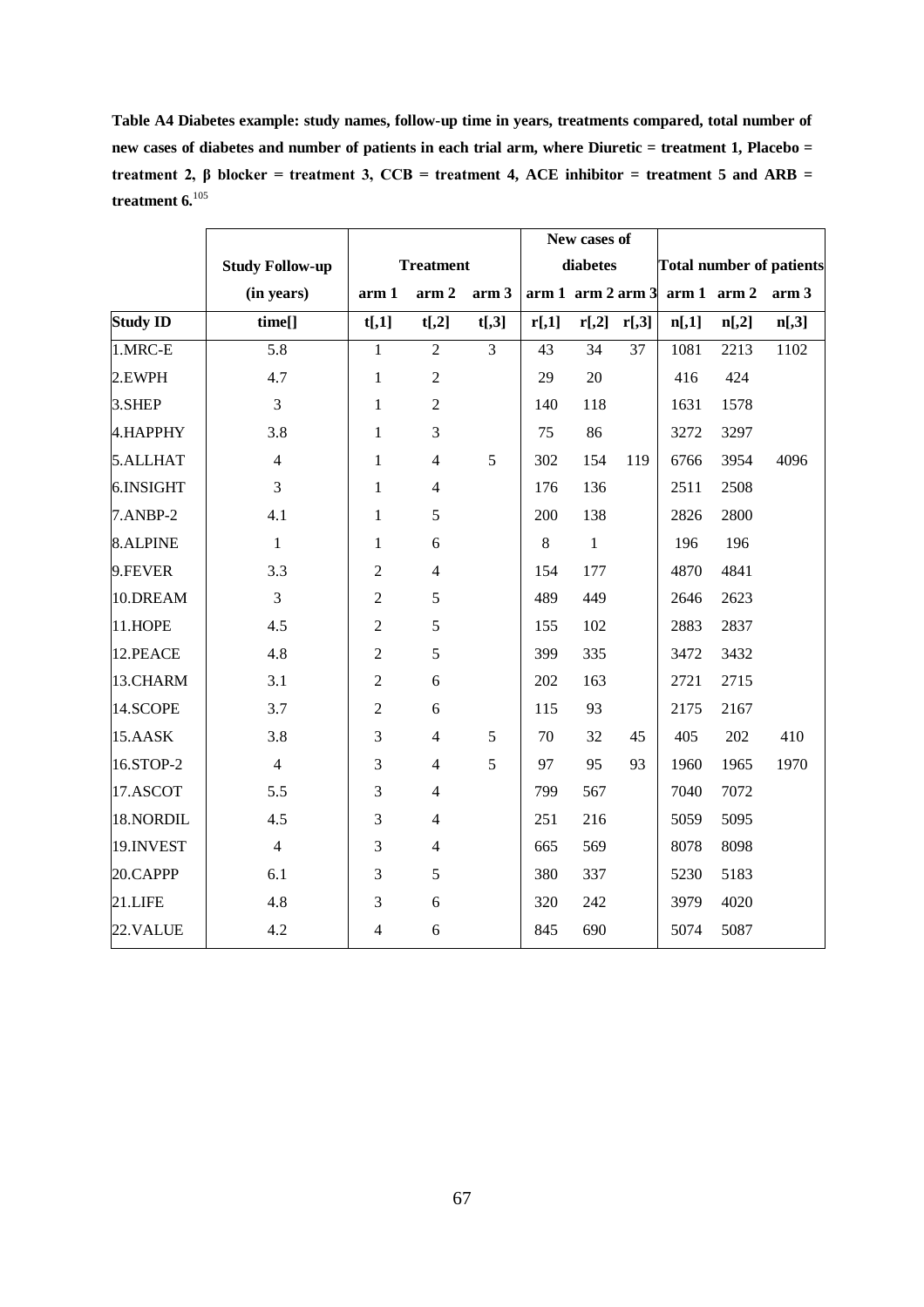**Table A4 Diabetes example: study names, follow-up time in years, treatments compared, total number of new cases of diabetes and number of patients in each trial arm, where Diuretic = treatment 1, Placebo = treatment 2, β blocker = treatment 3, CCB = treatment 4, ACE inhibitor = treatment 5 and ARB = treatment 6.**[105]

| | Study Follow-up (in years) | Treatment | | | New cases of diabetes | | | Total number of patients | | |
|---|---|---|---|---|---|---|---|---|---|---|
| | | arm 1 | arm 2 | arm 3 | arm 1 | arm 2 | arm 3 | arm 1 | arm 2 | arm 3 |
| **Study ID** | **time[]** | **t[,1]** | **t[,2]** | **t[,3]** | **r[,1]** | **r[,2]** | **r[,3]** | **n[,1]** | **n[,2]** | **n[,3]** |
| 1.MRC-E | 5.8 | 1 | 2 | 3 | 43 | 34 | 37 | 1081 | 2213 | 1102 |
| 2.EWPH | 4.7 | 1 | 2 | | 29 | 20 | | 416 | 424 | |
| 3.SHEP | 3 | 1 | 2 | | 140 | 118 | | 1631 | 1578 | |
| 4.HAPPHY | 3.8 | 1 | 3 | | 75 | 86 | | 3272 | 3297 | |
| 5.ALLHAT | 4 | 1 | 4 | 5 | 302 | 154 | 119 | 6766 | 3954 | 4096 |
| 6.INSIGHT | 3 | 1 | 4 | | 176 | 136 | | 2511 | 2508 | |
| 7.ANBP-2 | 4.1 | 1 | 5 | | 200 | 138 | | 2826 | 2800 | |
| 8.ALPINE | 1 | 1 | 6 | | 8 | 1 | | 196 | 196 | |
| 9.FEVER | 3.3 | 2 | 4 | | 154 | 177 | | 4870 | 4841 | |
| 10.DREAM | 3 | 2 | 5 | | 489 | 449 | | 2646 | 2623 | |
| 11.HOPE | 4.5 | 2 | 5 | | 155 | 102 | | 2883 | 2837 | |
| 12.PEACE | 4.8 | 2 | 5 | | 399 | 335 | | 3472 | 3432 | |
| 13.CHARM | 3.1 | 2 | 6 | | 202 | 163 | | 2721 | 2715 | |
| 14.SCOPE | 3.7 | 2 | 6 | | 115 | 93 | | 2175 | 2167 | |
| 15.AASK | 3.8 | 3 | 4 | 5 | 70 | 32 | 45 | 405 | 202 | 410 |
| 16.STOP-2 | 4 | 3 | 4 | 5 | 97 | 95 | 93 | 1960 | 1965 | 1970 |
| 17.ASCOT | 5.5 | 3 | 4 | | 799 | 567 | | 7040 | 7072 | |
| 18.NORDIL | 4.5 | 3 | 4 | | 251 | 216 | | 5059 | 5095 | |
| 19.INVEST | 4 | 3 | 4 | | 665 | 569 | | 8078 | 8098 | |
| 20.CAPPP | 6.1 | 3 | 5 | | 380 | 337 | | 5230 | 5183 | |
| 21.LIFE | 4.8 | 3 | 6 | | 320 | 242 | | 3979 | 4020 | |
| 22.VALUE | 4.2 | 4 | 6 | | 845 | 690 | | 5074 | 5087 | |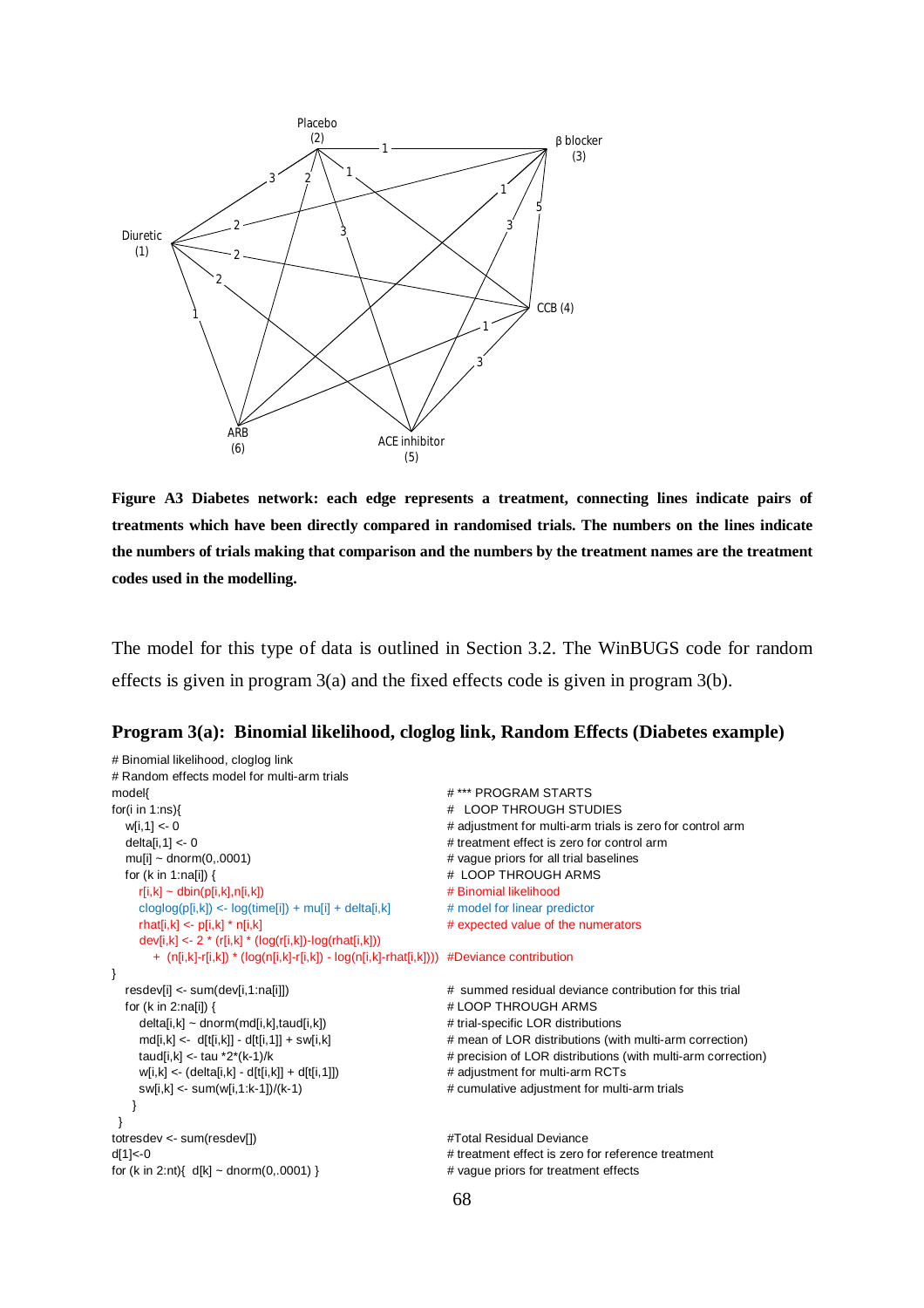Figure A3 **Diabetes network: each edge represents a treatment, connecting lines indicate pairs of treatments which have been directly compared in randomised trials. The numbers on the lines indicate the numbers of trials making that comparison and the numbers by the treatment names are the treatment codes used in the modelling.**

The model for this type of data is outlined in Section 3.2. The WinBUGS code for random effects is given in program 3(a) and the fixed effects code is given in program 3(b).

## Program 3(a): Binomial likelihood, cloglog link, Random Effects (Diabetes example)

```
# Binomial likelihood, cloglog link
# Random effects model for multi-arm trials
model{                                                          # *** PROGRAM STARTS
for(i in 1:ns){                                                 #   LOOP THROUGH STUDIES
   w[i,1] <- 0                                                  # adjustment for multi-arm trials is zero for control arm
   delta[i,1] <- 0                                              # treatment effect is zero for control arm
   mu[i] ~ dnorm(0,.0001)                                       # vague priors for all trial baselines
   for (k in 1:na[i]) {                                         #  LOOP THROUGH ARMS
      r[i,k] ~ dbin(p[i,k],n[i,k])                              # Binomial likelihood
      cloglog(p[i,k]) <- log(time[i]) + mu[i] + delta[i,k]      # model for linear predictor
      rhat[i,k] <- p[i,k] * n[i,k]                              # expected value of the numerators
      dev[i,k] <- 2 * (r[i,k] * (log(r[i,k])-log(rhat[i,k]))
        +  (n[i,k]-r[i,k]) * (log(n[i,k]-r[i,k]) - log(n[i,k]-rhat[i,k])))  #Deviance contribution
}
   resdev[i] <- sum(dev[i,1:na[i]])                             #  summed residual deviance contribution for this trial
   for (k in 2:na[i]) {                                         # LOOP THROUGH ARMS
      delta[i,k] ~ dnorm(md[i,k],taud[i,k])                     # trial-specific LOR distributions
      md[i,k] <-  d[t[i,k]] - d[t[i,1]] + sw[i,k]               # mean of LOR distributions (with multi-arm correction)
      taud[i,k] <- tau *2*(k-1)/k                               # precision of LOR distributions (with multi-arm correction)
      w[i,k] <- (delta[i,k] - d[t[i,k]] + d[t[i,1]])            # adjustment for multi-arm RCTs
      sw[i,k] <- sum(w[i,1:k-1])/(k-1)                          # cumulative adjustment for multi-arm trials
    }
 }
totresdev <- sum(resdev[])                                      #Total Residual Deviance
d[1]<-0                                                         # treatment effect is zero for reference treatment
for (k in 2:nt){  d[k] ~ dnorm(0,.0001) }                       # vague priors for treatment effects
```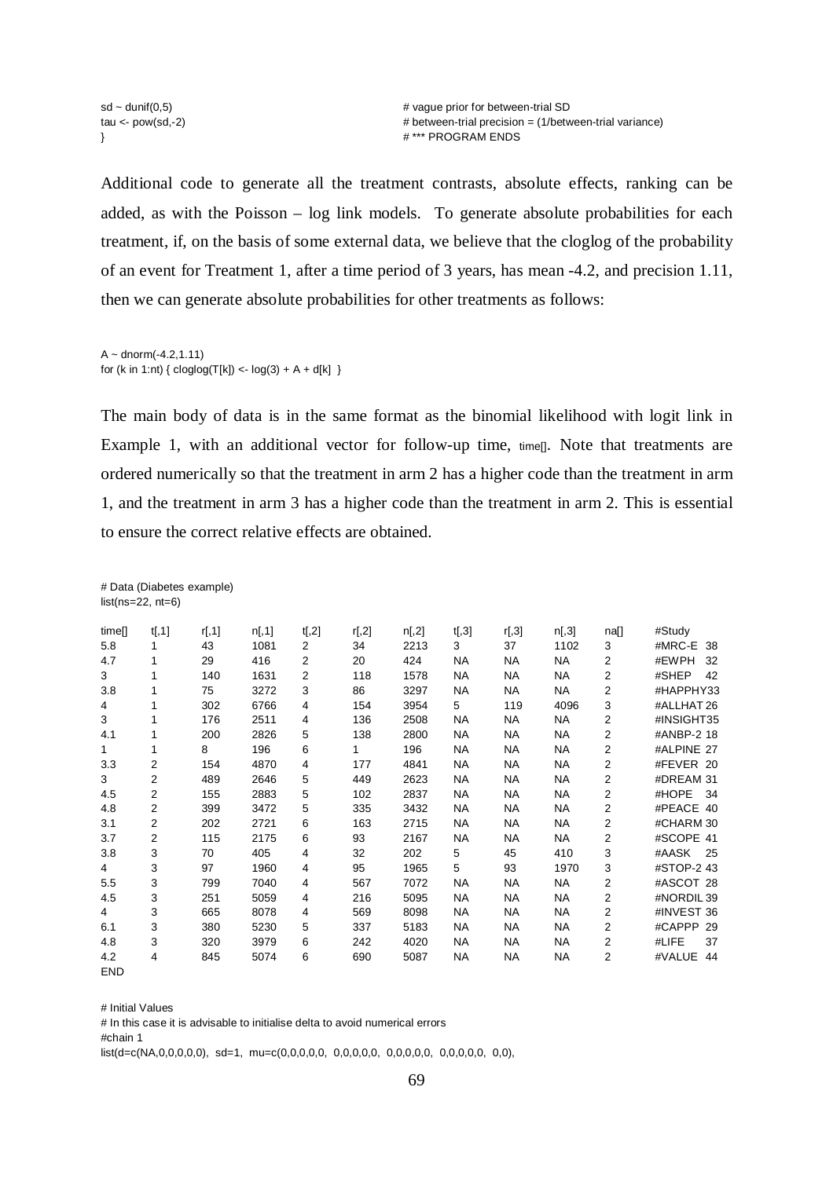```
sd ~ dunif(0,5)                          # vague prior for between-trial SD
tau <- pow(sd,-2)                        # between-trial precision = (1/between-trial variance)
}                                        # *** PROGRAM ENDS
```

Additional code to generate all the treatment contrasts, absolute effects, ranking can be added, as with the Poisson – log link models. To generate absolute probabilities for each treatment, if, on the basis of some external data, we believe that the cloglog of the probability of an event for Treatment 1, after a time period of 3 years, has mean -4.2, and precision 1.11, then we can generate absolute probabilities for other treatments as follows:

```
A ~ dnorm(-4.2,1.11)
for (k in 1:nt) { cloglog(T[k]) <- log(3) + A + d[k]  }
```

The main body of data is in the same format as the binomial likelihood with logit link in Example 1, with an additional vector for follow-up time, `time[]`. Note that treatments are ordered numerically so that the treatment in arm 2 has a higher code than the treatment in arm 1, and the treatment in arm 3 has a higher code than the treatment in arm 2. This is essential to ensure the correct relative effects are obtained.

```
# Data (Diabetes example)
list(ns=22, nt=6)

time[]  t[,1]  r[,1]  n[,1]  t[,2]  r[,2]  n[,2]  t[,3]  r[,3]  n[,3]  na[]  #Study
5.8     1      43     1081   2      34     2213   3      37     1102   3     #MRC-E  38
4.7     1      29     416    2      20     424    NA     NA     NA     2     #EWPH   32
3       1      140    1631   2      118    1578   NA     NA     NA     2     #SHEP   42
3.8     1      75     3272   3      86     3297   NA     NA     NA     2     #HAPPHY33
4       1      302    6766   4      154    3954   5      119    4096   3     #ALLHAT 26
3       1      176    2511   4      136    2508   NA     NA     NA     2     #INSIGHT35
4.1     1      200    2826   5      138    2800   NA     NA     NA     2     #ANBP-2 18
1       1      8      196    6      1      196    NA     NA     NA     2     #ALPINE 27
3.3     2      154    4870   4      177    4841   NA     NA     NA     2     #FEVER  20
3       2      489    2646   5      449    2623   NA     NA     NA     2     #DREAM  31
4.5     2      155    2883   5      102    2837   NA     NA     NA     2     #HOPE   34
4.8     2      399    3472   5      335    3432   NA     NA     NA     2     #PEACE  40
3.1     2      202    2721   6      163    2715   NA     NA     NA     2     #CHARM  30
3.7     2      115    2175   6      93     2167   NA     NA     NA     2     #SCOPE  41
3.8     3      70     405    4      32     202    5      45     410    3     #AASK   25
4       3      97     1960   4      95     1965   5      93     1970   3     #STOP-2 43
5.5     3      799    7040   4      567    7072   NA     NA     NA     2     #ASCOT  28
4.5     3      251    5059   4      216    5095   NA     NA     NA     2     #NORDIL 39
4       3      665    8078   4      569    8098   NA     NA     NA     2     #INVEST 36
6.1     3      380    5230   5      337    5183   NA     NA     NA     2     #CAPPP  29
4.8     3      320    3979   6      242    4020   NA     NA     NA     2     #LIFE   37
4.2     4      845    5074   6      690    5087   NA     NA     NA     2     #VALUE  44
END
```

```
# Initial Values
# In this case it is advisable to initialise delta to avoid numerical errors
#chain 1
list(d=c(NA,0,0,0,0,0),  sd=1,  mu=c(0,0,0,0,0,  0,0,0,0,0,  0,0,0,0,0,  0,0,0,0,0,  0,0),
```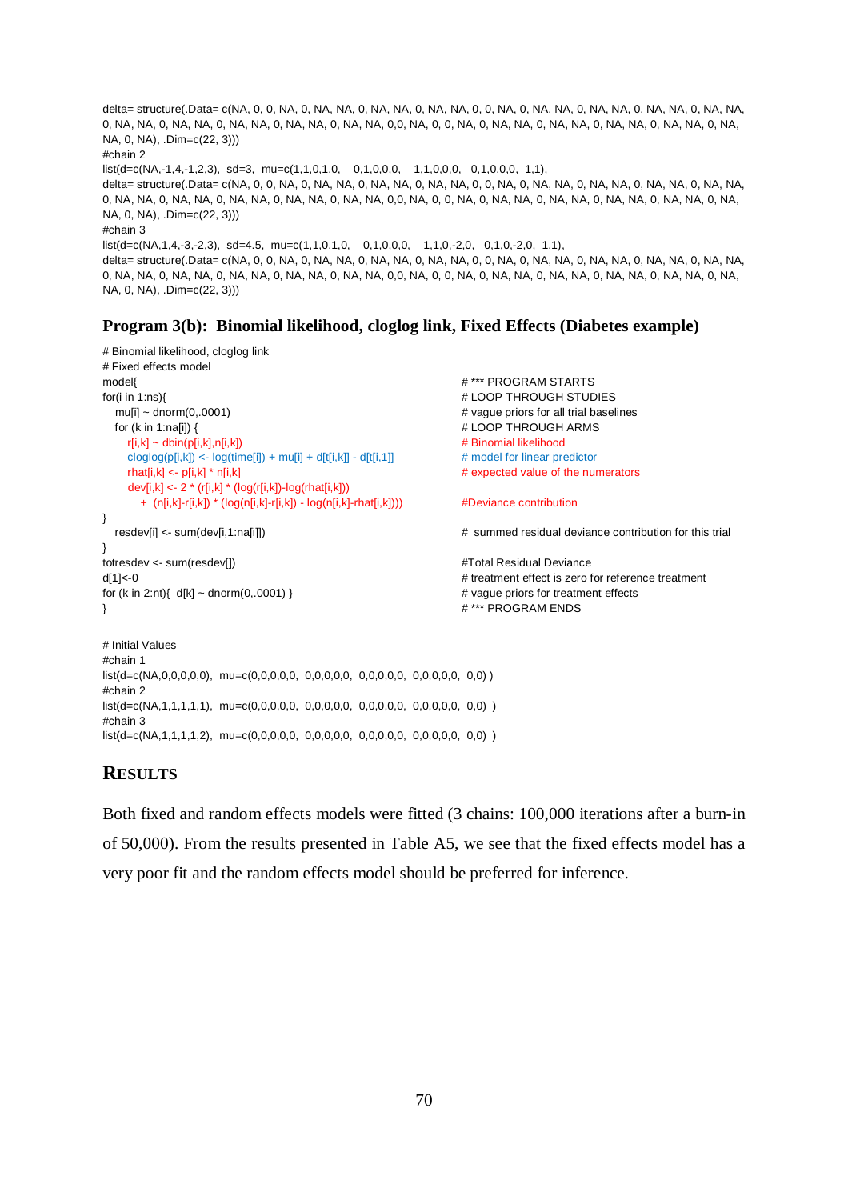```
delta= structure(.Data= c(NA, 0, 0, NA, 0, NA, NA, 0, NA, NA, 0, NA, NA, 0, 0, NA, 0, NA, NA, 0, NA, NA, 0, NA, NA, 0, NA, NA,
0, NA, NA, 0, NA, NA, 0, NA, NA, 0, NA, NA, 0, NA, NA, 0,0, NA, 0, 0, NA, 0, NA, NA, 0, NA, NA, 0, NA, NA, 0, NA, NA, 0, NA,
NA, 0, NA), .Dim=c(22, 3)))
#chain 2
list(d=c(NA,-1,4,-1,2,3), sd=3, mu=c(1,1,0,1,0,    0,1,0,0,0,    1,1,0,0,0,   0,1,0,0,0,  1,1),
delta= structure(.Data= c(NA, 0, 0, NA, 0, NA, NA, 0, NA, NA, 0, NA, NA, 0, 0, NA, 0, NA, NA, 0, NA, NA, 0, NA, NA, 0, NA, NA,
0, NA, NA, 0, NA, NA, 0, NA, NA, 0, NA, NA, 0, NA, NA, 0,0, NA, 0, 0, NA, 0, NA, NA, 0, NA, NA, 0, NA, NA, 0, NA, NA, 0, NA,
NA, 0, NA), .Dim=c(22, 3)))
#chain 3
list(d=c(NA,1,4,-3,-2,3), sd=4.5, mu=c(1,1,0,1,0,    0,1,0,0,0,    1,1,0,-2,0,   0,1,0,-2,0,  1,1),
delta= structure(.Data= c(NA, 0, 0, NA, 0, NA, NA, 0, NA, NA, 0, NA, NA, 0, 0, NA, 0, NA, NA, 0, NA, NA, 0, NA, NA, 0, NA, NA,
0, NA, NA, 0, NA, NA, 0, NA, NA, 0, NA, NA, 0, NA, NA, 0,0, NA, 0, 0, NA, 0, NA, NA, 0, NA, NA, 0, NA, NA, 0, NA, NA, 0, NA,
NA, 0, NA), .Dim=c(22, 3)))
```

### Program 3(b): Binomial likelihood, cloglog link, Fixed Effects (Diabetes example)

```
# Binomial likelihood, cloglog link
# Fixed effects model
model{                                                              # *** PROGRAM STARTS
for(i in 1:ns){                                                     # LOOP THROUGH STUDIES
   mu[i] ~ dnorm(0,.0001)                                           # vague priors for all trial baselines
   for (k in 1:na[i]) {                                             # LOOP THROUGH ARMS
      r[i,k] ~ dbin(p[i,k],n[i,k])                                  # Binomial likelihood
      cloglog(p[i,k]) <- log(time[i]) + mu[i] + d[t[i,k]] - d[t[i,1]]  # model for linear predictor
      rhat[i,k] <- p[i,k] * n[i,k]                                  # expected value of the numerators
      dev[i,k] <- 2 * (r[i,k] * (log(r[i,k])-log(rhat[i,k]))
         +  (n[i,k]-r[i,k]) * (log(n[i,k]-r[i,k]) - log(n[i,k]-rhat[i,k])))   #Deviance contribution
}
   resdev[i] <- sum(dev[i,1:na[i]])                                 #  summed residual deviance contribution for this trial
}
totresdev <- sum(resdev[])                                          #Total Residual Deviance
d[1]<-0                                                             # treatment effect is zero for reference treatment
for (k in 2:nt){  d[k] ~ dnorm(0,.0001) }                           # vague priors for treatment effects
}                                                                   # *** PROGRAM ENDS

# Initial Values
#chain 1
list(d=c(NA,0,0,0,0,0),  mu=c(0,0,0,0,0,  0,0,0,0,0,  0,0,0,0,0,  0,0,0,0,0,  0,0) )
#chain 2
list(d=c(NA,1,1,1,1,1),  mu=c(0,0,0,0,0,  0,0,0,0,0,  0,0,0,0,0,  0,0,0,0,0,  0,0)  )
#chain 3
list(d=c(NA,1,1,1,1,2),  mu=c(0,0,0,0,0,  0,0,0,0,0,  0,0,0,0,0,  0,0,0,0,0,  0,0)  )
```

## RESULTS

Both fixed and random effects models were fitted (3 chains: 100,000 iterations after a burn-in of 50,000). From the results presented in Table A5, we see that the fixed effects model has a very poor fit and the random effects model should be preferred for inference.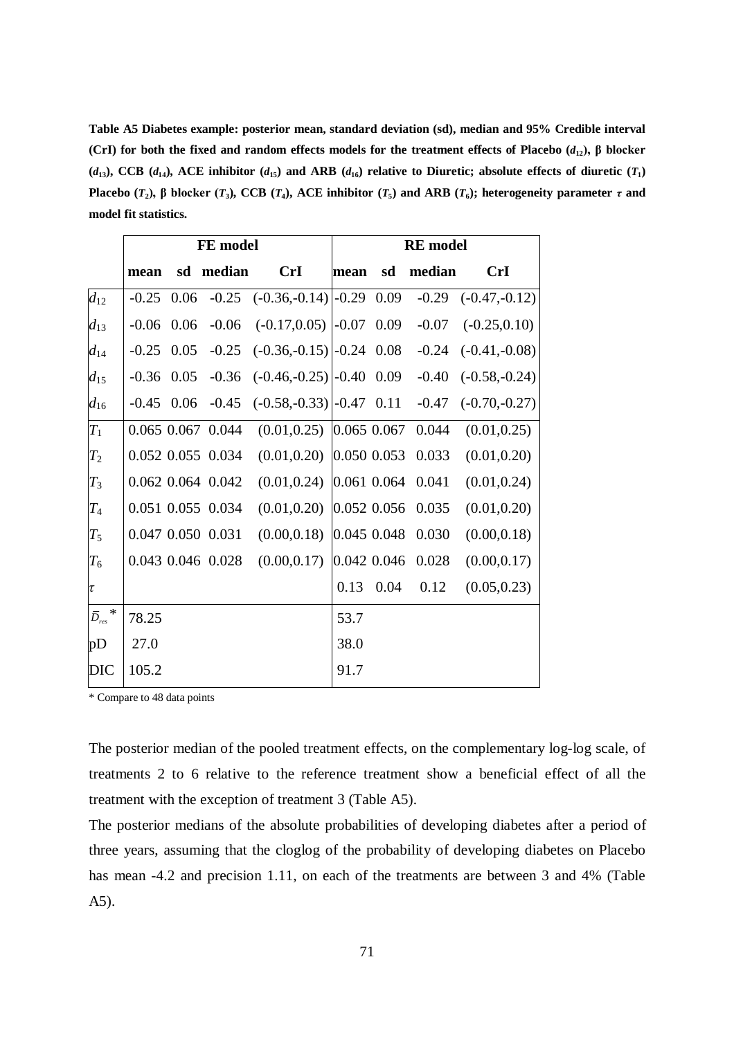**Table A5 Diabetes example: posterior mean, standard deviation (sd), median and 95% Credible interval (CrI) for both the fixed and random effects models for the treatment effects of Placebo ($d_{12}$), β blocker ($d_{13}$), CCB ($d_{14}$), ACE inhibitor ($d_{15}$) and ARB ($d_{16}$) relative to Diuretic; absolute effects of diuretic ($T_1$) Placebo ($T_2$), β blocker ($T_3$), CCB ($T_4$), ACE inhibitor ($T_5$) and ARB ($T_6$); heterogeneity parameter $\tau$ and model fit statistics.**

| | FE model | | | | RE model | | | |
|---|---|---|---|---|---|---|---|---|
| | **mean** | **sd** | **median** | **CrI** | **mean** | **sd** | **median** | **CrI** |
| $d_{12}$ | -0.25 | 0.06 | -0.25 | (-0.36,-0.14) | -0.29 | 0.09 | -0.29 | (-0.47,-0.12) |
| $d_{13}$ | -0.06 | 0.06 | -0.06 | (-0.17,0.05) | -0.07 | 0.09 | -0.07 | (-0.25,0.10) |
| $d_{14}$ | -0.25 | 0.05 | -0.25 | (-0.36,-0.15) | -0.24 | 0.08 | -0.24 | (-0.41,-0.08) |
| $d_{15}$ | -0.36 | 0.05 | -0.36 | (-0.46,-0.25) | -0.40 | 0.09 | -0.40 | (-0.58,-0.24) |
| $d_{16}$ | -0.45 | 0.06 | -0.45 | (-0.58,-0.33) | -0.47 | 0.11 | -0.47 | (-0.70,-0.27) |
| $T_1$ | 0.065 | 0.067 | 0.044 | (0.01,0.25) | 0.065 | 0.067 | 0.044 | (0.01,0.25) |
| $T_2$ | 0.052 | 0.055 | 0.034 | (0.01,0.20) | 0.050 | 0.053 | 0.033 | (0.01,0.20) |
| $T_3$ | 0.062 | 0.064 | 0.042 | (0.01,0.24) | 0.061 | 0.064 | 0.041 | (0.01,0.24) |
| $T_4$ | 0.051 | 0.055 | 0.034 | (0.01,0.20) | 0.052 | 0.056 | 0.035 | (0.01,0.20) |
| $T_5$ | 0.047 | 0.050 | 0.031 | (0.00,0.18) | 0.045 | 0.048 | 0.030 | (0.00,0.18) |
| $T_6$ | 0.043 | 0.046 | 0.028 | (0.00,0.17) | 0.042 | 0.046 | 0.028 | (0.00,0.17) |
| $\tau$ | | | | | 0.13 | 0.04 | 0.12 | (0.05,0.23) |
| $\bar{D}_{res}$ * | 78.25 | | | | 53.7 | | | |
| pD | 27.0 | | | | 38.0 | | | |
| DIC | 105.2 | | | | 91.7 | | | |

\* Compare to 48 data points

The posterior median of the pooled treatment effects, on the complementary log-log scale, of treatments 2 to 6 relative to the reference treatment show a beneficial effect of all the treatment with the exception of treatment 3 (Table A5).

The posterior medians of the absolute probabilities of developing diabetes after a period of three years, assuming that the cloglog of the probability of developing diabetes on Placebo has mean -4.2 and precision 1.11, on each of the treatments are between 3 and 4% (Table A5).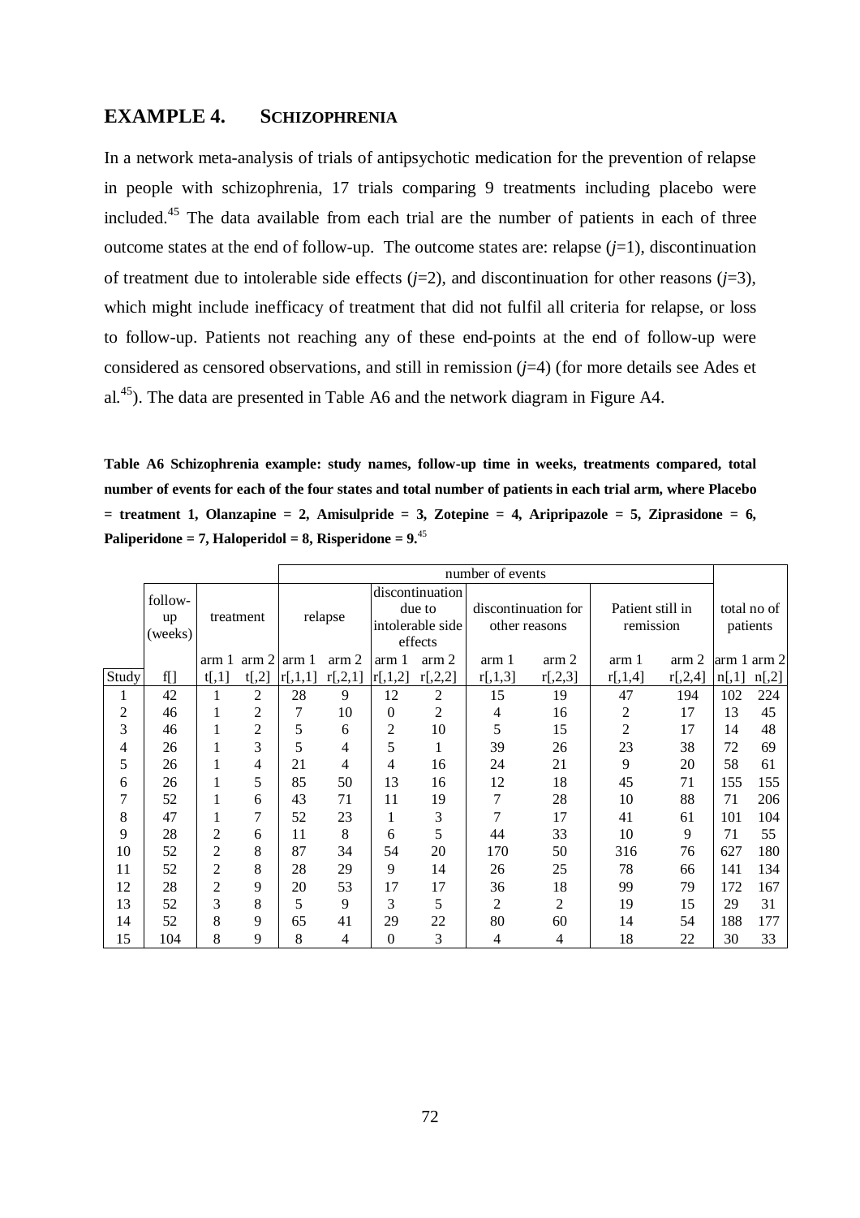## EXAMPLE 4. SCHIZOPHRENIA

In a network meta-analysis of trials of antipsychotic medication for the prevention of relapse in people with schizophrenia, 17 trials comparing 9 treatments including placebo were included.[45] The data available from each trial are the number of patients in each of three outcome states at the end of follow-up. The outcome states are: relapse ($j$=1), discontinuation of treatment due to intolerable side effects ($j$=2), and discontinuation for other reasons ($j$=3), which might include inefficacy of treatment that did not fulfil all criteria for relapse, or loss to follow-up. Patients not reaching any of these end-points at the end of follow-up were considered as censored observations, and still in remission ($j$=4) (for more details see Ades et al.[45]). The data are presented in Table A6 and the network diagram in Figure A4.

**Table A6 Schizophrenia example: study names, follow-up time in weeks, treatments compared, total number of events for each of the four states and total number of patients in each trial arm, where Placebo = treatment 1, Olanzapine = 2, Amisulpride = 3, Zotepine = 4, Aripripazole = 5, Ziprasidone = 6, Paliperidone = 7, Haloperidol = 8, Risperidone = 9.**[45]

| | | | | number of events | | | | | | | | | |
|---|---|---|---|---|---|---|---|---|---|---|---|---|---|
| | follow-up (weeks) | treatment | | relapse | | discontinuation due to intolerable side effects | | discontinuation for other reasons | | Patient still in remission | | total no of patients | |
| | | arm 1 | arm 2 | arm 1 | arm 2 | arm 1 | arm 2 | arm 1 | arm 2 | arm 1 | arm 2 | arm 1 | arm 2 |
| Study | f[] | t[,1] | t[,2] | r[,1,1] | r[,2,1] | r[,1,2] | r[,2,2] | r[,1,3] | r[,2,3] | r[,1,4] | r[,2,4] | n[,1] | n[,2] |
| 1 | 42 | 1 | 2 | 28 | 9 | 12 | 2 | 15 | 19 | 47 | 194 | 102 | 224 |
| 2 | 46 | 1 | 2 | 7 | 10 | 0 | 2 | 4 | 16 | 2 | 17 | 13 | 45 |
| 3 | 46 | 1 | 2 | 5 | 6 | 2 | 10 | 5 | 15 | 2 | 17 | 14 | 48 |
| 4 | 26 | 1 | 3 | 5 | 4 | 5 | 1 | 39 | 26 | 23 | 38 | 72 | 69 |
| 5 | 26 | 1 | 4 | 21 | 4 | 4 | 16 | 24 | 21 | 9 | 20 | 58 | 61 |
| 6 | 26 | 1 | 5 | 85 | 50 | 13 | 16 | 12 | 18 | 45 | 71 | 155 | 155 |
| 7 | 52 | 1 | 6 | 43 | 71 | 11 | 19 | 7 | 28 | 10 | 88 | 71 | 206 |
| 8 | 47 | 1 | 7 | 52 | 23 | 1 | 3 | 7 | 17 | 41 | 61 | 101 | 104 |
| 9 | 28 | 2 | 6 | 11 | 8 | 6 | 5 | 44 | 33 | 10 | 9 | 71 | 55 |
| 10 | 52 | 2 | 8 | 87 | 34 | 54 | 20 | 170 | 50 | 316 | 76 | 627 | 180 |
| 11 | 52 | 2 | 8 | 28 | 29 | 9 | 14 | 26 | 25 | 78 | 66 | 141 | 134 |
| 12 | 28 | 2 | 9 | 20 | 53 | 17 | 17 | 36 | 18 | 99 | 79 | 172 | 167 |
| 13 | 52 | 3 | 8 | 5 | 9 | 3 | 5 | 2 | 2 | 19 | 15 | 29 | 31 |
| 14 | 52 | 8 | 9 | 65 | 41 | 29 | 22 | 80 | 60 | 14 | 54 | 188 | 177 |
| 15 | 104 | 8 | 9 | 8 | 4 | 0 | 3 | 4 | 4 | 18 | 22 | 30 | 33 |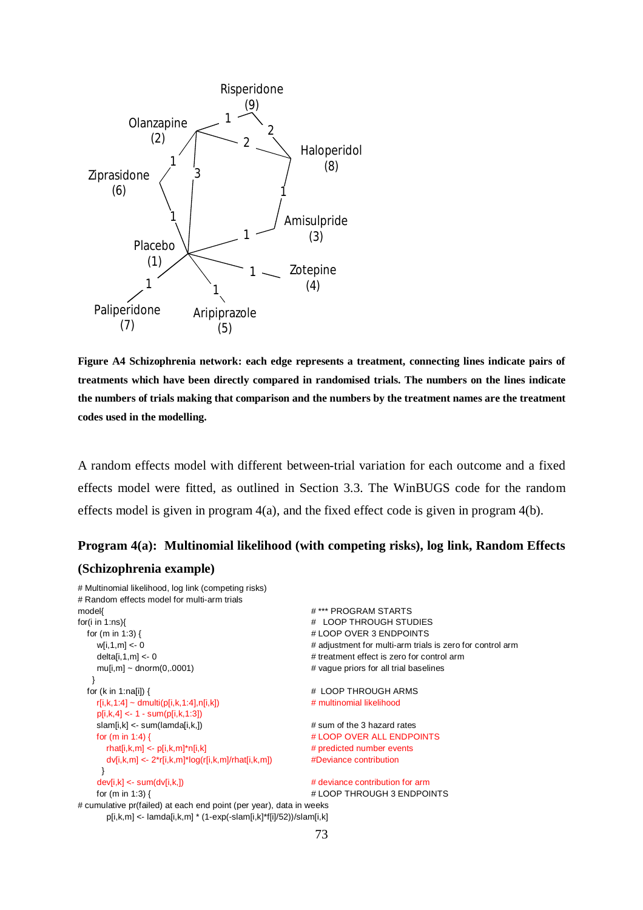Risperidone (9)

Olanzapine (2)

Haloperidol (8)

Ziprasidone (6)

Amisulpride (3)

Placebo (1)

Zotepine (4)

Paliperidone (7)

Aripiprazole (5)

**Figure A4 Schizophrenia network: each edge represents a treatment, connecting lines indicate pairs of treatments which have been directly compared in randomised trials. The numbers on the lines indicate the numbers of trials making that comparison and the numbers by the treatment names are the treatment codes used in the modelling.**

A random effects model with different between-trial variation for each outcome and a fixed effects model were fitted, as outlined in Section 3.3. The WinBUGS code for the random effects model is given in program 4(a), and the fixed effect code is given in program 4(b).

### Program 4(a): Multinomial likelihood (with competing risks), log link, Random Effects (Schizophrenia example)

```
# Multinomial likelihood, log link (competing risks)
# Random effects model for multi-arm trials
model{                                              # *** PROGRAM STARTS
for(i in 1:ns){                                     #   LOOP THROUGH STUDIES
   for (m in 1:3) {                                 # LOOP OVER 3 ENDPOINTS
      w[i,1,m] <- 0                                 # adjustment for multi-arm trials is zero for control arm
      delta[i,1,m] <- 0                             # treatment effect is zero for control arm
      mu[i,m] ~ dnorm(0,.0001)                      # vague priors for all trial baselines
   }
   for (k in 1:na[i]) {                             #  LOOP THROUGH ARMS
      r[i,k,1:4] ~ dmulti(p[i,k,1:4],n[i,k])        # multinomial likelihood
      p[i,k,4] <- 1 - sum(p[i,k,1:3])
      slam[i,k] <- sum(lamda[i,k,])                 # sum of the 3 hazard rates
      for (m in 1:4) {                              # LOOP OVER ALL ENDPOINTS
         rhat[i,k,m] <- p[i,k,m]*n[i,k]             # predicted number events
         dv[i,k,m] <- 2*r[i,k,m]*log(r[i,k,m]/rhat[i,k,m])    #Deviance contribution
       }
      dev[i,k] <- sum(dv[i,k,])                     # deviance contribution for arm
      for (m in 1:3) {                              # LOOP THROUGH 3 ENDPOINTS
# cumulative pr(failed) at each end point (per year), data in weeks
         p[i,k,m] <- lamda[i,k,m] * (1-exp(-slam[i,k]*f[i]/52))/slam[i,k]
```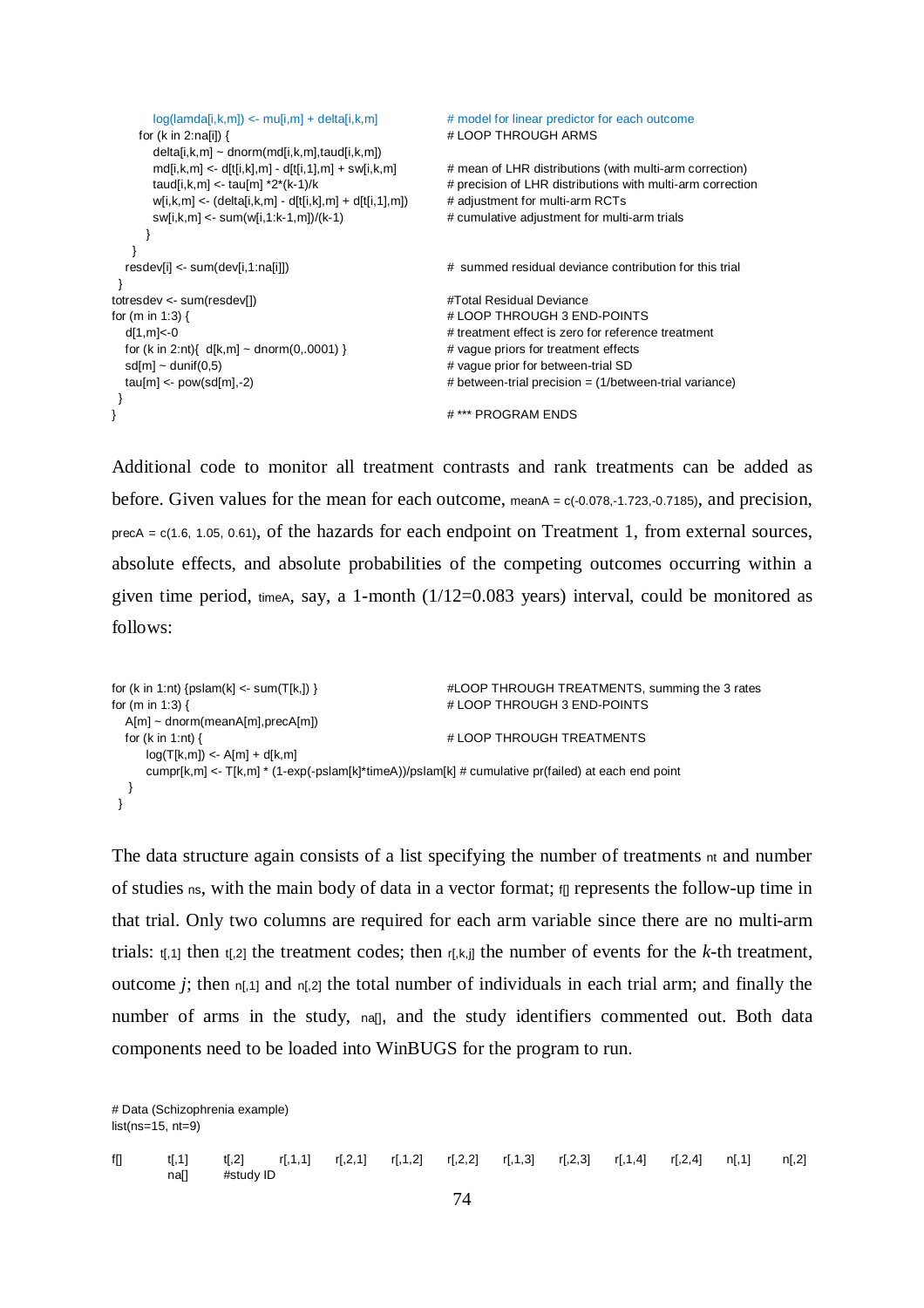```
      log(lamda[i,k,m]) <- mu[i,m] + delta[i,k,m]            # model for linear predictor for each outcome
    for (k in 2:na[i]) {                                      # LOOP THROUGH ARMS
      delta[i,k,m] ~ dnorm(md[i,k,m],taud[i,k,m])
      md[i,k,m] <- d[t[i,k],m] - d[t[i,1],m] + sw[i,k,m]      # mean of LHR distributions (with multi-arm correction)
      taud[i,k,m] <- tau[m] *2*(k-1)/k                        # precision of LHR distributions with multi-arm correction
      w[i,k,m] <- (delta[i,k,m] - d[t[i,k],m] + d[t[i,1],m])  # adjustment for multi-arm RCTs
      sw[i,k,m] <- sum(w[i,1:k-1,m])/(k-1)                    # cumulative adjustment for multi-arm trials
    }
  }
  resdev[i] <- sum(dev[i,1:na[i]])                            #  summed residual deviance contribution for this trial
}
totresdev <- sum(resdev[])                                    #Total Residual Deviance
for (m in 1:3) {                                              # LOOP THROUGH 3 END-POINTS
  d[1,m]<-0                                                   # treatment effect is zero for reference treatment
  for (k in 2:nt){  d[k,m] ~ dnorm(0,.0001) }                 # vague priors for treatment effects
  sd[m] ~ dunif(0,5)                                          # vague prior for between-trial SD
  tau[m] <- pow(sd[m],-2)                                     # between-trial precision = (1/between-trial variance)
}
}                                                             # *** PROGRAM ENDS
```

Additional code to monitor all treatment contrasts and rank treatments can be added as before. Given values for the mean for each outcome, meanA = c(-0.078,-1.723,-0.7185), and precision, precA = c(1.6, 1.05, 0.61), of the hazards for each endpoint on Treatment 1, from external sources, absolute effects, and absolute probabilities of the competing outcomes occurring within a given time period, timeA, say, a 1-month (1/12=0.083 years) interval, could be monitored as follows:

```
for (k in 1:nt) {pslam(k] <- sum(T[k,]) }                     #LOOP THROUGH TREATMENTS, summing the 3 rates
for (m in 1:3) {                                              # LOOP THROUGH 3 END-POINTS
  A[m] ~ dnorm(meanA[m],precA[m])
  for (k in 1:nt) {                                           # LOOP THROUGH TREATMENTS
      log(T[k,m]) <- A[m] + d[k,m]
      cumpr[k,m] <- T[k,m] * (1-exp(-pslam[k]*timeA))/pslam[k] # cumulative pr(failed) at each end point
  }
}
```

The data structure again consists of a list specifying the number of treatments nt and number of studies ns, with the main body of data in a vector format; f[] represents the follow-up time in that trial. Only two columns are required for each arm variable since there are no multi-arm trials: t[,1] then t[,2] the treatment codes; then r[,k,j] the number of events for the *k*-th treatment, outcome *j*; then n[,1] and n[,2] the total number of individuals in each trial arm; and finally the number of arms in the study, na[], and the study identifiers commented out. Both data components need to be loaded into WinBUGS for the program to run.

```
# Data (Schizophrenia example)
list(ns=15, nt=9)

f[]      t[,1]    t[,2]    r[,1,1]   r[,2,1]   r[,1,2]   r[,2,2]   r[,1,3]   r[,2,3]   r[,1,4]   r[,2,4]   n[,1]    n[,2]
         na[]     #study ID
```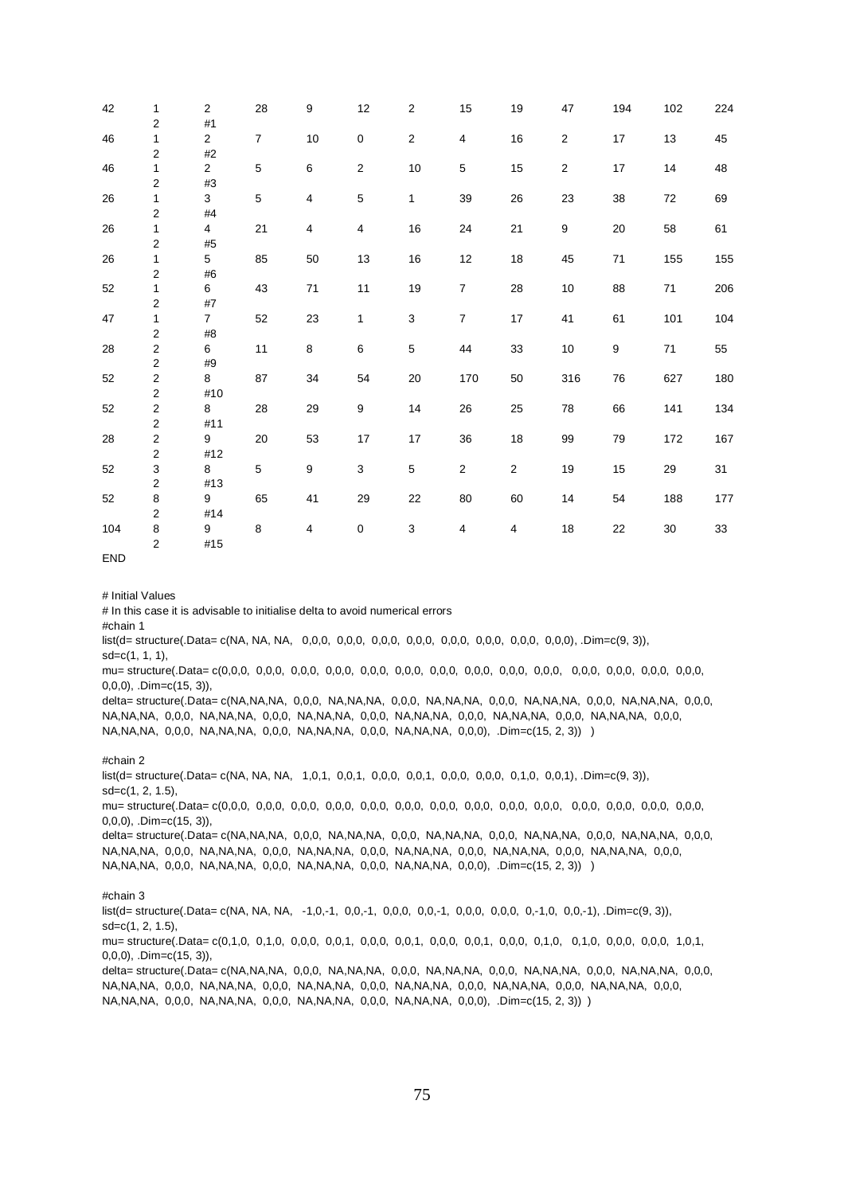```
42	1	2	28	9	12	2	15	19	47	194	102	224
	2	#1
46	1	2	7	10	0	2	4	16	2	17	13	45
	2	#2
46	1	2	5	6	2	10	5	15	2	17	14	48
	2	#3
26	1	3	5	4	5	1	39	26	23	38	72	69
	2	#4
26	1	4	21	4	4	16	24	21	9	20	58	61
	2	#5
26	1	5	85	50	13	16	12	18	45	71	155	155
	2	#6
52	1	6	43	71	11	19	7	28	10	88	71	206
	2	#7
47	1	7	52	23	1	3	7	17	41	61	101	104
	2	#8
28	2	6	11	8	6	5	44	33	10	9	71	55
	2	#9
52	2	8	87	34	54	20	170	50	316	76	627	180
	2	#10
52	2	8	28	29	9	14	26	25	78	66	141	134
	2	#11
28	2	9	20	53	17	17	36	18	99	79	172	167
	2	#12
52	3	8	5	9	3	5	2	2	19	15	29	31
	2	#13
52	8	9	65	41	29	22	80	60	14	54	188	177
	2	#14
104	8	9	8	4	0	3	4	4	18	22	30	33
	2	#15
END
```

```
# Initial Values
# In this case it is advisable to initialise delta to avoid numerical errors
#chain 1
list(d= structure(.Data= c(NA, NA, NA,   0,0,0,  0,0,0,  0,0,0,  0,0,0,  0,0,0,  0,0,0,  0,0,0,  0,0,0), .Dim=c(9, 3)),
sd=c(1, 1, 1),
mu= structure(.Data= c(0,0,0,  0,0,0,  0,0,0,  0,0,0,  0,0,0,  0,0,0,  0,0,0,  0,0,0,  0,0,0,  0,0,0,   0,0,0,  0,0,0,  0,0,0,  0,0,0,
0,0,0), .Dim=c(15, 3)),
delta= structure(.Data= c(NA,NA,NA,  0,0,0,  NA,NA,NA,  0,0,0,  NA,NA,NA,  0,0,0,  NA,NA,NA,  0,0,0,  NA,NA,NA,  0,0,0,
NA,NA,NA,  0,0,0,  NA,NA,NA,  0,0,0,  NA,NA,NA,  0,0,0,  NA,NA,NA,  0,0,0,  NA,NA,NA,  0,0,0,  NA,NA,NA,  0,0,0,
NA,NA,NA,  0,0,0,  NA,NA,NA,  0,0,0,  NA,NA,NA,  0,0,0,  NA,NA,NA,  0,0,0),  .Dim=c(15, 2, 3))   )

#chain 2
list(d= structure(.Data= c(NA, NA, NA,   1,0,1,  0,0,1,  0,0,0,  0,0,1,  0,0,0,  0,0,0,  0,1,0,  0,0,1), .Dim=c(9, 3)),
sd=c(1, 2, 1.5),
mu= structure(.Data= c(0,0,0,  0,0,0,  0,0,0,  0,0,0,  0,0,0,  0,0,0,  0,0,0,  0,0,0,  0,0,0,  0,0,0,   0,0,0,  0,0,0,  0,0,0,  0,0,0,
0,0,0), .Dim=c(15, 3)),
delta= structure(.Data= c(NA,NA,NA,  0,0,0,  NA,NA,NA,  0,0,0,  NA,NA,NA,  0,0,0,  NA,NA,NA,  0,0,0,  NA,NA,NA,  0,0,0,
NA,NA,NA,  0,0,0,  NA,NA,NA,  0,0,0,  NA,NA,NA,  0,0,0,  NA,NA,NA,  0,0,0,  NA,NA,NA,  0,0,0,  NA,NA,NA,  0,0,0,
NA,NA,NA,  0,0,0,  NA,NA,NA,  0,0,0,  NA,NA,NA,  0,0,0,  NA,NA,NA,  0,0,0),  .Dim=c(15, 2, 3))   )

#chain 3
list(d= structure(.Data= c(NA, NA, NA,   -1,0,-1,  0,0,-1,  0,0,0,  0,0,-1,  0,0,0,  0,0,0,  0,-1,0,  0,0,-1), .Dim=c(9, 3)),
sd=c(1, 2, 1.5),
mu= structure(.Data= c(0,1,0,  0,1,0,  0,0,0,  0,0,1,  0,0,0,  0,0,1,  0,0,0,  0,0,1,  0,0,0,  0,1,0,   0,1,0,  0,0,0,  0,0,0,  1,0,1,
0,0,0), .Dim=c(15, 3)),
delta= structure(.Data= c(NA,NA,NA,  0,0,0,  NA,NA,NA,  0,0,0,  NA,NA,NA,  0,0,0,  NA,NA,NA,  0,0,0,  NA,NA,NA,  0,0,0,
NA,NA,NA,  0,0,0,  NA,NA,NA,  0,0,0,  NA,NA,NA,  0,0,0,  NA,NA,NA,  0,0,0,  NA,NA,NA,  0,0,0,  NA,NA,NA,  0,0,0,
NA,NA,NA,  0,0,0,  NA,NA,NA,  0,0,0,  NA,NA,NA,  0,0,0,  NA,NA,NA,  0,0,0),  .Dim=c(15, 2, 3))  )
```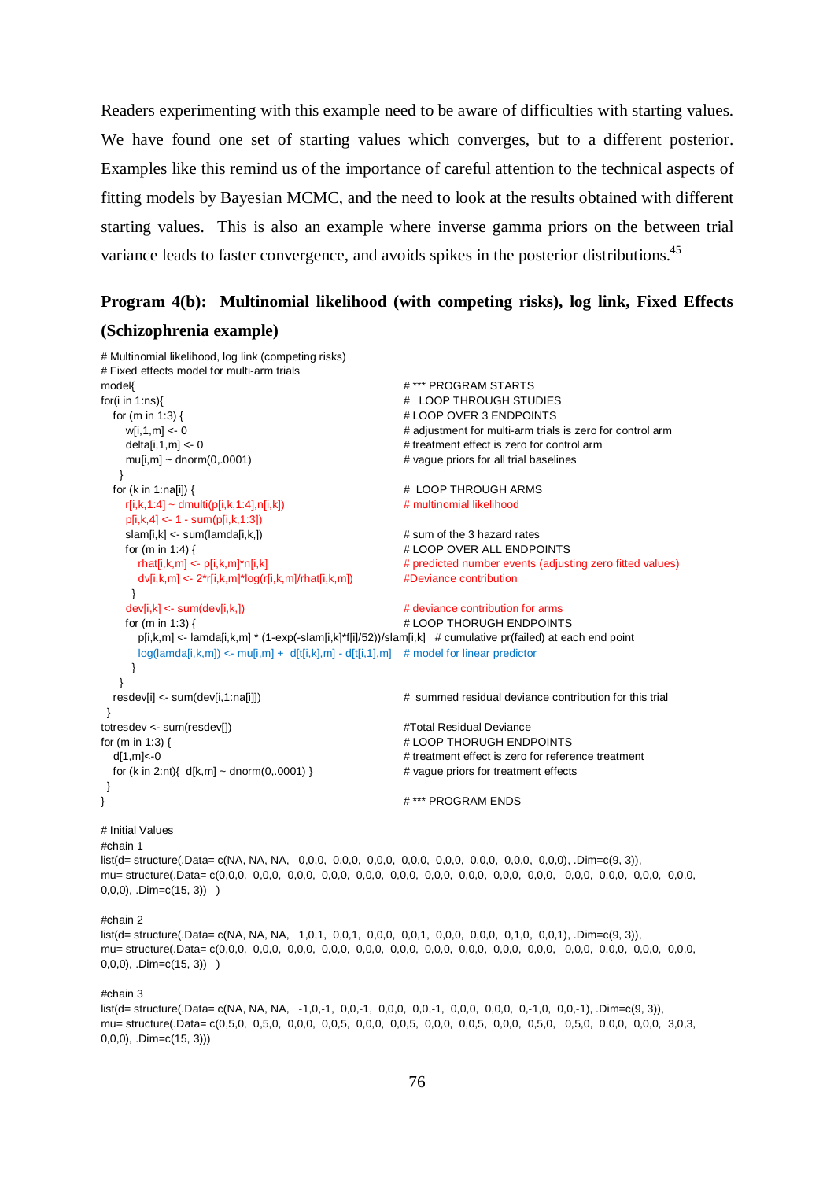Readers experimenting with this example need to be aware of difficulties with starting values. We have found one set of starting values which converges, but to a different posterior. Examples like this remind us of the importance of careful attention to the technical aspects of fitting models by Bayesian MCMC, and the need to look at the results obtained with different starting values. This is also an example where inverse gamma priors on the between trial variance leads to faster convergence, and avoids spikes in the posterior distributions.[45]

### Program 4(b): Multinomial likelihood (with competing risks), log link, Fixed Effects (Schizophrenia example)

```
# Multinomial likelihood, log link (competing risks)
# Fixed effects model for multi-arm trials
model{                                                  # *** PROGRAM STARTS
for(i in 1:ns){                                         #   LOOP THROUGH STUDIES
   for (m in 1:3) {                                     # LOOP OVER 3 ENDPOINTS
      w[i,1,m] <- 0                                     # adjustment for multi-arm trials is zero for control arm
      delta[i,1,m] <- 0                                 # treatment effect is zero for control arm
      mu[i,m] ~ dnorm(0,.0001)                          # vague priors for all trial baselines
    }
   for (k in 1:na[i]) {                                 #  LOOP THROUGH ARMS
      r[i,k,1:4] ~ dmulti(p[i,k,1:4],n[i,k])            # multinomial likelihood
      p[i,k,4] <- 1 - sum(p[i,k,1:3])
      slam[i,k] <- sum(lamda[i,k,])                     # sum of the 3 hazard rates
      for (m in 1:4) {                                  # LOOP OVER ALL ENDPOINTS
         rhat[i,k,m] <- p[i,k,m]*n[i,k]                 # predicted number events (adjusting zero fitted values)
         dv[i,k,m] <- 2*r[i,k,m]*log(r[i,k,m]/rhat[i,k,m])   #Deviance contribution
       }
      dev[i,k] <- sum(dev[i,k,])                        # deviance contribution for arms
      for (m in 1:3) {                                  # LOOP THORUGH ENDPOINTS
         p[i,k,m] <- lamda[i,k,m] * (1-exp(-slam[i,k]*f[i]/52))/slam[i,k]   # cumulative pr(failed) at each end point
         log(lamda[i,k,m]) <- mu[i,m] +  d[t[i,k],m] - d[t[i,1],m]   # model for linear predictor
       }
    }
   resdev[i] <- sum(dev[i,1:na[i]])                     #  summed residual deviance contribution for this trial
 }
totresdev <- sum(resdev[])                              #Total Residual Deviance
for (m in 1:3) {                                        # LOOP THORUGH ENDPOINTS
   d[1,m]<-0                                            # treatment effect is zero for reference treatment
   for (k in 2:nt){  d[k,m] ~ dnorm(0,.0001) }          # vague priors for treatment effects
 }
}                                                       # *** PROGRAM ENDS

# Initial Values
#chain 1
list(d= structure(.Data= c(NA, NA, NA,   0,0,0,  0,0,0,  0,0,0,  0,0,0,  0,0,0,  0,0,0,  0,0,0,  0,0,0), .Dim=c(9, 3)),
mu= structure(.Data= c(0,0,0,  0,0,0,  0,0,0,  0,0,0,  0,0,0,  0,0,0,  0,0,0,  0,0,0,  0,0,0,  0,0,0,   0,0,0,  0,0,0,  0,0,0,  0,0,0,
0,0,0), .Dim=c(15, 3))   )

#chain 2
list(d= structure(.Data= c(NA, NA, NA,   1,0,1,  0,0,1,  0,0,0,  0,0,1,  0,0,0,  0,0,0,  0,1,0,  0,0,1), .Dim=c(9, 3)),
mu= structure(.Data= c(0,0,0,  0,0,0,  0,0,0,  0,0,0,  0,0,0,  0,0,0,  0,0,0,  0,0,0,  0,0,0,  0,0,0,   0,0,0,  0,0,0,  0,0,0,  0,0,0,
0,0,0), .Dim=c(15, 3))   )

#chain 3
list(d= structure(.Data= c(NA, NA, NA,   -1,0,-1,  0,0,-1,  0,0,0,  0,0,-1,  0,0,0,  0,0,0,  0,-1,0,  0,0,-1), .Dim=c(9, 3)),
mu= structure(.Data= c(0,5,0,  0,5,0,  0,0,0,  0,0,5,  0,0,0,  0,0,5,  0,0,0,  0,0,5,  0,0,0,  0,5,0,   0,5,0,  0,0,0,  0,0,0,  3,0,3,
0,0,0), .Dim=c(15, 3)))
```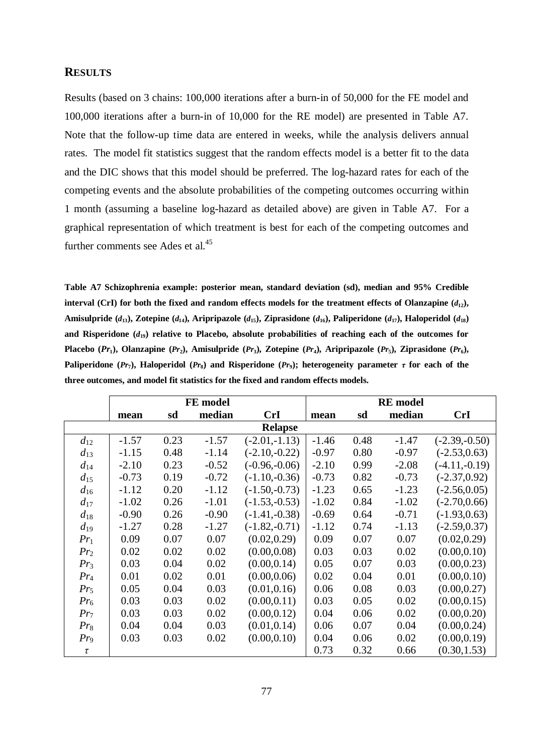## RESULTS

Results (based on 3 chains: 100,000 iterations after a burn-in of 50,000 for the FE model and 100,000 iterations after a burn-in of 10,000 for the RE model) are presented in Table A7. Note that the follow-up time data are entered in weeks, while the analysis delivers annual rates. The model fit statistics suggest that the random effects model is a better fit to the data and the DIC shows that this model should be preferred. The log-hazard rates for each of the competing events and the absolute probabilities of the competing outcomes occurring within 1 month (assuming a baseline log-hazard as detailed above) are given in Table A7. For a graphical representation of which treatment is best for each of the competing outcomes and further comments see Ades et al.[45]

**Table A7 Schizophrenia example: posterior mean, standard deviation (sd), median and 95% Credible interval (CrI) for both the fixed and random effects models for the treatment effects of Olanzapine ($d_{12}$), Amisulpride ($d_{13}$), Zotepine ($d_{14}$), Aripripazole ($d_{15}$), Ziprasidone ($d_{16}$), Paliperidone ($d_{17}$), Haloperidol ($d_{18}$) and Risperidone ($d_{19}$) relative to Placebo, absolute probabilities of reaching each of the outcomes for Placebo ($Pr_1$), Olanzapine ($Pr_2$), Amisulpride ($Pr_3$), Zotepine ($Pr_4$), Aripripazole ($Pr_5$), Ziprasidone ($Pr_6$), Paliperidone ($Pr_7$), Haloperidol ($Pr_8$) and Risperidone ($Pr_9$); heterogeneity parameter $\tau$ for each of the three outcomes, and model fit statistics for the fixed and random effects models.**

| | FE model | | | | RE model | | | |
|---|---|---|---|---|---|---|---|---|
| | **mean** | **sd** | **median** | **CrI** | **mean** | **sd** | **median** | **CrI** |
| | | | | **Relapse** | | | | |
| $d_{12}$ | -1.57 | 0.23 | -1.57 | (-2.01,-1.13) | -1.46 | 0.48 | -1.47 | (-2.39,-0.50) |
| $d_{13}$ | -1.15 | 0.48 | -1.14 | (-2.10,-0.22) | -0.97 | 0.80 | -0.97 | (-2.53,0.63) |
| $d_{14}$ | -2.10 | 0.23 | -0.52 | (-0.96,-0.06) | -2.10 | 0.99 | -2.08 | (-4.11,-0.19) |
| $d_{15}$ | -0.73 | 0.19 | -0.72 | (-1.10,-0.36) | -0.73 | 0.82 | -0.73 | (-2.37,0.92) |
| $d_{16}$ | -1.12 | 0.20 | -1.12 | (-1.50,-0.73) | -1.23 | 0.65 | -1.23 | (-2.56,0.05) |
| $d_{17}$ | -1.02 | 0.26 | -1.01 | (-1.53,-0.53) | -1.02 | 0.84 | -1.02 | (-2.70,0.66) |
| $d_{18}$ | -0.90 | 0.26 | -0.90 | (-1.41,-0.38) | -0.69 | 0.64 | -0.71 | (-1.93,0.63) |
| $d_{19}$ | -1.27 | 0.28 | -1.27 | (-1.82,-0.71) | -1.12 | 0.74 | -1.13 | (-2.59,0.37) |
| $Pr_1$ | 0.09 | 0.07 | 0.07 | (0.02,0.29) | 0.09 | 0.07 | 0.07 | (0.02,0.29) |
| $Pr_2$ | 0.02 | 0.02 | 0.02 | (0.00,0.08) | 0.03 | 0.03 | 0.02 | (0.00,0.10) |
| $Pr_3$ | 0.03 | 0.04 | 0.02 | (0.00,0.14) | 0.05 | 0.07 | 0.03 | (0.00,0.23) |
| $Pr_4$ | 0.01 | 0.02 | 0.01 | (0.00,0.06) | 0.02 | 0.04 | 0.01 | (0.00,0.10) |
| $Pr_5$ | 0.05 | 0.04 | 0.03 | (0.01,0.16) | 0.06 | 0.08 | 0.03 | (0.00,0.27) |
| $Pr_6$ | 0.03 | 0.03 | 0.02 | (0.00,0.11) | 0.03 | 0.05 | 0.02 | (0.00,0.15) |
| $Pr_7$ | 0.03 | 0.03 | 0.02 | (0.00,0.12) | 0.04 | 0.06 | 0.02 | (0.00,0.20) |
| $Pr_8$ | 0.04 | 0.04 | 0.03 | (0.01,0.14) | 0.06 | 0.07 | 0.04 | (0.00,0.24) |
| $Pr_9$ | 0.03 | 0.03 | 0.02 | (0.00,0.10) | 0.04 | 0.06 | 0.02 | (0.00,0.19) |
| $\tau$ | | | | | 0.73 | 0.32 | 0.66 | (0.30,1.53) |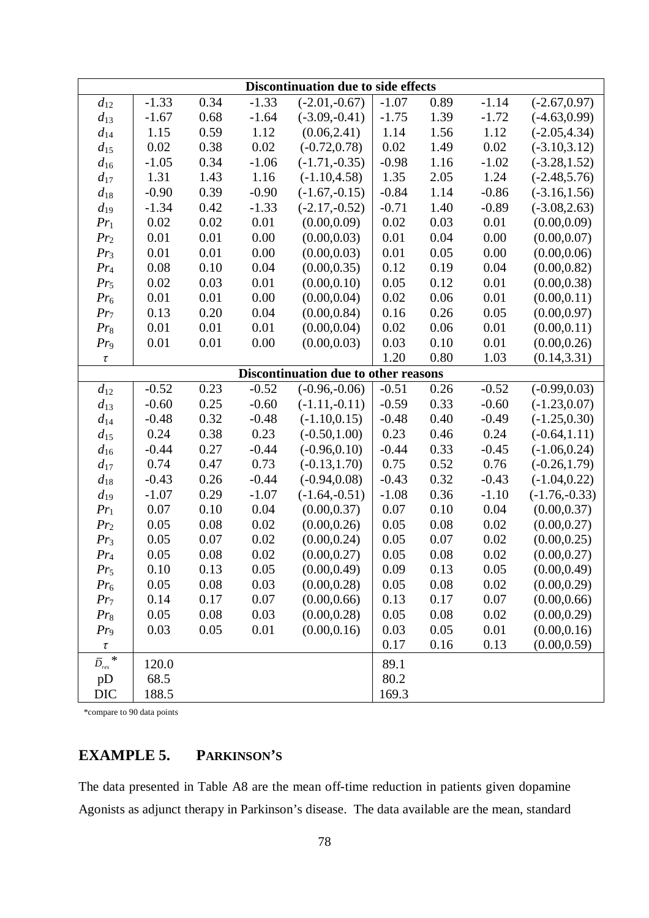| | | | | | | | | |
|---|---|---|---|---|---|---|---|---|
| **Discontinuation due to side effects** | | | | | | | | |
| $d_{12}$ | -1.33 | 0.34 | -1.33 | (-2.01,-0.67) | -1.07 | 0.89 | -1.14 | (-2.67,0.97) |
| $d_{13}$ | -1.67 | 0.68 | -1.64 | (-3.09,-0.41) | -1.75 | 1.39 | -1.72 | (-4.63,0.99) |
| $d_{14}$ | 1.15 | 0.59 | 1.12 | (0.06,2.41) | 1.14 | 1.56 | 1.12 | (-2.05,4.34) |
| $d_{15}$ | 0.02 | 0.38 | 0.02 | (-0.72,0.78) | 0.02 | 1.49 | 0.02 | (-3.10,3.12) |
| $d_{16}$ | -1.05 | 0.34 | -1.06 | (-1.71,-0.35) | -0.98 | 1.16 | -1.02 | (-3.28,1.52) |
| $d_{17}$ | 1.31 | 1.43 | 1.16 | (-1.10,4.58) | 1.35 | 2.05 | 1.24 | (-2.48,5.76) |
| $d_{18}$ | -0.90 | 0.39 | -0.90 | (-1.67,-0.15) | -0.84 | 1.14 | -0.86 | (-3.16,1.56) |
| $d_{19}$ | -1.34 | 0.42 | -1.33 | (-2.17,-0.52) | -0.71 | 1.40 | -0.89 | (-3.08,2.63) |
| $Pr_1$ | 0.02 | 0.02 | 0.01 | (0.00,0.09) | 0.02 | 0.03 | 0.01 | (0.00,0.09) |
| $Pr_2$ | 0.01 | 0.01 | 0.00 | (0.00,0.03) | 0.01 | 0.04 | 0.00 | (0.00,0.07) |
| $Pr_3$ | 0.01 | 0.01 | 0.00 | (0.00,0.03) | 0.01 | 0.05 | 0.00 | (0.00,0.06) |
| $Pr_4$ | 0.08 | 0.10 | 0.04 | (0.00,0.35) | 0.12 | 0.19 | 0.04 | (0.00,0.82) |
| $Pr_5$ | 0.02 | 0.03 | 0.01 | (0.00,0.10) | 0.05 | 0.12 | 0.01 | (0.00,0.38) |
| $Pr_6$ | 0.01 | 0.01 | 0.00 | (0.00,0.04) | 0.02 | 0.06 | 0.01 | (0.00,0.11) |
| $Pr_7$ | 0.13 | 0.20 | 0.04 | (0.00,0.84) | 0.16 | 0.26 | 0.05 | (0.00,0.97) |
| $Pr_8$ | 0.01 | 0.01 | 0.01 | (0.00,0.04) | 0.02 | 0.06 | 0.01 | (0.00,0.11) |
| $Pr_9$ | 0.01 | 0.01 | 0.00 | (0.00,0.03) | 0.03 | 0.10 | 0.01 | (0.00,0.26) |
| $\tau$ | | | | | 1.20 | 0.80 | 1.03 | (0.14,3.31) |
| **Discontinuation due to other reasons** | | | | | | | | |
| $d_{12}$ | -0.52 | 0.23 | -0.52 | (-0.96,-0.06) | -0.51 | 0.26 | -0.52 | (-0.99,0.03) |
| $d_{13}$ | -0.60 | 0.25 | -0.60 | (-1.11,-0.11) | -0.59 | 0.33 | -0.60 | (-1.23,0.07) |
| $d_{14}$ | -0.48 | 0.32 | -0.48 | (-1.10,0.15) | -0.48 | 0.40 | -0.49 | (-1.25,0.30) |
| $d_{15}$ | 0.24 | 0.38 | 0.23 | (-0.50,1.00) | 0.23 | 0.46 | 0.24 | (-0.64,1.11) |
| $d_{16}$ | -0.44 | 0.27 | -0.44 | (-0.96,0.10) | -0.44 | 0.33 | -0.45 | (-1.06,0.24) |
| $d_{17}$ | 0.74 | 0.47 | 0.73 | (-0.13,1.70) | 0.75 | 0.52 | 0.76 | (-0.26,1.79) |
| $d_{18}$ | -0.43 | 0.26 | -0.44 | (-0.94,0.08) | -0.43 | 0.32 | -0.43 | (-1.04,0.22) |
| $d_{19}$ | -1.07 | 0.29 | -1.07 | (-1.64,-0.51) | -1.08 | 0.36 | -1.10 | (-1.76,-0.33) |
| $Pr_1$ | 0.07 | 0.10 | 0.04 | (0.00,0.37) | 0.07 | 0.10 | 0.04 | (0.00,0.37) |
| $Pr_2$ | 0.05 | 0.08 | 0.02 | (0.00,0.26) | 0.05 | 0.08 | 0.02 | (0.00,0.27) |
| $Pr_3$ | 0.05 | 0.07 | 0.02 | (0.00,0.24) | 0.05 | 0.07 | 0.02 | (0.00,0.25) |
| $Pr_4$ | 0.05 | 0.08 | 0.02 | (0.00,0.27) | 0.05 | 0.08 | 0.02 | (0.00,0.27) |
| $Pr_5$ | 0.10 | 0.13 | 0.05 | (0.00,0.49) | 0.09 | 0.13 | 0.05 | (0.00,0.49) |
| $Pr_6$ | 0.05 | 0.08 | 0.03 | (0.00,0.28) | 0.05 | 0.08 | 0.02 | (0.00,0.29) |
| $Pr_7$ | 0.14 | 0.17 | 0.07 | (0.00,0.66) | 0.13 | 0.17 | 0.07 | (0.00,0.66) |
| $Pr_8$ | 0.05 | 0.08 | 0.03 | (0.00,0.28) | 0.05 | 0.08 | 0.02 | (0.00,0.29) |
| $Pr_9$ | 0.03 | 0.05 | 0.01 | (0.00,0.16) | 0.03 | 0.05 | 0.01 | (0.00,0.16) |
| $\tau$ | | | | | 0.17 | 0.16 | 0.13 | (0.00,0.59) |
| $\bar{D}_{res}$ * | 120.0 | | | | 89.1 | | | |
| pD | 68.5 | | | | 80.2 | | | |
| DIC | 188.5 | | | | 169.3 | | | |

*compare to 90 data points

## EXAMPLE 5. PARKINSON'S

The data presented in Table A8 are the mean off-time reduction in patients given dopamine Agonists as adjunct therapy in Parkinson's disease. The data available are the mean, standard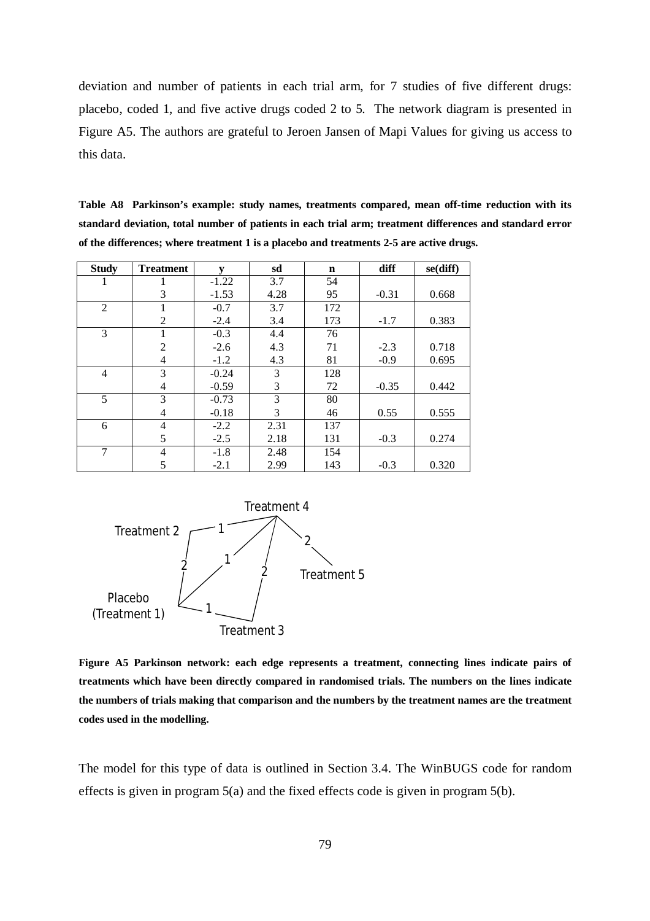deviation and number of patients in each trial arm, for 7 studies of five different drugs: placebo, coded 1, and five active drugs coded 2 to 5. The network diagram is presented in Figure A5. The authors are grateful to Jeroen Jansen of Mapi Values for giving us access to this data.

**Table A8 Parkinson's example: study names, treatments compared, mean off-time reduction with its standard deviation, total number of patients in each trial arm; treatment differences and standard error of the differences; where treatment 1 is a placebo and treatments 2-5 are active drugs.**

| Study | Treatment | y | sd | n | diff | se(diff) |
|---|---|---|---|---|---|---|
| 1 | 1 | -1.22 | 3.7 | 54 | | |
| | 3 | -1.53 | 4.28 | 95 | -0.31 | 0.668 |
| 2 | 1 | -0.7 | 3.7 | 172 | | |
| | 2 | -2.4 | 3.4 | 173 | -1.7 | 0.383 |
| 3 | 1 | -0.3 | 4.4 | 76 | | |
| | 2 | -2.6 | 4.3 | 71 | -2.3 | 0.718 |
| | 4 | -1.2 | 4.3 | 81 | -0.9 | 0.695 |
| 4 | 3 | -0.24 | 3 | 128 | | |
| | 4 | -0.59 | 3 | 72 | -0.35 | 0.442 |
| 5 | 3 | -0.73 | 3 | 80 | | |
| | 4 | -0.18 | 3 | 46 | 0.55 | 0.555 |
| 6 | 4 | -2.2 | 2.31 | 137 | | |
| | 5 | -2.5 | 2.18 | 131 | -0.3 | 0.274 |
| 7 | 4 | -1.8 | 2.48 | 154 | | |
| | 5 | -2.1 | 2.99 | 143 | -0.3 | 0.320 |

**Figure A5 Parkinson network: each edge represents a treatment, connecting lines indicate pairs of treatments which have been directly compared in randomised trials. The numbers on the lines indicate the numbers of trials making that comparison and the numbers by the treatment names are the treatment codes used in the modelling.**

The model for this type of data is outlined in Section 3.4. The WinBUGS code for random effects is given in program 5(a) and the fixed effects code is given in program 5(b).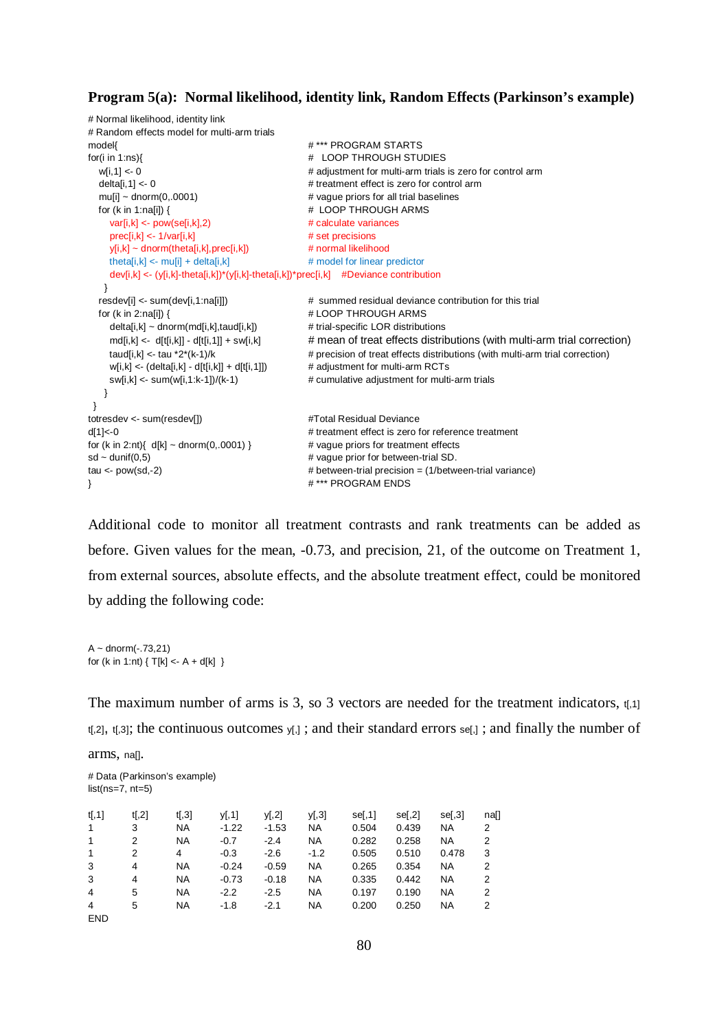### Program 5(a): Normal likelihood, identity link, Random Effects (Parkinson's example)

```
# Normal likelihood, identity link
# Random effects model for multi-arm trials
model{                                             # *** PROGRAM STARTS
for(i in 1:ns){                                    #   LOOP THROUGH STUDIES
   w[i,1] <- 0                                     # adjustment for multi-arm trials is zero for control arm
   delta[i,1] <- 0                                 # treatment effect is zero for control arm
   mu[i] ~ dnorm(0,.0001)                          # vague priors for all trial baselines
   for (k in 1:na[i]) {                            #  LOOP THROUGH ARMS
      var[i,k] <- pow(se[i,k],2)                   # calculate variances
      prec[i,k] <- 1/var[i,k]                      # set precisions
      y[i,k] ~ dnorm(theta[i,k],prec[i,k])         # normal likelihood
      theta[i,k] <- mu[i] + delta[i,k]             # model for linear predictor
      dev[i,k] <- (y[i,k]-theta[i,k])*(y[i,k]-theta[i,k])*prec[i,k]    #Deviance contribution
    }
   resdev[i] <- sum(dev[i,1:na[i]])                #  summed residual deviance contribution for this trial
   for (k in 2:na[i]) {                            # LOOP THROUGH ARMS
      delta[i,k] ~ dnorm(md[i,k],taud[i,k])        # trial-specific LOR distributions
      md[i,k] <-  d[t[i,k]] - d[t[i,1]] + sw[i,k]  # mean of treat effects distributions (with multi-arm trial correction)
      taud[i,k] <- tau *2*(k-1)/k                  # precision of treat effects distributions (with multi-arm trial correction)
      w[i,k] <- (delta[i,k] - d[t[i,k]] + d[t[i,1]])  # adjustment for multi-arm RCTs
      sw[i,k] <- sum(w[i,1:k-1])/(k-1)             # cumulative adjustment for multi-arm trials
    }
 }
totresdev <- sum(resdev[])                         #Total Residual Deviance
d[1]<-0                                            # treatment effect is zero for reference treatment
for (k in 2:nt){  d[k] ~ dnorm(0,.0001) }          # vague priors for treatment effects
sd ~ dunif(0,5)                                    # vague prior for between-trial SD.
tau <- pow(sd,-2)                                  # between-trial precision = (1/between-trial variance)
}                                                  # *** PROGRAM ENDS
```

Additional code to monitor all treatment contrasts and rank treatments can be added as before. Given values for the mean, -0.73, and precision, 21, of the outcome on Treatment 1, from external sources, absolute effects, and the absolute treatment effect, could be monitored by adding the following code:

```
A ~ dnorm(-.73,21)
for (k in 1:nt) { T[k] <- A + d[k]  }
```

The maximum number of arms is 3, so 3 vectors are needed for the treatment indicators, t[,1] t[,2], t[,3]; the continuous outcomes y[,] ; and their standard errors se[,] ; and finally the number of arms, na[].

```
# Data (Parkinson's example)
list(ns=7, nt=5)

t[,1]   t[,2]   t[,3]   y[,1]   y[,2]   y[,3]   se[,1]  se[,2]  se[,3]  na[]
1       3       NA      -1.22   -1.53   NA      0.504   0.439   NA      2
1       2       NA      -0.7    -2.4    NA      0.282   0.258   NA      2
1       2       4       -0.3    -2.6    -1.2    0.505   0.510   0.478   3
3       4       NA      -0.24   -0.59   NA      0.265   0.354   NA      2
3       4       NA      -0.73   -0.18   NA      0.335   0.442   NA      2
4       5       NA      -2.2    -2.5    NA      0.197   0.190   NA      2
4       5       NA      -1.8    -2.1    NA      0.200   0.250   NA      2
END
```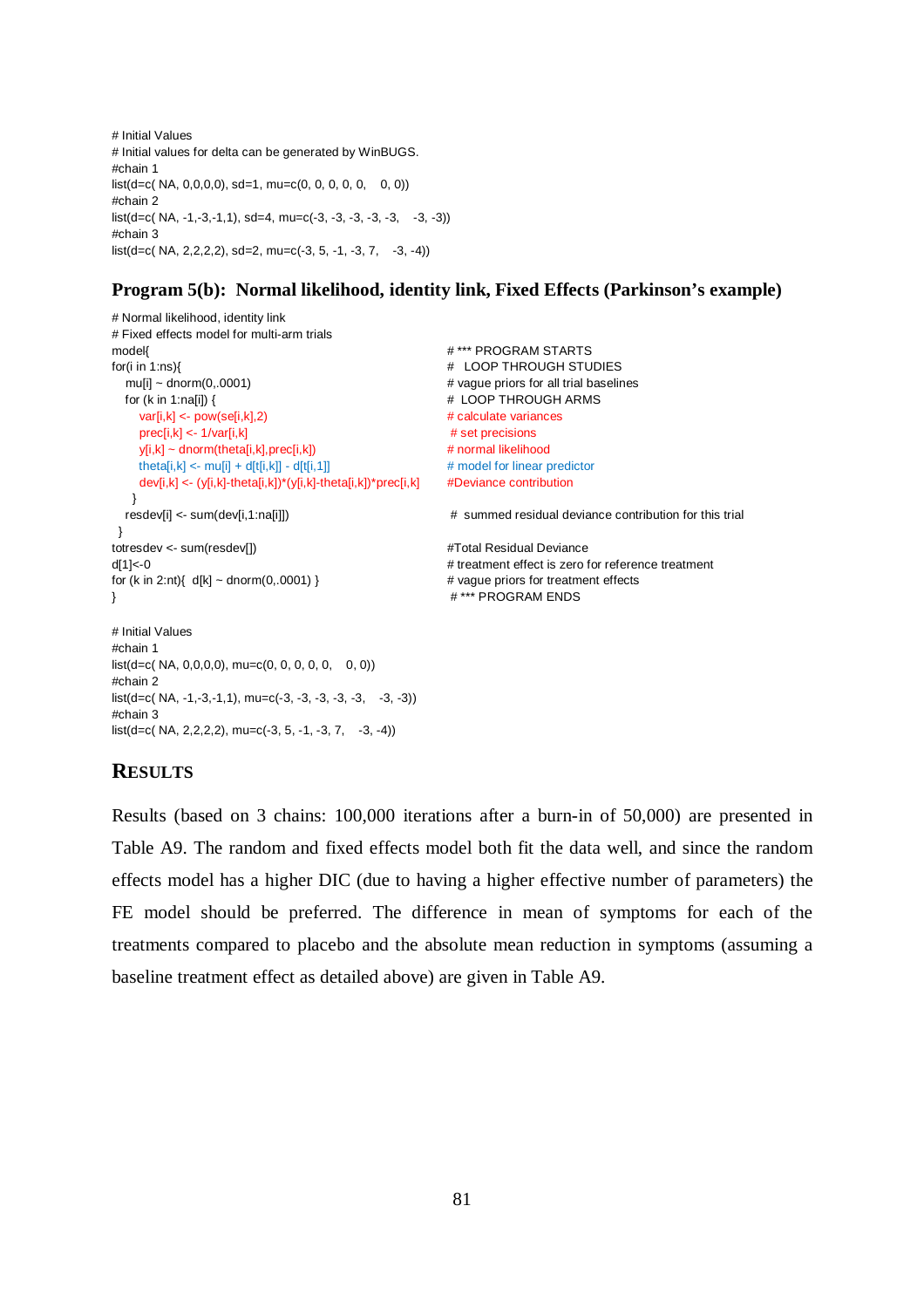```
# Initial Values
# Initial values for delta can be generated by WinBUGS.
#chain 1
list(d=c( NA, 0,0,0,0), sd=1, mu=c(0, 0, 0, 0, 0,    0, 0))
#chain 2
list(d=c( NA, -1,-3,-1,1), sd=4, mu=c(-3, -3, -3, -3, -3,    -3, -3))
#chain 3
list(d=c( NA, 2,2,2,2), sd=2, mu=c(-3, 5, -1, -3, 7,    -3, -4))
```

### Program 5(b): Normal likelihood, identity link, Fixed Effects (Parkinson's example)

```
# Normal likelihood, identity link
# Fixed effects model for multi-arm trials
model{                                                   # *** PROGRAM STARTS
for(i in 1:ns){                                          #   LOOP THROUGH STUDIES
   mu[i] ~ dnorm(0,.0001)                                # vague priors for all trial baselines
   for (k in 1:na[i]) {                                  #  LOOP THROUGH ARMS
      var[i,k] <- pow(se[i,k],2)                         # calculate variances
      prec[i,k] <- 1/var[i,k]                            # set precisions
      y[i,k] ~ dnorm(theta[i,k],prec[i,k])               # normal likelihood
      theta[i,k] <- mu[i] + d[t[i,k]] - d[t[i,1]]        # model for linear predictor
      dev[i,k] <- (y[i,k]-theta[i,k])*(y[i,k]-theta[i,k])*prec[i,k]    #Deviance contribution
    }
   resdev[i] <- sum(dev[i,1:na[i]])                      #  summed residual deviance contribution for this trial
  }
totresdev <- sum(resdev[])                               #Total Residual Deviance
d[1]<-0                                                  # treatment effect is zero for reference treatment
for (k in 2:nt){  d[k] ~ dnorm(0,.0001) }                # vague priors for treatment effects
}                                                        # *** PROGRAM ENDS

# Initial Values
#chain 1
list(d=c( NA, 0,0,0,0), mu=c(0, 0, 0, 0, 0,    0, 0))
#chain 2
list(d=c( NA, -1,-3,-1,1), mu=c(-3, -3, -3, -3, -3,    -3, -3))
#chain 3
list(d=c( NA, 2,2,2,2), mu=c(-3, 5, -1, -3, 7,    -3, -4))
```

## RESULTS

Results (based on 3 chains: 100,000 iterations after a burn-in of 50,000) are presented in Table A9. The random and fixed effects model both fit the data well, and since the random effects model has a higher DIC (due to having a higher effective number of parameters) the FE model should be preferred. The difference in mean of symptoms for each of the treatments compared to placebo and the absolute mean reduction in symptoms (assuming a baseline treatment effect as detailed above) are given in Table A9.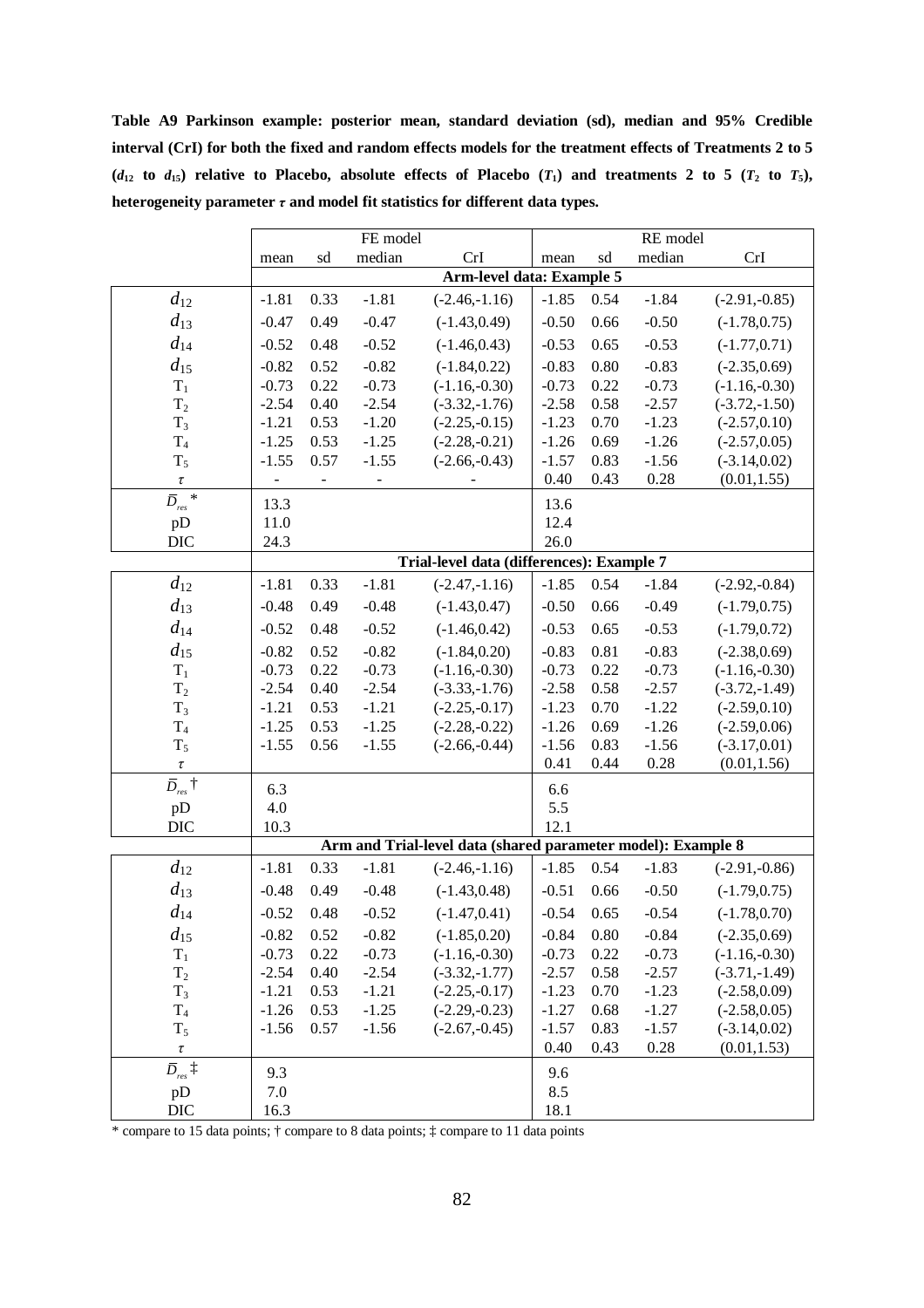**Table A9 Parkinson example: posterior mean, standard deviation (sd), median and 95% Credible interval (CrI) for both the fixed and random effects models for the treatment effects of Treatments 2 to 5 ($d_{12}$ to $d_{15}$) relative to Placebo, absolute effects of Placebo ($T_1$) and treatments 2 to 5 ($T_2$ to $T_5$), heterogeneity parameter $\tau$ and model fit statistics for different data types.**

| | FE model | | | | RE model | | | |
|---|---|---|---|---|---|---|---|---|
| | mean | sd | median | CrI | mean | sd | median | CrI |
| | **Arm-level data: Example 5** | | | | | | | |
| $d_{12}$ | -1.81 | 0.33 | -1.81 | (-2.46,-1.16) | -1.85 | 0.54 | -1.84 | (-2.91,-0.85) |
| $d_{13}$ | -0.47 | 0.49 | -0.47 | (-1.43,0.49) | -0.50 | 0.66 | -0.50 | (-1.78,0.75) |
| $d_{14}$ | -0.52 | 0.48 | -0.52 | (-1.46,0.43) | -0.53 | 0.65 | -0.53 | (-1.77,0.71) |
| $d_{15}$ | -0.82 | 0.52 | -0.82 | (-1.84,0.22) | -0.83 | 0.80 | -0.83 | (-2.35,0.69) |
| $T_1$ | -0.73 | 0.22 | -0.73 | (-1.16,-0.30) | -0.73 | 0.22 | -0.73 | (-1.16,-0.30) |
| $T_2$ | -2.54 | 0.40 | -2.54 | (-3.32,-1.76) | -2.58 | 0.58 | -2.57 | (-3.72,-1.50) |
| $T_3$ | -1.21 | 0.53 | -1.20 | (-2.25,-0.15) | -1.23 | 0.70 | -1.23 | (-2.57,0.10) |
| $T_4$ | -1.25 | 0.53 | -1.25 | (-2.28,-0.21) | -1.26 | 0.69 | -1.26 | (-2.57,0.05) |
| $T_5$ | -1.55 | 0.57 | -1.55 | (-2.66,-0.43) | -1.57 | 0.83 | -1.56 | (-3.14,0.02) |
| $\tau$ | - | - | - | - | 0.40 | 0.43 | 0.28 | (0.01,1.55) |
| $\bar{D}_{res}$ * | 13.3 | | | | 13.6 | | | |
| pD | 11.0 | | | | 12.4 | | | |
| DIC | 24.3 | | | | 26.0 | | | |
| | **Trial-level data (differences): Example 7** | | | | | | | |
| $d_{12}$ | -1.81 | 0.33 | -1.81 | (-2.47,-1.16) | -1.85 | 0.54 | -1.84 | (-2.92,-0.84) |
| $d_{13}$ | -0.48 | 0.49 | -0.48 | (-1.43,0.47) | -0.50 | 0.66 | -0.49 | (-1.79,0.75) |
| $d_{14}$ | -0.52 | 0.48 | -0.52 | (-1.46,0.42) | -0.53 | 0.65 | -0.53 | (-1.79,0.72) |
| $d_{15}$ | -0.82 | 0.52 | -0.82 | (-1.84,0.20) | -0.83 | 0.81 | -0.83 | (-2.38,0.69) |
| $T_1$ | -0.73 | 0.22 | -0.73 | (-1.16,-0.30) | -0.73 | 0.22 | -0.73 | (-1.16,-0.30) |
| $T_2$ | -2.54 | 0.40 | -2.54 | (-3.33,-1.76) | -2.58 | 0.58 | -2.57 | (-3.72,-1.49) |
| $T_3$ | -1.21 | 0.53 | -1.21 | (-2.25,-0.17) | -1.23 | 0.70 | -1.22 | (-2.59,0.10) |
| $T_4$ | -1.25 | 0.53 | -1.25 | (-2.28,-0.22) | -1.26 | 0.69 | -1.26 | (-2.59,0.06) |
| $T_5$ | -1.55 | 0.56 | -1.55 | (-2.66,-0.44) | -1.56 | 0.83 | -1.56 | (-3.17,0.01) |
| $\tau$ | | | | | 0.41 | 0.44 | 0.28 | (0.01,1.56) |
| $\bar{D}_{res}$ † | 6.3 | | | | 6.6 | | | |
| pD | 4.0 | | | | 5.5 | | | |
| DIC | 10.3 | | | | 12.1 | | | |
| | **Arm and Trial-level data (shared parameter model): Example 8** | | | | | | | |
| $d_{12}$ | -1.81 | 0.33 | -1.81 | (-2.46,-1.16) | -1.85 | 0.54 | -1.83 | (-2.91,-0.86) |
| $d_{13}$ | -0.48 | 0.49 | -0.48 | (-1.43,0.48) | -0.51 | 0.66 | -0.50 | (-1.79,0.75) |
| $d_{14}$ | -0.52 | 0.48 | -0.52 | (-1.47,0.41) | -0.54 | 0.65 | -0.54 | (-1.78,0.70) |
| $d_{15}$ | -0.82 | 0.52 | -0.82 | (-1.85,0.20) | -0.84 | 0.80 | -0.84 | (-2.35,0.69) |
| $T_1$ | -0.73 | 0.22 | -0.73 | (-1.16,-0.30) | -0.73 | 0.22 | -0.73 | (-1.16,-0.30) |
| $T_2$ | -2.54 | 0.40 | -2.54 | (-3.32,-1.77) | -2.57 | 0.58 | -2.57 | (-3.71,-1.49) |
| $T_3$ | -1.21 | 0.53 | -1.21 | (-2.25,-0.17) | -1.23 | 0.70 | -1.23 | (-2.58,0.09) |
| $T_4$ | -1.26 | 0.53 | -1.25 | (-2.29,-0.23) | -1.27 | 0.68 | -1.27 | (-2.58,0.05) |
| $T_5$ | -1.56 | 0.57 | -1.56 | (-2.67,-0.45) | -1.57 | 0.83 | -1.57 | (-3.14,0.02) |
| $\tau$ | | | | | 0.40 | 0.43 | 0.28 | (0.01,1.53) |
| $\bar{D}_{res}$ ‡ | 9.3 | | | | 9.6 | | | |
| pD | 7.0 | | | | 8.5 | | | |
| DIC | 16.3 | | | | 18.1 | | | |

\* compare to 15 data points; † compare to 8 data points; ‡ compare to 11 data points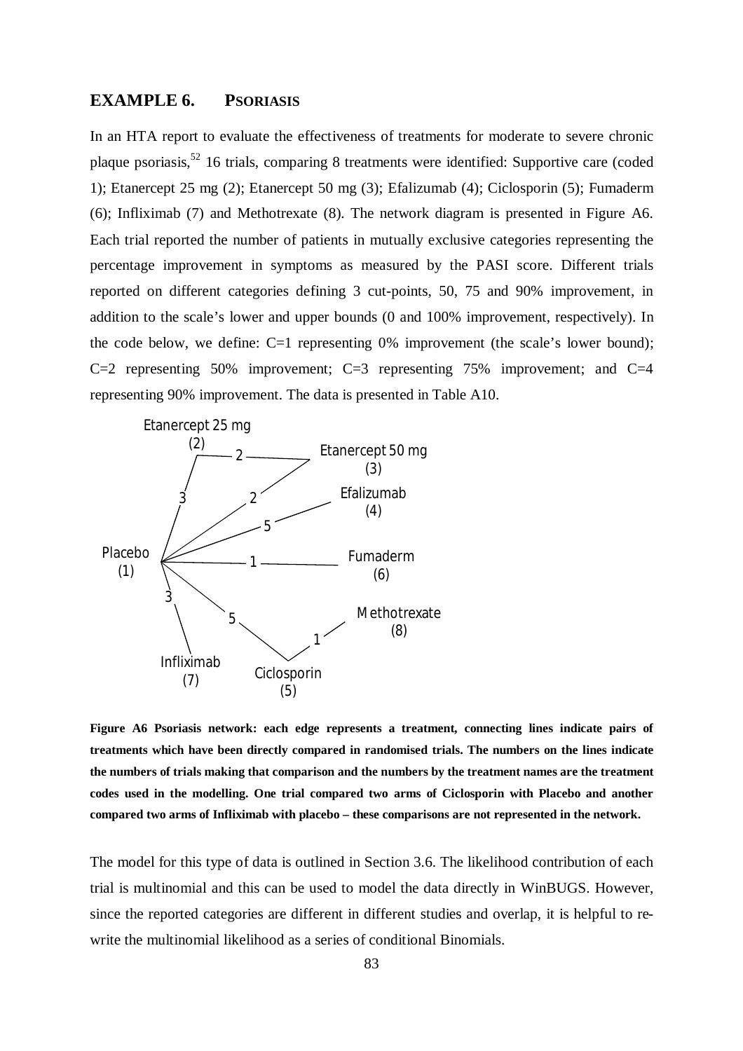## EXAMPLE 6. PSORIASIS

In an HTA report to evaluate the effectiveness of treatments for moderate to severe chronic plaque psoriasis,[52] 16 trials, comparing 8 treatments were identified: Supportive care (coded 1); Etanercept 25 mg (2); Etanercept 50 mg (3); Efalizumab (4); Ciclosporin (5); Fumaderm (6); Infliximab (7) and Methotrexate (8). The network diagram is presented in Figure A6. Each trial reported the number of patients in mutually exclusive categories representing the percentage improvement in symptoms as measured by the PASI score. Different trials reported on different categories defining 3 cut-points, 50, 75 and 90% improvement, in addition to the scale's lower and upper bounds (0 and 100% improvement, respectively). In the code below, we define: C=1 representing 0% improvement (the scale's lower bound); C=2 representing 50% improvement; C=3 representing 75% improvement; and C=4 representing 90% improvement. The data is presented in Table A10.

**Figure A6 Psoriasis network: each edge represents a treatment, connecting lines indicate pairs of treatments which have been directly compared in randomised trials. The numbers on the lines indicate the numbers of trials making that comparison and the numbers by the treatment names are the treatment codes used in the modelling. One trial compared two arms of Ciclosporin with Placebo and another compared two arms of Infliximab with placebo – these comparisons are not represented in the network.**

The model for this type of data is outlined in Section 3.6. The likelihood contribution of each trial is multinomial and this can be used to model the data directly in WinBUGS. However, since the reported categories are different in different studies and overlap, it is helpful to re-write the multinomial likelihood as a series of conditional Binomials.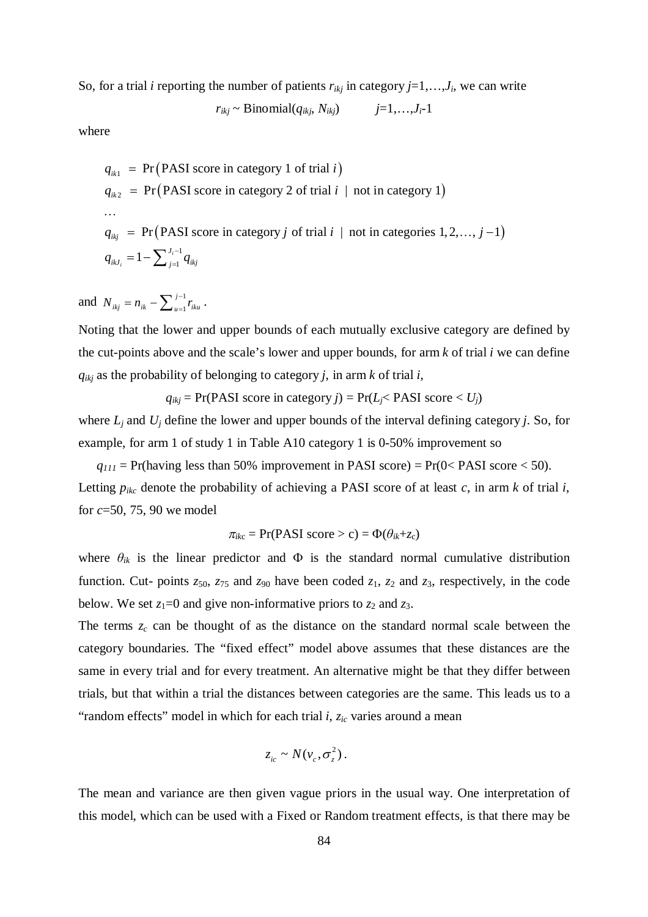So, for a trial $i$ reporting the number of patients $r_{ikj}$ in category $j$=1,…,$J_i$, we can write

$$r_{ikj} \sim \text{Binomial}(q_{ikj}, N_{ikj}) \qquad j=1,\dots,J_i\text{-}1$$

where

$$
\begin{aligned}
q_{ik1} &= \Pr\left(\text{PASI score in category 1 of trial } i\right) \\
q_{ik2} &= \Pr\left(\text{PASI score in category 2 of trial } i \ \mid \ \text{not in category 1}\right) \\
&\dots \\
q_{ikj} &= \Pr\left(\text{PASI score in category } j \text{ of trial } i \ \mid \ \text{not in categories } 1,2,\dots, j-1\right) \\
q_{ikJ_i} &= 1-\sum\nolimits_{j=1}^{J_i-1} q_{ikj}
\end{aligned}
$$

and $N_{ikj} = n_{ik} - \sum\nolimits_{u=1}^{j-1} r_{iku}$ .

Noting that the lower and upper bounds of each mutually exclusive category are defined by the cut-points above and the scale's lower and upper bounds, for arm $k$ of trial $i$ we can define $q_{ikj}$ as the probability of belonging to category $j$, in arm $k$ of trial $i$,

$$q_{ikj} = \Pr(\text{PASI score in category } j) = \Pr(L_j < \text{PASI score} < U_j)$$

where $L_j$ and $U_j$ define the lower and upper bounds of the interval defining category $j$. So, for example, for arm 1 of study 1 in Table A10 category 1 is 0-50% improvement so

$$q_{111} = \Pr(\text{having less than 50\% improvement in PASI score}) = \Pr(0 < \text{PASI score} < 50).$$

Letting $p_{ikc}$ denote the probability of achieving a PASI score of at least $c$, in arm $k$ of trial $i$, for $c$=50, 75, 90 we model

$$\pi_{ikc} = \Pr(\text{PASI score} > \text{c}) = \Phi(\theta_{ik}+z_c)$$

where $\theta_{ik}$ is the linear predictor and $\Phi$ is the standard normal cumulative distribution function. Cut- points $z_{50}$, $z_{75}$ and $z_{90}$ have been coded $z_1$, $z_2$ and $z_3$, respectively, in the code below. We set $z_1$=0 and give non-informative priors to $z_2$ and $z_3$.

The terms $z_c$ can be thought of as the distance on the standard normal scale between the category boundaries. The "fixed effect" model above assumes that these distances are the same in every trial and for every treatment. An alternative might be that they differ between trials, but that within a trial the distances between categories are the same. This leads us to a "random effects" model in which for each trial $i$, $z_{ic}$ varies around a mean

$$z_{ic} \sim N(v_c, \sigma_z^2)\,.$$

The mean and variance are then given vague priors in the usual way. One interpretation of this model, which can be used with a Fixed or Random treatment effects, is that there may be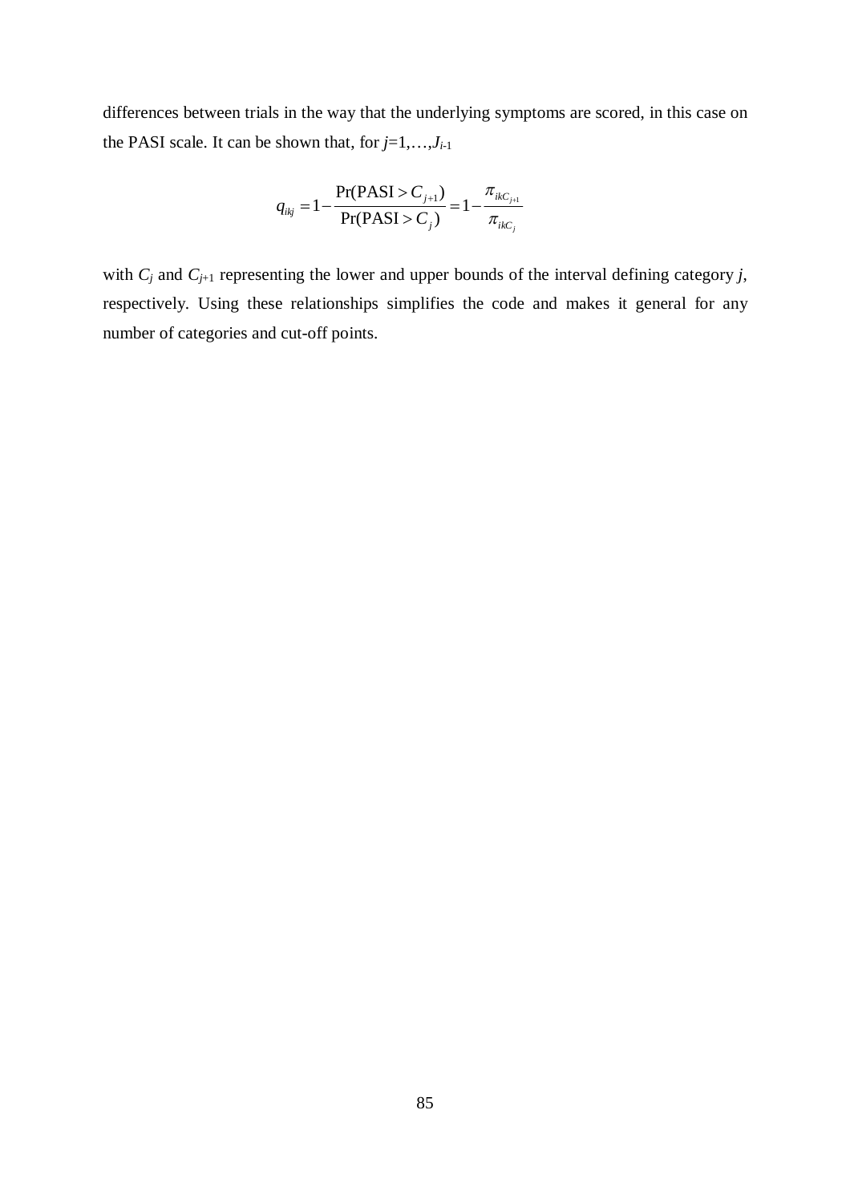differences between trials in the way that the underlying symptoms are scored, in this case on the PASI scale. It can be shown that, for $j$=1,…,$J_{i\text{-}1}$

$$q_{ikj} = 1 - \frac{\Pr(\text{PASI} > C_{j+1})}{\Pr(\text{PASI} > C_j)} = 1 - \frac{\pi_{ikC_{j+1}}}{\pi_{ikC_j}}$$

with $C_j$ and $C_{j+1}$ representing the lower and upper bounds of the interval defining category $j$, respectively. Using these relationships simplifies the code and makes it general for any number of categories and cut-off points.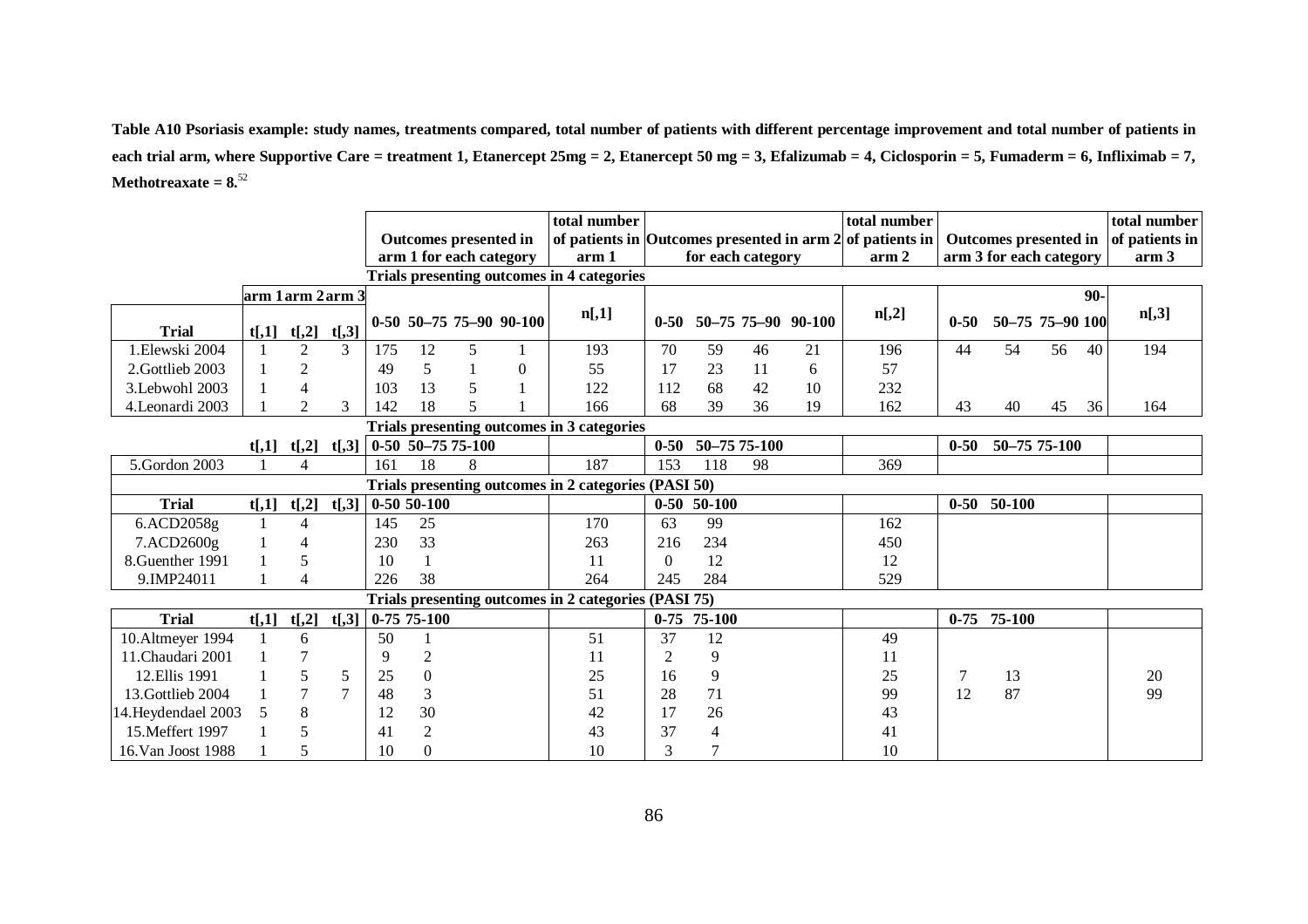**Table A10 Psoriasis example: study names, treatments compared, total number of patients with different percentage improvement and total number of patients in each trial arm, where Supportive Care = treatment 1, Etanercept 25mg = 2, Etanercept 50 mg = 3, Efalizumab = 4, Ciclosporin = 5, Fumaderm = 6, Infliximab = 7, Methotreaxate = 8.**[52]

| | | | | Outcomes presented in arm 1 for each category | | | | total number of patients in arm 1 | Outcomes presented in arm 2 for each category | | | | total number of patients in arm 2 | Outcomes presented in arm 3 for each category | | | | total number of patients in arm 3 |
|---|---|---|---|---|---|---|---|---|---|---|---|---|---|---|---|---|---|---|
| **Trials presenting outcomes in 4 categories** | | | | | | | | | | | | | | | | | | |
| | arm 1 | arm 2 | arm 3 | | | | | | | | | | | | | | | |
| **Trial** | t[,1] | t[,2] | t[,3] | 0-50 | 50–75 | 75–90 | 90-100 | n[,1] | 0-50 | 50–75 | 75–90 | 90-100 | n[,2] | 0-50 | 50–75 | 75–90 | 90-100 | n[,3] |
| 1.Elewski 2004 | 1 | 2 | 3 | 175 | 12 | 5 | 1 | 193 | 70 | 59 | 46 | 21 | 196 | 44 | 54 | 56 | 40 | 194 |
| 2.Gottlieb 2003 | 1 | 2 | | 49 | 5 | 1 | 0 | 55 | 17 | 23 | 11 | 6 | 57 | | | | | |
| 3.Lebwohl 2003 | 1 | 4 | | 103 | 13 | 5 | 1 | 122 | 112 | 68 | 42 | 10 | 232 | | | | | |
| 4.Leonardi 2003 | 1 | 2 | 3 | 142 | 18 | 5 | 1 | 166 | 68 | 39 | 36 | 19 | 162 | 43 | 40 | 45 | 36 | 164 |
| **Trials presenting outcomes in 3 categories** | | | | | | | | | | | | | | | | | | |
| | t[,1] | t[,2] | t[,3] | 0-50 | 50–75 | 75-100 | | | 0-50 | 50–75 | 75-100 | | | 0-50 | 50–75 | 75-100 | | |
| 5.Gordon 2003 | 1 | 4 | | 161 | 18 | 8 | | 187 | 153 | 118 | 98 | | 369 | | | | | |
| **Trials presenting outcomes in 2 categories (PASI 50)** | | | | | | | | | | | | | | | | | | |
| **Trial** | t[,1] | t[,2] | t[,3] | 0-50 | 50-100 | | | | 0-50 | 50-100 | | | | 0-50 | 50-100 | | | |
| 6.ACD2058g | 1 | 4 | | 145 | 25 | | | 170 | 63 | 99 | | | 162 | | | | | |
| 7.ACD2600g | 1 | 4 | | 230 | 33 | | | 263 | 216 | 234 | | | 450 | | | | | |
| 8.Guenther 1991 | 1 | 5 | | 10 | 1 | | | 11 | 0 | 12 | | | 12 | | | | | |
| 9.IMP24011 | 1 | 4 | | 226 | 38 | | | 264 | 245 | 284 | | | 529 | | | | | |
| **Trials presenting outcomes in 2 categories (PASI 75)** | | | | | | | | | | | | | | | | | | |
| **Trial** | t[,1] | t[,2] | t[,3] | 0-75 | 75-100 | | | | 0-75 | 75-100 | | | | 0-75 | 75-100 | | | |
| 10.Altmeyer 1994 | 1 | 6 | | 50 | 1 | | | 51 | 37 | 12 | | | 49 | | | | | |
| 11.Chaudari 2001 | 1 | 7 | | 9 | 2 | | | 11 | 2 | 9 | | | 11 | | | | | |
| 12.Ellis 1991 | 1 | 5 | 5 | 25 | 0 | | | 25 | 16 | 9 | | | 25 | 7 | 13 | | | 20 |
| 13.Gottlieb 2004 | 1 | 7 | 7 | 48 | 3 | | | 51 | 28 | 71 | | | 99 | 12 | 87 | | | 99 |
| 14.Heydendael 2003 | 5 | 8 | | 12 | 30 | | | 42 | 17 | 26 | | | 43 | | | | | |
| 15.Meffert 1997 | 1 | 5 | | 41 | 2 | | | 43 | 37 | 4 | | | 41 | | | | | |
| 16.Van Joost 1988 | 1 | 5 | | 10 | 0 | | | 10 | 3 | 7 | | | 10 | | | | | |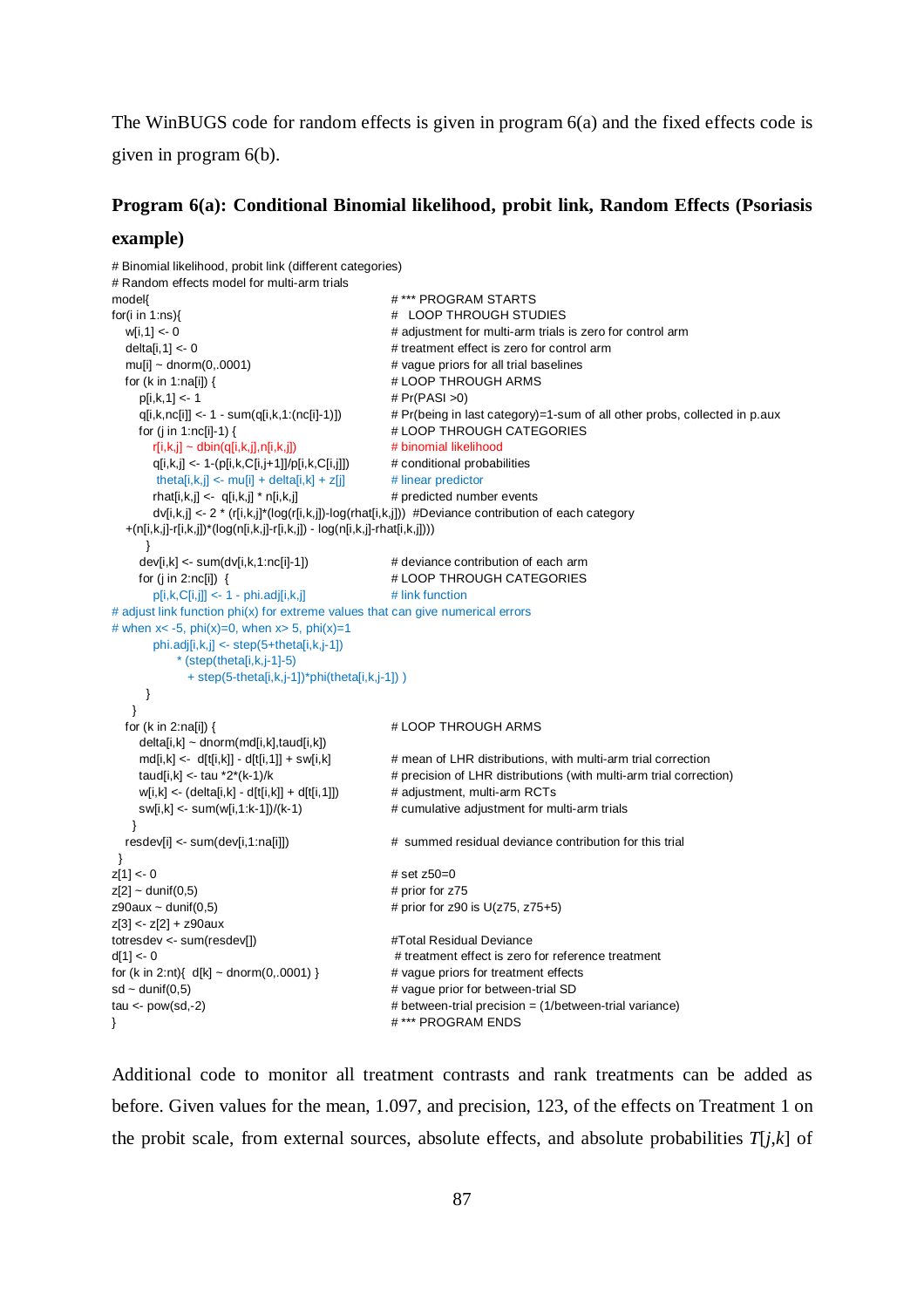The WinBUGS code for random effects is given in program 6(a) and the fixed effects code is given in program 6(b).

### Program 6(a): Conditional Binomial likelihood, probit link, Random Effects (Psoriasis example)

```
# Binomial likelihood, probit link (different categories)
# Random effects model for multi-arm trials
model{                                              # *** PROGRAM STARTS
for(i in 1:ns){                                     #   LOOP THROUGH STUDIES
   w[i,1] <- 0                                      # adjustment for multi-arm trials is zero for control arm
   delta[i,1] <- 0                                  # treatment effect is zero for control arm
   mu[i] ~ dnorm(0,.0001)                           # vague priors for all trial baselines
   for (k in 1:na[i]) {                             # LOOP THROUGH ARMS
      p[i,k,1] <- 1                                 # Pr(PASI >0)
      q[i,k,nc[i]] <- 1 - sum(q[i,k,1:(nc[i]-1)])   # Pr(being in last category)=1-sum of all other probs, collected in p.aux
      for (j in 1:nc[i]-1) {                        # LOOP THROUGH CATEGORIES
         r[i,k,j] ~ dbin(q[i,k,j],n[i,k,j])         # binomial likelihood
         q[i,k,j] <- 1-(p[i,k,C[i,j+1]]/p[i,k,C[i,j]])   # conditional probabilities
          theta[i,k,j] <- mu[i] + delta[i,k] + z[j]  # linear predictor
         rhat[i,k,j] <-  q[i,k,j] * n[i,k,j]        # predicted number events
         dv[i,k,j] <- 2 * (r[i,k,j]*(log(r[i,k,j])-log(rhat[i,k,j]))  #Deviance contribution of each category
   +(n[i,k,j]-r[i,k,j])*(log(n[i,k,j]-r[i,k,j]) - log(n[i,k,j]-rhat[i,k,j])))
        }
      dev[i,k] <- sum(dv[i,k,1:nc[i]-1])            # deviance contribution of each arm
      for (j in 2:nc[i])  {                         # LOOP THROUGH CATEGORIES
         p[i,k,C[i,j]] <- 1 - phi.adj[i,k,j]        # link function
# adjust link function phi(x) for extreme values that can give numerical errors
# when x< -5, phi(x)=0, when x> 5, phi(x)=1
         phi.adj[i,k,j] <- step(5+theta[i,k,j-1])
                * (step(theta[i,k,j-1]-5)
                   + step(5-theta[i,k,j-1])*phi(theta[i,k,j-1]) )
        }
     }
   for (k in 2:na[i]) {                             # LOOP THROUGH ARMS
      delta[i,k] ~ dnorm(md[i,k],taud[i,k])
      md[i,k] <-  d[t[i,k]] - d[t[i,1]] + sw[i,k]   # mean of LHR distributions, with multi-arm trial correction
      taud[i,k] <- tau *2*(k-1)/k                   # precision of LHR distributions (with multi-arm trial correction)
      w[i,k] <- (delta[i,k] - d[t[i,k]] + d[t[i,1]])  # adjustment, multi-arm RCTs
      sw[i,k] <- sum(w[i,1:k-1])/(k-1)              # cumulative adjustment for multi-arm trials
    }
   resdev[i] <- sum(dev[i,1:na[i]])                 #  summed residual deviance contribution for this trial
  }
z[1] <- 0                                           # set z50=0
z[2] ~ dunif(0,5)                                   # prior for z75
z90aux ~ dunif(0,5)                                 # prior for z90 is U(z75, z75+5)
z[3] <- z[2] + z90aux
totresdev <- sum(resdev[])                          #Total Residual Deviance
d[1] <- 0                                            # treatment effect is zero for reference treatment
for (k in 2:nt){  d[k] ~ dnorm(0,.0001) }           # vague priors for treatment effects
sd ~ dunif(0,5)                                     # vague prior for between-trial SD
tau <- pow(sd,-2)                                   # between-trial precision = (1/between-trial variance)
}                                                   # *** PROGRAM ENDS
```

Additional code to monitor all treatment contrasts and rank treatments can be added as before. Given values for the mean, 1.097, and precision, 123, of the effects on Treatment 1 on the probit scale, from external sources, absolute effects, and absolute probabilities $T[j,k]$ of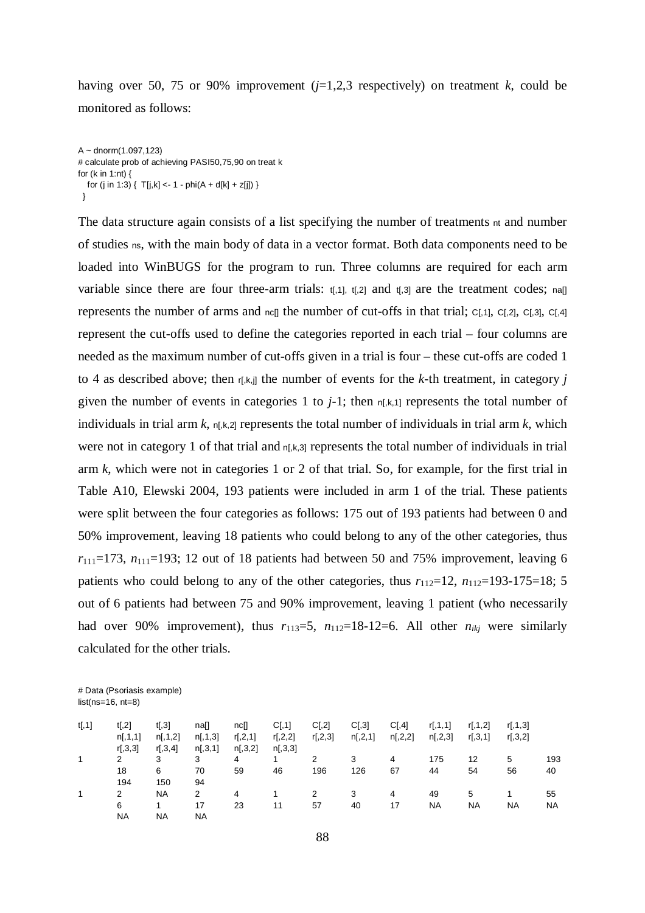having over 50, 75 or 90% improvement ($j$=1,2,3 respectively) on treatment $k$, could be monitored as follows:

```
A ~ dnorm(1.097,123)
# calculate prob of achieving PASI50,75,90 on treat k
for (k in 1:nt) {
   for (j in 1:3) {  T[j,k] <- 1 - phi(A + d[k] + z[j]) }
  }
```

The data structure again consists of a list specifying the number of treatments `nt` and number of studies `ns`, with the main body of data in a vector format. Both data components need to be loaded into WinBUGS for the program to run. Three columns are required for each arm variable since there are four three-arm trials: `t[,1]`, `t[,2]` and `t[,3]` are the treatment codes; `na[]` represents the number of arms and `nc[]` the number of cut-offs in that trial; `C[,1]`, `C[,2]`, `C[,3]`, `C[,4]` represent the cut-offs used to define the categories reported in each trial – four columns are needed as the maximum number of cut-offs given in a trial is four – these cut-offs are coded 1 to 4 as described above; then `r[,k,j]` the number of events for the $k$-th treatment, in category $j$ given the number of events in categories 1 to $j$-1; then `n[,k,1]` represents the total number of individuals in trial arm $k$, `n[,k,2]` represents the total number of individuals in trial arm $k$, which were not in category 1 of that trial and `n[,k,3]` represents the total number of individuals in trial arm $k$, which were not in categories 1 or 2 of that trial. So, for example, for the first trial in Table A10, Elewski 2004, 193 patients were included in arm 1 of the trial. These patients were split between the four categories as follows: 175 out of 193 patients had between 0 and 50% improvement, leaving 18 patients who could belong to any of the other categories, thus $r_{111}$=173, $n_{111}$=193; 12 out of 18 patients had between 50 and 75% improvement, leaving 6 patients who could belong to any of the other categories, thus $r_{112}$=12, $n_{112}$=193-175=18; 5 out of 6 patients had between 75 and 90% improvement, leaving 1 patient (who necessarily had over 90% improvement), thus $r_{113}$=5, $n_{112}$=18-12=6. All other $n_{ikj}$ were similarly calculated for the other trials.

```
# Data (Psoriasis example)
list(ns=16, nt=8)

t[,1]   t[,2]   t[,3]   na[]    nc[]    C[,1]   C[,2]   C[,3]   C[,4]   r[,1,1] r[,1,2] r[,1,3]
        n[,1,1] n[,1,2] n[,1,3] r[,2,1] r[,2,2] r[,2,3] n[,2,1] n[,2,2] n[,2,3] r[,3,1] r[,3,2]
        r[,3,3] r[,3,4] n[,3,1] n[,3,2] n[,3,3]
1       2       3       3       4       1       2       3       4       175     12      5       193
        18      6       70      59      46      196     126     67      44      54      56      40
        194     150     94
1       2       NA      2       4       1       2       3       4       49      5       1       55
        6       1       17      23      11      57      40      17      NA      NA      NA      NA
        NA      NA      NA
```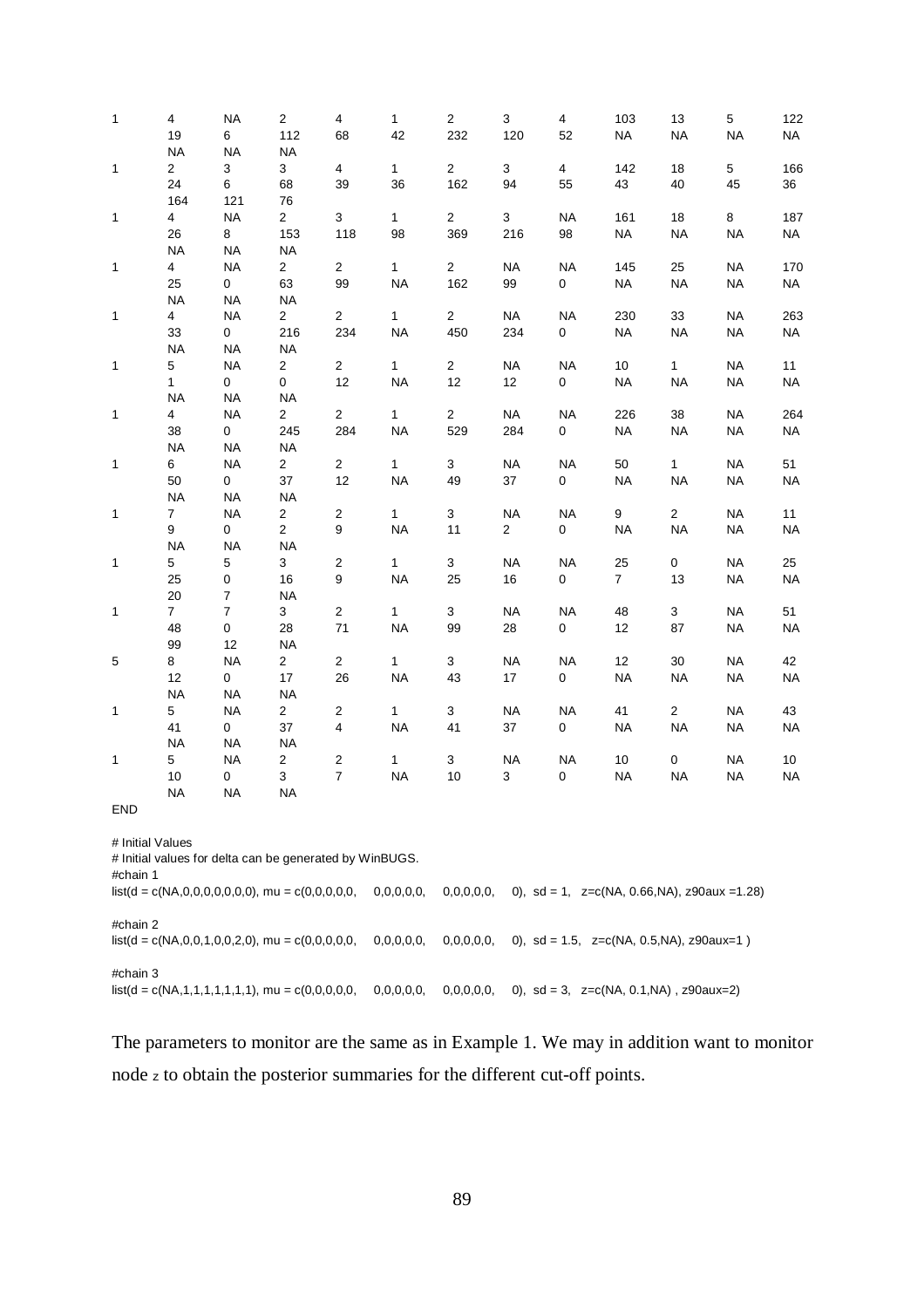```
1	4	NA	2	4	1	2	3	4	103	13	5	122
	19	6	112	68	42	232	120	52	NA	NA	NA	NA
	NA	NA	NA
1	2	3	3	4	1	2	3	4	142	18	5	166
	24	6	68	39	36	162	94	55	43	40	45	36
	164	121	76
1	4	NA	2	3	1	2	3	NA	161	18	8	187
	26	8	153	118	98	369	216	98	NA	NA	NA	NA
	NA	NA	NA
1	4	NA	2	2	1	2	NA	NA	145	25	NA	170
	25	0	63	99	NA	162	99	0	NA	NA	NA	NA
	NA	NA	NA
1	4	NA	2	2	1	2	NA	NA	230	33	NA	263
	33	0	216	234	NA	450	234	0	NA	NA	NA	NA
	NA	NA	NA
1	5	NA	2	2	1	2	NA	NA	10	1	NA	11
	1	0	0	12	NA	12	12	0	NA	NA	NA	NA
	NA	NA	NA
1	4	NA	2	2	1	2	NA	NA	226	38	NA	264
	38	0	245	284	NA	529	284	0	NA	NA	NA	NA
	NA	NA	NA
1	6	NA	2	2	1	3	NA	NA	50	1	NA	51
	50	0	37	12	NA	49	37	0	NA	NA	NA	NA
	NA	NA	NA
1	7	NA	2	2	1	3	NA	NA	9	2	NA	11
	9	0	2	9	NA	11	2	0	NA	NA	NA	NA
	NA	NA	NA
1	5	5	3	2	1	3	NA	NA	25	0	NA	25
	25	0	16	9	NA	25	16	0	7	13	NA	NA
	20	7	NA
1	7	7	3	2	1	3	NA	NA	48	3	NA	51
	48	0	28	71	NA	99	28	0	12	87	NA	NA
	99	12	NA
5	8	NA	2	2	1	3	NA	NA	12	30	NA	42
	12	0	17	26	NA	43	17	0	NA	NA	NA	NA
	NA	NA	NA
1	5	NA	2	2	1	3	NA	NA	41	2	NA	43
	41	0	37	4	NA	41	37	0	NA	NA	NA	NA
	NA	NA	NA
1	5	NA	2	2	1	3	NA	NA	10	0	NA	10
	10	0	3	7	NA	10	3	0	NA	NA	NA	NA
	NA	NA	NA
END

# Initial Values
# Initial values for delta can be generated by WinBUGS.
#chain 1
list(d = c(NA,0,0,0,0,0,0,0), mu = c(0,0,0,0,0,	0,0,0,0,	0,0,0,0,0,	0),  sd = 1,  z=c(NA, 0.66,NA), z90aux =1.28)

#chain 2
list(d = c(NA,0,0,1,0,0,2,0), mu = c(0,0,0,0,0,	0,0,0,0,	0,0,0,0,0,	0),  sd = 1.5,  z=c(NA, 0.5,NA), z90aux=1 )

#chain 3
list(d = c(NA,1,1,1,1,1,1,1), mu = c(0,0,0,0,0,	0,0,0,0,	0,0,0,0,0,	0),  sd = 3,  z=c(NA, 0.1,NA) , z90aux=2)
```

The parameters to monitor are the same as in Example 1. We may in addition want to monitor node z to obtain the posterior summaries for the different cut-off points.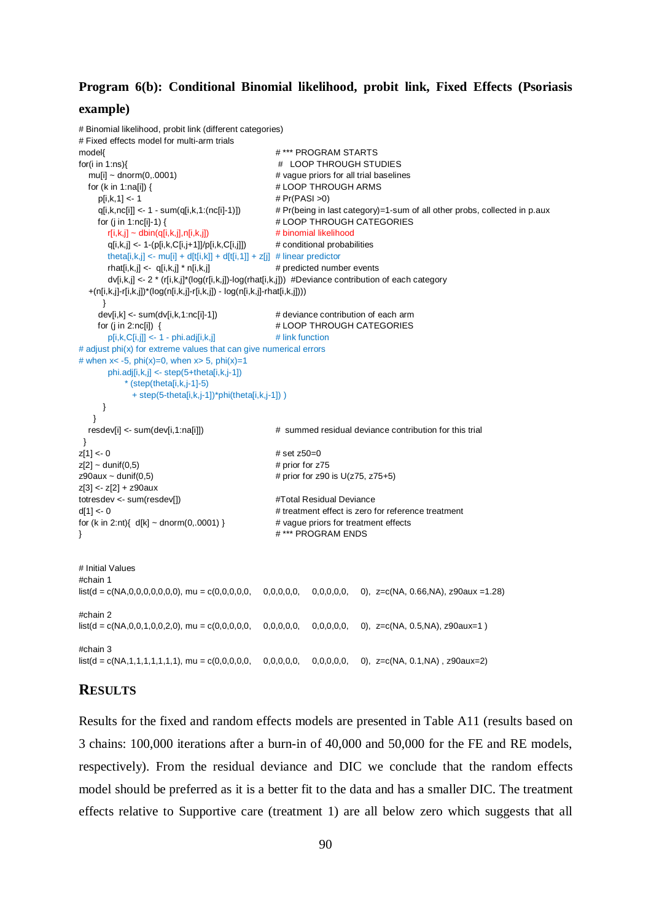**Program 6(b): Conditional Binomial likelihood, probit link, Fixed Effects (Psoriasis example)**

```
# Binomial likelihood, probit link (different categories)
# Fixed effects model for multi-arm trials
model{                                                      # *** PROGRAM STARTS
for(i in 1:ns){                                              #   LOOP THROUGH STUDIES
    mu[i] ~ dnorm(0,.0001)                                  # vague priors for all trial baselines
    for (k in 1:na[i]) {                                    # LOOP THROUGH ARMS
        p[i,k,1] <- 1                                       # Pr(PASI >0)
        q[i,k,nc[i]] <- 1 - sum(q[i,k,1:(nc[i]-1)])         # Pr(being in last category)=1-sum of all other probs, collected in p.aux
        for (j in 1:nc[i]-1) {                              # LOOP THROUGH CATEGORIES
            r[i,k,j] ~ dbin(q[i,k,j],n[i,k,j])              # binomial likelihood
            q[i,k,j] <- 1-(p[i,k,C[i,j+1]]/p[i,k,C[i,j]])   # conditional probabilities
            theta[i,k,j] <- mu[i] + d[t[i,k]] + d[t[i,1]] + z[j]  # linear predictor
            rhat[i,k,j] <-  q[i,k,j] * n[i,k,j]             # predicted number events
            dv[i,k,j] <- 2 * (r[i,k,j]*(log(r[i,k,j])-log(rhat[i,k,j])))  #Deviance contribution of each category
    +(n[i,k,j]-r[i,k,j])*(log(n[i,k,j]-r[i,k,j]) - log(n[i,k,j]-rhat[i,k,j])))
          }
        dev[i,k] <- sum(dv[i,k,1:nc[i]-1])                  # deviance contribution of each arm
        for (j in 2:nc[i])  {                               # LOOP THROUGH CATEGORIES
            p[i,k,C[i,j]] <- 1 - phi.adj[i,k,j]             # link function
# adjust phi(x) for extreme values that can give numerical errors
# when x< -5, phi(x)=0, when x> 5, phi(x)=1
            phi.adj[i,k,j] <- step(5+theta[i,k,j-1])
                  * (step(theta[i,k,j-1]-5)
                     + step(5-theta[i,k,j-1])*phi(theta[i,k,j-1]) )
          }
      }
    resdev[i] <- sum(dev[i,1:na[i]])                        #  summed residual deviance contribution for this trial
  }
z[1] <- 0                                                   # set z50=0
z[2] ~ dunif(0,5)                                           # prior for z75
z90aux ~ dunif(0,5)                                         # prior for z90 is U(z75, z75+5)
z[3] <- z[2] + z90aux
totresdev <- sum(resdev[])                                  #Total Residual Deviance
d[1] <- 0                                                   # treatment effect is zero for reference treatment
for (k in 2:nt){  d[k] ~ dnorm(0,.0001) }                   # vague priors for treatment effects
}                                                           # *** PROGRAM ENDS


# Initial Values
#chain 1
list(d = c(NA,0,0,0,0,0,0,0), mu = c(0,0,0,0,0,    0,0,0,0,0,    0,0,0,0,0,    0),  z=c(NA, 0.66,NA), z90aux =1.28)

#chain 2
list(d = c(NA,0,0,1,0,0,2,0), mu = c(0,0,0,0,0,    0,0,0,0,0,    0,0,0,0,0,    0),  z=c(NA, 0.5,NA), z90aux=1 )

#chain 3
list(d = c(NA,1,1,1,1,1,1,1), mu = c(0,0,0,0,0,    0,0,0,0,0,    0,0,0,0,0,    0),  z=c(NA, 0.1,NA) , z90aux=2)
```

## RESULTS

Results for the fixed and random effects models are presented in Table A11 (results based on 3 chains: 100,000 iterations after a burn-in of 40,000 and 50,000 for the FE and RE models, respectively). From the residual deviance and DIC we conclude that the random effects model should be preferred as it is a better fit to the data and has a smaller DIC. The treatment effects relative to Supportive care (treatment 1) are all below zero which suggests that all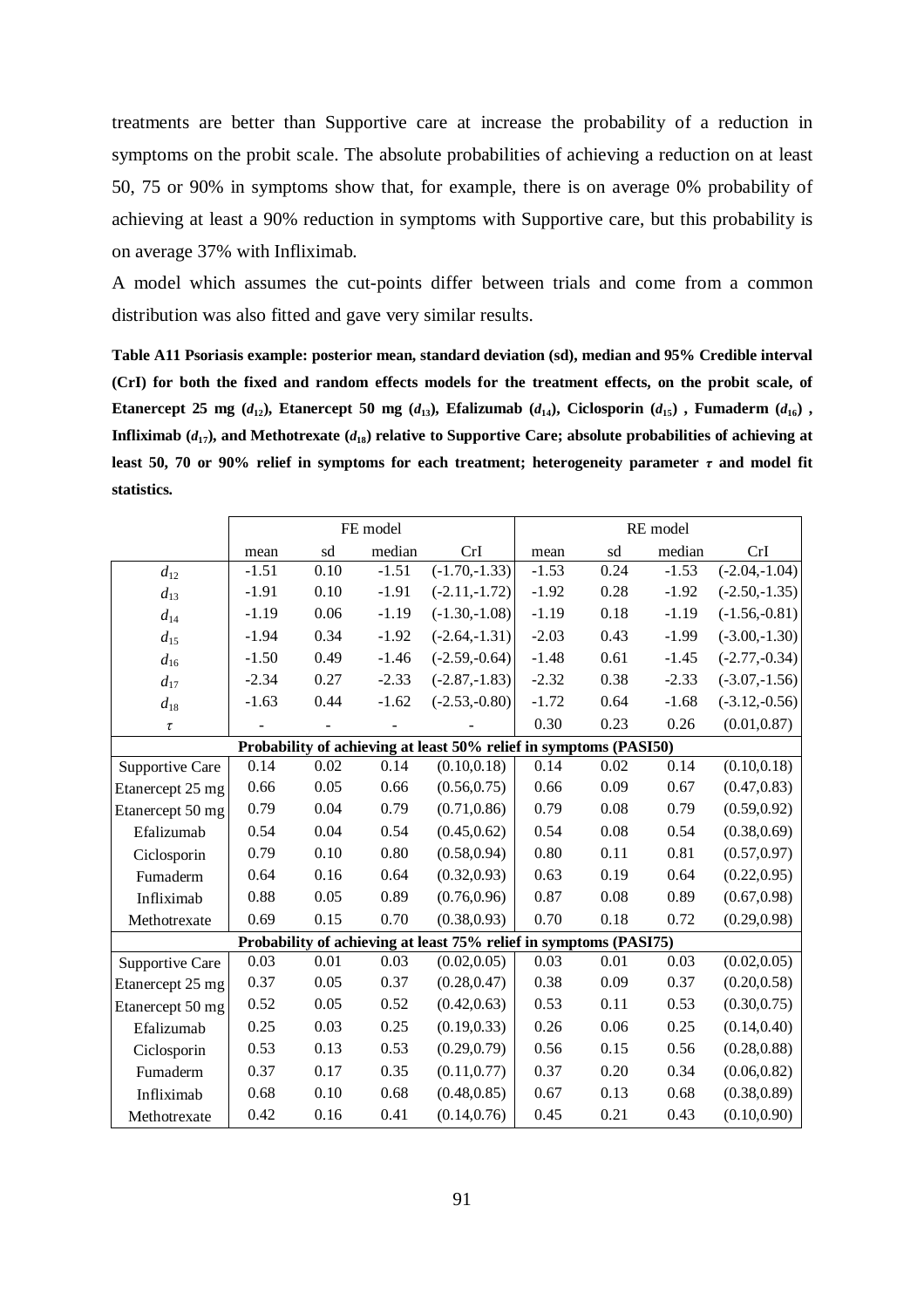treatments are better than Supportive care at increase the probability of a reduction in symptoms on the probit scale. The absolute probabilities of achieving a reduction on at least 50, 75 or 90% in symptoms show that, for example, there is on average 0% probability of achieving at least a 90% reduction in symptoms with Supportive care, but this probability is on average 37% with Infliximab.

A model which assumes the cut-points differ between trials and come from a common distribution was also fitted and gave very similar results.

**Table A11 Psoriasis example: posterior mean, standard deviation (sd), median and 95% Credible interval (CrI) for both the fixed and random effects models for the treatment effects, on the probit scale, of Etanercept 25 mg ($d_{12}$), Etanercept 50 mg ($d_{13}$), Efalizumab ($d_{14}$), Ciclosporin ($d_{15}$) , Fumaderm ($d_{16}$) , Infliximab ($d_{17}$), and Methotrexate ($d_{18}$) relative to Supportive Care; absolute probabilities of achieving at least 50, 70 or 90% relief in symptoms for each treatment; heterogeneity parameter $\tau$ and model fit statistics.**

| | FE model | | | | RE model | | | |
|---|---|---|---|---|---|---|---|---|
| | mean | sd | median | CrI | mean | sd | median | CrI |
| $d_{12}$ | -1.51 | 0.10 | -1.51 | (-1.70,-1.33) | -1.53 | 0.24 | -1.53 | (-2.04,-1.04) |
| $d_{13}$ | -1.91 | 0.10 | -1.91 | (-2.11,-1.72) | -1.92 | 0.28 | -1.92 | (-2.50,-1.35) |
| $d_{14}$ | -1.19 | 0.06 | -1.19 | (-1.30,-1.08) | -1.19 | 0.18 | -1.19 | (-1.56,-0.81) |
| $d_{15}$ | -1.94 | 0.34 | -1.92 | (-2.64,-1.31) | -2.03 | 0.43 | -1.99 | (-3.00,-1.30) |
| $d_{16}$ | -1.50 | 0.49 | -1.46 | (-2.59,-0.64) | -1.48 | 0.61 | -1.45 | (-2.77,-0.34) |
| $d_{17}$ | -2.34 | 0.27 | -2.33 | (-2.87,-1.83) | -2.32 | 0.38 | -2.33 | (-3.07,-1.56) |
| $d_{18}$ | -1.63 | 0.44 | -1.62 | (-2.53,-0.80) | -1.72 | 0.64 | -1.68 | (-3.12,-0.56) |
| $\tau$ | - | - | - | - | 0.30 | 0.23 | 0.26 | (0.01,0.87) |
| **Probability of achieving at least 50% relief in symptoms (PASI50)** | | | | | | | | |
| Supportive Care | 0.14 | 0.02 | 0.14 | (0.10,0.18) | 0.14 | 0.02 | 0.14 | (0.10,0.18) |
| Etanercept 25 mg | 0.66 | 0.05 | 0.66 | (0.56,0.75) | 0.66 | 0.09 | 0.67 | (0.47,0.83) |
| Etanercept 50 mg | 0.79 | 0.04 | 0.79 | (0.71,0.86) | 0.79 | 0.08 | 0.79 | (0.59,0.92) |
| Efalizumab | 0.54 | 0.04 | 0.54 | (0.45,0.62) | 0.54 | 0.08 | 0.54 | (0.38,0.69) |
| Ciclosporin | 0.79 | 0.10 | 0.80 | (0.58,0.94) | 0.80 | 0.11 | 0.81 | (0.57,0.97) |
| Fumaderm | 0.64 | 0.16 | 0.64 | (0.32,0.93) | 0.63 | 0.19 | 0.64 | (0.22,0.95) |
| Infliximab | 0.88 | 0.05 | 0.89 | (0.76,0.96) | 0.87 | 0.08 | 0.89 | (0.67,0.98) |
| Methotrexate | 0.69 | 0.15 | 0.70 | (0.38,0.93) | 0.70 | 0.18 | 0.72 | (0.29,0.98) |
| **Probability of achieving at least 75% relief in symptoms (PASI75)** | | | | | | | | |
| Supportive Care | 0.03 | 0.01 | 0.03 | (0.02,0.05) | 0.03 | 0.01 | 0.03 | (0.02,0.05) |
| Etanercept 25 mg | 0.37 | 0.05 | 0.37 | (0.28,0.47) | 0.38 | 0.09 | 0.37 | (0.20,0.58) |
| Etanercept 50 mg | 0.52 | 0.05 | 0.52 | (0.42,0.63) | 0.53 | 0.11 | 0.53 | (0.30,0.75) |
| Efalizumab | 0.25 | 0.03 | 0.25 | (0.19,0.33) | 0.26 | 0.06 | 0.25 | (0.14,0.40) |
| Ciclosporin | 0.53 | 0.13 | 0.53 | (0.29,0.79) | 0.56 | 0.15 | 0.56 | (0.28,0.88) |
| Fumaderm | 0.37 | 0.17 | 0.35 | (0.11,0.77) | 0.37 | 0.20 | 0.34 | (0.06,0.82) |
| Infliximab | 0.68 | 0.10 | 0.68 | (0.48,0.85) | 0.67 | 0.13 | 0.68 | (0.38,0.89) |
| Methotrexate | 0.42 | 0.16 | 0.41 | (0.14,0.76) | 0.45 | 0.21 | 0.43 | (0.10,0.90) |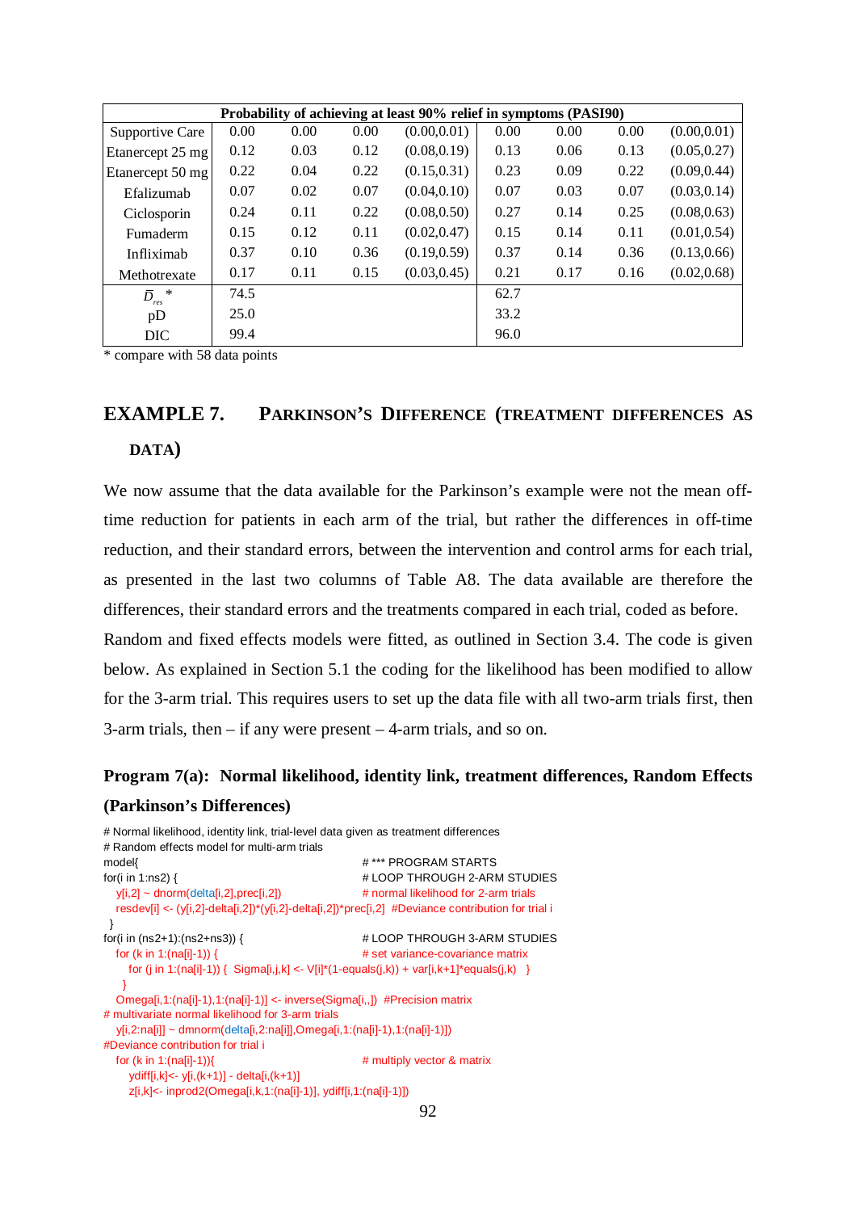| Probability of achieving at least 90% relief in symptoms (PASI90) | | | | | | | | |
|---|---|---|---|---|---|---|---|---|
| Supportive Care | 0.00 | 0.00 | 0.00 | (0.00,0.01) | 0.00 | 0.00 | 0.00 | (0.00,0.01) |
| Etanercept 25 mg | 0.12 | 0.03 | 0.12 | (0.08,0.19) | 0.13 | 0.06 | 0.13 | (0.05,0.27) |
| Etanercept 50 mg | 0.22 | 0.04 | 0.22 | (0.15,0.31) | 0.23 | 0.09 | 0.22 | (0.09,0.44) |
| Efalizumab | 0.07 | 0.02 | 0.07 | (0.04,0.10) | 0.07 | 0.03 | 0.07 | (0.03,0.14) |
| Ciclosporin | 0.24 | 0.11 | 0.22 | (0.08,0.50) | 0.27 | 0.14 | 0.25 | (0.08,0.63) |
| Fumaderm | 0.15 | 0.12 | 0.11 | (0.02,0.47) | 0.15 | 0.14 | 0.11 | (0.01,0.54) |
| Infliximab | 0.37 | 0.10 | 0.36 | (0.19,0.59) | 0.37 | 0.14 | 0.36 | (0.13,0.66) |
| Methotrexate | 0.17 | 0.11 | 0.15 | (0.03,0.45) | 0.21 | 0.17 | 0.16 | (0.02,0.68) |
| $\bar{D}_{res}$ * | 74.5 | | | | 62.7 | | | |
| pD | 25.0 | | | | 33.2 | | | |
| DIC | 99.4 | | | | 96.0 | | | |

\* compare with 58 data points

## EXAMPLE 7. PARKINSON'S DIFFERENCE (TREATMENT DIFFERENCES AS DATA)

We now assume that the data available for the Parkinson's example were not the mean off-time reduction for patients in each arm of the trial, but rather the differences in off-time reduction, and their standard errors, between the intervention and control arms for each trial, as presented in the last two columns of Table A8. The data available are therefore the differences, their standard errors and the treatments compared in each trial, coded as before.

Random and fixed effects models were fitted, as outlined in Section 3.4. The code is given below. As explained in Section 5.1 the coding for the likelihood has been modified to allow for the 3-arm trial. This requires users to set up the data file with all two-arm trials first, then 3-arm trials, then – if any were present – 4-arm trials, and so on.

### Program 7(a): Normal likelihood, identity link, treatment differences, Random Effects (Parkinson's Differences)

```
# Normal likelihood, identity link, trial-level data given as treatment differences
# Random effects model for multi-arm trials
model{                                          # *** PROGRAM STARTS
for(i in 1:ns2) {                               # LOOP THROUGH 2-ARM STUDIES
   y[i,2] ~ dnorm(delta[i,2],prec[i,2])         # normal likelihood for 2-arm trials
   resdev[i] <- (y[i,2]-delta[i,2])*(y[i,2]-delta[i,2])*prec[i,2]  #Deviance contribution for trial i
 }
for(i in (ns2+1):(ns2+ns3)) {                   # LOOP THROUGH 3-ARM STUDIES
   for (k in 1:(na[i]-1)) {                     # set variance-covariance matrix
      for (j in 1:(na[i]-1)) {  Sigma[i,j,k] <- V[i]*(1-equals(j,k)) + var[i,k+1]*equals(j,k)   }
    }
   Omega[i,1:(na[i]-1),1:(na[i]-1)] <- inverse(Sigma[i,,])  #Precision matrix
# multivariate normal likelihood for 3-arm trials
   y[i,2:na[i]] ~ dmnorm(delta[i,2:na[i]],Omega[i,1:(na[i]-1),1:(na[i]-1)])
#Deviance contribution for trial i
   for (k in 1:(na[i]-1)){                      # multiply vector & matrix
      ydiff[i,k]<- y[i,(k+1)] - delta[i,(k+1)]
      z[i,k]<- inprod2(Omega[i,k,1:(na[i]-1)], ydiff[i,1:(na[i]-1)])
```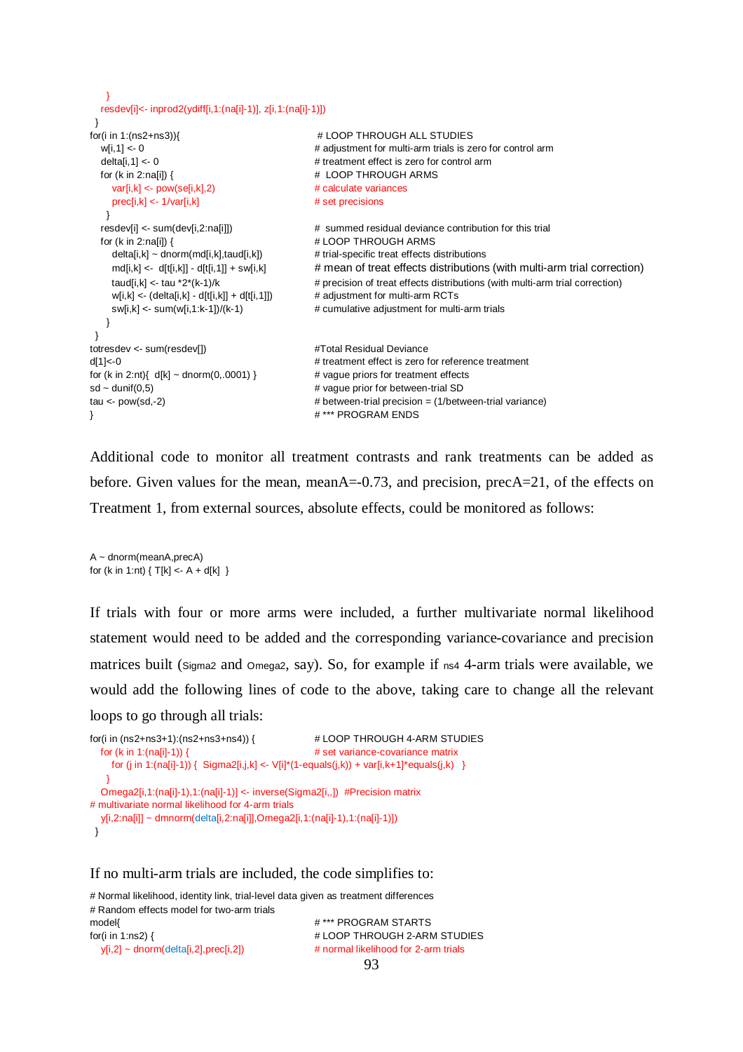```
    }
    resdev[i]<- inprod2(ydiff[i,1:(na[i]-1)], z[i,1:(na[i]-1)])
  }
for(i in 1:(ns2+ns3)){                                    # LOOP THROUGH ALL STUDIES
    w[i,1] <- 0                                           # adjustment for multi-arm trials is zero for control arm
    delta[i,1] <- 0                                       # treatment effect is zero for control arm
    for (k in 2:na[i]) {                                  #  LOOP THROUGH ARMS
        var[i,k] <- pow(se[i,k],2)                        # calculate variances
        prec[i,k] <- 1/var[i,k]                           # set precisions
    }
    resdev[i] <- sum(dev[i,2:na[i]])                      #  summed residual deviance contribution for this trial
    for (k in 2:na[i]) {                                  # LOOP THROUGH ARMS
        delta[i,k] ~ dnorm(md[i,k],taud[i,k])             # trial-specific treat effects distributions
        md[i,k] <-  d[t[i,k]] - d[t[i,1]] + sw[i,k]       # mean of treat effects distributions (with multi-arm trial correction)
        taud[i,k] <- tau *2*(k-1)/k                       # precision of treat effects distributions (with multi-arm trial correction)
        w[i,k] <- (delta[i,k] - d[t[i,k]] + d[t[i,1]])    # adjustment for multi-arm RCTs
        sw[i,k] <- sum(w[i,1:k-1])/(k-1)                  # cumulative adjustment for multi-arm trials
    }
  }
totresdev <- sum(resdev[])                                #Total Residual Deviance
d[1]<-0                                                   # treatment effect is zero for reference treatment
for (k in 2:nt){  d[k] ~ dnorm(0,.0001) }                 # vague priors for treatment effects
sd ~ dunif(0,5)                                           # vague prior for between-trial SD
tau <- pow(sd,-2)                                         # between-trial precision = (1/between-trial variance)
}                                                         # *** PROGRAM ENDS
```

Additional code to monitor all treatment contrasts and rank treatments can be added as before. Given values for the mean, meanA=-0.73, and precision, precA=21, of the effects on Treatment 1, from external sources, absolute effects, could be monitored as follows:

```
A ~ dnorm(meanA,precA)
for (k in 1:nt) { T[k] <- A + d[k]  }
```

If trials with four or more arms were included, a further multivariate normal likelihood statement would need to be added and the corresponding variance-covariance and precision matrices built (`Sigma2` and `Omega2`, say). So, for example if `ns4` 4-arm trials were available, we would add the following lines of code to the above, taking care to change all the relevant loops to go through all trials:

```
for(i in (ns2+ns3+1):(ns2+ns3+ns4)) {                     # LOOP THROUGH 4-ARM STUDIES
    for (k in 1:(na[i]-1)) {                              # set variance-covariance matrix
        for (j in 1:(na[i]-1)) {  Sigma2[i,j,k] <- V[i]*(1-equals(j,k)) + var[i,k+1]*equals(j,k)   }
    }
    Omega2[i,1:(na[i]-1),1:(na[i]-1)] <- inverse(Sigma2[i,,])  #Precision matrix
# multivariate normal likelihood for 4-arm trials
    y[i,2:na[i]] ~ dmnorm(delta[i,2:na[i]],Omega2[i,1:(na[i]-1),1:(na[i]-1)])
  }
```

If no multi-arm trials are included, the code simplifies to:

```
# Normal likelihood, identity link, trial-level data given as treatment differences
# Random effects model for two-arm trials
model{                                                    # *** PROGRAM STARTS
for(i in 1:ns2) {                                         # LOOP THROUGH 2-ARM STUDIES
    y[i,2] ~ dnorm(delta[i,2],prec[i,2])                  # normal likelihood for 2-arm trials
```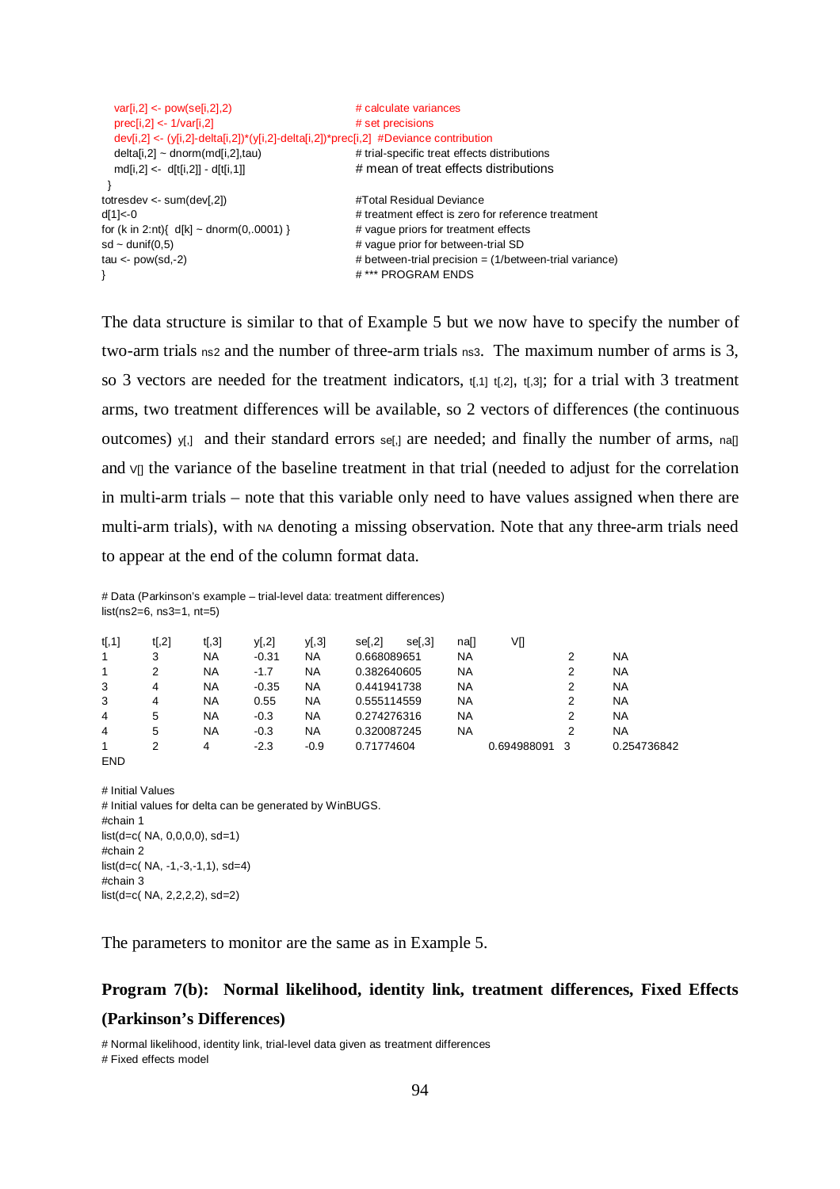```
   var[i,2] <- pow(se[i,2],2)                         # calculate variances
   prec[i,2] <- 1/var[i,2]                            # set precisions
   dev[i,2] <- (y[i,2]-delta[i,2])*(y[i,2]-delta[i,2])*prec[i,2]  #Deviance contribution
   delta[i,2] ~ dnorm(md[i,2],tau)                    # trial-specific treat effects distributions
   md[i,2] <-  d[t[i,2]] - d[t[i,1]]                  # mean of treat effects distributions
 }
totresdev <- sum(dev[,2])                             #Total Residual Deviance
d[1]<-0                                               # treatment effect is zero for reference treatment
for (k in 2:nt){  d[k] ~ dnorm(0,.0001) }             # vague priors for treatment effects
sd ~ dunif(0,5)                                       # vague prior for between-trial SD
tau <- pow(sd,-2)                                     # between-trial precision = (1/between-trial variance)
}                                                     # *** PROGRAM ENDS
```

The data structure is similar to that of Example 5 but we now have to specify the number of two-arm trials `ns2` and the number of three-arm trials `ns3`. The maximum number of arms is 3, so 3 vectors are needed for the treatment indicators, `t[,1]` `t[,2]`, `t[,3]`; for a trial with 3 treatment arms, two treatment differences will be available, so 2 vectors of differences (the continuous outcomes) `y[,]` and their standard errors `se[,]` are needed; and finally the number of arms, `na[]` and `V[]` the variance of the baseline treatment in that trial (needed to adjust for the correlation in multi-arm trials – note that this variable only need to have values assigned when there are multi-arm trials), with `NA` denoting a missing observation. Note that any three-arm trials need to appear at the end of the column format data.

```
# Data (Parkinson's example – trial-level data: treatment differences)
list(ns2=6, ns3=1, nt=5)

t[,1]   t[,2]   t[,3]   y[,2]   y[,3]   se[,2]       se[,3]       na[]   V[]
1       3       NA      -0.31   NA      0.668089651  NA           2      NA
1       2       NA      -1.7    NA      0.382640605  NA           2      NA
3       4       NA      -0.35   NA      0.441941738  NA           2      NA
3       4       NA      0.55    NA      0.555114559  NA           2      NA
4       5       NA      -0.3    NA      0.274276316  NA           2      NA
4       5       NA      -0.3    NA      0.320087245  NA           2      NA
1       2       4       -2.3    -0.9    0.71774604   0.694988091  3      0.254736842
END

# Initial Values
# Initial values for delta can be generated by WinBUGS.
#chain 1
list(d=c( NA, 0,0,0,0), sd=1)
#chain 2
list(d=c( NA, -1,-3,-1,1), sd=4)
#chain 3
list(d=c( NA, 2,2,2,2), sd=2)
```

The parameters to monitor are the same as in Example 5.

### Program 7(b): Normal likelihood, identity link, treatment differences, Fixed Effects (Parkinson's Differences)

```
# Normal likelihood, identity link, trial-level data given as treatment differences
# Fixed effects model
```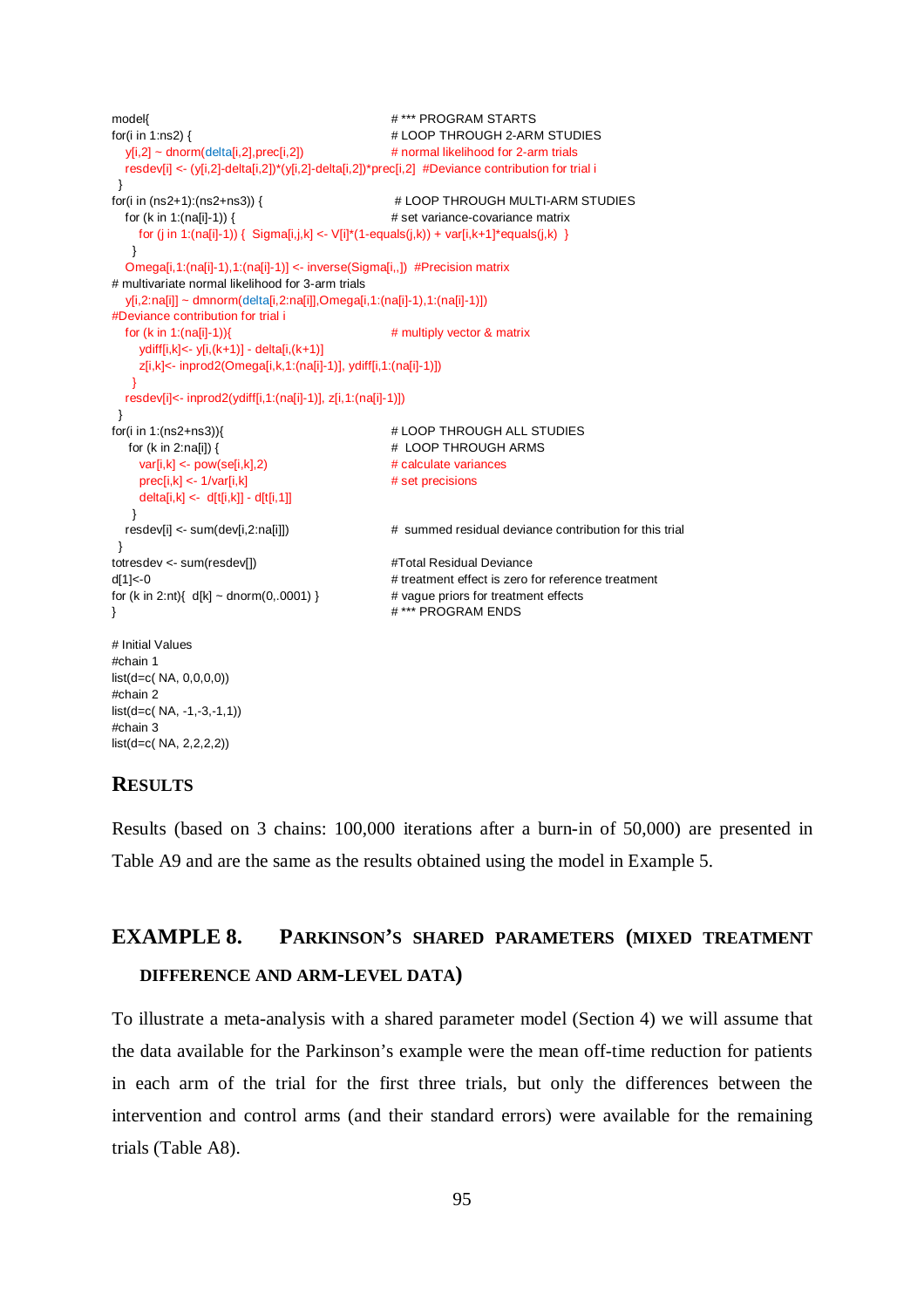```
model{                                                          # *** PROGRAM STARTS
for(i in 1:ns2) {                                               # LOOP THROUGH 2-ARM STUDIES
   y[i,2] ~ dnorm(delta[i,2],prec[i,2])                         # normal likelihood for 2-arm trials
   resdev[i] <- (y[i,2]-delta[i,2])*(y[i,2]-delta[i,2])*prec[i,2]  #Deviance contribution for trial i
 }
for(i in (ns2+1):(ns2+ns3)) {                                   # LOOP THROUGH MULTI-ARM STUDIES
   for (k in 1:(na[i]-1)) {                                     # set variance-covariance matrix
      for (j in 1:(na[i]-1)) {  Sigma[i,j,k] <- V[i]*(1-equals(j,k)) + var[i,k+1]*equals(j,k)  }
     }
   Omega[i,1:(na[i]-1),1:(na[i]-1)] <- inverse(Sigma[i,,])  #Precision matrix
# multivariate normal likelihood for 3-arm trials
   y[i,2:na[i]] ~ dmnorm(delta[i,2:na[i]],Omega[i,1:(na[i]-1),1:(na[i]-1)])
#Deviance contribution for trial i
   for (k in 1:(na[i]-1)){                                      # multiply vector & matrix
      ydiff[i,k]<- y[i,(k+1)] - delta[i,(k+1)]
      z[i,k]<- inprod2(Omega[i,k,1:(na[i]-1)], ydiff[i,1:(na[i]-1)])
     }
   resdev[i]<- inprod2(ydiff[i,1:(na[i]-1)], z[i,1:(na[i]-1)])
 }
for(i in 1:(ns2+ns3)){                                          # LOOP THROUGH ALL STUDIES
    for (k in 2:na[i]) {                                        #  LOOP THROUGH ARMS
      var[i,k] <- pow(se[i,k],2)                                # calculate variances
      prec[i,k] <- 1/var[i,k]                                   # set precisions
      delta[i,k] <-  d[t[i,k]] - d[t[i,1]]
     }
   resdev[i] <- sum(dev[i,2:na[i]])                             #  summed residual deviance contribution for this trial
 }
totresdev <- sum(resdev[])                                      #Total Residual Deviance
d[1]<-0                                                         # treatment effect is zero for reference treatment
for (k in 2:nt){  d[k] ~ dnorm(0,.0001) }                       # vague priors for treatment effects
}                                                               # *** PROGRAM ENDS

# Initial Values
#chain 1
list(d=c( NA, 0,0,0,0))
#chain 2
list(d=c( NA, -1,-3,-1,1))
#chain 3
list(d=c( NA, 2,2,2,2))
```

## RESULTS

Results (based on 3 chains: 100,000 iterations after a burn-in of 50,000) are presented in Table A9 and are the same as the results obtained using the model in Example 5.

## EXAMPLE 8. PARKINSON'S SHARED PARAMETERS (MIXED TREATMENT DIFFERENCE AND ARM-LEVEL DATA)

To illustrate a meta-analysis with a shared parameter model (Section 4) we will assume that the data available for the Parkinson's example were the mean off-time reduction for patients in each arm of the trial for the first three trials, but only the differences between the intervention and control arms (and their standard errors) were available for the remaining trials (Table A8).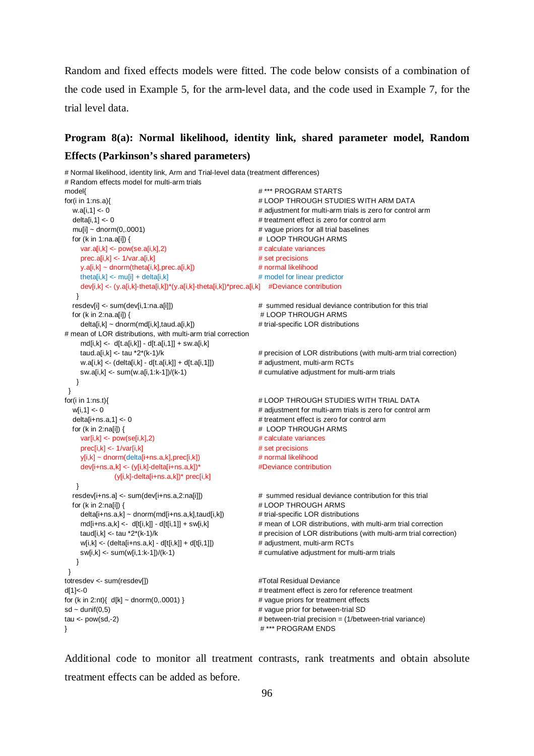Random and fixed effects models were fitted. The code below consists of a combination of the code used in Example 5, for the arm-level data, and the code used in Example 7, for the trial level data.

## Program 8(a): Normal likelihood, identity link, shared parameter model, Random Effects (Parkinson's shared parameters)

```
# Normal likelihood, identity link, Arm and Trial-level data (treatment differences)
# Random effects model for multi-arm trials
model{                                                         # *** PROGRAM STARTS
for(i in 1:ns.a){                                              # LOOP THROUGH STUDIES WITH ARM DATA
   w.a[i,1] <- 0                                               # adjustment for multi-arm trials is zero for control arm
   delta[i,1] <- 0                                             # treatment effect is zero for control arm
   mu[i] ~ dnorm(0,.0001)                                      # vague priors for all trial baselines
   for (k in 1:na.a[i]) {                                      #  LOOP THROUGH ARMS
      var.a[i,k] <- pow(se.a[i,k],2)                           # calculate variances
      prec.a[i,k] <- 1/var.a[i,k]                              # set precisions
      y.a[i,k] ~ dnorm(theta[i,k],prec.a[i,k])                 # normal likelihood
      theta[i,k] <- mu[i] + delta[i,k]                         # model for linear predictor
      dev[i,k] <- (y.a[i,k]-theta[i,k])*(y.a[i,k]-theta[i,k])*prec.a[i,k]    #Deviance contribution
    }
   resdev[i] <- sum(dev[i,1:na.a[i]])                          #  summed residual deviance contribution for this trial
   for (k in 2:na.a[i]) {                                      # LOOP THROUGH ARMS
      delta[i,k] ~ dnorm(md[i,k],taud.a[i,k])                  # trial-specific LOR distributions
# mean of LOR distributions, with multi-arm trial correction
      md[i,k] <-  d[t.a[i,k]] - d[t.a[i,1]] + sw.a[i,k]
      taud.a[i,k] <- tau *2*(k-1)/k                            # precision of LOR distributions (with multi-arm trial correction)
      w.a[i,k] <- (delta[i,k] - d[t.a[i,k]] + d[t.a[i,1]])     # adjustment, multi-arm RCTs
      sw.a[i,k] <- sum(w.a[i,1:k-1])/(k-1)                     # cumulative adjustment for multi-arm trials
    }
  }
for(i in 1:ns.t){                                              # LOOP THROUGH STUDIES WITH TRIAL DATA
   w[i,1] <- 0                                                 # adjustment for multi-arm trials is zero for control arm
   delta[i+ns.a,1] <- 0                                        # treatment effect is zero for control arm
   for (k in 2:na[i]) {                                        #  LOOP THROUGH ARMS
      var[i,k] <- pow(se[i,k],2)                               # calculate variances
      prec[i,k] <- 1/var[i,k]                                  # set precisions
      y[i,k] ~ dnorm(delta[i+ns.a,k],prec[i,k])                # normal likelihood
      dev[i+ns.a,k] <- (y[i,k]-delta[i+ns.a,k])*               #Deviance contribution
                    (y[i,k]-delta[i+ns.a,k])* prec[i,k]
    }
   resdev[i+ns.a] <- sum(dev[i+ns.a,2:na[i]])                  #  summed residual deviance contribution for this trial
   for (k in 2:na[i]) {                                        # LOOP THROUGH ARMS
      delta[i+ns.a,k] ~ dnorm(md[i+ns.a,k],taud[i,k])          # trial-specific LOR distributions
      md[i+ns.a,k] <-  d[t[i,k]] - d[t[i,1]] + sw[i,k]         # mean of LOR distributions, with multi-arm trial correction
      taud[i,k] <- tau *2*(k-1)/k                              # precision of LOR distributions (with multi-arm trial correction)
      w[i,k] <- (delta[i+ns.a,k] - d[t[i,k]] + d[t[i,1]])      # adjustment, multi-arm RCTs
      sw[i,k] <- sum(w[i,1:k-1])/(k-1)                         # cumulative adjustment for multi-arm trials
    }
  }
totresdev <- sum(resdev[])                                     #Total Residual Deviance
d[1]<-0                                                        # treatment effect is zero for reference treatment
for (k in 2:nt){  d[k] ~ dnorm(0,.0001) }                      # vague priors for treatment effects
sd ~ dunif(0,5)                                                # vague prior for between-trial SD
tau <- pow(sd,-2)                                              # between-trial precision = (1/between-trial variance)
}                                                              # *** PROGRAM ENDS
```

Additional code to monitor all treatment contrasts, rank treatments and obtain absolute treatment effects can be added as before.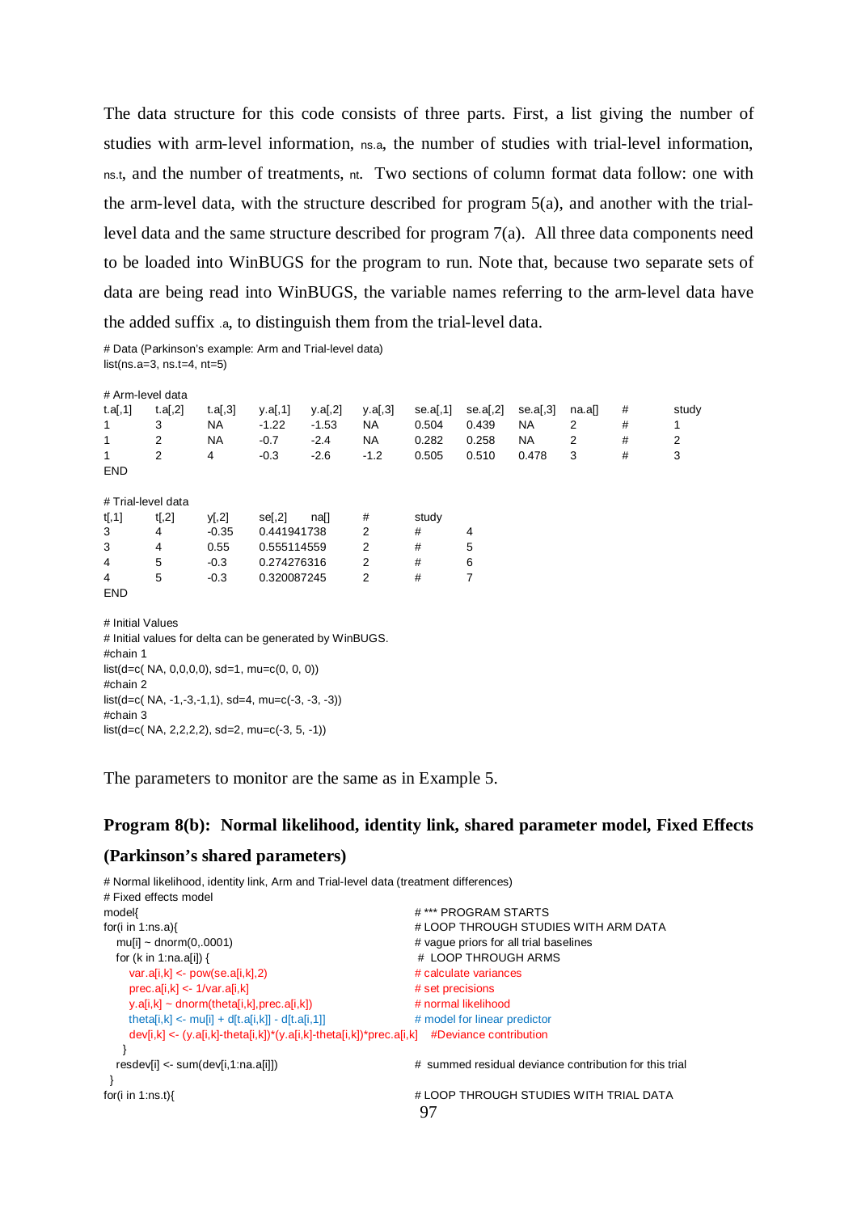The data structure for this code consists of three parts. First, a list giving the number of studies with arm-level information, ns.a, the number of studies with trial-level information, ns.t, and the number of treatments, nt. Two sections of column format data follow: one with the arm-level data, with the structure described for program 5(a), and another with the trial-level data and the same structure described for program 7(a). All three data components need to be loaded into WinBUGS for the program to run. Note that, because two separate sets of data are being read into WinBUGS, the variable names referring to the arm-level data have the added suffix .a, to distinguish them from the trial-level data.

```
# Data (Parkinson's example: Arm and Trial-level data)
list(ns.a=3, ns.t=4, nt=5)

# Arm-level data
t.a[,1]  t.a[,2]  t.a[,3]  y.a[,1]  y.a[,2]  y.a[,3]  se.a[,1]  se.a[,2]  se.a[,3]  na.a[]   #   study
1        3        NA       -1.22    -1.53    NA       0.504     0.439     NA        2        #   1
1        2        NA       -0.7     -2.4     NA       0.282     0.258     NA        2        #   2
1        2        4        -0.3     -2.6     -1.2     0.505     0.510     0.478     3        #   3
END

# Trial-level data
t[,1]  t[,2]  y[,2]   se[,2]        na[]   #   study
3      4      -0.35   0.441941738   2      #   4
3      4      0.55    0.555114559   2      #   5
4      5      -0.3    0.274276316   2      #   6
4      5      -0.3    0.320087245   2      #   7
END

# Initial Values
# Initial values for delta can be generated by WinBUGS.
#chain 1
list(d=c( NA, 0,0,0,0), sd=1, mu=c(0, 0, 0))
#chain 2
list(d=c( NA, -1,-3,-1,1), sd=4, mu=c(-3, -3, -3))
#chain 3
list(d=c( NA, 2,2,2,2), sd=2, mu=c(-3, 5, -1))
```

The parameters to monitor are the same as in Example 5.

## Program 8(b): Normal likelihood, identity link, shared parameter model, Fixed Effects (Parkinson's shared parameters)

```
# Normal likelihood, identity link, Arm and Trial-level data (treatment differences)
# Fixed effects model
model{                                                      # *** PROGRAM STARTS
for(i in 1:ns.a){                                           # LOOP THROUGH STUDIES WITH ARM DATA
   mu[i] ~ dnorm(0,.0001)                                   # vague priors for all trial baselines
   for (k in 1:na.a[i]) {                                   # LOOP THROUGH ARMS
      var.a[i,k] <- pow(se.a[i,k],2)                        # calculate variances
      prec.a[i,k] <- 1/var.a[i,k]                           # set precisions
      y.a[i,k] ~ dnorm(theta[i,k],prec.a[i,k])              # normal likelihood
      theta[i,k] <- mu[i] + d[t.a[i,k]] - d[t.a[i,1]]       # model for linear predictor
      dev[i,k] <- (y.a[i,k]-theta[i,k])*(y.a[i,k]-theta[i,k])*prec.a[i,k]    #Deviance contribution
   }
   resdev[i] <- sum(dev[i,1:na.a[i]])                       # summed residual deviance contribution for this trial
 }
for(i in 1:ns.t){                                           # LOOP THROUGH STUDIES WITH TRIAL DATA
```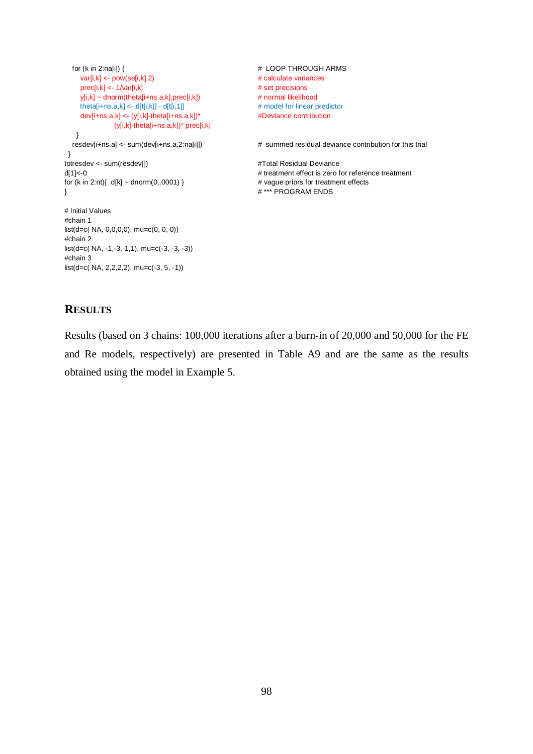```
  for (k in 2:na[i]) {                                    #  LOOP THROUGH ARMS
    var[i,k] <- pow(se[i,k],2)                            # calculate variances
    prec[i,k] <- 1/var[i,k]                               # set precisions
    y[i,k] ~ dnorm(theta[i+ns.a,k],prec[i,k])             # normal likelihood
    theta[i+ns.a,k] <- d[t[i,k]] - d[t[i,1]]              # model for linear predictor
    dev[i+ns.a,k] <- (y[i,k]-theta[i+ns.a,k])*            #Deviance contribution
                 (y[i,k]-theta[i+ns.a,k])* prec[i,k]
   }
  resdev[i+ns.a] <- sum(dev[i+ns.a,2:na[i]])              #  summed residual deviance contribution for this trial
 }
totresdev <- sum(resdev[])                                #Total Residual Deviance
d[1]<-0                                                   # treatment effect is zero for reference treatment
for (k in 2:nt){  d[k] ~ dnorm(0,.0001) }                 # vague priors for treatment effects
}                                                         # *** PROGRAM ENDS

# Initial Values
#chain 1
list(d=c( NA, 0,0,0,0), mu=c(0, 0, 0))
#chain 2
list(d=c( NA, -1,-3,-1,1), mu=c(-3, -3, -3))
#chain 3
list(d=c( NA, 2,2,2,2), mu=c(-3, 5, -1))
```

## RESULTS

Results (based on 3 chains: 100,000 iterations after a burn-in of 20,000 and 50,000 for the FE and Re models, respectively) are presented in Table A9 and are the same as the results obtained using the model in Example 5.